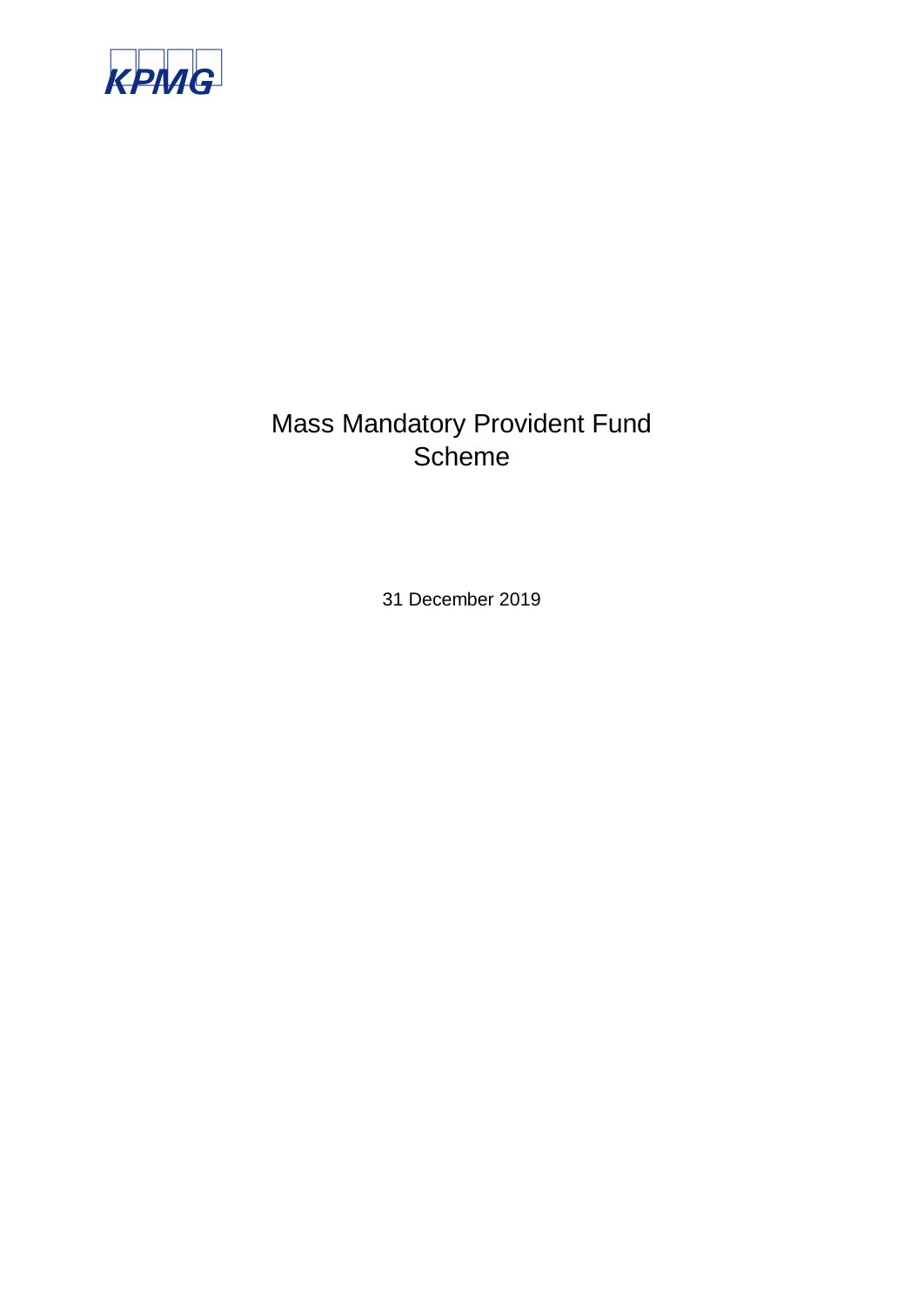KPMG

# Mass Mandatory Provident Fund Scheme

31 December 2019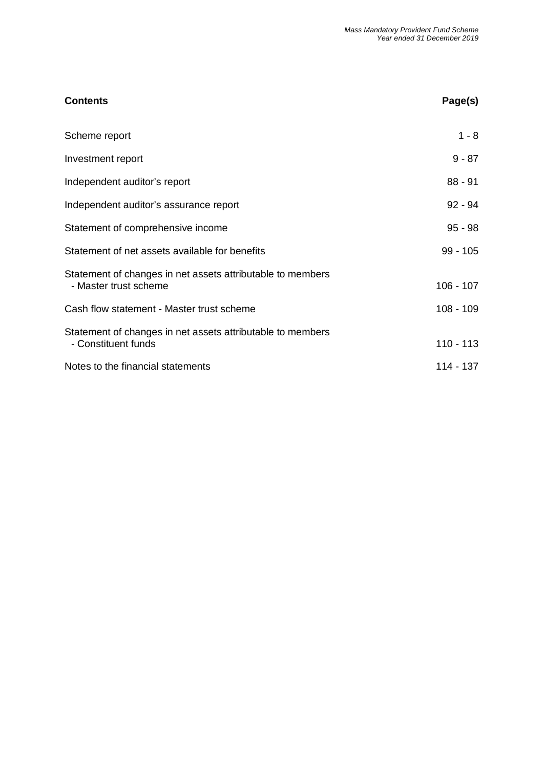| **Contents** | **Page(s)** |
| --- | --- |
| Scheme report | 1 - 8 |
| Investment report | 9 - 87 |
| Independent auditor's report | 88 - 91 |
| Independent auditor's assurance report | 92 - 94 |
| Statement of comprehensive income | 95 - 98 |
| Statement of net assets available for benefits | 99 - 105 |
| Statement of changes in net assets attributable to members - Master trust scheme | 106 - 107 |
| Cash flow statement - Master trust scheme | 108 - 109 |
| Statement of changes in net assets attributable to members - Constituent funds | 110 - 113 |
| Notes to the financial statements | 114 - 137 |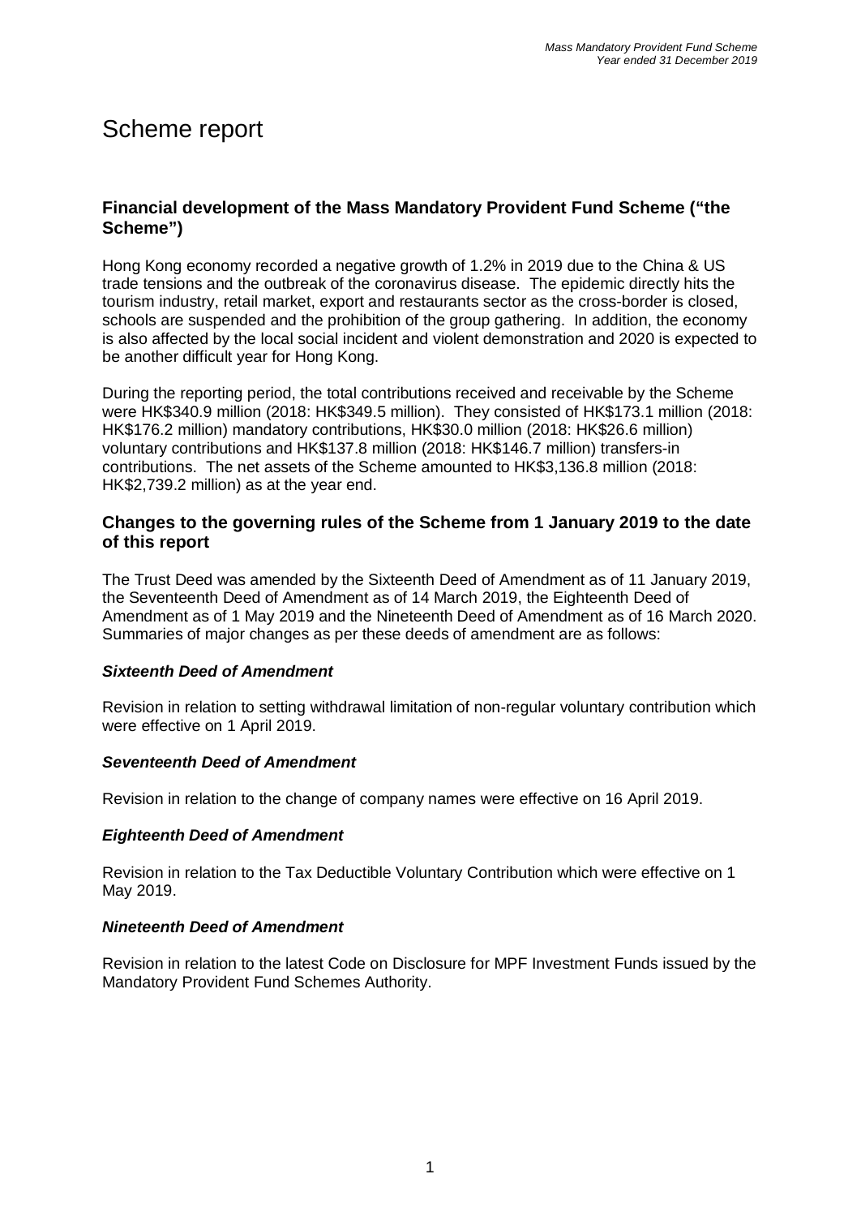# Scheme report

## Financial development of the Mass Mandatory Provident Fund Scheme ("the Scheme")

Hong Kong economy recorded a negative growth of 1.2% in 2019 due to the China & US trade tensions and the outbreak of the coronavirus disease. The epidemic directly hits the tourism industry, retail market, export and restaurants sector as the cross-border is closed, schools are suspended and the prohibition of the group gathering. In addition, the economy is also affected by the local social incident and violent demonstration and 2020 is expected to be another difficult year for Hong Kong.

During the reporting period, the total contributions received and receivable by the Scheme were HK$340.9 million (2018: HK$349.5 million). They consisted of HK$173.1 million (2018: HK$176.2 million) mandatory contributions, HK$30.0 million (2018: HK$26.6 million) voluntary contributions and HK$137.8 million (2018: HK$146.7 million) transfers-in contributions. The net assets of the Scheme amounted to HK$3,136.8 million (2018: HK$2,739.2 million) as at the year end.

## Changes to the governing rules of the Scheme from 1 January 2019 to the date of this report

The Trust Deed was amended by the Sixteenth Deed of Amendment as of 11 January 2019, the Seventeenth Deed of Amendment as of 14 March 2019, the Eighteenth Deed of Amendment as of 1 May 2019 and the Nineteenth Deed of Amendment as of 16 March 2020. Summaries of major changes as per these deeds of amendment are as follows:

### *Sixteenth Deed of Amendment*

Revision in relation to setting withdrawal limitation of non-regular voluntary contribution which were effective on 1 April 2019.

### *Seventeenth Deed of Amendment*

Revision in relation to the change of company names were effective on 16 April 2019.

### *Eighteenth Deed of Amendment*

Revision in relation to the Tax Deductible Voluntary Contribution which were effective on 1 May 2019.

### *Nineteenth Deed of Amendment*

Revision in relation to the latest Code on Disclosure for MPF Investment Funds issued by the Mandatory Provident Fund Schemes Authority.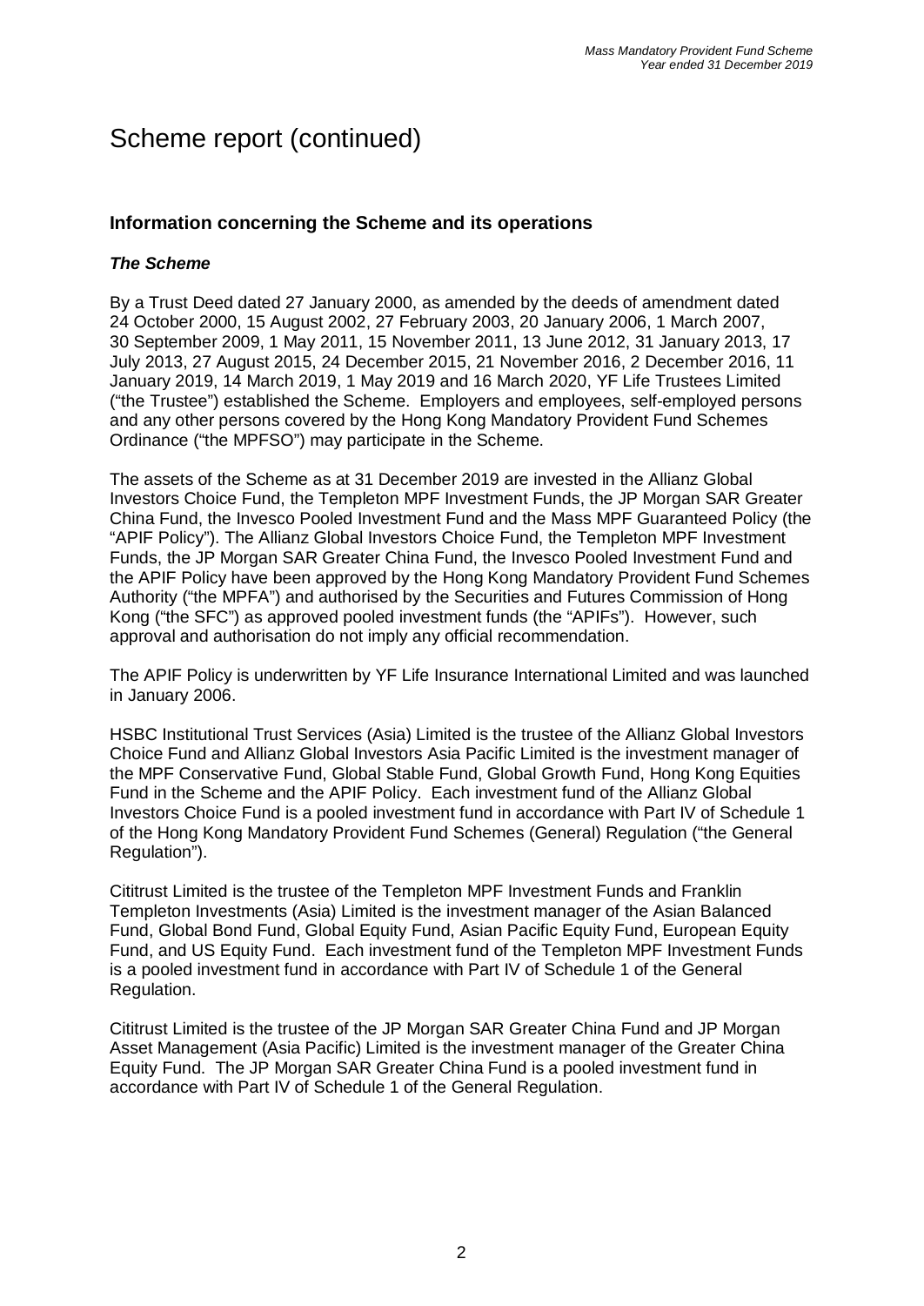# Scheme report (continued)

## Information concerning the Scheme and its operations

### *The Scheme*

By a Trust Deed dated 27 January 2000, as amended by the deeds of amendment dated 24 October 2000, 15 August 2002, 27 February 2003, 20 January 2006, 1 March 2007, 30 September 2009, 1 May 2011, 15 November 2011, 13 June 2012, 31 January 2013, 17 July 2013, 27 August 2015, 24 December 2015, 21 November 2016, 2 December 2016, 11 January 2019, 14 March 2019, 1 May 2019 and 16 March 2020, YF Life Trustees Limited ("the Trustee") established the Scheme. Employers and employees, self-employed persons and any other persons covered by the Hong Kong Mandatory Provident Fund Schemes Ordinance ("the MPFSO") may participate in the Scheme.

The assets of the Scheme as at 31 December 2019 are invested in the Allianz Global Investors Choice Fund, the Templeton MPF Investment Funds, the JP Morgan SAR Greater China Fund, the Invesco Pooled Investment Fund and the Mass MPF Guaranteed Policy (the "APIF Policy"). The Allianz Global Investors Choice Fund, the Templeton MPF Investment Funds, the JP Morgan SAR Greater China Fund, the Invesco Pooled Investment Fund and the APIF Policy have been approved by the Hong Kong Mandatory Provident Fund Schemes Authority ("the MPFA") and authorised by the Securities and Futures Commission of Hong Kong ("the SFC") as approved pooled investment funds (the "APIFs"). However, such approval and authorisation do not imply any official recommendation.

The APIF Policy is underwritten by YF Life Insurance International Limited and was launched in January 2006.

HSBC Institutional Trust Services (Asia) Limited is the trustee of the Allianz Global Investors Choice Fund and Allianz Global Investors Asia Pacific Limited is the investment manager of the MPF Conservative Fund, Global Stable Fund, Global Growth Fund, Hong Kong Equities Fund in the Scheme and the APIF Policy. Each investment fund of the Allianz Global Investors Choice Fund is a pooled investment fund in accordance with Part IV of Schedule 1 of the Hong Kong Mandatory Provident Fund Schemes (General) Regulation ("the General Regulation").

Cititrust Limited is the trustee of the Templeton MPF Investment Funds and Franklin Templeton Investments (Asia) Limited is the investment manager of the Asian Balanced Fund, Global Bond Fund, Global Equity Fund, Asian Pacific Equity Fund, European Equity Fund, and US Equity Fund. Each investment fund of the Templeton MPF Investment Funds is a pooled investment fund in accordance with Part IV of Schedule 1 of the General Regulation.

Cititrust Limited is the trustee of the JP Morgan SAR Greater China Fund and JP Morgan Asset Management (Asia Pacific) Limited is the investment manager of the Greater China Equity Fund. The JP Morgan SAR Greater China Fund is a pooled investment fund in accordance with Part IV of Schedule 1 of the General Regulation.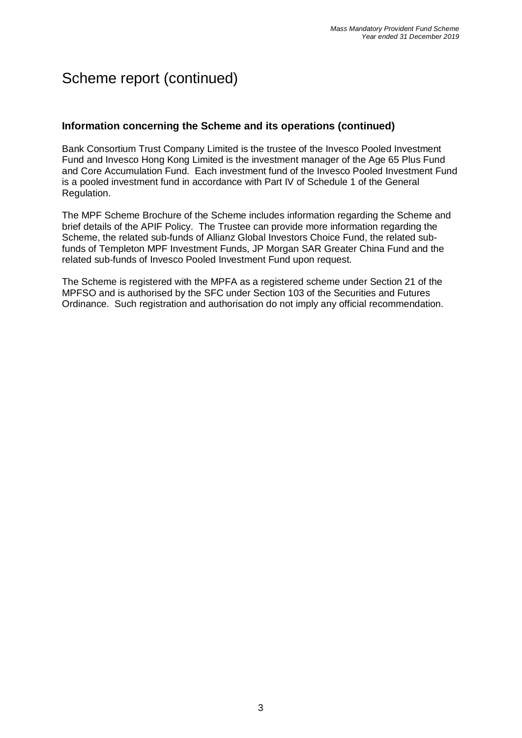# Scheme report (continued)

## Information concerning the Scheme and its operations (continued)

Bank Consortium Trust Company Limited is the trustee of the Invesco Pooled Investment Fund and Invesco Hong Kong Limited is the investment manager of the Age 65 Plus Fund and Core Accumulation Fund. Each investment fund of the Invesco Pooled Investment Fund is a pooled investment fund in accordance with Part IV of Schedule 1 of the General Regulation.

The MPF Scheme Brochure of the Scheme includes information regarding the Scheme and brief details of the APIF Policy. The Trustee can provide more information regarding the Scheme, the related sub-funds of Allianz Global Investors Choice Fund, the related sub-funds of Templeton MPF Investment Funds, JP Morgan SAR Greater China Fund and the related sub-funds of Invesco Pooled Investment Fund upon request.

The Scheme is registered with the MPFA as a registered scheme under Section 21 of the MPFSO and is authorised by the SFC under Section 103 of the Securities and Futures Ordinance. Such registration and authorisation do not imply any official recommendation.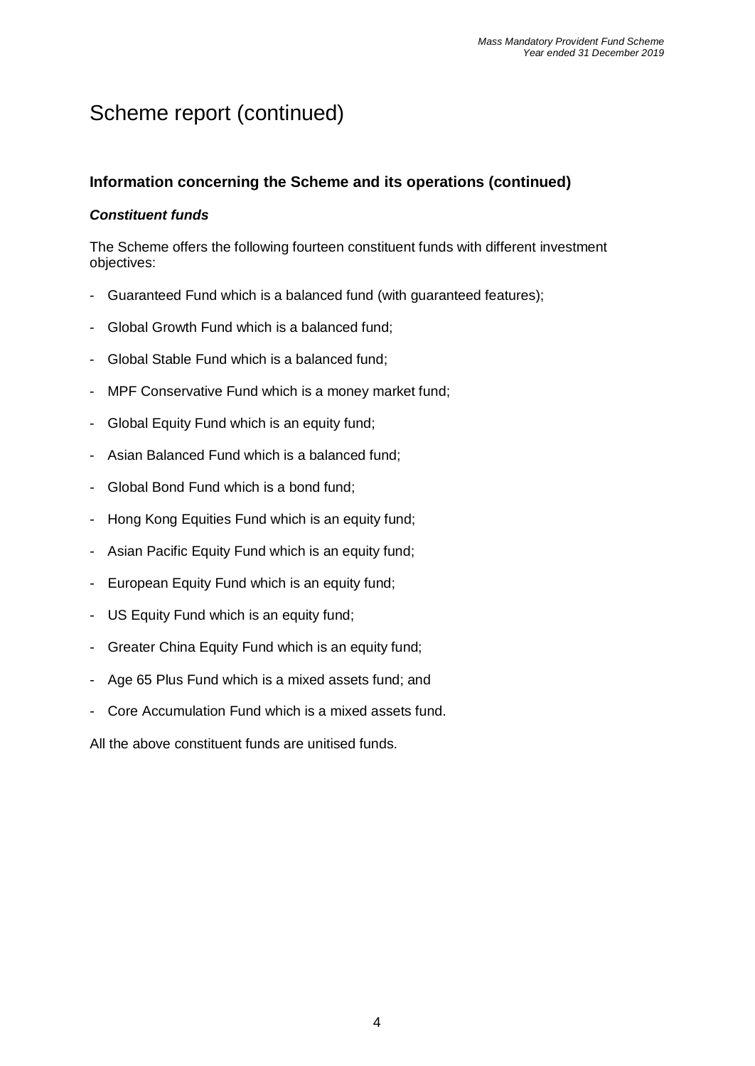# Scheme report (continued)

## Information concerning the Scheme and its operations (continued)

### *Constituent funds*

The Scheme offers the following fourteen constituent funds with different investment objectives:

- Guaranteed Fund which is a balanced fund (with guaranteed features);
- Global Growth Fund which is a balanced fund;
- Global Stable Fund which is a balanced fund;
- MPF Conservative Fund which is a money market fund;
- Global Equity Fund which is an equity fund;
- Asian Balanced Fund which is a balanced fund;
- Global Bond Fund which is a bond fund;
- Hong Kong Equities Fund which is an equity fund;
- Asian Pacific Equity Fund which is an equity fund;
- European Equity Fund which is an equity fund;
- US Equity Fund which is an equity fund;
- Greater China Equity Fund which is an equity fund;
- Age 65 Plus Fund which is a mixed assets fund; and
- Core Accumulation Fund which is a mixed assets fund.

All the above constituent funds are unitised funds.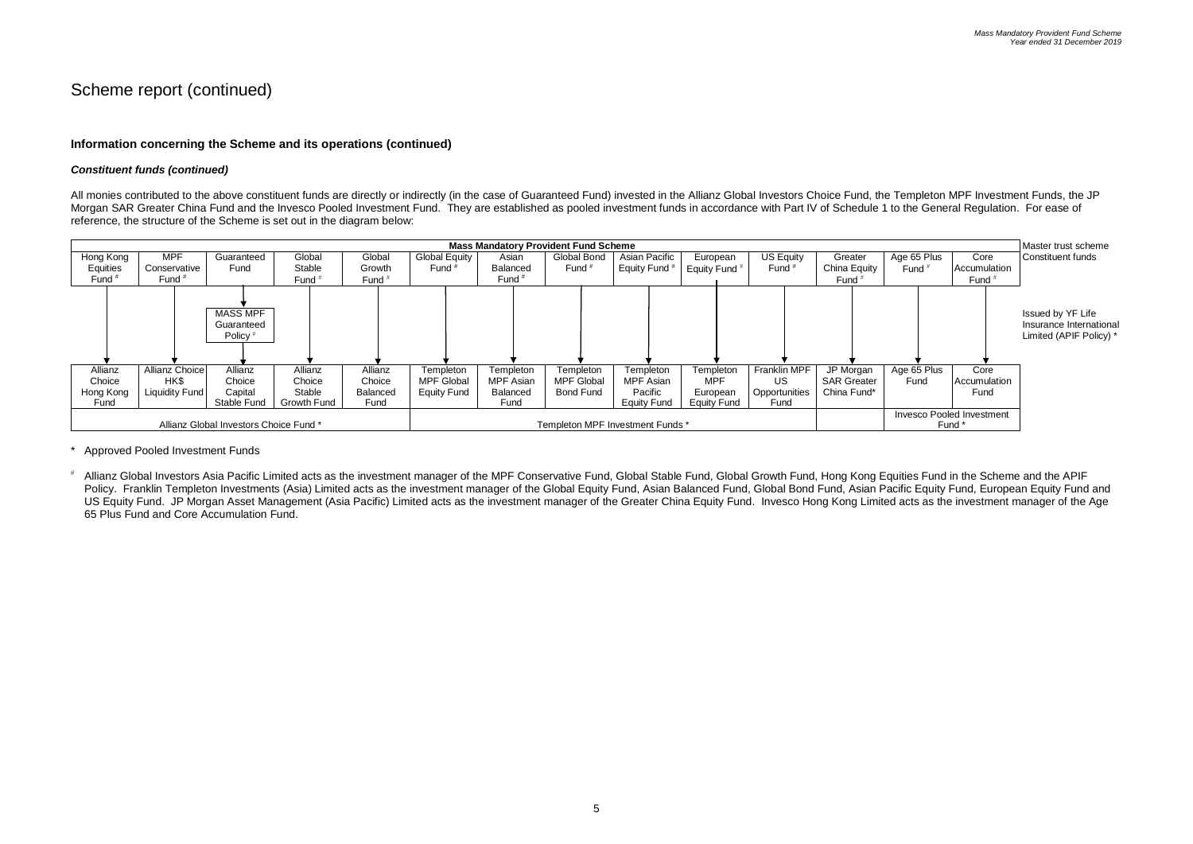# Scheme report (continued)

### Information concerning the Scheme and its operations (continued)

#### *Constituent funds (continued)*

All monies contributed to the above constituent funds are directly or indirectly (in the case of Guaranteed Fund) invested in the Allianz Global Investors Choice Fund, the Templeton MPF Investment Funds, the JP Morgan SAR Greater China Fund and the Invesco Pooled Investment Fund. They are established as pooled investment funds in accordance with Part IV of Schedule 1 to the General Regulation. For ease of reference, the structure of the Scheme is set out in the diagram below:

| Mass Mandatory Provident Fund Scheme | | | | | | | | | | | | | | Master trust scheme |
|---|---|---|---|---|---|---|---|---|---|---|---|---|---|---|
| Hong Kong Equities Fund # | MPF Conservative Fund # | Guaranteed Fund | Global Stable Fund # | Global Growth Fund # | Global Equity Fund # | Asian Balanced Fund # | Global Bond Fund # | Asian Pacific Equity Fund # | European Equity Fund # | US Equity Fund # | Greater China Equity Fund # | Age 65 Plus Fund # | Core Accumulation Fund # | Constituent funds |
| | | MASS MPF Guaranteed Policy # | | | | | | | | | | | | Issued by YF Life Insurance International Limited (APIF Policy) * |
| Allianz Choice Hong Kong Fund | Allianz Choice HK$ Liquidity Fund | Allianz Choice Capital Stable Fund | Allianz Choice Stable Growth Fund | Allianz Choice Balanced Fund | Templeton MPF Global Equity Fund | Templeton MPF Asian Balanced Fund | Templeton MPF Global Bond Fund | Templeton MPF Asian Pacific Equity Fund | Templeton MPF European Equity Fund | Franklin MPF US Opportunities Fund | JP Morgan SAR Greater China Fund* | Age 65 Plus Fund | Core Accumulation Fund | |
| Allianz Global Investors Choice Fund * | | | | | Templeton MPF Investment Funds * | | | | | | | Invesco Pooled Investment Fund * | | |

\* Approved Pooled Investment Funds

\# Allianz Global Investors Asia Pacific Limited acts as the investment manager of the MPF Conservative Fund, Global Stable Fund, Global Growth Fund, Hong Kong Equities Fund in the Scheme and the APIF Policy. Franklin Templeton Investments (Asia) Limited acts as the investment manager of the Global Equity Fund, Asian Balanced Fund, Global Bond Fund, Asian Pacific Equity Fund, European Equity Fund and US Equity Fund. JP Morgan Asset Management (Asia Pacific) Limited acts as the investment manager of the Greater China Equity Fund. Invesco Hong Kong Limited acts as the investment manager of the Age 65 Plus Fund and Core Accumulation Fund.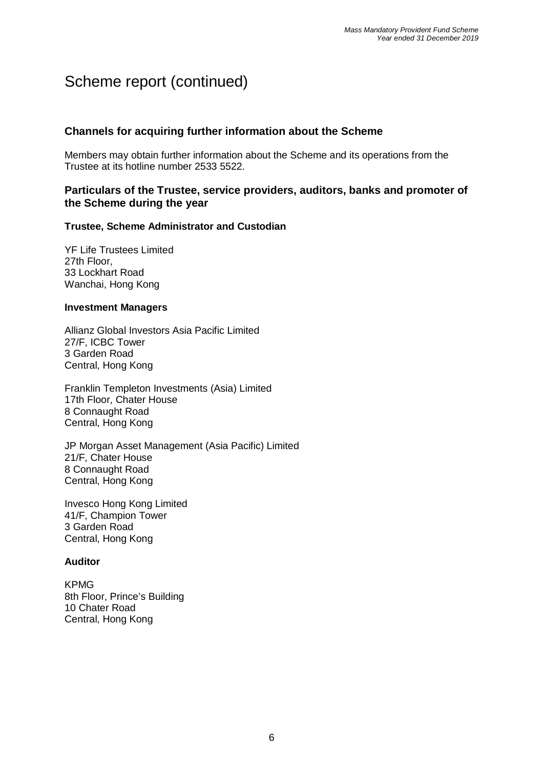# Scheme report (continued)

## Channels for acquiring further information about the Scheme

Members may obtain further information about the Scheme and its operations from the Trustee at its hotline number 2533 5522.

## Particulars of the Trustee, service providers, auditors, banks and promoter of the Scheme during the year

### Trustee, Scheme Administrator and Custodian

YF Life Trustees Limited
27th Floor,
33 Lockhart Road
Wanchai, Hong Kong

### Investment Managers

Allianz Global Investors Asia Pacific Limited
27/F, ICBC Tower
3 Garden Road
Central, Hong Kong

Franklin Templeton Investments (Asia) Limited
17th Floor, Chater House
8 Connaught Road
Central, Hong Kong

JP Morgan Asset Management (Asia Pacific) Limited
21/F, Chater House
8 Connaught Road
Central, Hong Kong

Invesco Hong Kong Limited
41/F, Champion Tower
3 Garden Road
Central, Hong Kong

### Auditor

KPMG
8th Floor, Prince's Building
10 Chater Road
Central, Hong Kong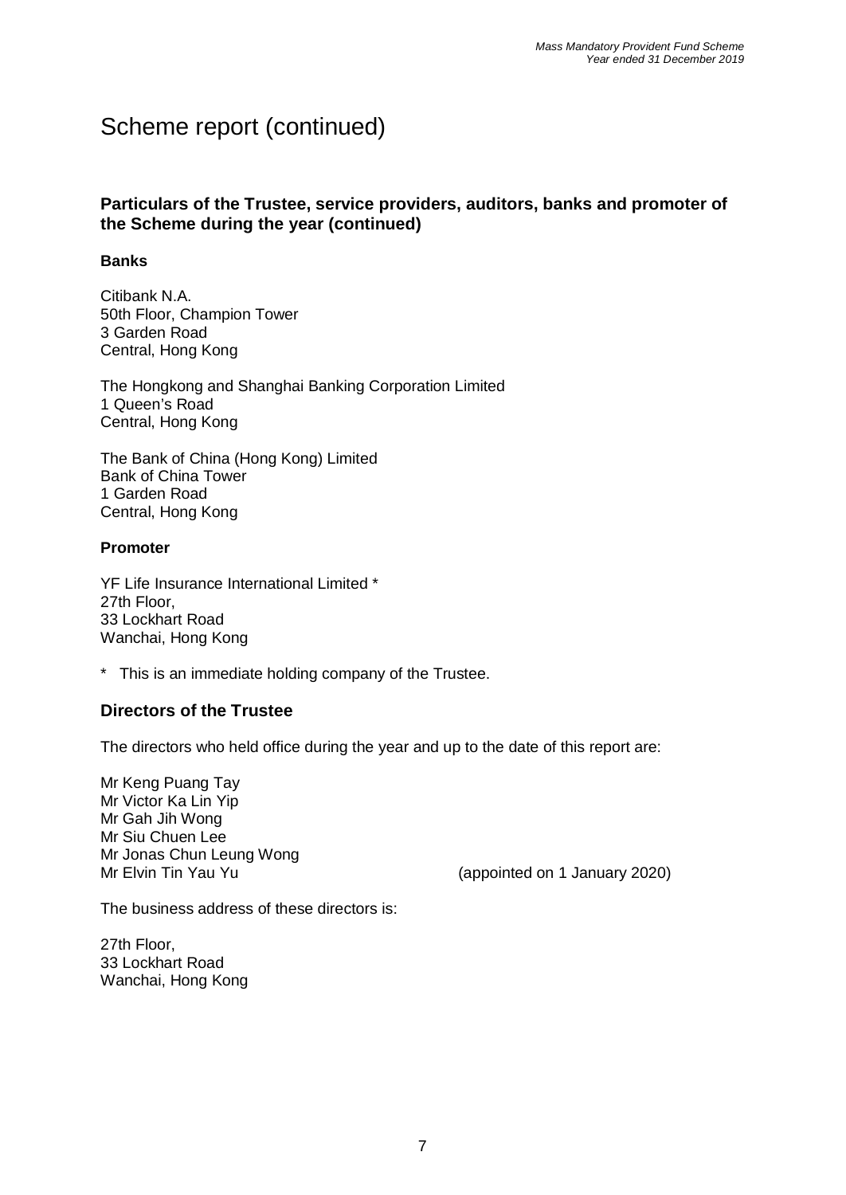# Scheme report (continued)

## Particulars of the Trustee, service providers, auditors, banks and promoter of the Scheme during the year (continued)

### Banks

Citibank N.A.
50th Floor, Champion Tower
3 Garden Road
Central, Hong Kong

The Hongkong and Shanghai Banking Corporation Limited
1 Queen's Road
Central, Hong Kong

The Bank of China (Hong Kong) Limited
Bank of China Tower
1 Garden Road
Central, Hong Kong

### Promoter

YF Life Insurance International Limited *
27th Floor,
33 Lockhart Road
Wanchai, Hong Kong

* This is an immediate holding company of the Trustee.

## Directors of the Trustee

The directors who held office during the year and up to the date of this report are:

Mr Keng Puang Tay
Mr Victor Ka Lin Yip
Mr Gah Jih Wong
Mr Siu Chuen Lee
Mr Jonas Chun Leung Wong
Mr Elvin Tin Yau Yu (appointed on 1 January 2020)

The business address of these directors is:

27th Floor,
33 Lockhart Road
Wanchai, Hong Kong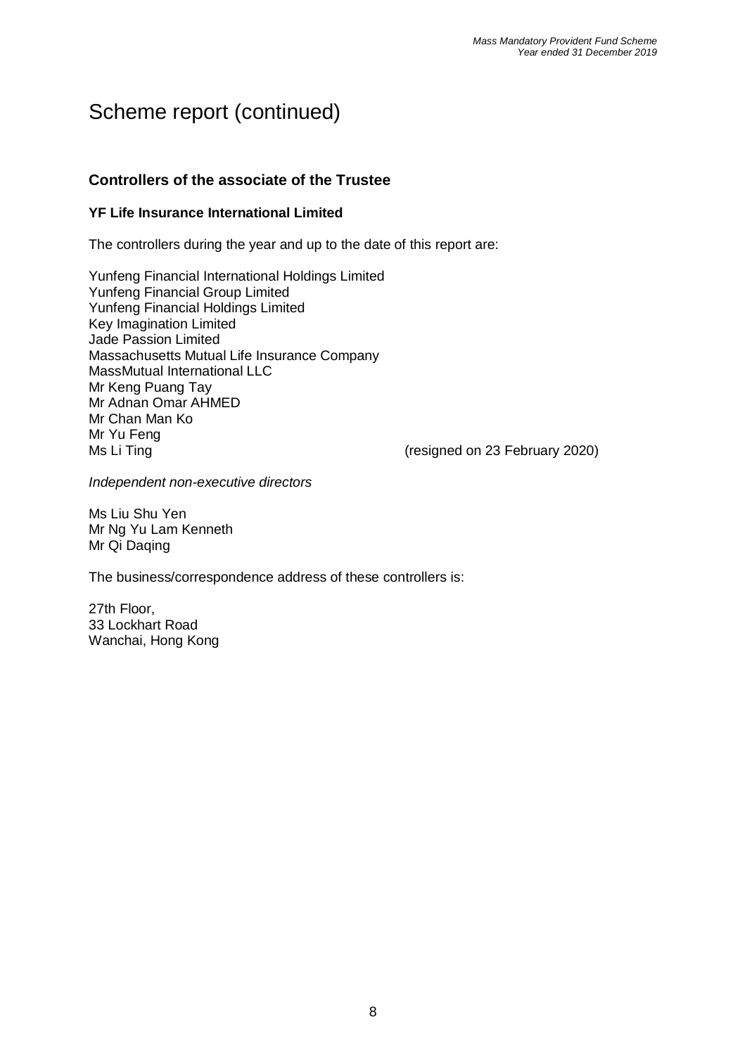# Scheme report (continued)

## Controllers of the associate of the Trustee

### YF Life Insurance International Limited

The controllers during the year and up to the date of this report are:

Yunfeng Financial International Holdings Limited
Yunfeng Financial Group Limited
Yunfeng Financial Holdings Limited
Key Imagination Limited
Jade Passion Limited
Massachusetts Mutual Life Insurance Company
MassMutual International LLC
Mr Keng Puang Tay
Mr Adnan Omar AHMED
Mr Chan Man Ko
Mr Yu Feng
Ms Li Ting (resigned on 23 February 2020)

*Independent non-executive directors*

Ms Liu Shu Yen
Mr Ng Yu Lam Kenneth
Mr Qi Daqing

The business/correspondence address of these controllers is:

27th Floor,
33 Lockhart Road
Wanchai, Hong Kong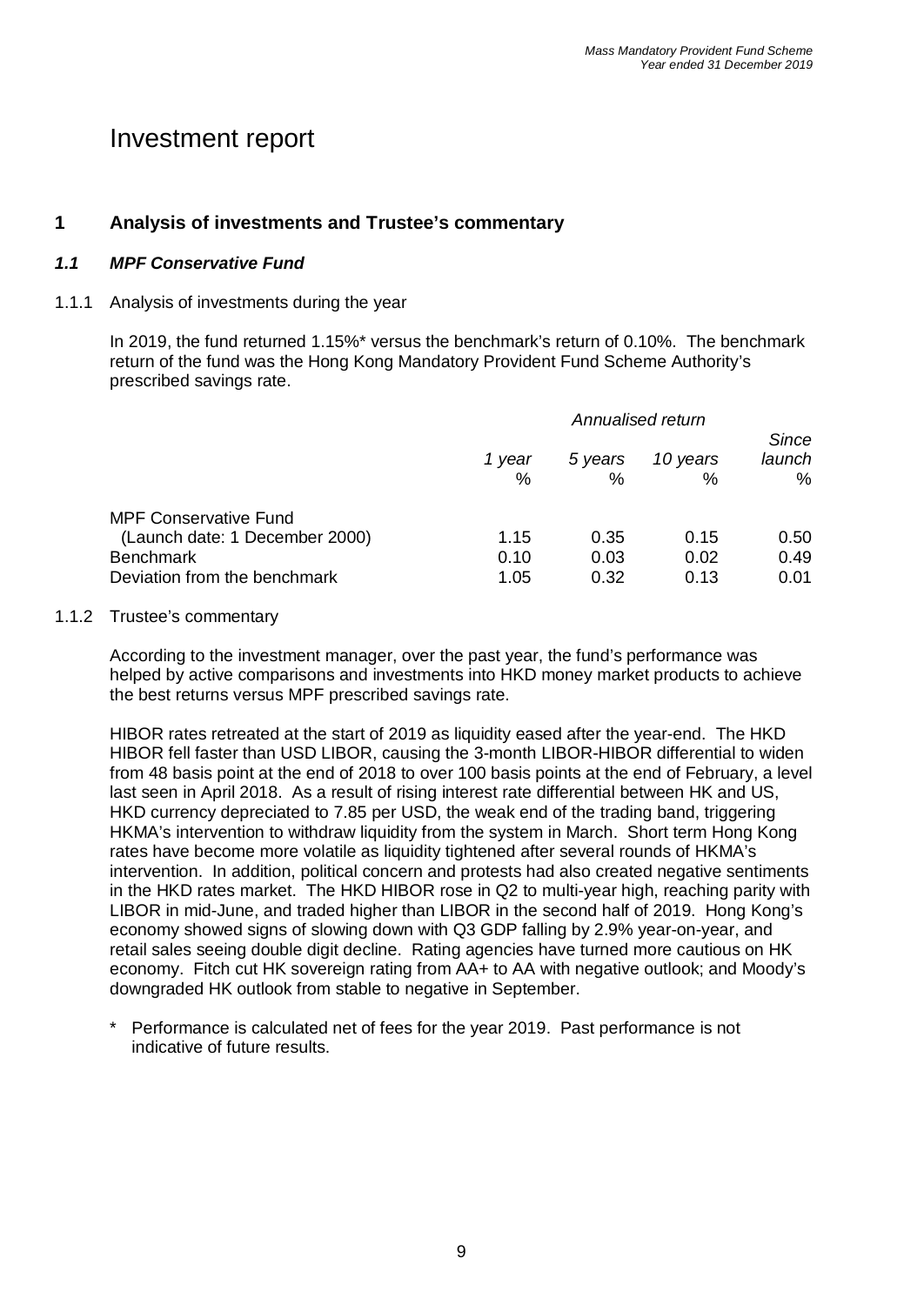# Investment report

## 1 Analysis of investments and Trustee's commentary

### *1.1 MPF Conservative Fund*

1.1.1 Analysis of investments during the year

In 2019, the fund returned 1.15%* versus the benchmark's return of 0.10%. The benchmark return of the fund was the Hong Kong Mandatory Provident Fund Scheme Authority's prescribed savings rate.

| | *Annualised return* | | | |
|---|---|---|---|---|
| | *1 year* % | *5 years* % | *10 years* % | *Since launch* % |
| MPF Conservative Fund (Launch date: 1 December 2000) | 1.15 | 0.35 | 0.15 | 0.50 |
| Benchmark | 0.10 | 0.03 | 0.02 | 0.49 |
| Deviation from the benchmark | 1.05 | 0.32 | 0.13 | 0.01 |

1.1.2 Trustee's commentary

According to the investment manager, over the past year, the fund's performance was helped by active comparisons and investments into HKD money market products to achieve the best returns versus MPF prescribed savings rate.

HIBOR rates retreated at the start of 2019 as liquidity eased after the year-end. The HKD HIBOR fell faster than USD LIBOR, causing the 3-month LIBOR-HIBOR differential to widen from 48 basis point at the end of 2018 to over 100 basis points at the end of February, a level last seen in April 2018. As a result of rising interest rate differential between HK and US, HKD currency depreciated to 7.85 per USD, the weak end of the trading band, triggering HKMA's intervention to withdraw liquidity from the system in March. Short term Hong Kong rates have become more volatile as liquidity tightened after several rounds of HKMA's intervention. In addition, political concern and protests had also created negative sentiments in the HKD rates market. The HKD HIBOR rose in Q2 to multi-year high, reaching parity with LIBOR in mid-June, and traded higher than LIBOR in the second half of 2019. Hong Kong's economy showed signs of slowing down with Q3 GDP falling by 2.9% year-on-year, and retail sales seeing double digit decline. Rating agencies have turned more cautious on HK economy. Fitch cut HK sovereign rating from AA+ to AA with negative outlook; and Moody's downgraded HK outlook from stable to negative in September.

\* Performance is calculated net of fees for the year 2019. Past performance is not indicative of future results.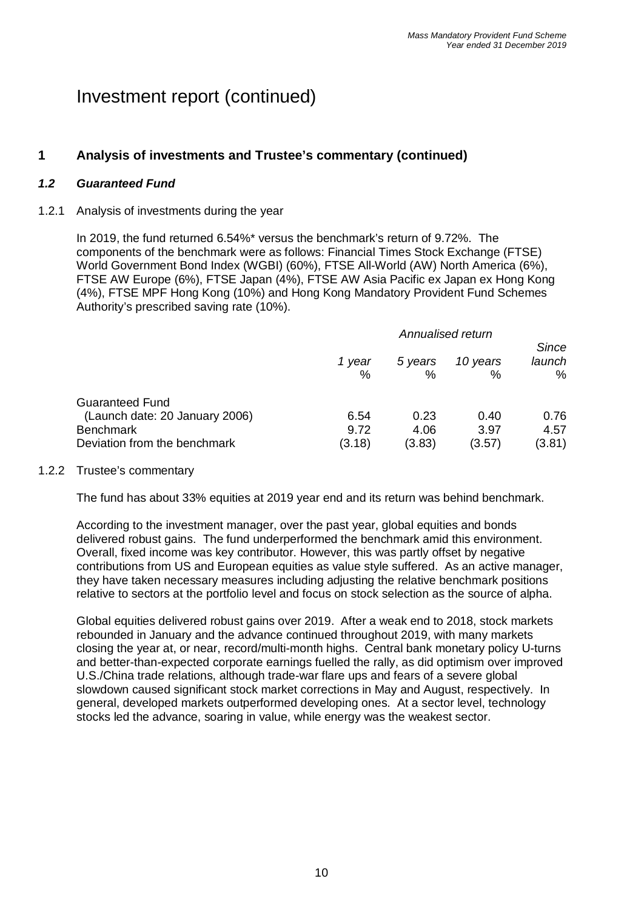# Investment report (continued)

## 1 Analysis of investments and Trustee's commentary (continued)

### *1.2 Guaranteed Fund*

1.2.1 Analysis of investments during the year

In 2019, the fund returned 6.54%* versus the benchmark's return of 9.72%. The components of the benchmark were as follows: Financial Times Stock Exchange (FTSE) World Government Bond Index (WGBI) (60%), FTSE All-World (AW) North America (6%), FTSE AW Europe (6%), FTSE Japan (4%), FTSE AW Asia Pacific ex Japan ex Hong Kong (4%), FTSE MPF Hong Kong (10%) and Hong Kong Mandatory Provident Fund Schemes Authority's prescribed saving rate (10%).

| | *Annualised return* | | | |
|---|---|---|---|---|
| | *1 year* % | *5 years* % | *10 years* % | *Since launch* % |
| Guaranteed Fund | | | | |
| (Launch date: 20 January 2006) | 6.54 | 0.23 | 0.40 | 0.76 |
| Benchmark | 9.72 | 4.06 | 3.97 | 4.57 |
| Deviation from the benchmark | (3.18) | (3.83) | (3.57) | (3.81) |

1.2.2 Trustee's commentary

The fund has about 33% equities at 2019 year end and its return was behind benchmark.

According to the investment manager, over the past year, global equities and bonds delivered robust gains. The fund underperformed the benchmark amid this environment. Overall, fixed income was key contributor. However, this was partly offset by negative contributions from US and European equities as value style suffered. As an active manager, they have taken necessary measures including adjusting the relative benchmark positions relative to sectors at the portfolio level and focus on stock selection as the source of alpha.

Global equities delivered robust gains over 2019. After a weak end to 2018, stock markets rebounded in January and the advance continued throughout 2019, with many markets closing the year at, or near, record/multi-month highs. Central bank monetary policy U-turns and better-than-expected corporate earnings fuelled the rally, as did optimism over improved U.S./China trade relations, although trade-war flare ups and fears of a severe global slowdown caused significant stock market corrections in May and August, respectively. In general, developed markets outperformed developing ones. At a sector level, technology stocks led the advance, soaring in value, while energy was the weakest sector.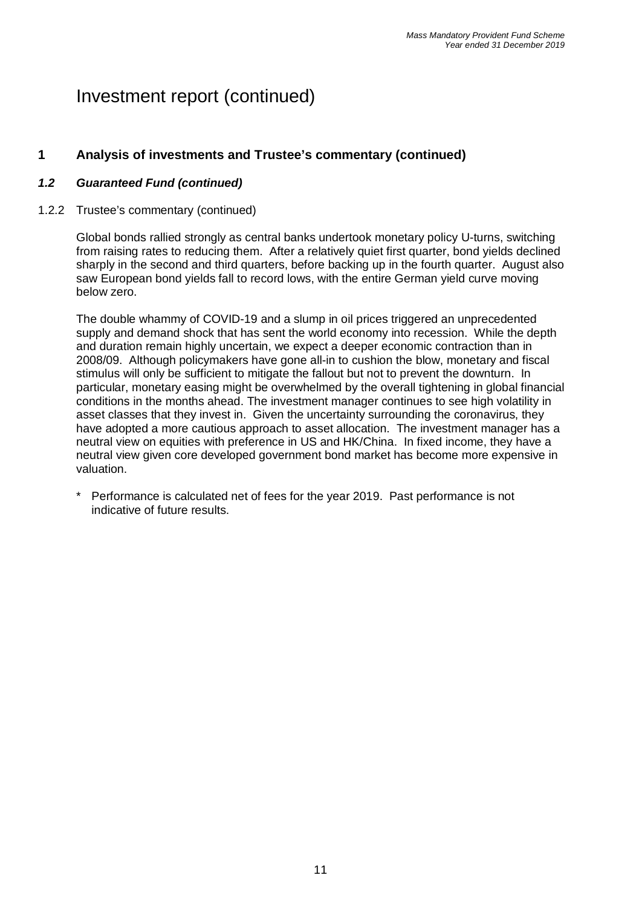# Investment report (continued)

## 1 Analysis of investments and Trustee's commentary (continued)

### *1.2 Guaranteed Fund (continued)*

1.2.2 Trustee's commentary (continued)

Global bonds rallied strongly as central banks undertook monetary policy U-turns, switching from raising rates to reducing them. After a relatively quiet first quarter, bond yields declined sharply in the second and third quarters, before backing up in the fourth quarter. August also saw European bond yields fall to record lows, with the entire German yield curve moving below zero.

The double whammy of COVID-19 and a slump in oil prices triggered an unprecedented supply and demand shock that has sent the world economy into recession. While the depth and duration remain highly uncertain, we expect a deeper economic contraction than in 2008/09. Although policymakers have gone all-in to cushion the blow, monetary and fiscal stimulus will only be sufficient to mitigate the fallout but not to prevent the downturn. In particular, monetary easing might be overwhelmed by the overall tightening in global financial conditions in the months ahead. The investment manager continues to see high volatility in asset classes that they invest in. Given the uncertainty surrounding the coronavirus, they have adopted a more cautious approach to asset allocation. The investment manager has a neutral view on equities with preference in US and HK/China. In fixed income, they have a neutral view given core developed government bond market has become more expensive in valuation.

\* Performance is calculated net of fees for the year 2019. Past performance is not indicative of future results.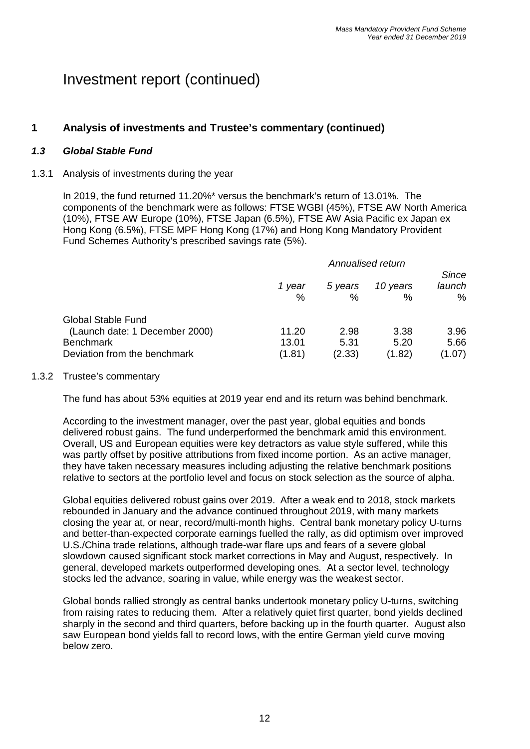# Investment report (continued)

## 1 Analysis of investments and Trustee's commentary (continued)

### *1.3 Global Stable Fund*

1.3.1 Analysis of investments during the year

In 2019, the fund returned 11.20%* versus the benchmark's return of 13.01%. The components of the benchmark were as follows: FTSE WGBI (45%), FTSE AW North America (10%), FTSE AW Europe (10%), FTSE Japan (6.5%), FTSE AW Asia Pacific ex Japan ex Hong Kong (6.5%), FTSE MPF Hong Kong (17%) and Hong Kong Mandatory Provident Fund Schemes Authority's prescribed savings rate (5%).

| | *Annualised return* | | | |
|---|---|---|---|---|
| | *1 year* % | *5 years* % | *10 years* % | *Since launch* % |
| Global Stable Fund<br>(Launch date: 1 December 2000) | 11.20 | 2.98 | 3.38 | 3.96 |
| Benchmark | 13.01 | 5.31 | 5.20 | 5.66 |
| Deviation from the benchmark | (1.81) | (2.33) | (1.82) | (1.07) |

1.3.2 Trustee's commentary

The fund has about 53% equities at 2019 year end and its return was behind benchmark.

According to the investment manager, over the past year, global equities and bonds delivered robust gains. The fund underperformed the benchmark amid this environment. Overall, US and European equities were key detractors as value style suffered, while this was partly offset by positive attributions from fixed income portion. As an active manager, they have taken necessary measures including adjusting the relative benchmark positions relative to sectors at the portfolio level and focus on stock selection as the source of alpha.

Global equities delivered robust gains over 2019. After a weak end to 2018, stock markets rebounded in January and the advance continued throughout 2019, with many markets closing the year at, or near, record/multi-month highs. Central bank monetary policy U-turns and better-than-expected corporate earnings fuelled the rally, as did optimism over improved U.S./China trade relations, although trade-war flare ups and fears of a severe global slowdown caused significant stock market corrections in May and August, respectively. In general, developed markets outperformed developing ones. At a sector level, technology stocks led the advance, soaring in value, while energy was the weakest sector.

Global bonds rallied strongly as central banks undertook monetary policy U-turns, switching from raising rates to reducing them. After a relatively quiet first quarter, bond yields declined sharply in the second and third quarters, before backing up in the fourth quarter. August also saw European bond yields fall to record lows, with the entire German yield curve moving below zero.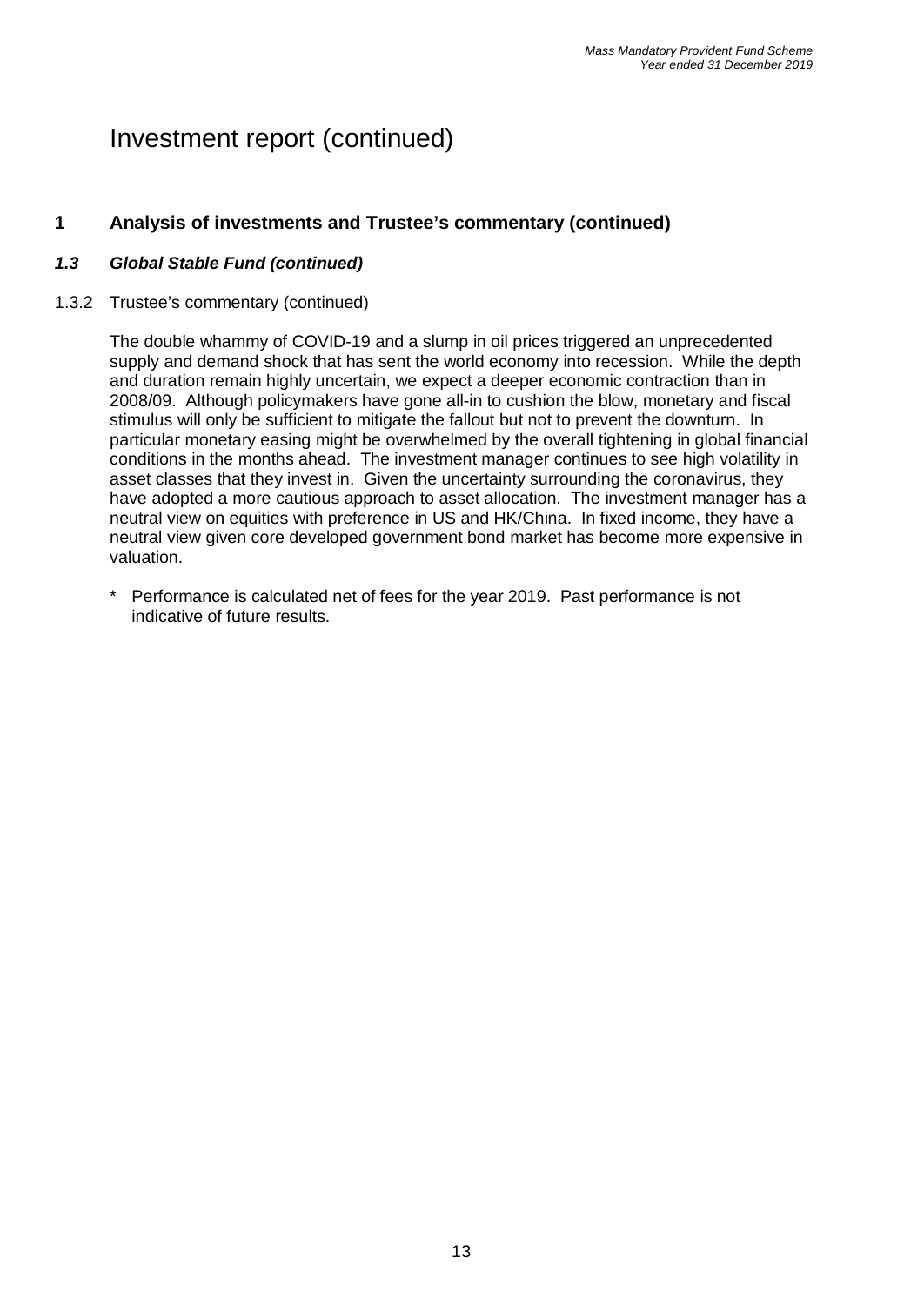# Investment report (continued)

## 1 Analysis of investments and Trustee's commentary (continued)

### *1.3 Global Stable Fund (continued)*

1.3.2 Trustee's commentary (continued)

The double whammy of COVID-19 and a slump in oil prices triggered an unprecedented supply and demand shock that has sent the world economy into recession. While the depth and duration remain highly uncertain, we expect a deeper economic contraction than in 2008/09. Although policymakers have gone all-in to cushion the blow, monetary and fiscal stimulus will only be sufficient to mitigate the fallout but not to prevent the downturn. In particular monetary easing might be overwhelmed by the overall tightening in global financial conditions in the months ahead. The investment manager continues to see high volatility in asset classes that they invest in. Given the uncertainty surrounding the coronavirus, they have adopted a more cautious approach to asset allocation. The investment manager has a neutral view on equities with preference in US and HK/China. In fixed income, they have a neutral view given core developed government bond market has become more expensive in valuation.

\* Performance is calculated net of fees for the year 2019. Past performance is not indicative of future results.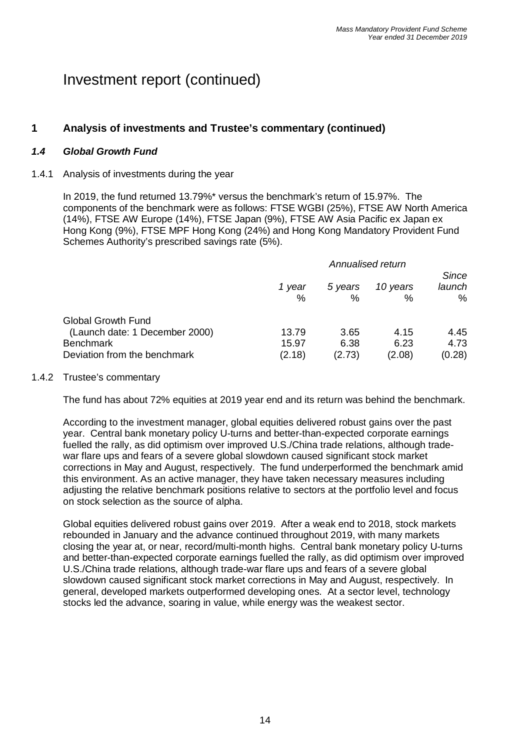# Investment report (continued)

## 1 Analysis of investments and Trustee's commentary (continued)

### *1.4 Global Growth Fund*

1.4.1 Analysis of investments during the year

In 2019, the fund returned 13.79%* versus the benchmark's return of 15.97%. The components of the benchmark were as follows: FTSE WGBI (25%), FTSE AW North America (14%), FTSE AW Europe (14%), FTSE Japan (9%), FTSE AW Asia Pacific ex Japan ex Hong Kong (9%), FTSE MPF Hong Kong (24%) and Hong Kong Mandatory Provident Fund Schemes Authority's prescribed savings rate (5%).

| | *Annualised return* | | | |
|---|---|---|---|---|
| | *1 year* % | *5 years* % | *10 years* % | *Since launch* % |
| Global Growth Fund (Launch date: 1 December 2000) | 13.79 | 3.65 | 4.15 | 4.45 |
| Benchmark | 15.97 | 6.38 | 6.23 | 4.73 |
| Deviation from the benchmark | (2.18) | (2.73) | (2.08) | (0.28) |

1.4.2 Trustee's commentary

The fund has about 72% equities at 2019 year end and its return was behind the benchmark.

According to the investment manager, global equities delivered robust gains over the past year. Central bank monetary policy U-turns and better-than-expected corporate earnings fuelled the rally, as did optimism over improved U.S./China trade relations, although trade-war flare ups and fears of a severe global slowdown caused significant stock market corrections in May and August, respectively. The fund underperformed the benchmark amid this environment. As an active manager, they have taken necessary measures including adjusting the relative benchmark positions relative to sectors at the portfolio level and focus on stock selection as the source of alpha.

Global equities delivered robust gains over 2019. After a weak end to 2018, stock markets rebounded in January and the advance continued throughout 2019, with many markets closing the year at, or near, record/multi-month highs. Central bank monetary policy U-turns and better-than-expected corporate earnings fuelled the rally, as did optimism over improved U.S./China trade relations, although trade-war flare ups and fears of a severe global slowdown caused significant stock market corrections in May and August, respectively. In general, developed markets outperformed developing ones. At a sector level, technology stocks led the advance, soaring in value, while energy was the weakest sector.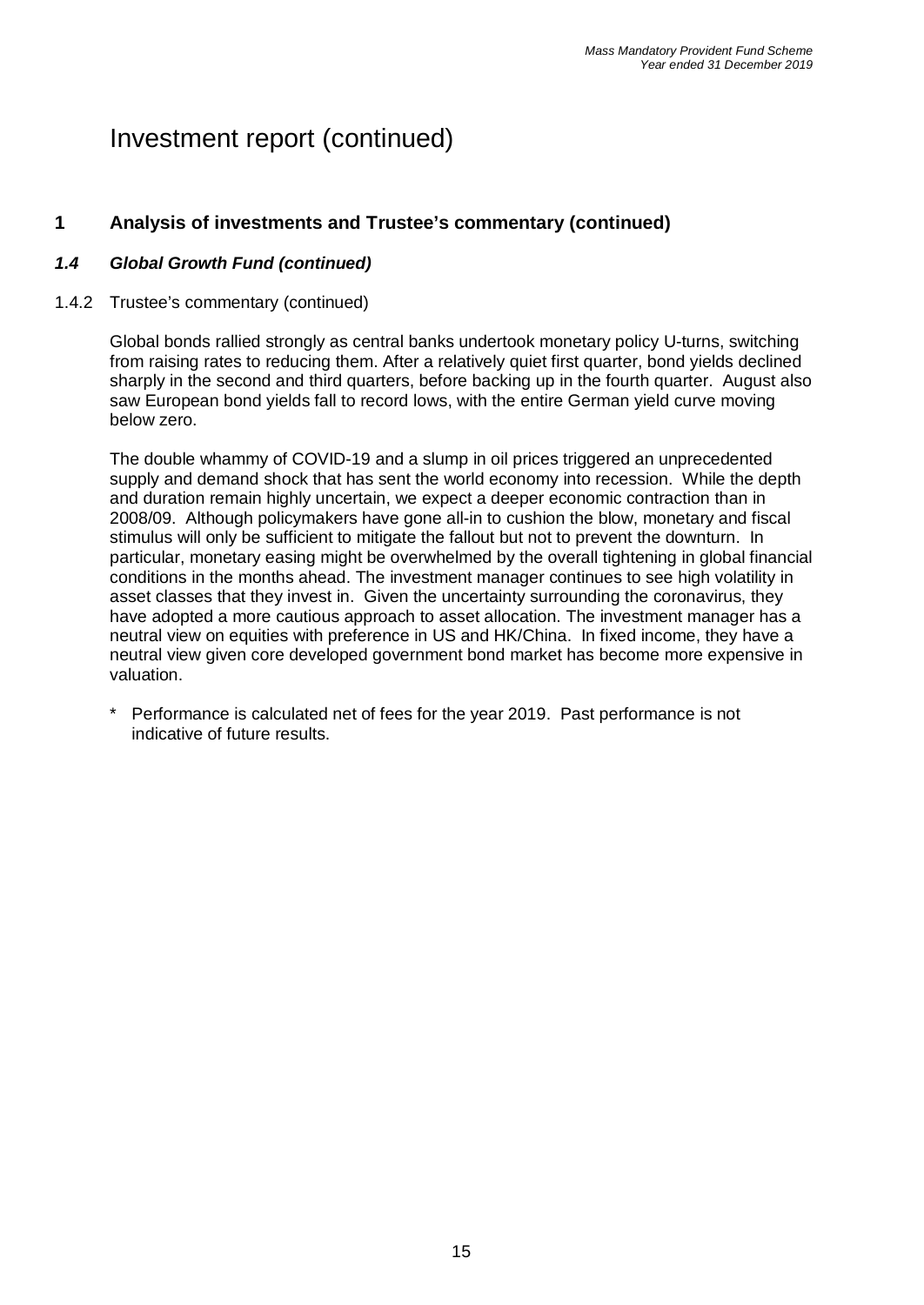# Investment report (continued)

## 1 Analysis of investments and Trustee's commentary (continued)

### *1.4 Global Growth Fund (continued)*

1.4.2 Trustee's commentary (continued)

Global bonds rallied strongly as central banks undertook monetary policy U-turns, switching from raising rates to reducing them. After a relatively quiet first quarter, bond yields declined sharply in the second and third quarters, before backing up in the fourth quarter. August also saw European bond yields fall to record lows, with the entire German yield curve moving below zero.

The double whammy of COVID-19 and a slump in oil prices triggered an unprecedented supply and demand shock that has sent the world economy into recession. While the depth and duration remain highly uncertain, we expect a deeper economic contraction than in 2008/09. Although policymakers have gone all-in to cushion the blow, monetary and fiscal stimulus will only be sufficient to mitigate the fallout but not to prevent the downturn. In particular, monetary easing might be overwhelmed by the overall tightening in global financial conditions in the months ahead. The investment manager continues to see high volatility in asset classes that they invest in. Given the uncertainty surrounding the coronavirus, they have adopted a more cautious approach to asset allocation. The investment manager has a neutral view on equities with preference in US and HK/China. In fixed income, they have a neutral view given core developed government bond market has become more expensive in valuation.

\* Performance is calculated net of fees for the year 2019. Past performance is not indicative of future results.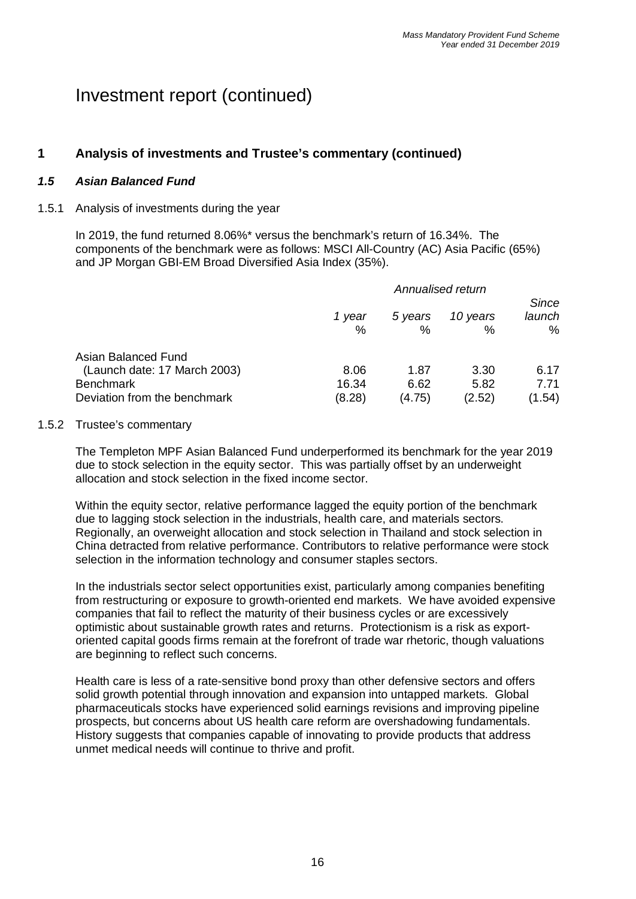# Investment report (continued)

## 1 Analysis of investments and Trustee's commentary (continued)

### *1.5 Asian Balanced Fund*

1.5.1 Analysis of investments during the year

In 2019, the fund returned 8.06%* versus the benchmark's return of 16.34%. The components of the benchmark were as follows: MSCI All-Country (AC) Asia Pacific (65%) and JP Morgan GBI-EM Broad Diversified Asia Index (35%).

| | *Annualised return* | | | |
|---|---|---|---|---|
| | *1 year* % | *5 years* % | *10 years* % | *Since launch* % |
| Asian Balanced Fund (Launch date: 17 March 2003) | 8.06 | 1.87 | 3.30 | 6.17 |
| Benchmark | 16.34 | 6.62 | 5.82 | 7.71 |
| Deviation from the benchmark | (8.28) | (4.75) | (2.52) | (1.54) |

1.5.2 Trustee's commentary

The Templeton MPF Asian Balanced Fund underperformed its benchmark for the year 2019 due to stock selection in the equity sector. This was partially offset by an underweight allocation and stock selection in the fixed income sector.

Within the equity sector, relative performance lagged the equity portion of the benchmark due to lagging stock selection in the industrials, health care, and materials sectors. Regionally, an overweight allocation and stock selection in Thailand and stock selection in China detracted from relative performance. Contributors to relative performance were stock selection in the information technology and consumer staples sectors.

In the industrials sector select opportunities exist, particularly among companies benefiting from restructuring or exposure to growth-oriented end markets. We have avoided expensive companies that fail to reflect the maturity of their business cycles or are excessively optimistic about sustainable growth rates and returns. Protectionism is a risk as export-oriented capital goods firms remain at the forefront of trade war rhetoric, though valuations are beginning to reflect such concerns.

Health care is less of a rate-sensitive bond proxy than other defensive sectors and offers solid growth potential through innovation and expansion into untapped markets. Global pharmaceuticals stocks have experienced solid earnings revisions and improving pipeline prospects, but concerns about US health care reform are overshadowing fundamentals. History suggests that companies capable of innovating to provide products that address unmet medical needs will continue to thrive and profit.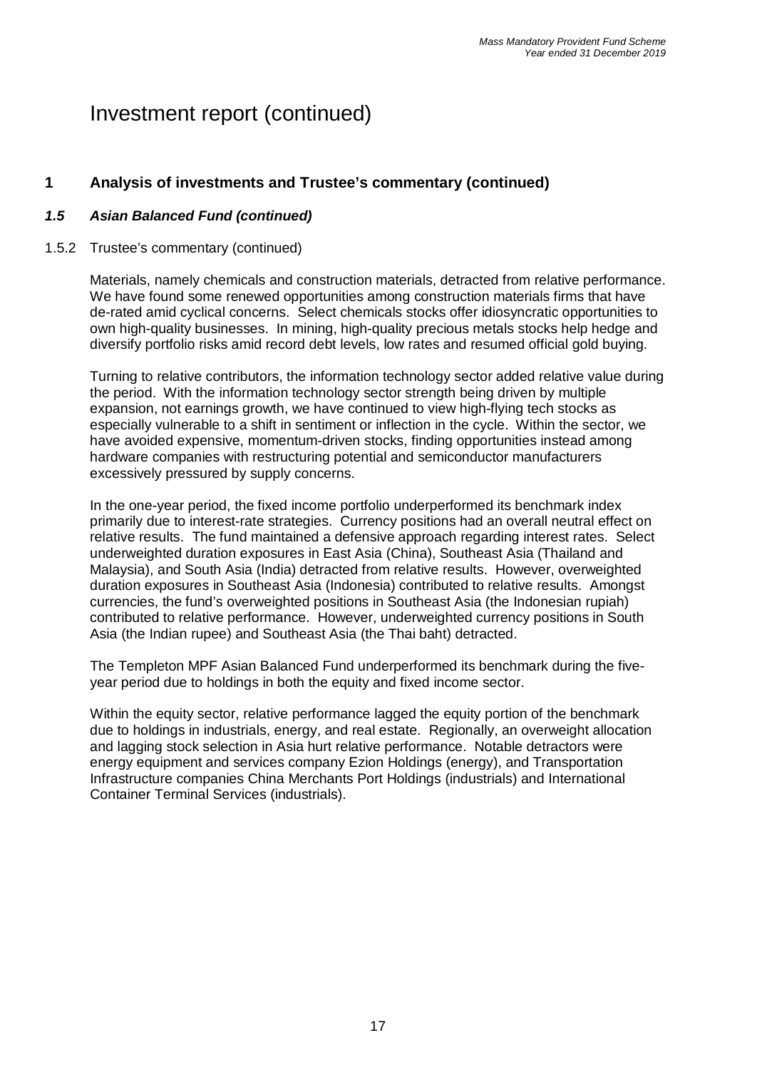# Investment report (continued)

## 1 Analysis of investments and Trustee's commentary (continued)

### *1.5 Asian Balanced Fund (continued)*

1.5.2 Trustee's commentary (continued)

Materials, namely chemicals and construction materials, detracted from relative performance. We have found some renewed opportunities among construction materials firms that have de-rated amid cyclical concerns. Select chemicals stocks offer idiosyncratic opportunities to own high-quality businesses. In mining, high-quality precious metals stocks help hedge and diversify portfolio risks amid record debt levels, low rates and resumed official gold buying.

Turning to relative contributors, the information technology sector added relative value during the period. With the information technology sector strength being driven by multiple expansion, not earnings growth, we have continued to view high-flying tech stocks as especially vulnerable to a shift in sentiment or inflection in the cycle. Within the sector, we have avoided expensive, momentum-driven stocks, finding opportunities instead among hardware companies with restructuring potential and semiconductor manufacturers excessively pressured by supply concerns.

In the one-year period, the fixed income portfolio underperformed its benchmark index primarily due to interest-rate strategies. Currency positions had an overall neutral effect on relative results. The fund maintained a defensive approach regarding interest rates. Select underweighted duration exposures in East Asia (China), Southeast Asia (Thailand and Malaysia), and South Asia (India) detracted from relative results. However, overweighted duration exposures in Southeast Asia (Indonesia) contributed to relative results. Amongst currencies, the fund's overweighted positions in Southeast Asia (the Indonesian rupiah) contributed to relative performance. However, underweighted currency positions in South Asia (the Indian rupee) and Southeast Asia (the Thai baht) detracted.

The Templeton MPF Asian Balanced Fund underperformed its benchmark during the five-year period due to holdings in both the equity and fixed income sector.

Within the equity sector, relative performance lagged the equity portion of the benchmark due to holdings in industrials, energy, and real estate. Regionally, an overweight allocation and lagging stock selection in Asia hurt relative performance. Notable detractors were energy equipment and services company Ezion Holdings (energy), and Transportation Infrastructure companies China Merchants Port Holdings (industrials) and International Container Terminal Services (industrials).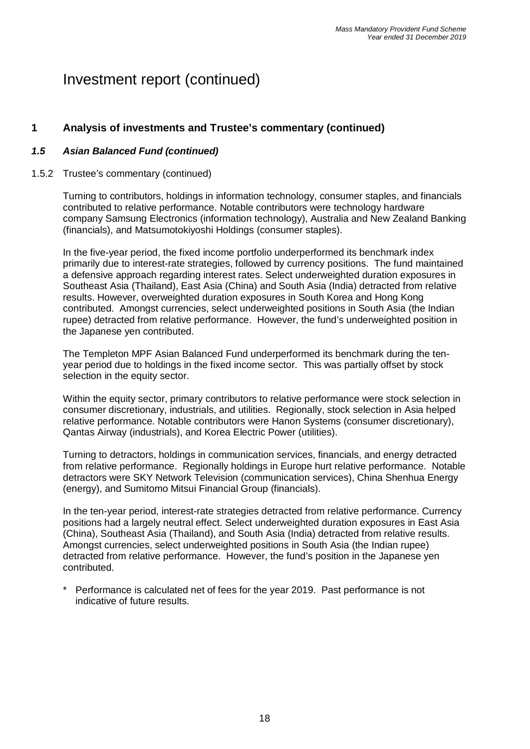# Investment report (continued)

## 1 Analysis of investments and Trustee's commentary (continued)

### *1.5 Asian Balanced Fund (continued)*

1.5.2 Trustee's commentary (continued)

Turning to contributors, holdings in information technology, consumer staples, and financials contributed to relative performance. Notable contributors were technology hardware company Samsung Electronics (information technology), Australia and New Zealand Banking (financials), and Matsumotokiyoshi Holdings (consumer staples).

In the five-year period, the fixed income portfolio underperformed its benchmark index primarily due to interest-rate strategies, followed by currency positions. The fund maintained a defensive approach regarding interest rates. Select underweighted duration exposures in Southeast Asia (Thailand), East Asia (China) and South Asia (India) detracted from relative results. However, overweighted duration exposures in South Korea and Hong Kong contributed. Amongst currencies, select underweighted positions in South Asia (the Indian rupee) detracted from relative performance. However, the fund's underweighted position in the Japanese yen contributed.

The Templeton MPF Asian Balanced Fund underperformed its benchmark during the ten-year period due to holdings in the fixed income sector. This was partially offset by stock selection in the equity sector.

Within the equity sector, primary contributors to relative performance were stock selection in consumer discretionary, industrials, and utilities. Regionally, stock selection in Asia helped relative performance. Notable contributors were Hanon Systems (consumer discretionary), Qantas Airway (industrials), and Korea Electric Power (utilities).

Turning to detractors, holdings in communication services, financials, and energy detracted from relative performance. Regionally holdings in Europe hurt relative performance. Notable detractors were SKY Network Television (communication services), China Shenhua Energy (energy), and Sumitomo Mitsui Financial Group (financials).

In the ten-year period, interest-rate strategies detracted from relative performance. Currency positions had a largely neutral effect. Select underweighted duration exposures in East Asia (China), Southeast Asia (Thailand), and South Asia (India) detracted from relative results. Amongst currencies, select underweighted positions in South Asia (the Indian rupee) detracted from relative performance. However, the fund's position in the Japanese yen contributed.

\* Performance is calculated net of fees for the year 2019. Past performance is not indicative of future results.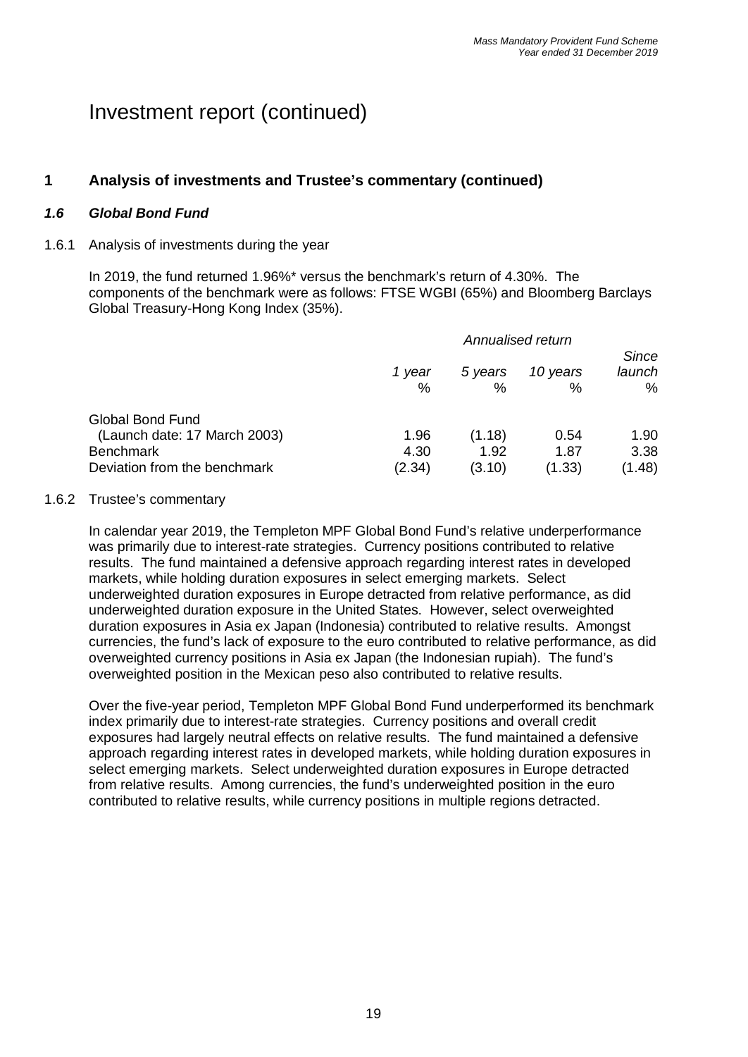# Investment report (continued)

## 1 Analysis of investments and Trustee's commentary (continued)

### *1.6 Global Bond Fund*

1.6.1 Analysis of investments during the year

In 2019, the fund returned 1.96%* versus the benchmark's return of 4.30%. The components of the benchmark were as follows: FTSE WGBI (65%) and Bloomberg Barclays Global Treasury-Hong Kong Index (35%).

| | *Annualised return* | | | |
|---|---|---|---|---|
| | *1 year* % | *5 years* % | *10 years* % | *Since launch* % |
| Global Bond Fund (Launch date: 17 March 2003) | 1.96 | (1.18) | 0.54 | 1.90 |
| Benchmark | 4.30 | 1.92 | 1.87 | 3.38 |
| Deviation from the benchmark | (2.34) | (3.10) | (1.33) | (1.48) |

1.6.2 Trustee's commentary

In calendar year 2019, the Templeton MPF Global Bond Fund's relative underperformance was primarily due to interest-rate strategies. Currency positions contributed to relative results. The fund maintained a defensive approach regarding interest rates in developed markets, while holding duration exposures in select emerging markets. Select underweighted duration exposures in Europe detracted from relative performance, as did underweighted duration exposure in the United States. However, select overweighted duration exposures in Asia ex Japan (Indonesia) contributed to relative results. Amongst currencies, the fund's lack of exposure to the euro contributed to relative performance, as did overweighted currency positions in Asia ex Japan (the Indonesian rupiah). The fund's overweighted position in the Mexican peso also contributed to relative results.

Over the five-year period, Templeton MPF Global Bond Fund underperformed its benchmark index primarily due to interest-rate strategies. Currency positions and overall credit exposures had largely neutral effects on relative results. The fund maintained a defensive approach regarding interest rates in developed markets, while holding duration exposures in select emerging markets. Select underweighted duration exposures in Europe detracted from relative results. Among currencies, the fund's underweighted position in the euro contributed to relative results, while currency positions in multiple regions detracted.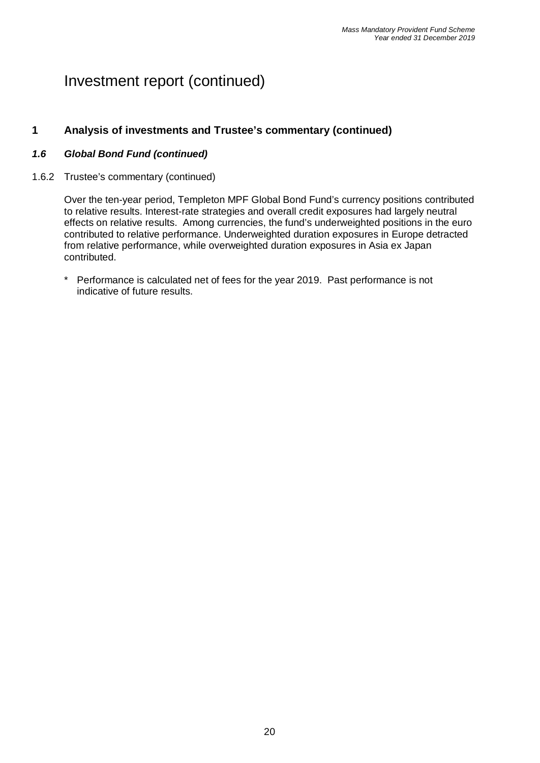# Investment report (continued)

## 1 Analysis of investments and Trustee's commentary (continued)

### *1.6 Global Bond Fund (continued)*

1.6.2 Trustee's commentary (continued)

Over the ten-year period, Templeton MPF Global Bond Fund's currency positions contributed to relative results. Interest-rate strategies and overall credit exposures had largely neutral effects on relative results. Among currencies, the fund's underweighted positions in the euro contributed to relative performance. Underweighted duration exposures in Europe detracted from relative performance, while overweighted duration exposures in Asia ex Japan contributed.

\* Performance is calculated net of fees for the year 2019. Past performance is not indicative of future results.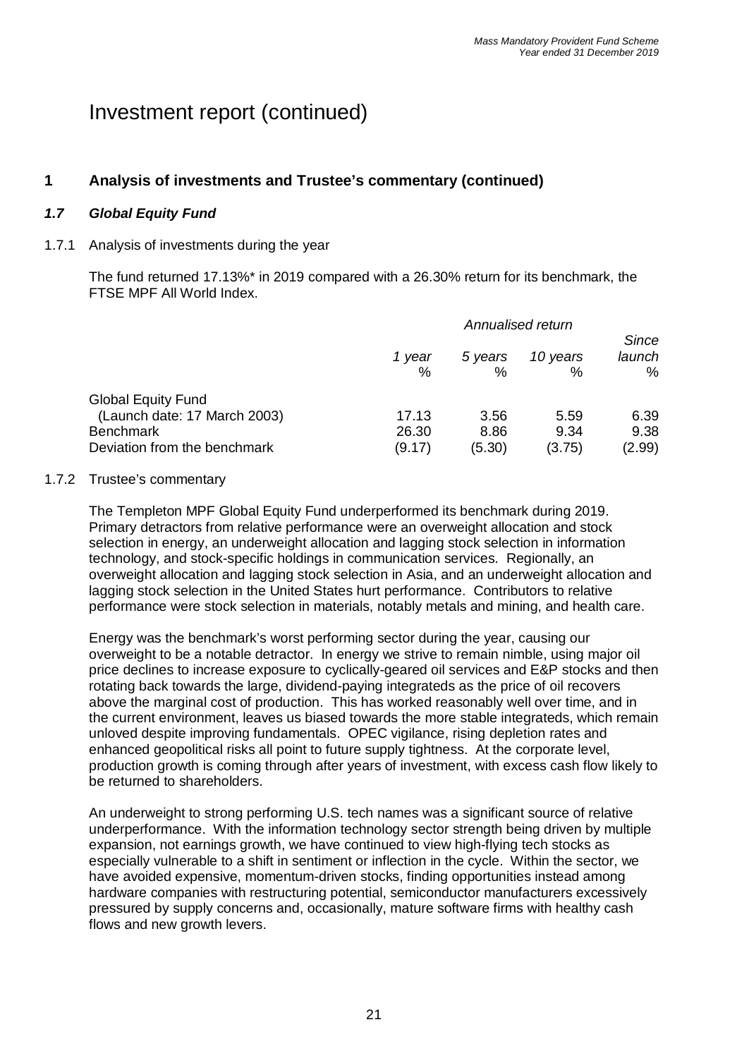# Investment report (continued)

## 1 Analysis of investments and Trustee's commentary (continued)

### *1.7 Global Equity Fund*

1.7.1 Analysis of investments during the year

The fund returned 17.13%* in 2019 compared with a 26.30% return for its benchmark, the FTSE MPF All World Index.

| | *Annualised return* | | | |
|---|---|---|---|---|
| | *1 year* % | *5 years* % | *10 years* % | *Since launch* % |
| Global Equity Fund (Launch date: 17 March 2003) | 17.13 | 3.56 | 5.59 | 6.39 |
| Benchmark | 26.30 | 8.86 | 9.34 | 9.38 |
| Deviation from the benchmark | (9.17) | (5.30) | (3.75) | (2.99) |

1.7.2 Trustee's commentary

The Templeton MPF Global Equity Fund underperformed its benchmark during 2019. Primary detractors from relative performance were an overweight allocation and stock selection in energy, an underweight allocation and lagging stock selection in information technology, and stock-specific holdings in communication services. Regionally, an overweight allocation and lagging stock selection in Asia, and an underweight allocation and lagging stock selection in the United States hurt performance. Contributors to relative performance were stock selection in materials, notably metals and mining, and health care.

Energy was the benchmark's worst performing sector during the year, causing our overweight to be a notable detractor. In energy we strive to remain nimble, using major oil price declines to increase exposure to cyclically-geared oil services and E&P stocks and then rotating back towards the large, dividend-paying integrateds as the price of oil recovers above the marginal cost of production. This has worked reasonably well over time, and in the current environment, leaves us biased towards the more stable integrateds, which remain unloved despite improving fundamentals. OPEC vigilance, rising depletion rates and enhanced geopolitical risks all point to future supply tightness. At the corporate level, production growth is coming through after years of investment, with excess cash flow likely to be returned to shareholders.

An underweight to strong performing U.S. tech names was a significant source of relative underperformance. With the information technology sector strength being driven by multiple expansion, not earnings growth, we have continued to view high-flying tech stocks as especially vulnerable to a shift in sentiment or inflection in the cycle. Within the sector, we have avoided expensive, momentum-driven stocks, finding opportunities instead among hardware companies with restructuring potential, semiconductor manufacturers excessively pressured by supply concerns and, occasionally, mature software firms with healthy cash flows and new growth levers.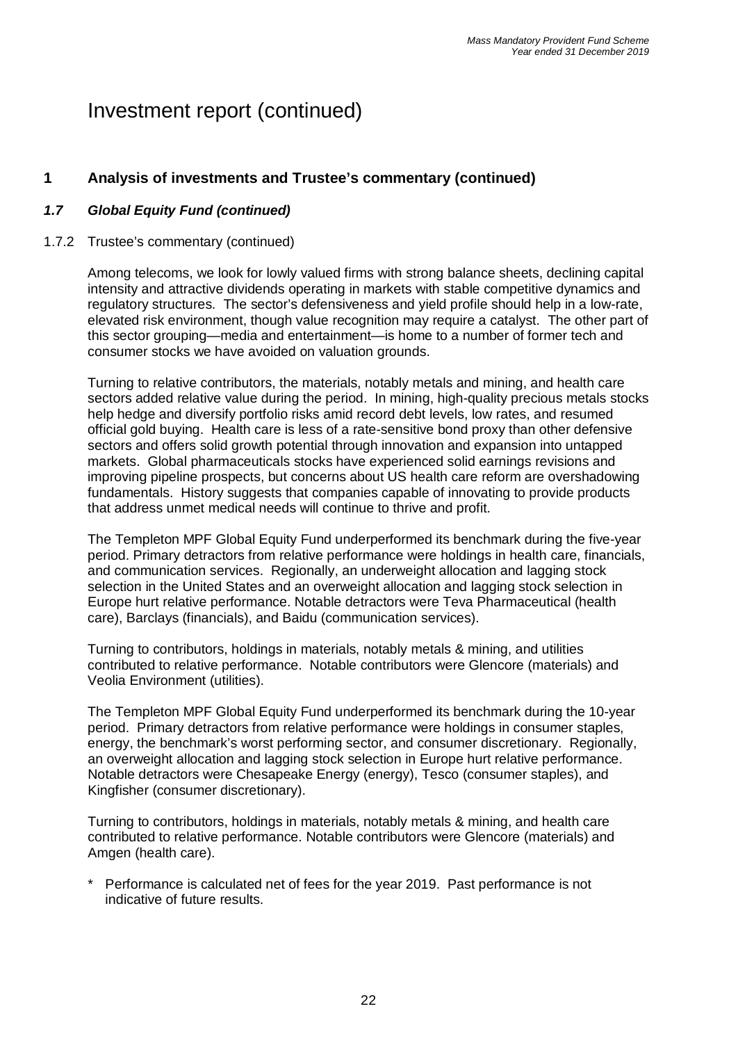# Investment report (continued)

## 1 Analysis of investments and Trustee's commentary (continued)

### *1.7 Global Equity Fund (continued)*

1.7.2 Trustee's commentary (continued)

Among telecoms, we look for lowly valued firms with strong balance sheets, declining capital intensity and attractive dividends operating in markets with stable competitive dynamics and regulatory structures. The sector's defensiveness and yield profile should help in a low-rate, elevated risk environment, though value recognition may require a catalyst. The other part of this sector grouping—media and entertainment—is home to a number of former tech and consumer stocks we have avoided on valuation grounds.

Turning to relative contributors, the materials, notably metals and mining, and health care sectors added relative value during the period. In mining, high-quality precious metals stocks help hedge and diversify portfolio risks amid record debt levels, low rates, and resumed official gold buying. Health care is less of a rate-sensitive bond proxy than other defensive sectors and offers solid growth potential through innovation and expansion into untapped markets. Global pharmaceuticals stocks have experienced solid earnings revisions and improving pipeline prospects, but concerns about US health care reform are overshadowing fundamentals. History suggests that companies capable of innovating to provide products that address unmet medical needs will continue to thrive and profit.

The Templeton MPF Global Equity Fund underperformed its benchmark during the five-year period. Primary detractors from relative performance were holdings in health care, financials, and communication services. Regionally, an underweight allocation and lagging stock selection in the United States and an overweight allocation and lagging stock selection in Europe hurt relative performance. Notable detractors were Teva Pharmaceutical (health care), Barclays (financials), and Baidu (communication services).

Turning to contributors, holdings in materials, notably metals & mining, and utilities contributed to relative performance. Notable contributors were Glencore (materials) and Veolia Environment (utilities).

The Templeton MPF Global Equity Fund underperformed its benchmark during the 10-year period. Primary detractors from relative performance were holdings in consumer staples, energy, the benchmark's worst performing sector, and consumer discretionary. Regionally, an overweight allocation and lagging stock selection in Europe hurt relative performance. Notable detractors were Chesapeake Energy (energy), Tesco (consumer staples), and Kingfisher (consumer discretionary).

Turning to contributors, holdings in materials, notably metals & mining, and health care contributed to relative performance. Notable contributors were Glencore (materials) and Amgen (health care).

\* Performance is calculated net of fees for the year 2019. Past performance is not indicative of future results.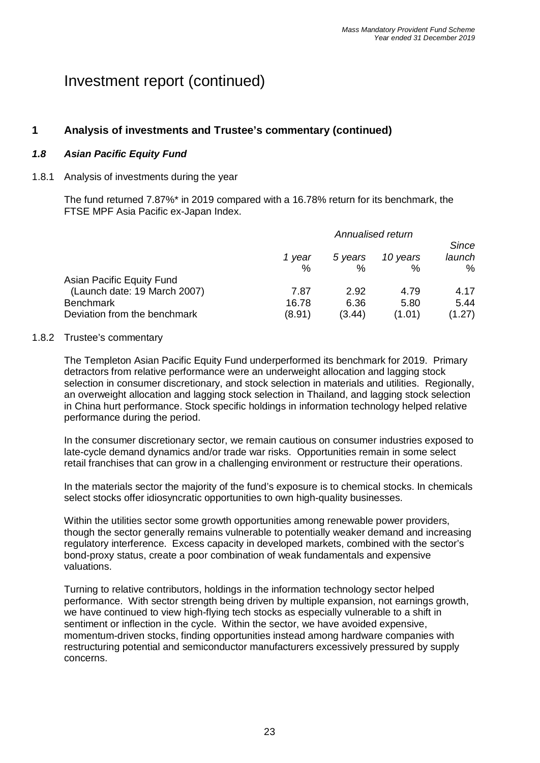# Investment report (continued)

## 1 Analysis of investments and Trustee's commentary (continued)

### *1.8 Asian Pacific Equity Fund*

1.8.1 Analysis of investments during the year

The fund returned 7.87%* in 2019 compared with a 16.78% return for its benchmark, the FTSE MPF Asia Pacific ex-Japan Index.

| | *Annualised return* | | | |
|---|---|---|---|---|
| | *1 year* | *5 years* | *10 years* | *Since launch* |
| | % | % | % | % |
| Asian Pacific Equity Fund (Launch date: 19 March 2007) | 7.87 | 2.92 | 4.79 | 4.17 |
| Benchmark | 16.78 | 6.36 | 5.80 | 5.44 |
| Deviation from the benchmark | (8.91) | (3.44) | (1.01) | (1.27) |

1.8.2 Trustee's commentary

The Templeton Asian Pacific Equity Fund underperformed its benchmark for 2019. Primary detractors from relative performance were an underweight allocation and lagging stock selection in consumer discretionary, and stock selection in materials and utilities. Regionally, an overweight allocation and lagging stock selection in Thailand, and lagging stock selection in China hurt performance. Stock specific holdings in information technology helped relative performance during the period.

In the consumer discretionary sector, we remain cautious on consumer industries exposed to late-cycle demand dynamics and/or trade war risks. Opportunities remain in some select retail franchises that can grow in a challenging environment or restructure their operations.

In the materials sector the majority of the fund's exposure is to chemical stocks. In chemicals select stocks offer idiosyncratic opportunities to own high-quality businesses.

Within the utilities sector some growth opportunities among renewable power providers, though the sector generally remains vulnerable to potentially weaker demand and increasing regulatory interference. Excess capacity in developed markets, combined with the sector's bond-proxy status, create a poor combination of weak fundamentals and expensive valuations.

Turning to relative contributors, holdings in the information technology sector helped performance. With sector strength being driven by multiple expansion, not earnings growth, we have continued to view high-flying tech stocks as especially vulnerable to a shift in sentiment or inflection in the cycle. Within the sector, we have avoided expensive, momentum-driven stocks, finding opportunities instead among hardware companies with restructuring potential and semiconductor manufacturers excessively pressured by supply concerns.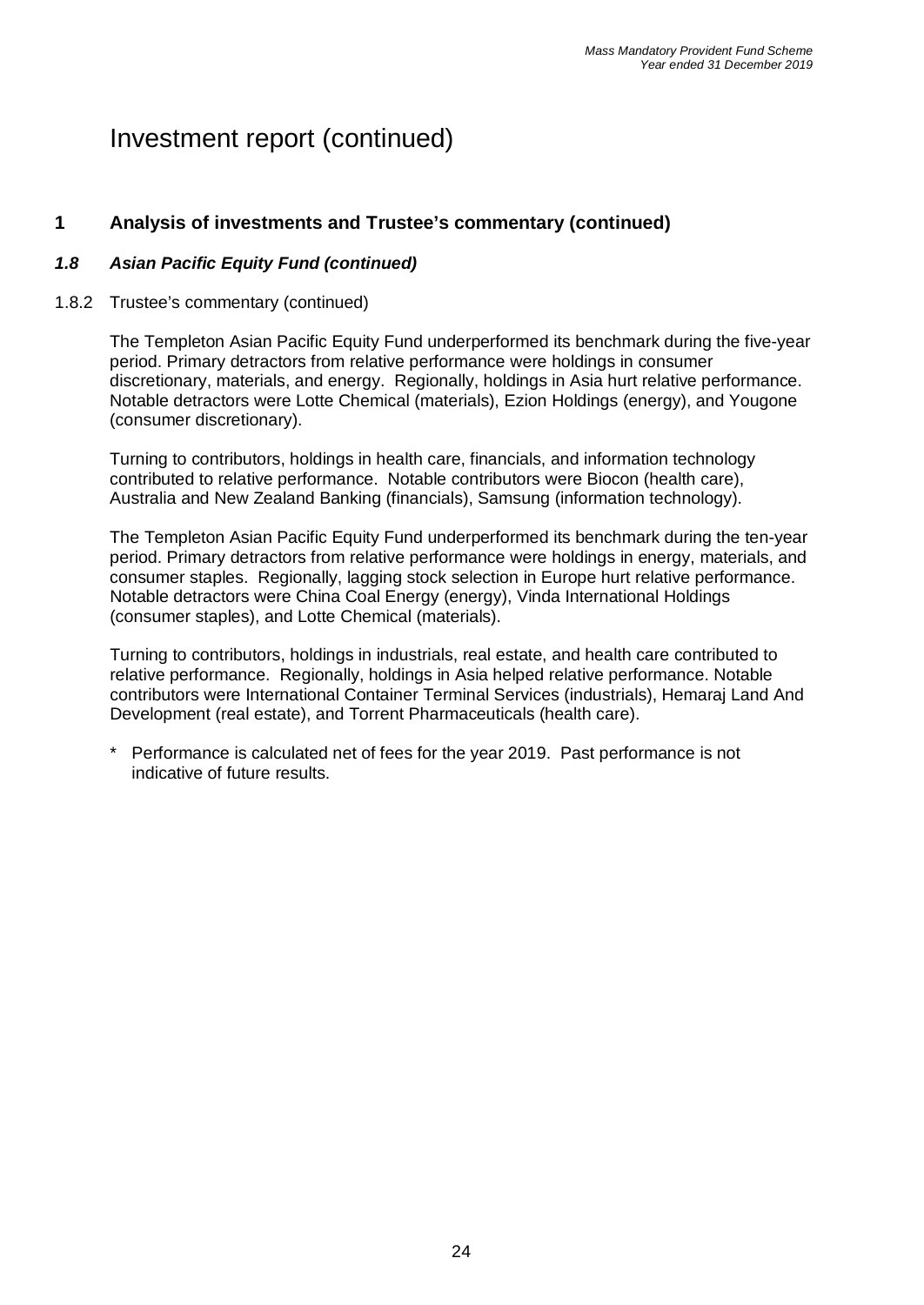# Investment report (continued)

## 1 Analysis of investments and Trustee's commentary (continued)

### *1.8 Asian Pacific Equity Fund (continued)*

1.8.2 Trustee's commentary (continued)

The Templeton Asian Pacific Equity Fund underperformed its benchmark during the five-year period. Primary detractors from relative performance were holdings in consumer discretionary, materials, and energy. Regionally, holdings in Asia hurt relative performance. Notable detractors were Lotte Chemical (materials), Ezion Holdings (energy), and Yougone (consumer discretionary).

Turning to contributors, holdings in health care, financials, and information technology contributed to relative performance. Notable contributors were Biocon (health care), Australia and New Zealand Banking (financials), Samsung (information technology).

The Templeton Asian Pacific Equity Fund underperformed its benchmark during the ten-year period. Primary detractors from relative performance were holdings in energy, materials, and consumer staples. Regionally, lagging stock selection in Europe hurt relative performance. Notable detractors were China Coal Energy (energy), Vinda International Holdings (consumer staples), and Lotte Chemical (materials).

Turning to contributors, holdings in industrials, real estate, and health care contributed to relative performance. Regionally, holdings in Asia helped relative performance. Notable contributors were International Container Terminal Services (industrials), Hemaraj Land And Development (real estate), and Torrent Pharmaceuticals (health care).

\* Performance is calculated net of fees for the year 2019. Past performance is not indicative of future results.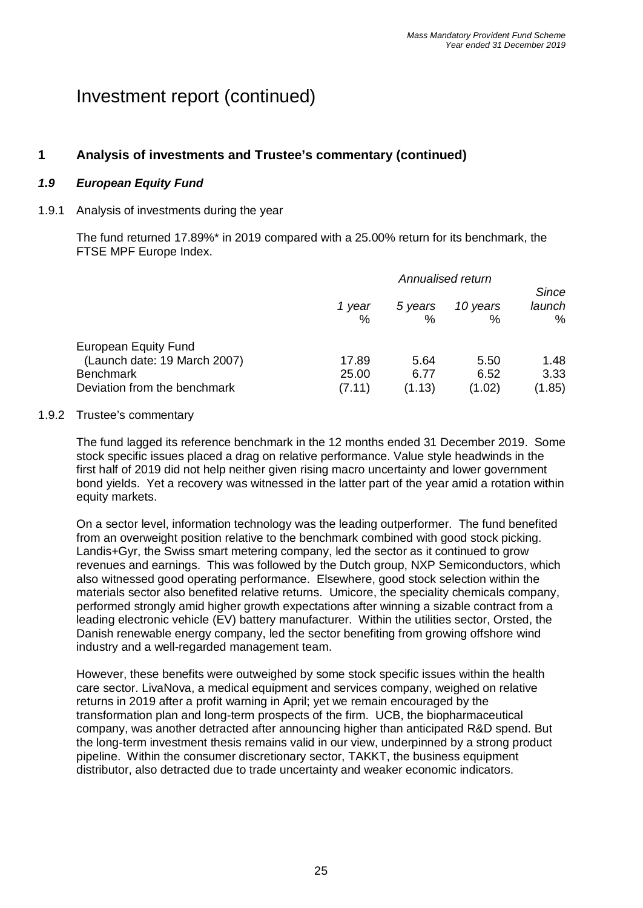# Investment report (continued)

## 1 Analysis of investments and Trustee's commentary (continued)

### *1.9 European Equity Fund*

1.9.1 Analysis of investments during the year

The fund returned 17.89%* in 2019 compared with a 25.00% return for its benchmark, the FTSE MPF Europe Index.

| | *Annualised return* | | | |
|---|---|---|---|---|
| | *1 year* % | *5 years* % | *10 years* % | *Since launch* % |
| European Equity Fund (Launch date: 19 March 2007) | 17.89 | 5.64 | 5.50 | 1.48 |
| Benchmark | 25.00 | 6.77 | 6.52 | 3.33 |
| Deviation from the benchmark | (7.11) | (1.13) | (1.02) | (1.85) |

1.9.2 Trustee's commentary

The fund lagged its reference benchmark in the 12 months ended 31 December 2019. Some stock specific issues placed a drag on relative performance. Value style headwinds in the first half of 2019 did not help neither given rising macro uncertainty and lower government bond yields. Yet a recovery was witnessed in the latter part of the year amid a rotation within equity markets.

On a sector level, information technology was the leading outperformer. The fund benefited from an overweight position relative to the benchmark combined with good stock picking. Landis+Gyr, the Swiss smart metering company, led the sector as it continued to grow revenues and earnings. This was followed by the Dutch group, NXP Semiconductors, which also witnessed good operating performance. Elsewhere, good stock selection within the materials sector also benefited relative returns. Umicore, the speciality chemicals company, performed strongly amid higher growth expectations after winning a sizable contract from a leading electronic vehicle (EV) battery manufacturer. Within the utilities sector, Orsted, the Danish renewable energy company, led the sector benefiting from growing offshore wind industry and a well-regarded management team.

However, these benefits were outweighed by some stock specific issues within the health care sector. LivaNova, a medical equipment and services company, weighed on relative returns in 2019 after a profit warning in April; yet we remain encouraged by the transformation plan and long-term prospects of the firm. UCB, the biopharmaceutical company, was another detracted after announcing higher than anticipated R&D spend. But the long-term investment thesis remains valid in our view, underpinned by a strong product pipeline. Within the consumer discretionary sector, TAKKT, the business equipment distributor, also detracted due to trade uncertainty and weaker economic indicators.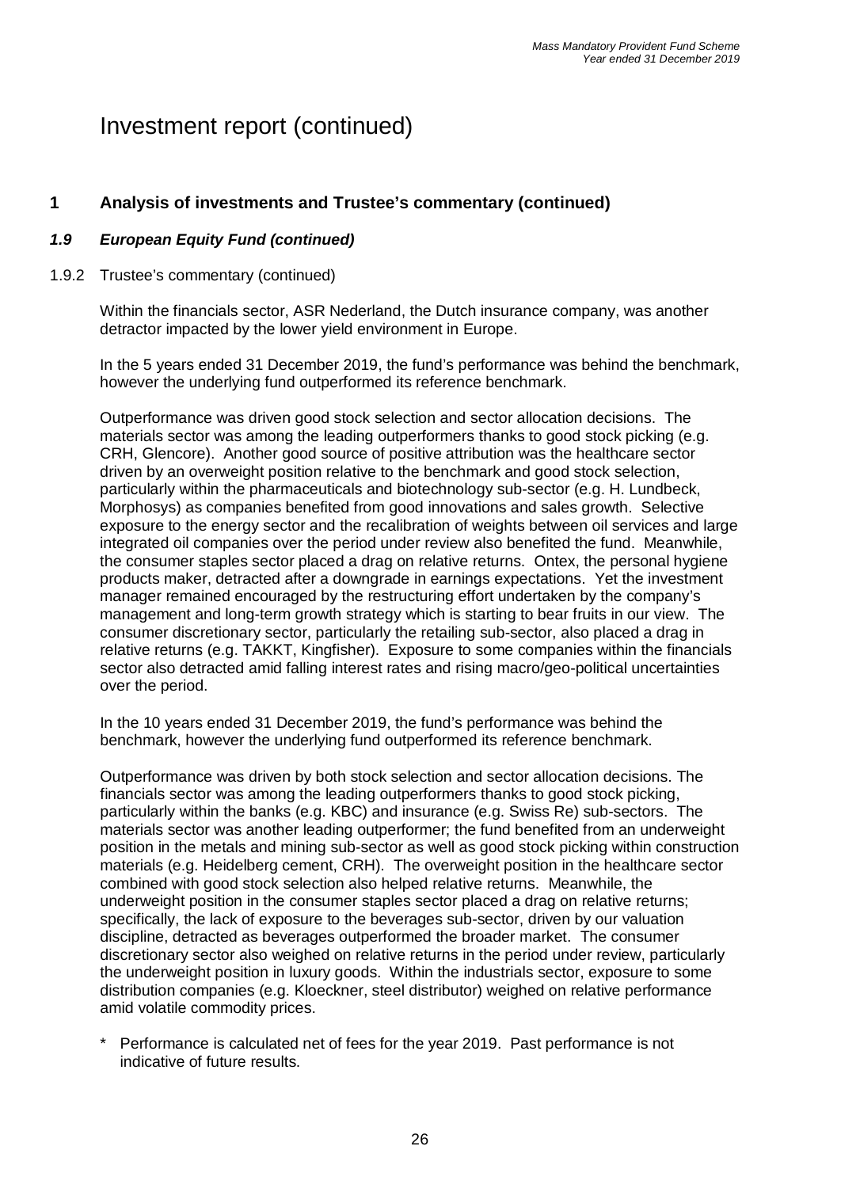# Investment report (continued)

## 1 Analysis of investments and Trustee's commentary (continued)

### *1.9 European Equity Fund (continued)*

1.9.2 Trustee's commentary (continued)

Within the financials sector, ASR Nederland, the Dutch insurance company, was another detractor impacted by the lower yield environment in Europe.

In the 5 years ended 31 December 2019, the fund's performance was behind the benchmark, however the underlying fund outperformed its reference benchmark.

Outperformance was driven good stock selection and sector allocation decisions. The materials sector was among the leading outperformers thanks to good stock picking (e.g. CRH, Glencore). Another good source of positive attribution was the healthcare sector driven by an overweight position relative to the benchmark and good stock selection, particularly within the pharmaceuticals and biotechnology sub-sector (e.g. H. Lundbeck, Morphosys) as companies benefited from good innovations and sales growth. Selective exposure to the energy sector and the recalibration of weights between oil services and large integrated oil companies over the period under review also benefited the fund. Meanwhile, the consumer staples sector placed a drag on relative returns. Ontex, the personal hygiene products maker, detracted after a downgrade in earnings expectations. Yet the investment manager remained encouraged by the restructuring effort undertaken by the company's management and long-term growth strategy which is starting to bear fruits in our view. The consumer discretionary sector, particularly the retailing sub-sector, also placed a drag in relative returns (e.g. TAKKT, Kingfisher). Exposure to some companies within the financials sector also detracted amid falling interest rates and rising macro/geo-political uncertainties over the period.

In the 10 years ended 31 December 2019, the fund's performance was behind the benchmark, however the underlying fund outperformed its reference benchmark.

Outperformance was driven by both stock selection and sector allocation decisions. The financials sector was among the leading outperformers thanks to good stock picking, particularly within the banks (e.g. KBC) and insurance (e.g. Swiss Re) sub-sectors. The materials sector was another leading outperformer; the fund benefited from an underweight position in the metals and mining sub-sector as well as good stock picking within construction materials (e.g. Heidelberg cement, CRH). The overweight position in the healthcare sector combined with good stock selection also helped relative returns. Meanwhile, the underweight position in the consumer staples sector placed a drag on relative returns; specifically, the lack of exposure to the beverages sub-sector, driven by our valuation discipline, detracted as beverages outperformed the broader market. The consumer discretionary sector also weighed on relative returns in the period under review, particularly the underweight position in luxury goods. Within the industrials sector, exposure to some distribution companies (e.g. Kloeckner, steel distributor) weighed on relative performance amid volatile commodity prices.

\* Performance is calculated net of fees for the year 2019. Past performance is not indicative of future results.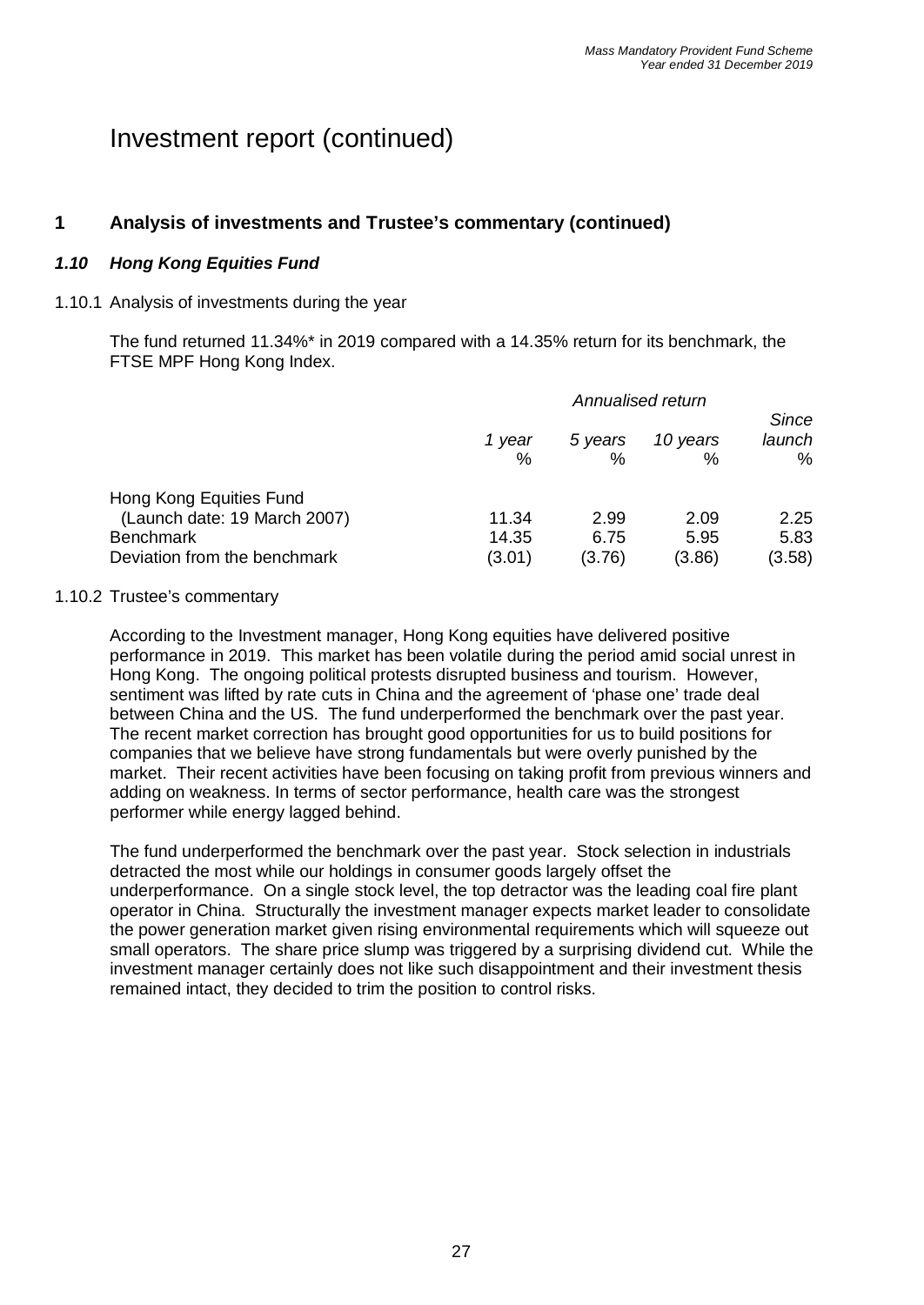# Investment report (continued)

## 1 Analysis of investments and Trustee's commentary (continued)

### *1.10 Hong Kong Equities Fund*

1.10.1 Analysis of investments during the year

The fund returned 11.34%* in 2019 compared with a 14.35% return for its benchmark, the FTSE MPF Hong Kong Index.

| | *Annualised return* | | | |
|---|---|---|---|---|
| | *1 year* % | *5 years* % | *10 years* % | *Since launch* % |
| Hong Kong Equities Fund (Launch date: 19 March 2007) | 11.34 | 2.99 | 2.09 | 2.25 |
| Benchmark | 14.35 | 6.75 | 5.95 | 5.83 |
| Deviation from the benchmark | (3.01) | (3.76) | (3.86) | (3.58) |

1.10.2 Trustee's commentary

According to the Investment manager, Hong Kong equities have delivered positive performance in 2019. This market has been volatile during the period amid social unrest in Hong Kong. The ongoing political protests disrupted business and tourism. However, sentiment was lifted by rate cuts in China and the agreement of 'phase one' trade deal between China and the US. The fund underperformed the benchmark over the past year. The recent market correction has brought good opportunities for us to build positions for companies that we believe have strong fundamentals but were overly punished by the market. Their recent activities have been focusing on taking profit from previous winners and adding on weakness. In terms of sector performance, health care was the strongest performer while energy lagged behind.

The fund underperformed the benchmark over the past year. Stock selection in industrials detracted the most while our holdings in consumer goods largely offset the underperformance. On a single stock level, the top detractor was the leading coal fire plant operator in China. Structurally the investment manager expects market leader to consolidate the power generation market given rising environmental requirements which will squeeze out small operators. The share price slump was triggered by a surprising dividend cut. While the investment manager certainly does not like such disappointment and their investment thesis remained intact, they decided to trim the position to control risks.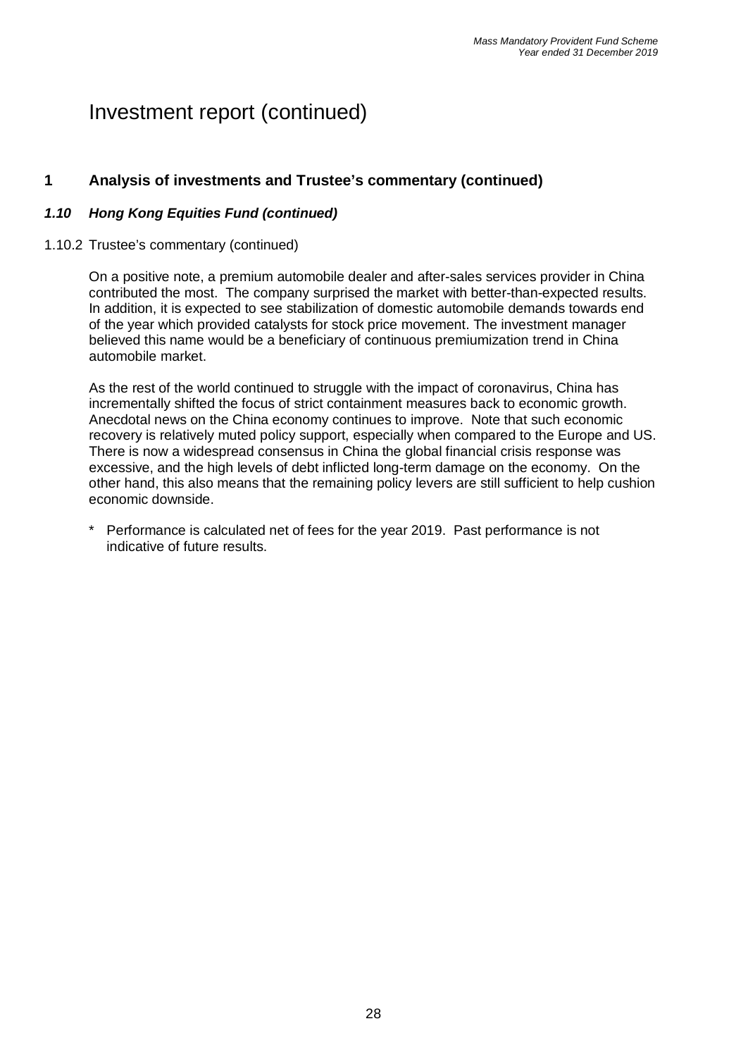# Investment report (continued)

## 1 Analysis of investments and Trustee's commentary (continued)

### *1.10 Hong Kong Equities Fund (continued)*

1.10.2 Trustee's commentary (continued)

On a positive note, a premium automobile dealer and after-sales services provider in China contributed the most. The company surprised the market with better-than-expected results. In addition, it is expected to see stabilization of domestic automobile demands towards end of the year which provided catalysts for stock price movement. The investment manager believed this name would be a beneficiary of continuous premiumization trend in China automobile market.

As the rest of the world continued to struggle with the impact of coronavirus, China has incrementally shifted the focus of strict containment measures back to economic growth. Anecdotal news on the China economy continues to improve. Note that such economic recovery is relatively muted policy support, especially when compared to the Europe and US. There is now a widespread consensus in China the global financial crisis response was excessive, and the high levels of debt inflicted long-term damage on the economy. On the other hand, this also means that the remaining policy levers are still sufficient to help cushion economic downside.

\* Performance is calculated net of fees for the year 2019. Past performance is not indicative of future results.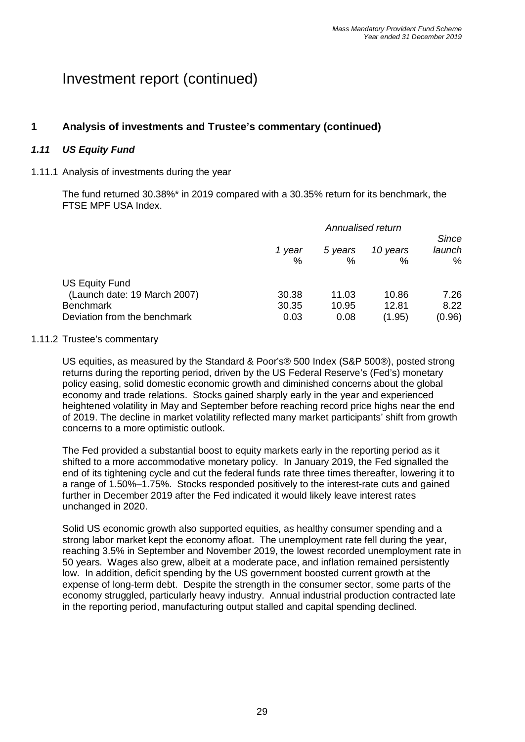# Investment report (continued)

## 1 Analysis of investments and Trustee's commentary (continued)

### *1.11 US Equity Fund*

1.11.1 Analysis of investments during the year

The fund returned 30.38%* in 2019 compared with a 30.35% return for its benchmark, the FTSE MPF USA Index.

| | *Annualised return* | | | |
|---|---|---|---|---|
| | *1 year* % | *5 years* % | *10 years* % | *Since launch* % |
| US Equity Fund | | | | |
| (Launch date: 19 March 2007) | 30.38 | 11.03 | 10.86 | 7.26 |
| Benchmark | 30.35 | 10.95 | 12.81 | 8.22 |
| Deviation from the benchmark | 0.03 | 0.08 | (1.95) | (0.96) |

1.11.2 Trustee's commentary

US equities, as measured by the Standard & Poor's® 500 Index (S&P 500®), posted strong returns during the reporting period, driven by the US Federal Reserve's (Fed's) monetary policy easing, solid domestic economic growth and diminished concerns about the global economy and trade relations. Stocks gained sharply early in the year and experienced heightened volatility in May and September before reaching record price highs near the end of 2019. The decline in market volatility reflected many market participants' shift from growth concerns to a more optimistic outlook.

The Fed provided a substantial boost to equity markets early in the reporting period as it shifted to a more accommodative monetary policy. In January 2019, the Fed signalled the end of its tightening cycle and cut the federal funds rate three times thereafter, lowering it to a range of 1.50%–1.75%. Stocks responded positively to the interest-rate cuts and gained further in December 2019 after the Fed indicated it would likely leave interest rates unchanged in 2020.

Solid US economic growth also supported equities, as healthy consumer spending and a strong labor market kept the economy afloat. The unemployment rate fell during the year, reaching 3.5% in September and November 2019, the lowest recorded unemployment rate in 50 years. Wages also grew, albeit at a moderate pace, and inflation remained persistently low. In addition, deficit spending by the US government boosted current growth at the expense of long-term debt. Despite the strength in the consumer sector, some parts of the economy struggled, particularly heavy industry. Annual industrial production contracted late in the reporting period, manufacturing output stalled and capital spending declined.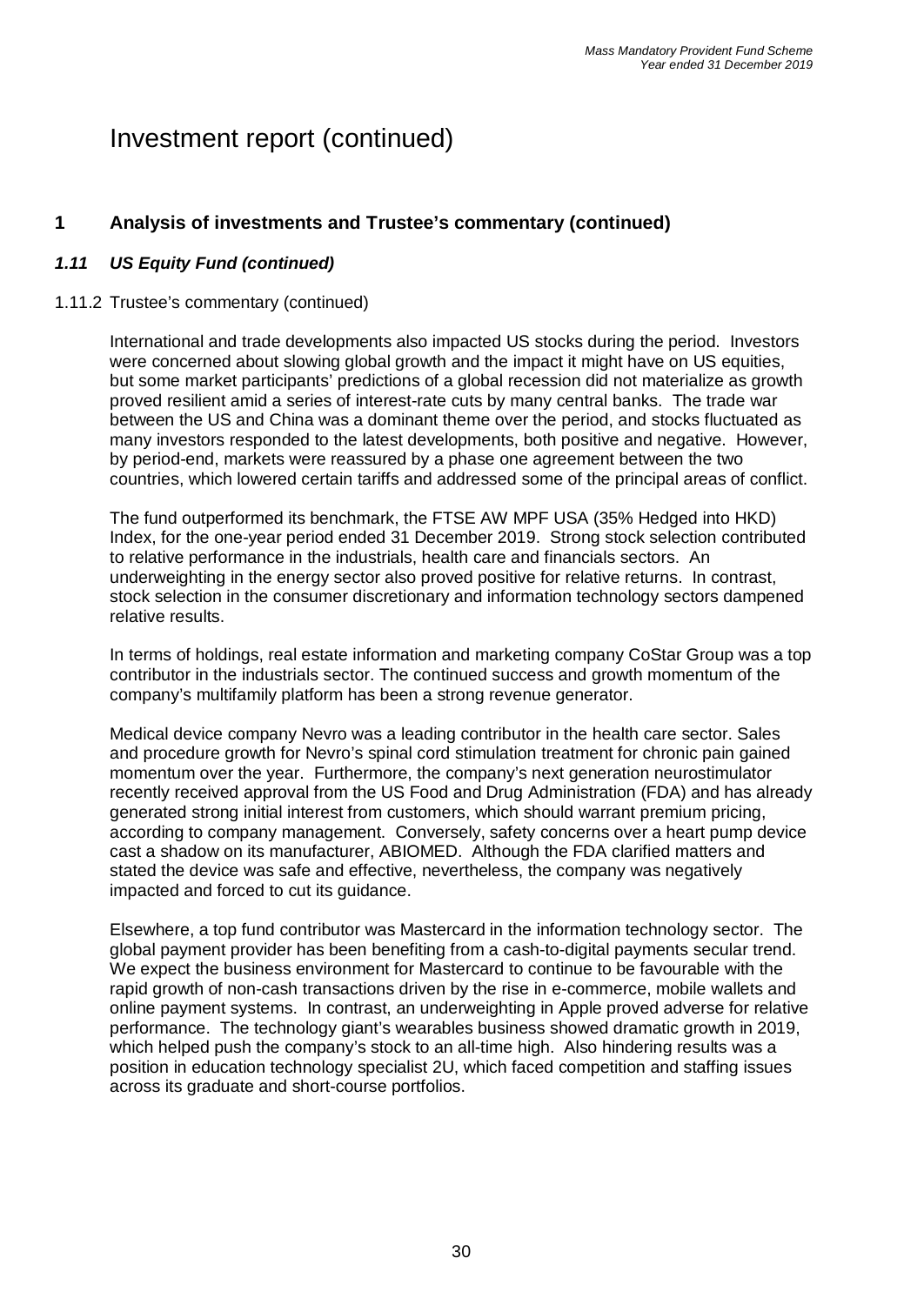# Investment report (continued)

## 1 Analysis of investments and Trustee's commentary (continued)

### *1.11 US Equity Fund (continued)*

1.11.2 Trustee's commentary (continued)

International and trade developments also impacted US stocks during the period. Investors were concerned about slowing global growth and the impact it might have on US equities, but some market participants' predictions of a global recession did not materialize as growth proved resilient amid a series of interest-rate cuts by many central banks. The trade war between the US and China was a dominant theme over the period, and stocks fluctuated as many investors responded to the latest developments, both positive and negative. However, by period-end, markets were reassured by a phase one agreement between the two countries, which lowered certain tariffs and addressed some of the principal areas of conflict.

The fund outperformed its benchmark, the FTSE AW MPF USA (35% Hedged into HKD) Index, for the one-year period ended 31 December 2019. Strong stock selection contributed to relative performance in the industrials, health care and financials sectors. An underweighting in the energy sector also proved positive for relative returns. In contrast, stock selection in the consumer discretionary and information technology sectors dampened relative results.

In terms of holdings, real estate information and marketing company CoStar Group was a top contributor in the industrials sector. The continued success and growth momentum of the company's multifamily platform has been a strong revenue generator.

Medical device company Nevro was a leading contributor in the health care sector. Sales and procedure growth for Nevro's spinal cord stimulation treatment for chronic pain gained momentum over the year. Furthermore, the company's next generation neurostimulator recently received approval from the US Food and Drug Administration (FDA) and has already generated strong initial interest from customers, which should warrant premium pricing, according to company management. Conversely, safety concerns over a heart pump device cast a shadow on its manufacturer, ABIOMED. Although the FDA clarified matters and stated the device was safe and effective, nevertheless, the company was negatively impacted and forced to cut its guidance.

Elsewhere, a top fund contributor was Mastercard in the information technology sector. The global payment provider has been benefiting from a cash-to-digital payments secular trend. We expect the business environment for Mastercard to continue to be favourable with the rapid growth of non-cash transactions driven by the rise in e-commerce, mobile wallets and online payment systems. In contrast, an underweighting in Apple proved adverse for relative performance. The technology giant's wearables business showed dramatic growth in 2019, which helped push the company's stock to an all-time high. Also hindering results was a position in education technology specialist 2U, which faced competition and staffing issues across its graduate and short-course portfolios.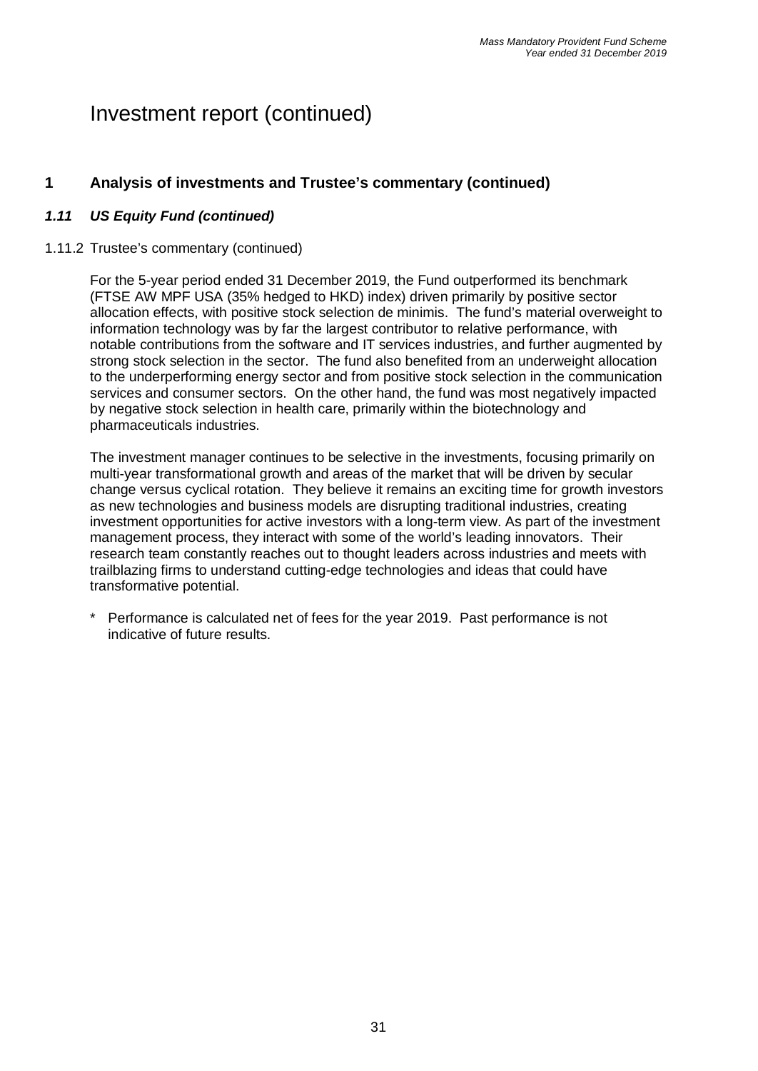# Investment report (continued)

## 1 Analysis of investments and Trustee's commentary (continued)

### *1.11 US Equity Fund (continued)*

1.11.2 Trustee's commentary (continued)

For the 5-year period ended 31 December 2019, the Fund outperformed its benchmark (FTSE AW MPF USA (35% hedged to HKD) index) driven primarily by positive sector allocation effects, with positive stock selection de minimis. The fund's material overweight to information technology was by far the largest contributor to relative performance, with notable contributions from the software and IT services industries, and further augmented by strong stock selection in the sector. The fund also benefited from an underweight allocation to the underperforming energy sector and from positive stock selection in the communication services and consumer sectors. On the other hand, the fund was most negatively impacted by negative stock selection in health care, primarily within the biotechnology and pharmaceuticals industries.

The investment manager continues to be selective in the investments, focusing primarily on multi-year transformational growth and areas of the market that will be driven by secular change versus cyclical rotation. They believe it remains an exciting time for growth investors as new technologies and business models are disrupting traditional industries, creating investment opportunities for active investors with a long-term view. As part of the investment management process, they interact with some of the world's leading innovators. Their research team constantly reaches out to thought leaders across industries and meets with trailblazing firms to understand cutting-edge technologies and ideas that could have transformative potential.

\* Performance is calculated net of fees for the year 2019. Past performance is not indicative of future results.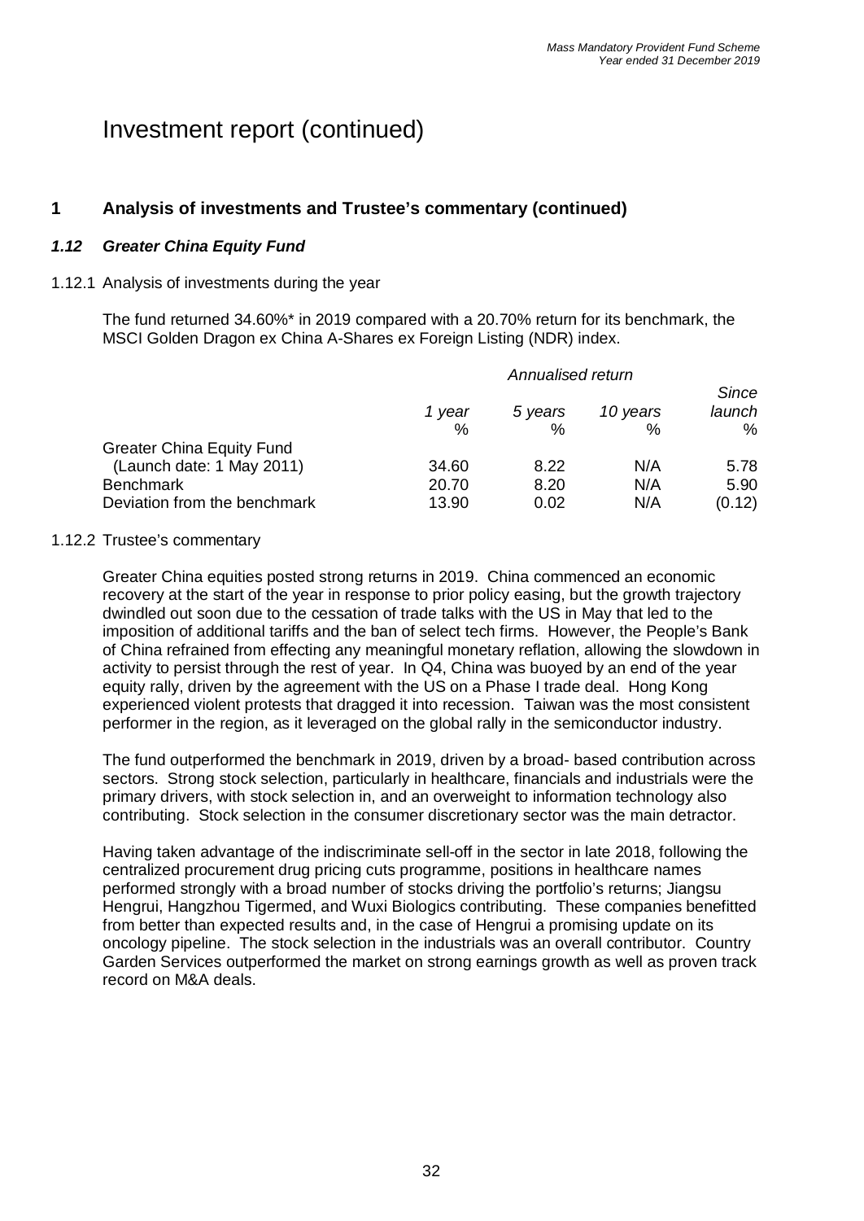# Investment report (continued)

## 1 Analysis of investments and Trustee's commentary (continued)

### *1.12 Greater China Equity Fund*

1.12.1 Analysis of investments during the year

The fund returned 34.60%* in 2019 compared with a 20.70% return for its benchmark, the MSCI Golden Dragon ex China A-Shares ex Foreign Listing (NDR) index.

| | *Annualised return* | | | |
|---|---|---|---|---|
| | *1 year* % | *5 years* % | *10 years* % | *Since launch* % |
| Greater China Equity Fund (Launch date: 1 May 2011) | 34.60 | 8.22 | N/A | 5.78 |
| Benchmark | 20.70 | 8.20 | N/A | 5.90 |
| Deviation from the benchmark | 13.90 | 0.02 | N/A | (0.12) |

1.12.2 Trustee's commentary

Greater China equities posted strong returns in 2019. China commenced an economic recovery at the start of the year in response to prior policy easing, but the growth trajectory dwindled out soon due to the cessation of trade talks with the US in May that led to the imposition of additional tariffs and the ban of select tech firms. However, the People's Bank of China refrained from effecting any meaningful monetary reflation, allowing the slowdown in activity to persist through the rest of year. In Q4, China was buoyed by an end of the year equity rally, driven by the agreement with the US on a Phase I trade deal. Hong Kong experienced violent protests that dragged it into recession. Taiwan was the most consistent performer in the region, as it leveraged on the global rally in the semiconductor industry.

The fund outperformed the benchmark in 2019, driven by a broad- based contribution across sectors. Strong stock selection, particularly in healthcare, financials and industrials were the primary drivers, with stock selection in, and an overweight to information technology also contributing. Stock selection in the consumer discretionary sector was the main detractor.

Having taken advantage of the indiscriminate sell-off in the sector in late 2018, following the centralized procurement drug pricing cuts programme, positions in healthcare names performed strongly with a broad number of stocks driving the portfolio's returns; Jiangsu Hengrui, Hangzhou Tigermed, and Wuxi Biologics contributing. These companies benefitted from better than expected results and, in the case of Hengrui a promising update on its oncology pipeline. The stock selection in the industrials was an overall contributor. Country Garden Services outperformed the market on strong earnings growth as well as proven track record on M&A deals.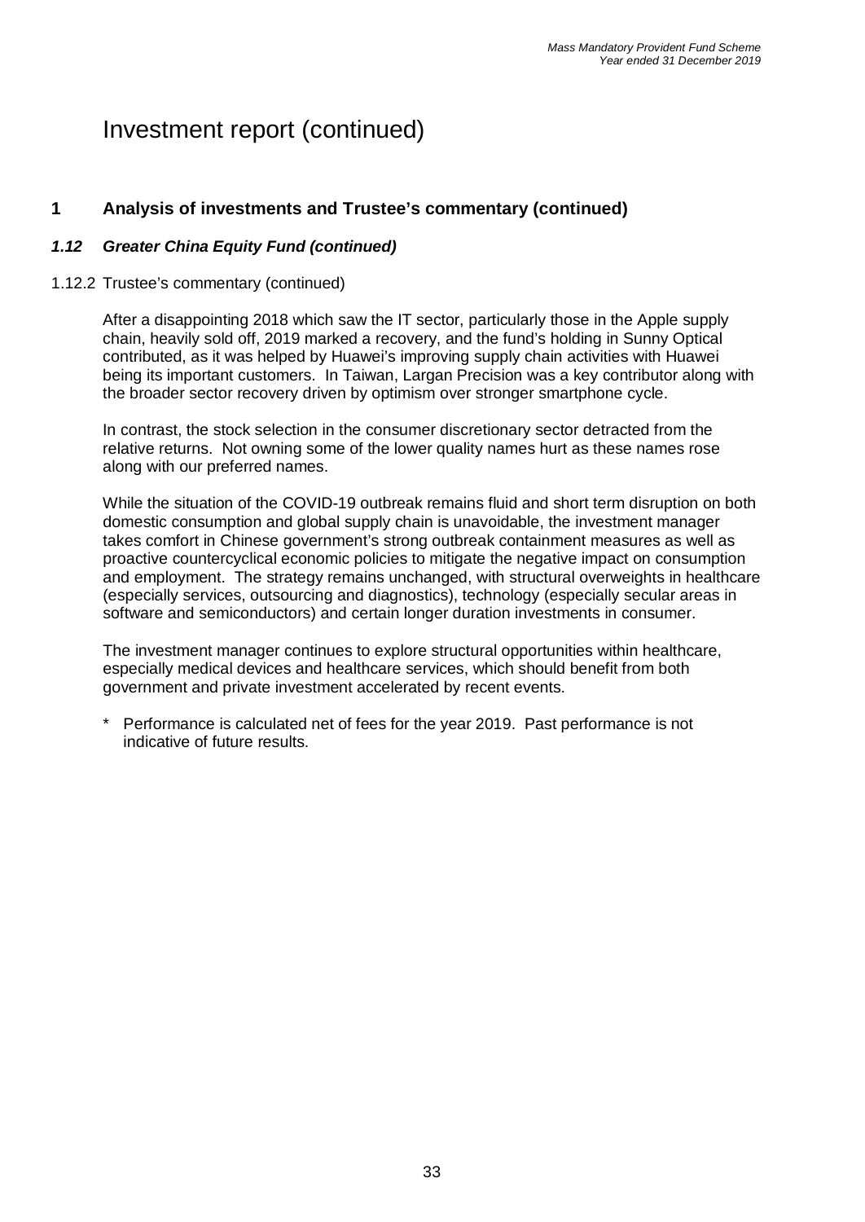# Investment report (continued)

## 1 Analysis of investments and Trustee's commentary (continued)

### *1.12 Greater China Equity Fund (continued)*

1.12.2 Trustee's commentary (continued)

After a disappointing 2018 which saw the IT sector, particularly those in the Apple supply chain, heavily sold off, 2019 marked a recovery, and the fund's holding in Sunny Optical contributed, as it was helped by Huawei's improving supply chain activities with Huawei being its important customers. In Taiwan, Largan Precision was a key contributor along with the broader sector recovery driven by optimism over stronger smartphone cycle.

In contrast, the stock selection in the consumer discretionary sector detracted from the relative returns. Not owning some of the lower quality names hurt as these names rose along with our preferred names.

While the situation of the COVID-19 outbreak remains fluid and short term disruption on both domestic consumption and global supply chain is unavoidable, the investment manager takes comfort in Chinese government's strong outbreak containment measures as well as proactive countercyclical economic policies to mitigate the negative impact on consumption and employment. The strategy remains unchanged, with structural overweights in healthcare (especially services, outsourcing and diagnostics), technology (especially secular areas in software and semiconductors) and certain longer duration investments in consumer.

The investment manager continues to explore structural opportunities within healthcare, especially medical devices and healthcare services, which should benefit from both government and private investment accelerated by recent events.

\* Performance is calculated net of fees for the year 2019. Past performance is not indicative of future results.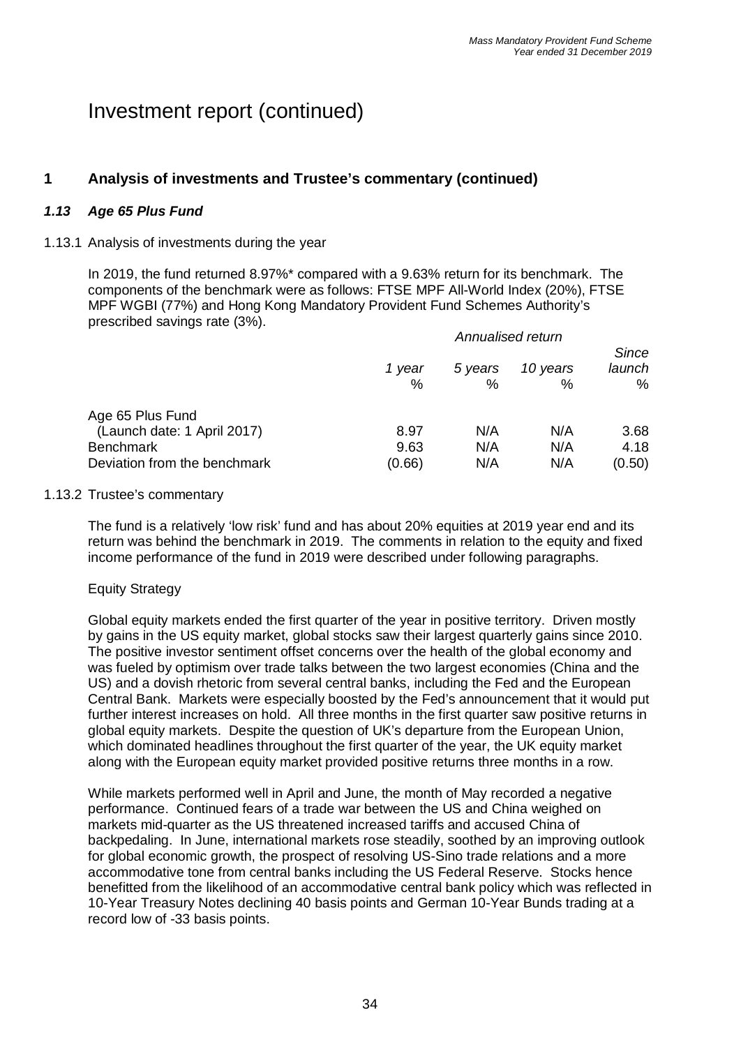# Investment report (continued)

## 1 Analysis of investments and Trustee's commentary (continued)

### *1.13 Age 65 Plus Fund*

1.13.1 Analysis of investments during the year

In 2019, the fund returned 8.97%* compared with a 9.63% return for its benchmark. The components of the benchmark were as follows: FTSE MPF All-World Index (20%), FTSE MPF WGBI (77%) and Hong Kong Mandatory Provident Fund Schemes Authority's prescribed savings rate (3%).

| | *Annualised return* | | | |
|---|---|---|---|---|
| | *1 year* | *5 years* | *10 years* | *Since launch* |
| | % | % | % | % |
| Age 65 Plus Fund (Launch date: 1 April 2017) | 8.97 | N/A | N/A | 3.68 |
| Benchmark | 9.63 | N/A | N/A | 4.18 |
| Deviation from the benchmark | (0.66) | N/A | N/A | (0.50) |

1.13.2 Trustee's commentary

The fund is a relatively 'low risk' fund and has about 20% equities at 2019 year end and its return was behind the benchmark in 2019. The comments in relation to the equity and fixed income performance of the fund in 2019 were described under following paragraphs.

Equity Strategy

Global equity markets ended the first quarter of the year in positive territory. Driven mostly by gains in the US equity market, global stocks saw their largest quarterly gains since 2010. The positive investor sentiment offset concerns over the health of the global economy and was fueled by optimism over trade talks between the two largest economies (China and the US) and a dovish rhetoric from several central banks, including the Fed and the European Central Bank. Markets were especially boosted by the Fed's announcement that it would put further interest increases on hold. All three months in the first quarter saw positive returns in global equity markets. Despite the question of UK's departure from the European Union, which dominated headlines throughout the first quarter of the year, the UK equity market along with the European equity market provided positive returns three months in a row.

While markets performed well in April and June, the month of May recorded a negative performance. Continued fears of a trade war between the US and China weighed on markets mid-quarter as the US threatened increased tariffs and accused China of backpedaling. In June, international markets rose steadily, soothed by an improving outlook for global economic growth, the prospect of resolving US-Sino trade relations and a more accommodative tone from central banks including the US Federal Reserve. Stocks hence benefitted from the likelihood of an accommodative central bank policy which was reflected in 10-Year Treasury Notes declining 40 basis points and German 10-Year Bunds trading at a record low of -33 basis points.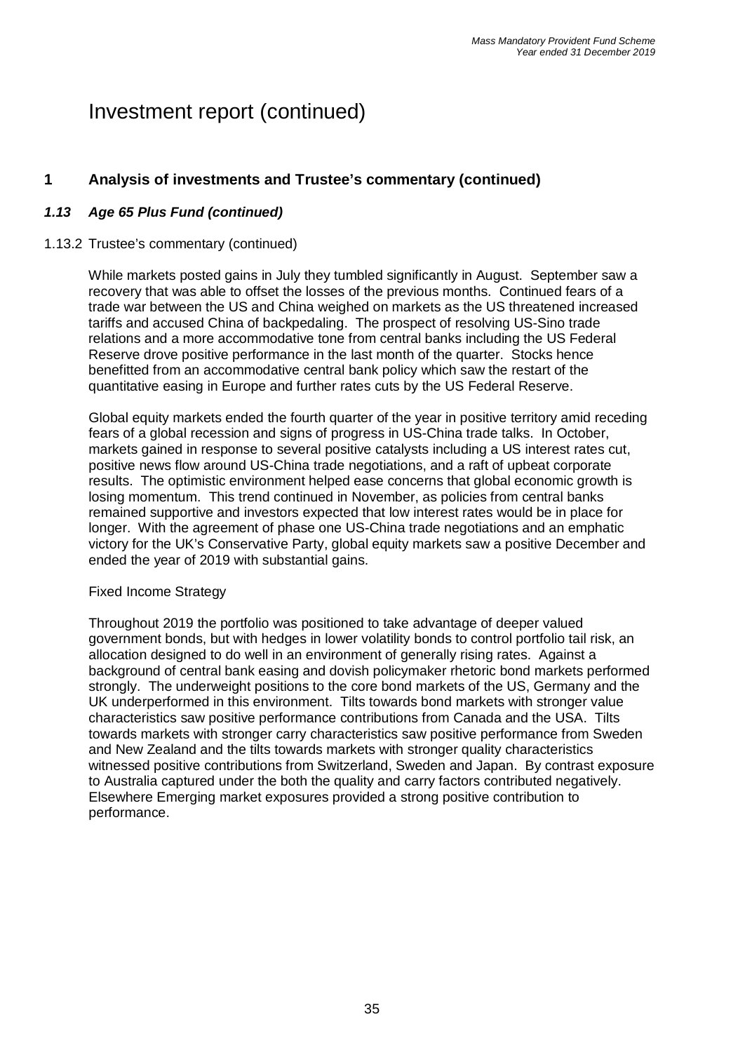# Investment report (continued)

## 1 Analysis of investments and Trustee's commentary (continued)

### *1.13 Age 65 Plus Fund (continued)*

1.13.2 Trustee's commentary (continued)

While markets posted gains in July they tumbled significantly in August. September saw a recovery that was able to offset the losses of the previous months. Continued fears of a trade war between the US and China weighed on markets as the US threatened increased tariffs and accused China of backpedaling. The prospect of resolving US-Sino trade relations and a more accommodative tone from central banks including the US Federal Reserve drove positive performance in the last month of the quarter. Stocks hence benefitted from an accommodative central bank policy which saw the restart of the quantitative easing in Europe and further rates cuts by the US Federal Reserve.

Global equity markets ended the fourth quarter of the year in positive territory amid receding fears of a global recession and signs of progress in US-China trade talks. In October, markets gained in response to several positive catalysts including a US interest rates cut, positive news flow around US-China trade negotiations, and a raft of upbeat corporate results. The optimistic environment helped ease concerns that global economic growth is losing momentum. This trend continued in November, as policies from central banks remained supportive and investors expected that low interest rates would be in place for longer. With the agreement of phase one US-China trade negotiations and an emphatic victory for the UK's Conservative Party, global equity markets saw a positive December and ended the year of 2019 with substantial gains.

Fixed Income Strategy

Throughout 2019 the portfolio was positioned to take advantage of deeper valued government bonds, but with hedges in lower volatility bonds to control portfolio tail risk, an allocation designed to do well in an environment of generally rising rates. Against a background of central bank easing and dovish policymaker rhetoric bond markets performed strongly. The underweight positions to the core bond markets of the US, Germany and the UK underperformed in this environment. Tilts towards bond markets with stronger value characteristics saw positive performance contributions from Canada and the USA. Tilts towards markets with stronger carry characteristics saw positive performance from Sweden and New Zealand and the tilts towards markets with stronger quality characteristics witnessed positive contributions from Switzerland, Sweden and Japan. By contrast exposure to Australia captured under the both the quality and carry factors contributed negatively. Elsewhere Emerging market exposures provided a strong positive contribution to performance.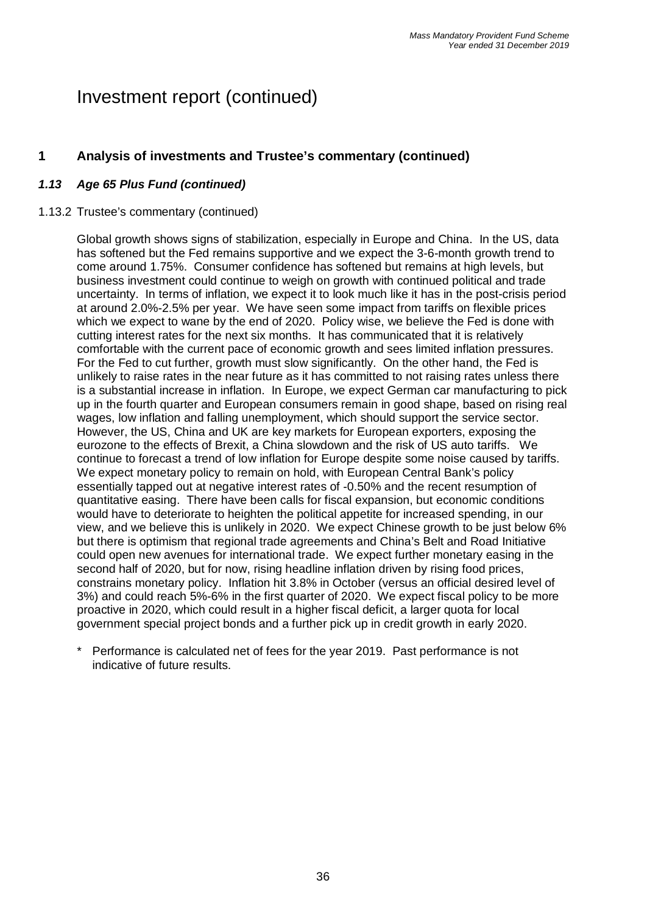# Investment report (continued)

## 1 Analysis of investments and Trustee's commentary (continued)

### *1.13 Age 65 Plus Fund (continued)*

1.13.2 Trustee's commentary (continued)

Global growth shows signs of stabilization, especially in Europe and China. In the US, data has softened but the Fed remains supportive and we expect the 3-6-month growth trend to come around 1.75%. Consumer confidence has softened but remains at high levels, but business investment could continue to weigh on growth with continued political and trade uncertainty. In terms of inflation, we expect it to look much like it has in the post-crisis period at around 2.0%-2.5% per year. We have seen some impact from tariffs on flexible prices which we expect to wane by the end of 2020. Policy wise, we believe the Fed is done with cutting interest rates for the next six months. It has communicated that it is relatively comfortable with the current pace of economic growth and sees limited inflation pressures. For the Fed to cut further, growth must slow significantly. On the other hand, the Fed is unlikely to raise rates in the near future as it has committed to not raising rates unless there is a substantial increase in inflation. In Europe, we expect German car manufacturing to pick up in the fourth quarter and European consumers remain in good shape, based on rising real wages, low inflation and falling unemployment, which should support the service sector. However, the US, China and UK are key markets for European exporters, exposing the eurozone to the effects of Brexit, a China slowdown and the risk of US auto tariffs. We continue to forecast a trend of low inflation for Europe despite some noise caused by tariffs. We expect monetary policy to remain on hold, with European Central Bank's policy essentially tapped out at negative interest rates of -0.50% and the recent resumption of quantitative easing. There have been calls for fiscal expansion, but economic conditions would have to deteriorate to heighten the political appetite for increased spending, in our view, and we believe this is unlikely in 2020. We expect Chinese growth to be just below 6% but there is optimism that regional trade agreements and China's Belt and Road Initiative could open new avenues for international trade. We expect further monetary easing in the second half of 2020, but for now, rising headline inflation driven by rising food prices, constrains monetary policy. Inflation hit 3.8% in October (versus an official desired level of 3%) and could reach 5%-6% in the first quarter of 2020. We expect fiscal policy to be more proactive in 2020, which could result in a higher fiscal deficit, a larger quota for local government special project bonds and a further pick up in credit growth in early 2020.

\* Performance is calculated net of fees for the year 2019. Past performance is not indicative of future results.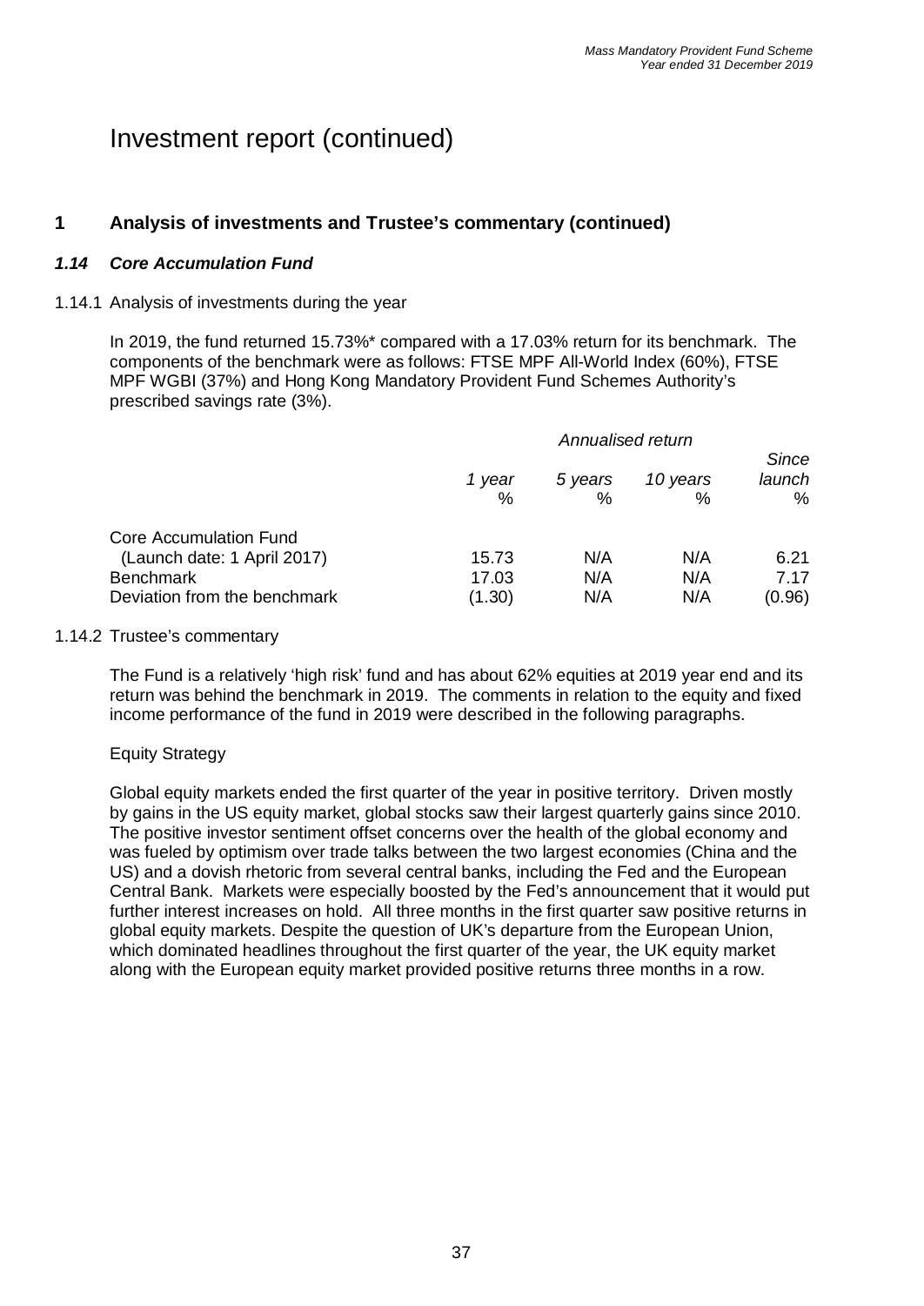# Investment report (continued)

## 1 Analysis of investments and Trustee's commentary (continued)

### *1.14 Core Accumulation Fund*

1.14.1 Analysis of investments during the year

In 2019, the fund returned 15.73%* compared with a 17.03% return for its benchmark. The components of the benchmark were as follows: FTSE MPF All-World Index (60%), FTSE MPF WGBI (37%) and Hong Kong Mandatory Provident Fund Schemes Authority's prescribed savings rate (3%).

| | *Annualised return* | | | |
|---|---|---|---|---|
| | *1 year* % | *5 years* % | *10 years* % | *Since launch* % |
| Core Accumulation Fund (Launch date: 1 April 2017) | 15.73 | N/A | N/A | 6.21 |
| Benchmark | 17.03 | N/A | N/A | 7.17 |
| Deviation from the benchmark | (1.30) | N/A | N/A | (0.96) |

1.14.2 Trustee's commentary

The Fund is a relatively 'high risk' fund and has about 62% equities at 2019 year end and its return was behind the benchmark in 2019. The comments in relation to the equity and fixed income performance of the fund in 2019 were described in the following paragraphs.

Equity Strategy

Global equity markets ended the first quarter of the year in positive territory. Driven mostly by gains in the US equity market, global stocks saw their largest quarterly gains since 2010. The positive investor sentiment offset concerns over the health of the global economy and was fueled by optimism over trade talks between the two largest economies (China and the US) and a dovish rhetoric from several central banks, including the Fed and the European Central Bank. Markets were especially boosted by the Fed's announcement that it would put further interest increases on hold. All three months in the first quarter saw positive returns in global equity markets. Despite the question of UK's departure from the European Union, which dominated headlines throughout the first quarter of the year, the UK equity market along with the European equity market provided positive returns three months in a row.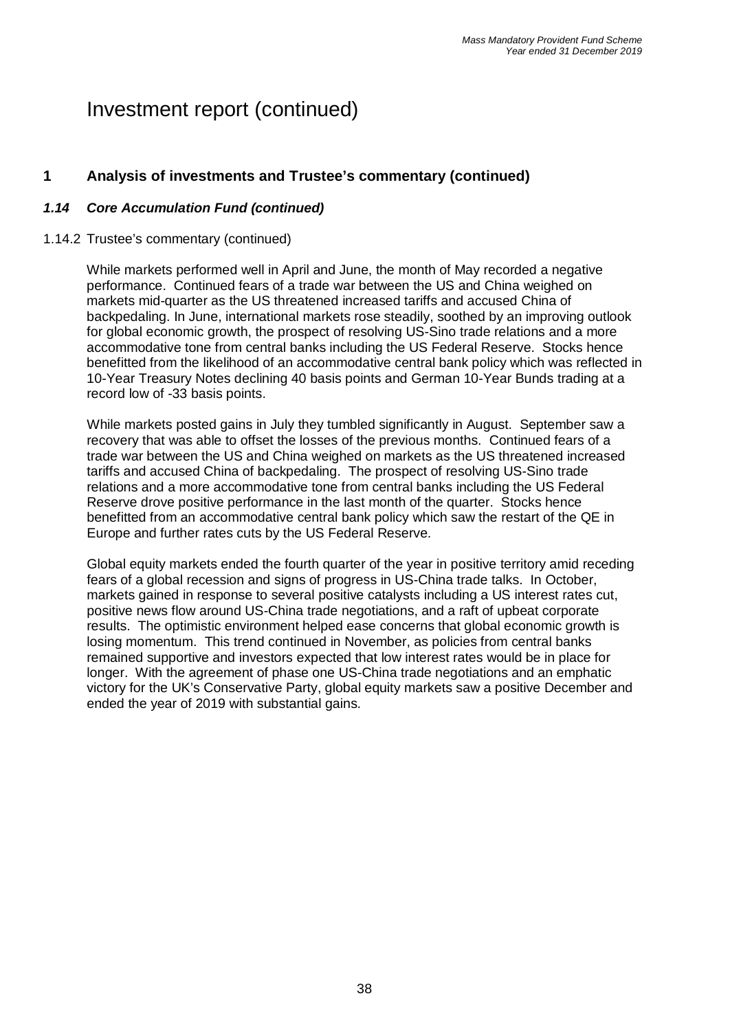# Investment report (continued)

## 1 Analysis of investments and Trustee's commentary (continued)

### *1.14 Core Accumulation Fund (continued)*

1.14.2 Trustee's commentary (continued)

While markets performed well in April and June, the month of May recorded a negative performance. Continued fears of a trade war between the US and China weighed on markets mid-quarter as the US threatened increased tariffs and accused China of backpedaling. In June, international markets rose steadily, soothed by an improving outlook for global economic growth, the prospect of resolving US-Sino trade relations and a more accommodative tone from central banks including the US Federal Reserve. Stocks hence benefitted from the likelihood of an accommodative central bank policy which was reflected in 10-Year Treasury Notes declining 40 basis points and German 10-Year Bunds trading at a record low of -33 basis points.

While markets posted gains in July they tumbled significantly in August. September saw a recovery that was able to offset the losses of the previous months. Continued fears of a trade war between the US and China weighed on markets as the US threatened increased tariffs and accused China of backpedaling. The prospect of resolving US-Sino trade relations and a more accommodative tone from central banks including the US Federal Reserve drove positive performance in the last month of the quarter. Stocks hence benefitted from an accommodative central bank policy which saw the restart of the QE in Europe and further rates cuts by the US Federal Reserve.

Global equity markets ended the fourth quarter of the year in positive territory amid receding fears of a global recession and signs of progress in US-China trade talks. In October, markets gained in response to several positive catalysts including a US interest rates cut, positive news flow around US-China trade negotiations, and a raft of upbeat corporate results. The optimistic environment helped ease concerns that global economic growth is losing momentum. This trend continued in November, as policies from central banks remained supportive and investors expected that low interest rates would be in place for longer. With the agreement of phase one US-China trade negotiations and an emphatic victory for the UK's Conservative Party, global equity markets saw a positive December and ended the year of 2019 with substantial gains.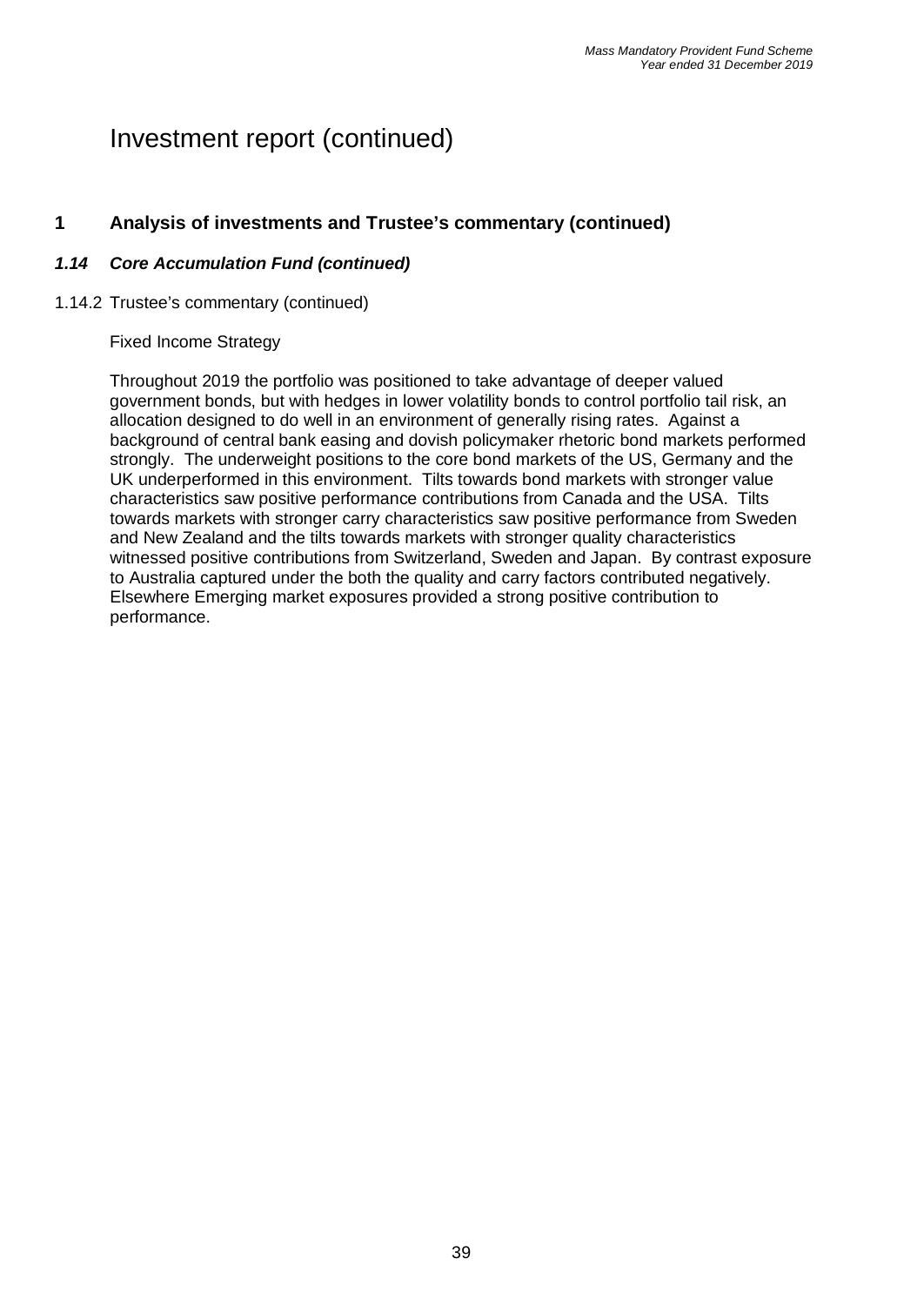# Investment report (continued)

## 1 Analysis of investments and Trustee's commentary (continued)

### *1.14 Core Accumulation Fund (continued)*

1.14.2 Trustee's commentary (continued)

Fixed Income Strategy

Throughout 2019 the portfolio was positioned to take advantage of deeper valued government bonds, but with hedges in lower volatility bonds to control portfolio tail risk, an allocation designed to do well in an environment of generally rising rates. Against a background of central bank easing and dovish policymaker rhetoric bond markets performed strongly. The underweight positions to the core bond markets of the US, Germany and the UK underperformed in this environment. Tilts towards bond markets with stronger value characteristics saw positive performance contributions from Canada and the USA. Tilts towards markets with stronger carry characteristics saw positive performance from Sweden and New Zealand and the tilts towards markets with stronger quality characteristics witnessed positive contributions from Switzerland, Sweden and Japan. By contrast exposure to Australia captured under the both the quality and carry factors contributed negatively. Elsewhere Emerging market exposures provided a strong positive contribution to performance.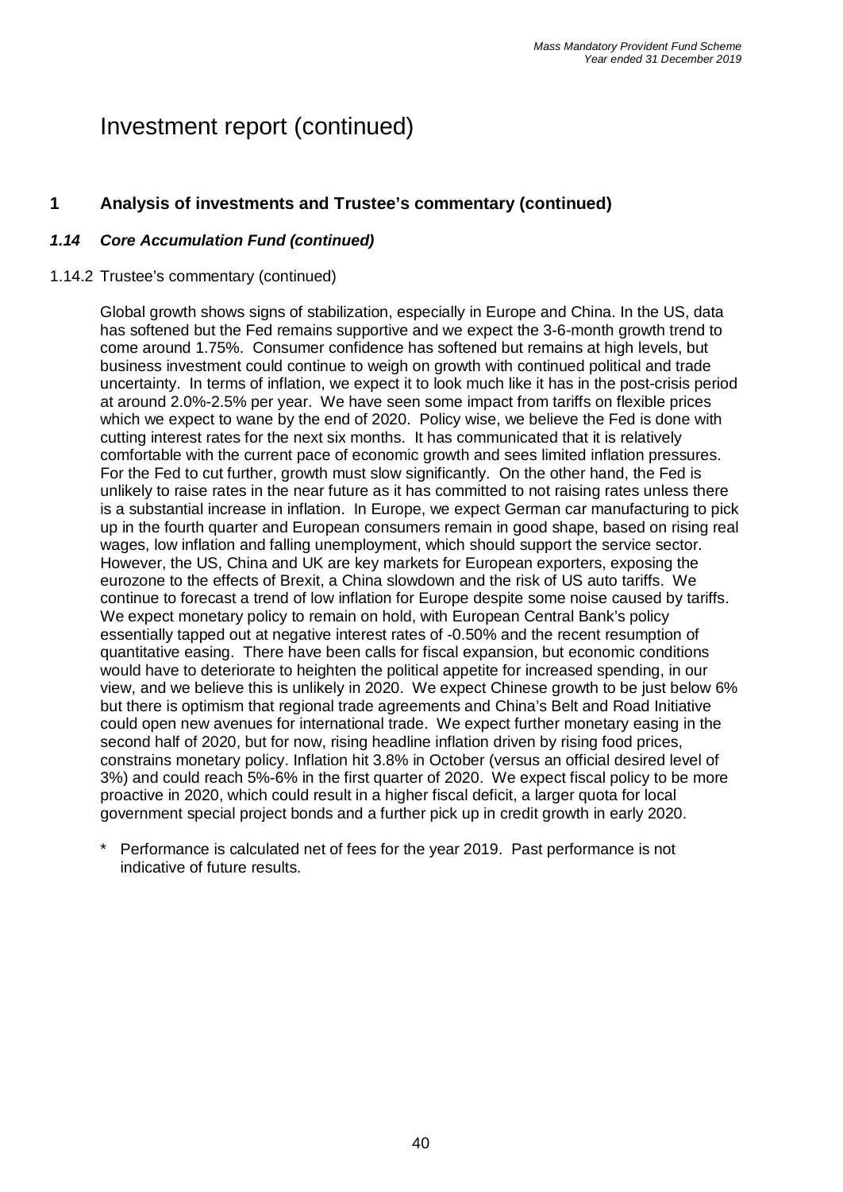# Investment report (continued)

## 1 Analysis of investments and Trustee's commentary (continued)

### *1.14 Core Accumulation Fund (continued)*

1.14.2 Trustee's commentary (continued)

Global growth shows signs of stabilization, especially in Europe and China. In the US, data has softened but the Fed remains supportive and we expect the 3-6-month growth trend to come around 1.75%. Consumer confidence has softened but remains at high levels, but business investment could continue to weigh on growth with continued political and trade uncertainty. In terms of inflation, we expect it to look much like it has in the post-crisis period at around 2.0%-2.5% per year. We have seen some impact from tariffs on flexible prices which we expect to wane by the end of 2020. Policy wise, we believe the Fed is done with cutting interest rates for the next six months. It has communicated that it is relatively comfortable with the current pace of economic growth and sees limited inflation pressures. For the Fed to cut further, growth must slow significantly. On the other hand, the Fed is unlikely to raise rates in the near future as it has committed to not raising rates unless there is a substantial increase in inflation. In Europe, we expect German car manufacturing to pick up in the fourth quarter and European consumers remain in good shape, based on rising real wages, low inflation and falling unemployment, which should support the service sector. However, the US, China and UK are key markets for European exporters, exposing the eurozone to the effects of Brexit, a China slowdown and the risk of US auto tariffs. We continue to forecast a trend of low inflation for Europe despite some noise caused by tariffs. We expect monetary policy to remain on hold, with European Central Bank's policy essentially tapped out at negative interest rates of -0.50% and the recent resumption of quantitative easing. There have been calls for fiscal expansion, but economic conditions would have to deteriorate to heighten the political appetite for increased spending, in our view, and we believe this is unlikely in 2020. We expect Chinese growth to be just below 6% but there is optimism that regional trade agreements and China's Belt and Road Initiative could open new avenues for international trade. We expect further monetary easing in the second half of 2020, but for now, rising headline inflation driven by rising food prices, constrains monetary policy. Inflation hit 3.8% in October (versus an official desired level of 3%) and could reach 5%-6% in the first quarter of 2020. We expect fiscal policy to be more proactive in 2020, which could result in a higher fiscal deficit, a larger quota for local government special project bonds and a further pick up in credit growth in early 2020.

\* Performance is calculated net of fees for the year 2019. Past performance is not indicative of future results.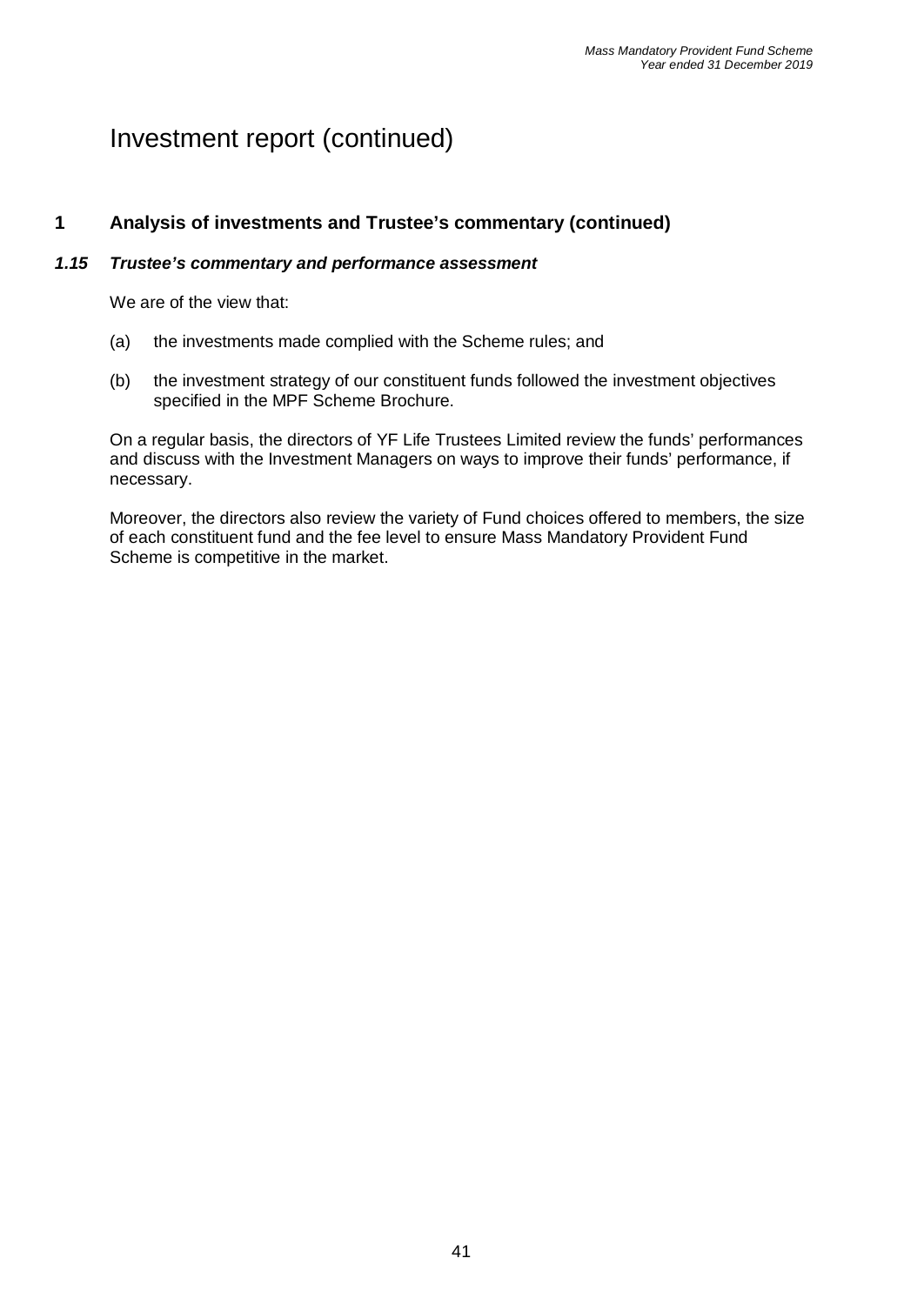# Investment report (continued)

## 1 Analysis of investments and Trustee's commentary (continued)

### *1.15 Trustee's commentary and performance assessment*

We are of the view that:

(a) the investments made complied with the Scheme rules; and

(b) the investment strategy of our constituent funds followed the investment objectives specified in the MPF Scheme Brochure.

On a regular basis, the directors of YF Life Trustees Limited review the funds' performances and discuss with the Investment Managers on ways to improve their funds' performance, if necessary.

Moreover, the directors also review the variety of Fund choices offered to members, the size of each constituent fund and the fee level to ensure Mass Mandatory Provident Fund Scheme is competitive in the market.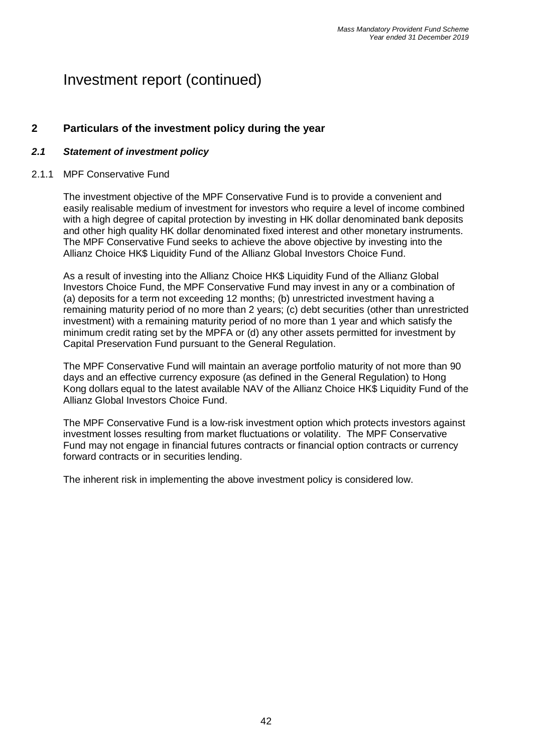# Investment report (continued)

## 2 Particulars of the investment policy during the year

### *2.1 Statement of investment policy*

2.1.1 MPF Conservative Fund

The investment objective of the MPF Conservative Fund is to provide a convenient and easily realisable medium of investment for investors who require a level of income combined with a high degree of capital protection by investing in HK dollar denominated bank deposits and other high quality HK dollar denominated fixed interest and other monetary instruments. The MPF Conservative Fund seeks to achieve the above objective by investing into the Allianz Choice HK$ Liquidity Fund of the Allianz Global Investors Choice Fund.

As a result of investing into the Allianz Choice HK$ Liquidity Fund of the Allianz Global Investors Choice Fund, the MPF Conservative Fund may invest in any or a combination of (a) deposits for a term not exceeding 12 months; (b) unrestricted investment having a remaining maturity period of no more than 2 years; (c) debt securities (other than unrestricted investment) with a remaining maturity period of no more than 1 year and which satisfy the minimum credit rating set by the MPFA or (d) any other assets permitted for investment by Capital Preservation Fund pursuant to the General Regulation.

The MPF Conservative Fund will maintain an average portfolio maturity of not more than 90 days and an effective currency exposure (as defined in the General Regulation) to Hong Kong dollars equal to the latest available NAV of the Allianz Choice HK$ Liquidity Fund of the Allianz Global Investors Choice Fund.

The MPF Conservative Fund is a low-risk investment option which protects investors against investment losses resulting from market fluctuations or volatility. The MPF Conservative Fund may not engage in financial futures contracts or financial option contracts or currency forward contracts or in securities lending.

The inherent risk in implementing the above investment policy is considered low.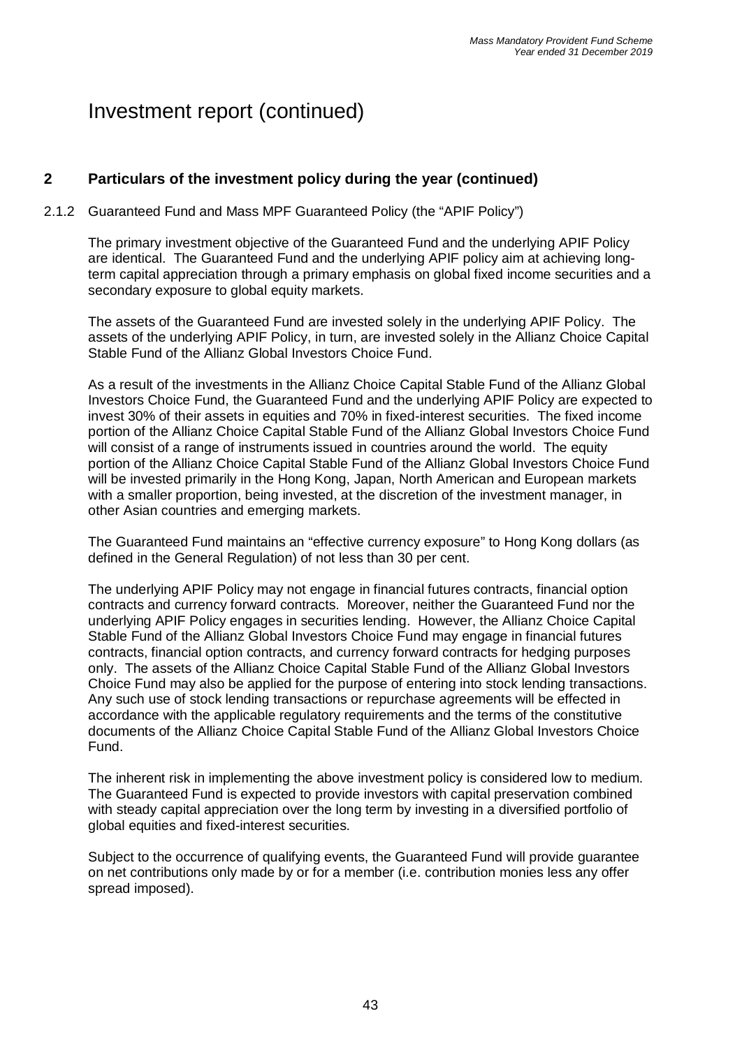# Investment report (continued)

## 2 Particulars of the investment policy during the year (continued)

2.1.2 Guaranteed Fund and Mass MPF Guaranteed Policy (the "APIF Policy")

The primary investment objective of the Guaranteed Fund and the underlying APIF Policy are identical. The Guaranteed Fund and the underlying APIF policy aim at achieving long-term capital appreciation through a primary emphasis on global fixed income securities and a secondary exposure to global equity markets.

The assets of the Guaranteed Fund are invested solely in the underlying APIF Policy. The assets of the underlying APIF Policy, in turn, are invested solely in the Allianz Choice Capital Stable Fund of the Allianz Global Investors Choice Fund.

As a result of the investments in the Allianz Choice Capital Stable Fund of the Allianz Global Investors Choice Fund, the Guaranteed Fund and the underlying APIF Policy are expected to invest 30% of their assets in equities and 70% in fixed-interest securities. The fixed income portion of the Allianz Choice Capital Stable Fund of the Allianz Global Investors Choice Fund will consist of a range of instruments issued in countries around the world. The equity portion of the Allianz Choice Capital Stable Fund of the Allianz Global Investors Choice Fund will be invested primarily in the Hong Kong, Japan, North American and European markets with a smaller proportion, being invested, at the discretion of the investment manager, in other Asian countries and emerging markets.

The Guaranteed Fund maintains an "effective currency exposure" to Hong Kong dollars (as defined in the General Regulation) of not less than 30 per cent.

The underlying APIF Policy may not engage in financial futures contracts, financial option contracts and currency forward contracts. Moreover, neither the Guaranteed Fund nor the underlying APIF Policy engages in securities lending. However, the Allianz Choice Capital Stable Fund of the Allianz Global Investors Choice Fund may engage in financial futures contracts, financial option contracts, and currency forward contracts for hedging purposes only. The assets of the Allianz Choice Capital Stable Fund of the Allianz Global Investors Choice Fund may also be applied for the purpose of entering into stock lending transactions. Any such use of stock lending transactions or repurchase agreements will be effected in accordance with the applicable regulatory requirements and the terms of the constitutive documents of the Allianz Choice Capital Stable Fund of the Allianz Global Investors Choice Fund.

The inherent risk in implementing the above investment policy is considered low to medium. The Guaranteed Fund is expected to provide investors with capital preservation combined with steady capital appreciation over the long term by investing in a diversified portfolio of global equities and fixed-interest securities.

Subject to the occurrence of qualifying events, the Guaranteed Fund will provide guarantee on net contributions only made by or for a member (i.e. contribution monies less any offer spread imposed).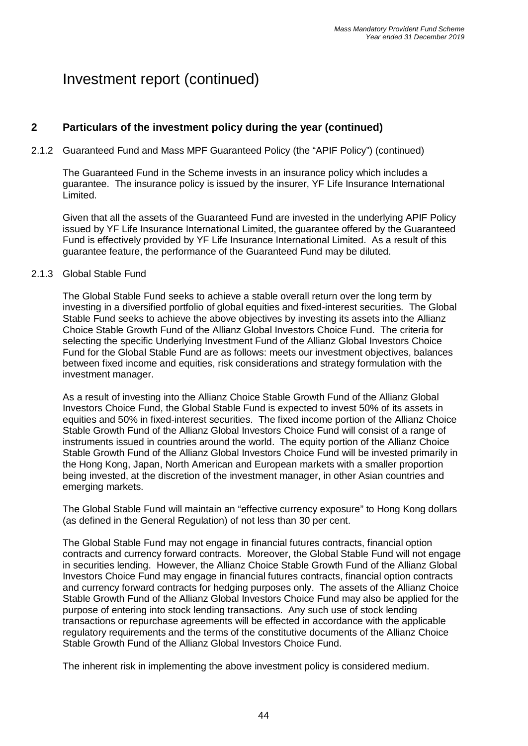# Investment report (continued)

## 2 Particulars of the investment policy during the year (continued)

2.1.2 Guaranteed Fund and Mass MPF Guaranteed Policy (the "APIF Policy") (continued)

The Guaranteed Fund in the Scheme invests in an insurance policy which includes a guarantee. The insurance policy is issued by the insurer, YF Life Insurance International Limited.

Given that all the assets of the Guaranteed Fund are invested in the underlying APIF Policy issued by YF Life Insurance International Limited, the guarantee offered by the Guaranteed Fund is effectively provided by YF Life Insurance International Limited. As a result of this guarantee feature, the performance of the Guaranteed Fund may be diluted.

2.1.3 Global Stable Fund

The Global Stable Fund seeks to achieve a stable overall return over the long term by investing in a diversified portfolio of global equities and fixed-interest securities. The Global Stable Fund seeks to achieve the above objectives by investing its assets into the Allianz Choice Stable Growth Fund of the Allianz Global Investors Choice Fund. The criteria for selecting the specific Underlying Investment Fund of the Allianz Global Investors Choice Fund for the Global Stable Fund are as follows: meets our investment objectives, balances between fixed income and equities, risk considerations and strategy formulation with the investment manager.

As a result of investing into the Allianz Choice Stable Growth Fund of the Allianz Global Investors Choice Fund, the Global Stable Fund is expected to invest 50% of its assets in equities and 50% in fixed-interest securities. The fixed income portion of the Allianz Choice Stable Growth Fund of the Allianz Global Investors Choice Fund will consist of a range of instruments issued in countries around the world. The equity portion of the Allianz Choice Stable Growth Fund of the Allianz Global Investors Choice Fund will be invested primarily in the Hong Kong, Japan, North American and European markets with a smaller proportion being invested, at the discretion of the investment manager, in other Asian countries and emerging markets.

The Global Stable Fund will maintain an "effective currency exposure" to Hong Kong dollars (as defined in the General Regulation) of not less than 30 per cent.

The Global Stable Fund may not engage in financial futures contracts, financial option contracts and currency forward contracts. Moreover, the Global Stable Fund will not engage in securities lending. However, the Allianz Choice Stable Growth Fund of the Allianz Global Investors Choice Fund may engage in financial futures contracts, financial option contracts and currency forward contracts for hedging purposes only. The assets of the Allianz Choice Stable Growth Fund of the Allianz Global Investors Choice Fund may also be applied for the purpose of entering into stock lending transactions. Any such use of stock lending transactions or repurchase agreements will be effected in accordance with the applicable regulatory requirements and the terms of the constitutive documents of the Allianz Choice Stable Growth Fund of the Allianz Global Investors Choice Fund.

The inherent risk in implementing the above investment policy is considered medium.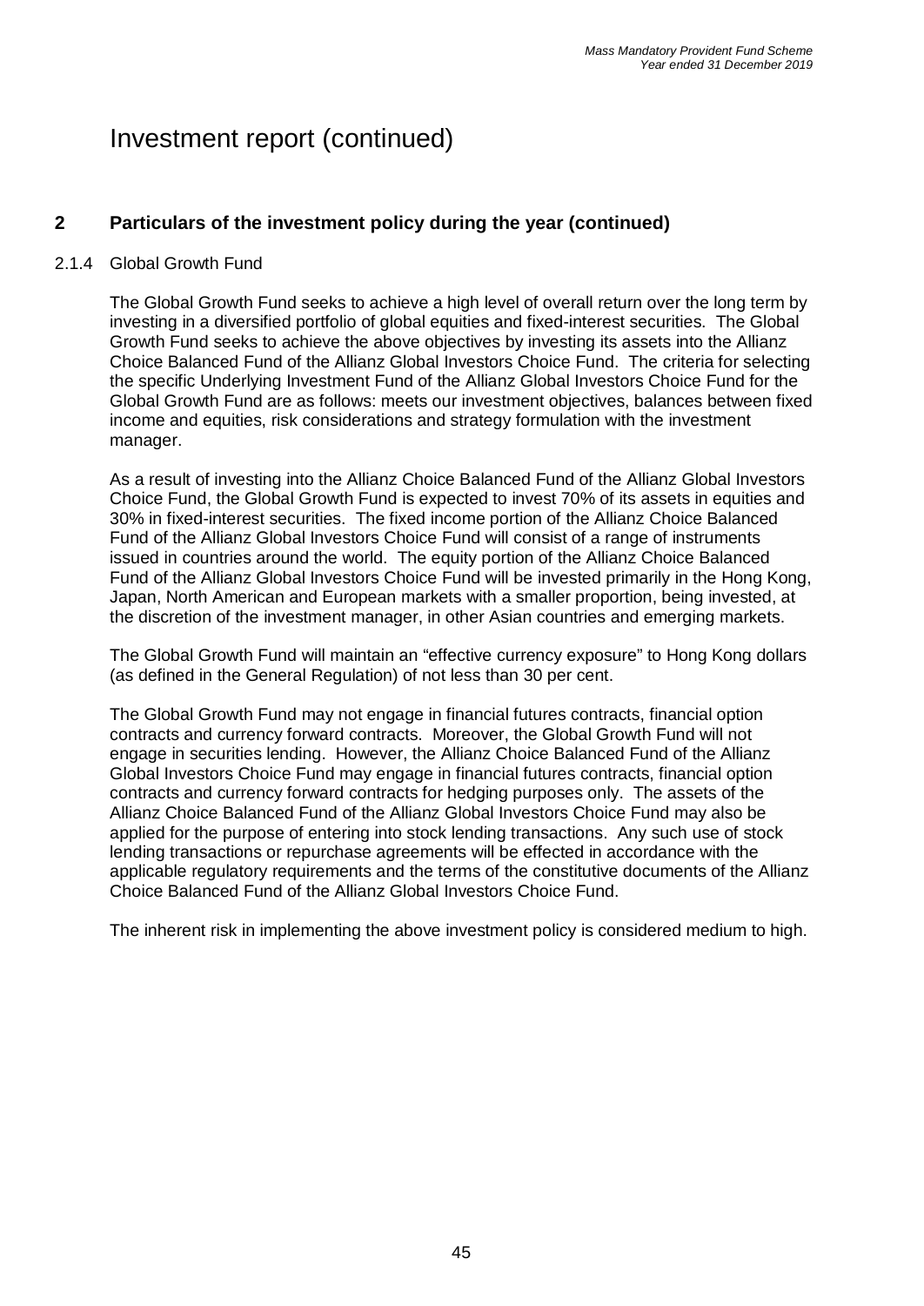# Investment report (continued)

## 2 Particulars of the investment policy during the year (continued)

### 2.1.4 Global Growth Fund

The Global Growth Fund seeks to achieve a high level of overall return over the long term by investing in a diversified portfolio of global equities and fixed-interest securities. The Global Growth Fund seeks to achieve the above objectives by investing its assets into the Allianz Choice Balanced Fund of the Allianz Global Investors Choice Fund. The criteria for selecting the specific Underlying Investment Fund of the Allianz Global Investors Choice Fund for the Global Growth Fund are as follows: meets our investment objectives, balances between fixed income and equities, risk considerations and strategy formulation with the investment manager.

As a result of investing into the Allianz Choice Balanced Fund of the Allianz Global Investors Choice Fund, the Global Growth Fund is expected to invest 70% of its assets in equities and 30% in fixed-interest securities. The fixed income portion of the Allianz Choice Balanced Fund of the Allianz Global Investors Choice Fund will consist of a range of instruments issued in countries around the world. The equity portion of the Allianz Choice Balanced Fund of the Allianz Global Investors Choice Fund will be invested primarily in the Hong Kong, Japan, North American and European markets with a smaller proportion, being invested, at the discretion of the investment manager, in other Asian countries and emerging markets.

The Global Growth Fund will maintain an "effective currency exposure" to Hong Kong dollars (as defined in the General Regulation) of not less than 30 per cent.

The Global Growth Fund may not engage in financial futures contracts, financial option contracts and currency forward contracts. Moreover, the Global Growth Fund will not engage in securities lending. However, the Allianz Choice Balanced Fund of the Allianz Global Investors Choice Fund may engage in financial futures contracts, financial option contracts and currency forward contracts for hedging purposes only. The assets of the Allianz Choice Balanced Fund of the Allianz Global Investors Choice Fund may also be applied for the purpose of entering into stock lending transactions. Any such use of stock lending transactions or repurchase agreements will be effected in accordance with the applicable regulatory requirements and the terms of the constitutive documents of the Allianz Choice Balanced Fund of the Allianz Global Investors Choice Fund.

The inherent risk in implementing the above investment policy is considered medium to high.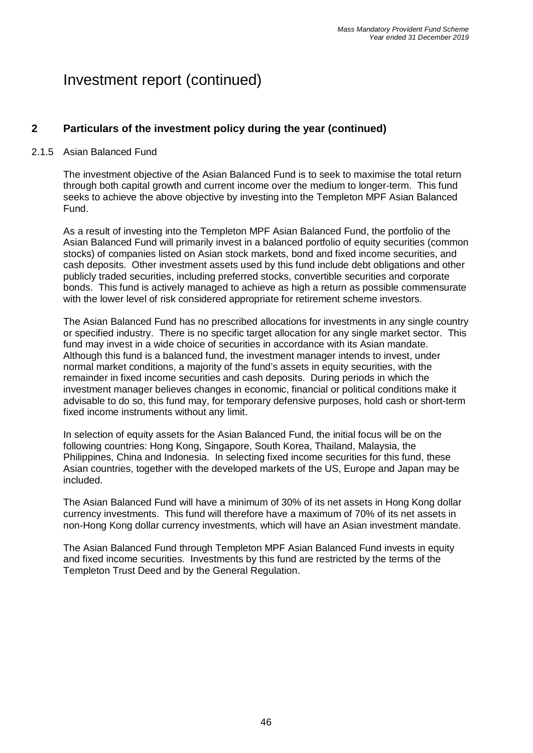# Investment report (continued)

## 2 Particulars of the investment policy during the year (continued)

### 2.1.5 Asian Balanced Fund

The investment objective of the Asian Balanced Fund is to seek to maximise the total return through both capital growth and current income over the medium to longer-term. This fund seeks to achieve the above objective by investing into the Templeton MPF Asian Balanced Fund.

As a result of investing into the Templeton MPF Asian Balanced Fund, the portfolio of the Asian Balanced Fund will primarily invest in a balanced portfolio of equity securities (common stocks) of companies listed on Asian stock markets, bond and fixed income securities, and cash deposits. Other investment assets used by this fund include debt obligations and other publicly traded securities, including preferred stocks, convertible securities and corporate bonds. This fund is actively managed to achieve as high a return as possible commensurate with the lower level of risk considered appropriate for retirement scheme investors.

The Asian Balanced Fund has no prescribed allocations for investments in any single country or specified industry. There is no specific target allocation for any single market sector. This fund may invest in a wide choice of securities in accordance with its Asian mandate. Although this fund is a balanced fund, the investment manager intends to invest, under normal market conditions, a majority of the fund's assets in equity securities, with the remainder in fixed income securities and cash deposits. During periods in which the investment manager believes changes in economic, financial or political conditions make it advisable to do so, this fund may, for temporary defensive purposes, hold cash or short-term fixed income instruments without any limit.

In selection of equity assets for the Asian Balanced Fund, the initial focus will be on the following countries: Hong Kong, Singapore, South Korea, Thailand, Malaysia, the Philippines, China and Indonesia. In selecting fixed income securities for this fund, these Asian countries, together with the developed markets of the US, Europe and Japan may be included.

The Asian Balanced Fund will have a minimum of 30% of its net assets in Hong Kong dollar currency investments. This fund will therefore have a maximum of 70% of its net assets in non-Hong Kong dollar currency investments, which will have an Asian investment mandate.

The Asian Balanced Fund through Templeton MPF Asian Balanced Fund invests in equity and fixed income securities. Investments by this fund are restricted by the terms of the Templeton Trust Deed and by the General Regulation.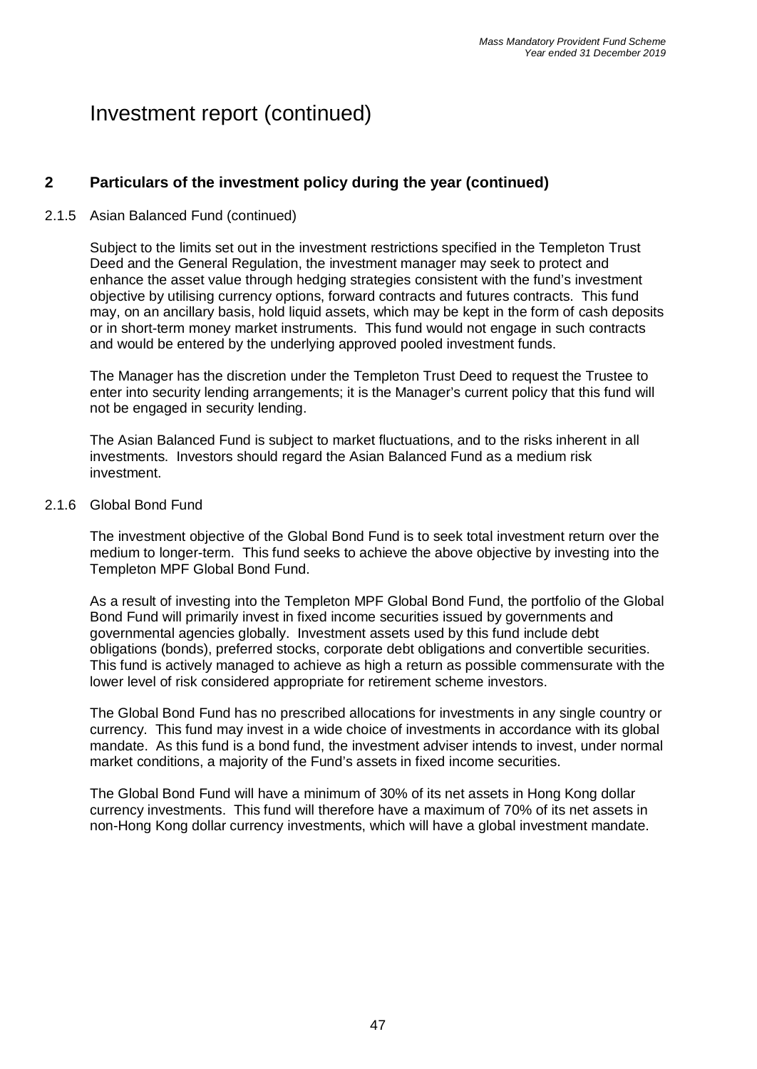# Investment report (continued)

## 2 Particulars of the investment policy during the year (continued)

### 2.1.5 Asian Balanced Fund (continued)

Subject to the limits set out in the investment restrictions specified in the Templeton Trust Deed and the General Regulation, the investment manager may seek to protect and enhance the asset value through hedging strategies consistent with the fund's investment objective by utilising currency options, forward contracts and futures contracts. This fund may, on an ancillary basis, hold liquid assets, which may be kept in the form of cash deposits or in short-term money market instruments. This fund would not engage in such contracts and would be entered by the underlying approved pooled investment funds.

The Manager has the discretion under the Templeton Trust Deed to request the Trustee to enter into security lending arrangements; it is the Manager's current policy that this fund will not be engaged in security lending.

The Asian Balanced Fund is subject to market fluctuations, and to the risks inherent in all investments. Investors should regard the Asian Balanced Fund as a medium risk investment.

### 2.1.6 Global Bond Fund

The investment objective of the Global Bond Fund is to seek total investment return over the medium to longer-term. This fund seeks to achieve the above objective by investing into the Templeton MPF Global Bond Fund.

As a result of investing into the Templeton MPF Global Bond Fund, the portfolio of the Global Bond Fund will primarily invest in fixed income securities issued by governments and governmental agencies globally. Investment assets used by this fund include debt obligations (bonds), preferred stocks, corporate debt obligations and convertible securities. This fund is actively managed to achieve as high a return as possible commensurate with the lower level of risk considered appropriate for retirement scheme investors.

The Global Bond Fund has no prescribed allocations for investments in any single country or currency. This fund may invest in a wide choice of investments in accordance with its global mandate. As this fund is a bond fund, the investment adviser intends to invest, under normal market conditions, a majority of the Fund's assets in fixed income securities.

The Global Bond Fund will have a minimum of 30% of its net assets in Hong Kong dollar currency investments. This fund will therefore have a maximum of 70% of its net assets in non-Hong Kong dollar currency investments, which will have a global investment mandate.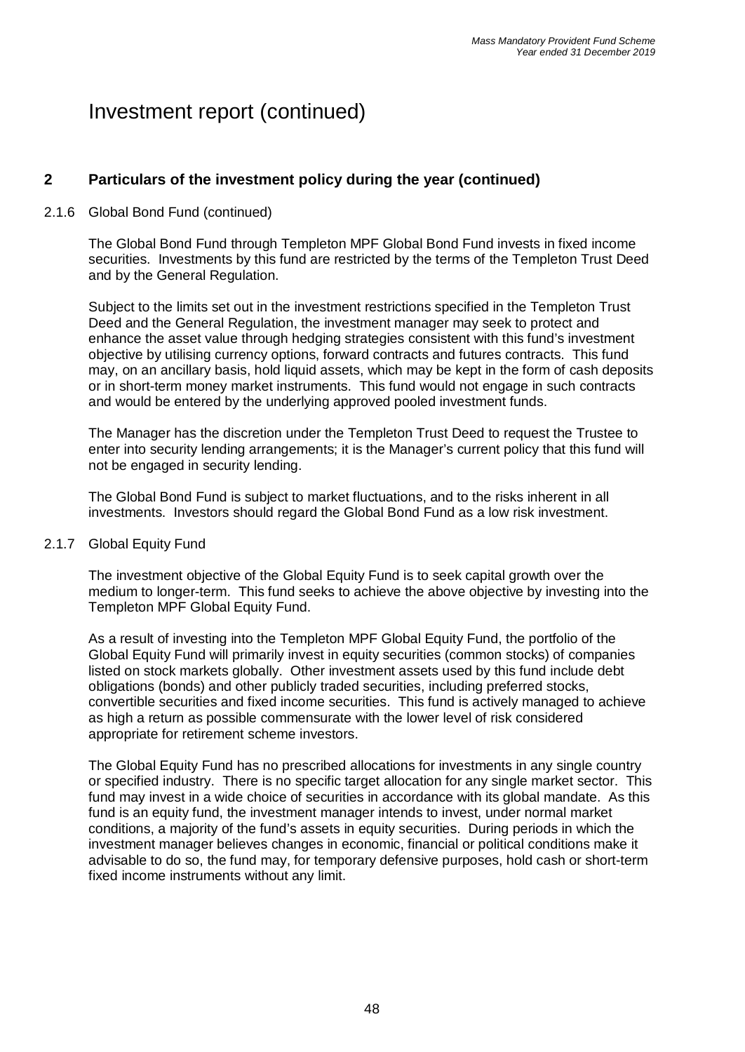# Investment report (continued)

## 2 Particulars of the investment policy during the year (continued)

### 2.1.6 Global Bond Fund (continued)

The Global Bond Fund through Templeton MPF Global Bond Fund invests in fixed income securities. Investments by this fund are restricted by the terms of the Templeton Trust Deed and by the General Regulation.

Subject to the limits set out in the investment restrictions specified in the Templeton Trust Deed and the General Regulation, the investment manager may seek to protect and enhance the asset value through hedging strategies consistent with this fund's investment objective by utilising currency options, forward contracts and futures contracts. This fund may, on an ancillary basis, hold liquid assets, which may be kept in the form of cash deposits or in short-term money market instruments. This fund would not engage in such contracts and would be entered by the underlying approved pooled investment funds.

The Manager has the discretion under the Templeton Trust Deed to request the Trustee to enter into security lending arrangements; it is the Manager's current policy that this fund will not be engaged in security lending.

The Global Bond Fund is subject to market fluctuations, and to the risks inherent in all investments. Investors should regard the Global Bond Fund as a low risk investment.

### 2.1.7 Global Equity Fund

The investment objective of the Global Equity Fund is to seek capital growth over the medium to longer-term. This fund seeks to achieve the above objective by investing into the Templeton MPF Global Equity Fund.

As a result of investing into the Templeton MPF Global Equity Fund, the portfolio of the Global Equity Fund will primarily invest in equity securities (common stocks) of companies listed on stock markets globally. Other investment assets used by this fund include debt obligations (bonds) and other publicly traded securities, including preferred stocks, convertible securities and fixed income securities. This fund is actively managed to achieve as high a return as possible commensurate with the lower level of risk considered appropriate for retirement scheme investors.

The Global Equity Fund has no prescribed allocations for investments in any single country or specified industry. There is no specific target allocation for any single market sector. This fund may invest in a wide choice of securities in accordance with its global mandate. As this fund is an equity fund, the investment manager intends to invest, under normal market conditions, a majority of the fund's assets in equity securities. During periods in which the investment manager believes changes in economic, financial or political conditions make it advisable to do so, the fund may, for temporary defensive purposes, hold cash or short-term fixed income instruments without any limit.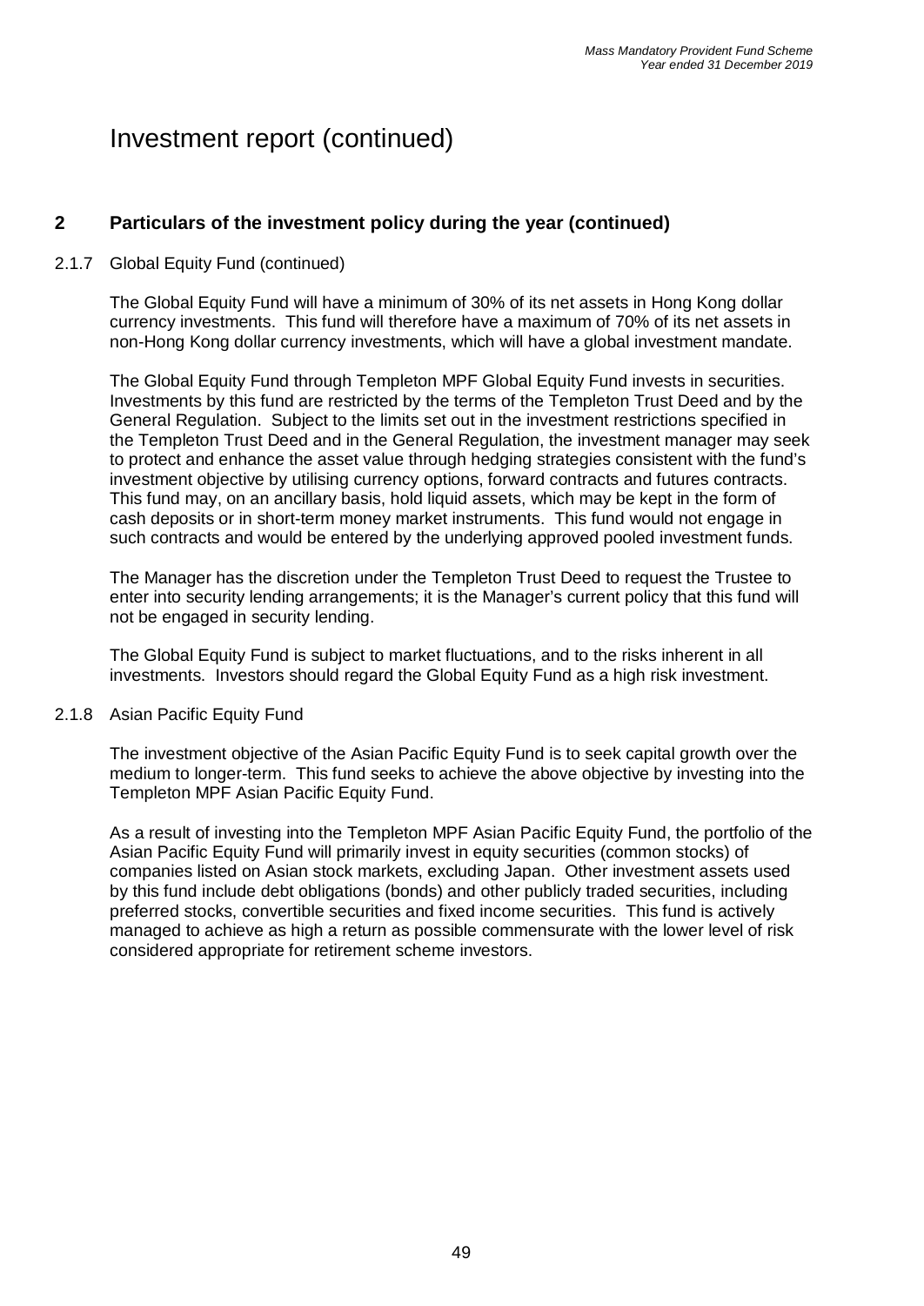# Investment report (continued)

## 2 Particulars of the investment policy during the year (continued)

### 2.1.7 Global Equity Fund (continued)

The Global Equity Fund will have a minimum of 30% of its net assets in Hong Kong dollar currency investments. This fund will therefore have a maximum of 70% of its net assets in non-Hong Kong dollar currency investments, which will have a global investment mandate.

The Global Equity Fund through Templeton MPF Global Equity Fund invests in securities. Investments by this fund are restricted by the terms of the Templeton Trust Deed and by the General Regulation. Subject to the limits set out in the investment restrictions specified in the Templeton Trust Deed and in the General Regulation, the investment manager may seek to protect and enhance the asset value through hedging strategies consistent with the fund's investment objective by utilising currency options, forward contracts and futures contracts. This fund may, on an ancillary basis, hold liquid assets, which may be kept in the form of cash deposits or in short-term money market instruments. This fund would not engage in such contracts and would be entered by the underlying approved pooled investment funds.

The Manager has the discretion under the Templeton Trust Deed to request the Trustee to enter into security lending arrangements; it is the Manager's current policy that this fund will not be engaged in security lending.

The Global Equity Fund is subject to market fluctuations, and to the risks inherent in all investments. Investors should regard the Global Equity Fund as a high risk investment.

### 2.1.8 Asian Pacific Equity Fund

The investment objective of the Asian Pacific Equity Fund is to seek capital growth over the medium to longer-term. This fund seeks to achieve the above objective by investing into the Templeton MPF Asian Pacific Equity Fund.

As a result of investing into the Templeton MPF Asian Pacific Equity Fund, the portfolio of the Asian Pacific Equity Fund will primarily invest in equity securities (common stocks) of companies listed on Asian stock markets, excluding Japan. Other investment assets used by this fund include debt obligations (bonds) and other publicly traded securities, including preferred stocks, convertible securities and fixed income securities. This fund is actively managed to achieve as high a return as possible commensurate with the lower level of risk considered appropriate for retirement scheme investors.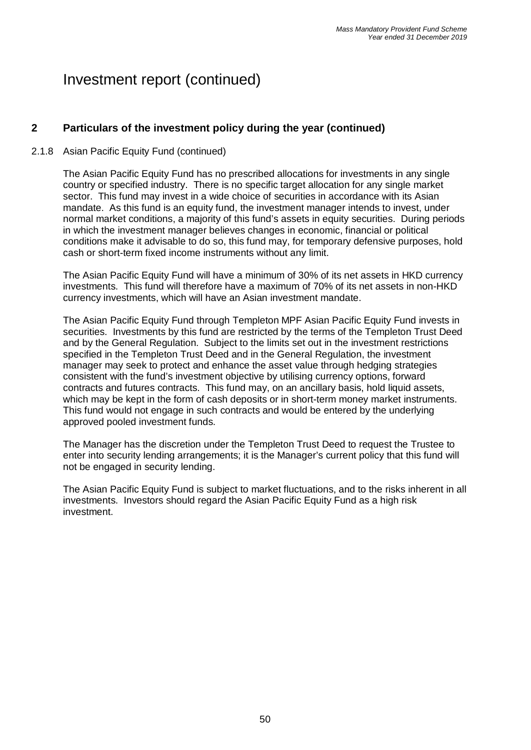# Investment report (continued)

## 2 Particulars of the investment policy during the year (continued)

### 2.1.8 Asian Pacific Equity Fund (continued)

The Asian Pacific Equity Fund has no prescribed allocations for investments in any single country or specified industry. There is no specific target allocation for any single market sector. This fund may invest in a wide choice of securities in accordance with its Asian mandate. As this fund is an equity fund, the investment manager intends to invest, under normal market conditions, a majority of this fund's assets in equity securities. During periods in which the investment manager believes changes in economic, financial or political conditions make it advisable to do so, this fund may, for temporary defensive purposes, hold cash or short-term fixed income instruments without any limit.

The Asian Pacific Equity Fund will have a minimum of 30% of its net assets in HKD currency investments. This fund will therefore have a maximum of 70% of its net assets in non-HKD currency investments, which will have an Asian investment mandate.

The Asian Pacific Equity Fund through Templeton MPF Asian Pacific Equity Fund invests in securities. Investments by this fund are restricted by the terms of the Templeton Trust Deed and by the General Regulation. Subject to the limits set out in the investment restrictions specified in the Templeton Trust Deed and in the General Regulation, the investment manager may seek to protect and enhance the asset value through hedging strategies consistent with the fund's investment objective by utilising currency options, forward contracts and futures contracts. This fund may, on an ancillary basis, hold liquid assets, which may be kept in the form of cash deposits or in short-term money market instruments. This fund would not engage in such contracts and would be entered by the underlying approved pooled investment funds.

The Manager has the discretion under the Templeton Trust Deed to request the Trustee to enter into security lending arrangements; it is the Manager's current policy that this fund will not be engaged in security lending.

The Asian Pacific Equity Fund is subject to market fluctuations, and to the risks inherent in all investments. Investors should regard the Asian Pacific Equity Fund as a high risk investment.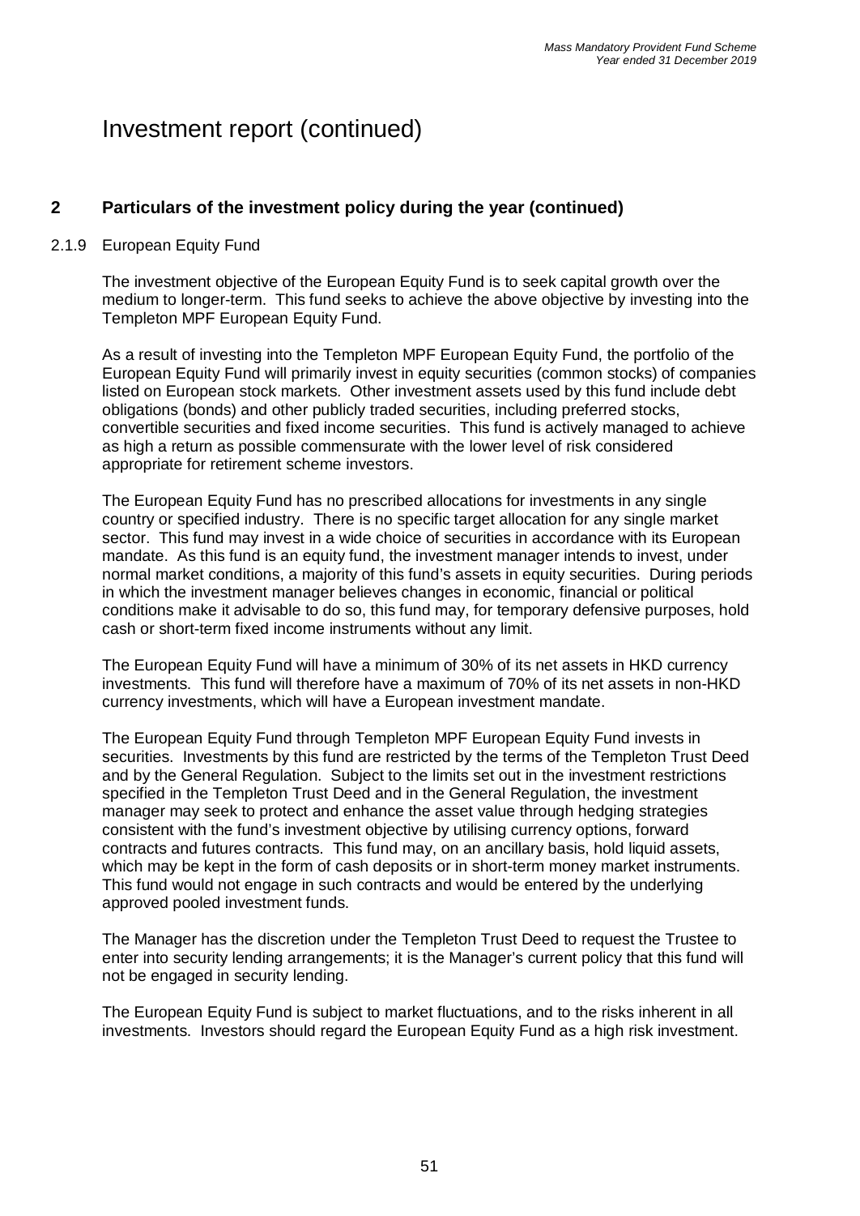# Investment report (continued)

## 2 Particulars of the investment policy during the year (continued)

### 2.1.9 European Equity Fund

The investment objective of the European Equity Fund is to seek capital growth over the medium to longer-term. This fund seeks to achieve the above objective by investing into the Templeton MPF European Equity Fund.

As a result of investing into the Templeton MPF European Equity Fund, the portfolio of the European Equity Fund will primarily invest in equity securities (common stocks) of companies listed on European stock markets. Other investment assets used by this fund include debt obligations (bonds) and other publicly traded securities, including preferred stocks, convertible securities and fixed income securities. This fund is actively managed to achieve as high a return as possible commensurate with the lower level of risk considered appropriate for retirement scheme investors.

The European Equity Fund has no prescribed allocations for investments in any single country or specified industry. There is no specific target allocation for any single market sector. This fund may invest in a wide choice of securities in accordance with its European mandate. As this fund is an equity fund, the investment manager intends to invest, under normal market conditions, a majority of this fund's assets in equity securities. During periods in which the investment manager believes changes in economic, financial or political conditions make it advisable to do so, this fund may, for temporary defensive purposes, hold cash or short-term fixed income instruments without any limit.

The European Equity Fund will have a minimum of 30% of its net assets in HKD currency investments. This fund will therefore have a maximum of 70% of its net assets in non-HKD currency investments, which will have a European investment mandate.

The European Equity Fund through Templeton MPF European Equity Fund invests in securities. Investments by this fund are restricted by the terms of the Templeton Trust Deed and by the General Regulation. Subject to the limits set out in the investment restrictions specified in the Templeton Trust Deed and in the General Regulation, the investment manager may seek to protect and enhance the asset value through hedging strategies consistent with the fund's investment objective by utilising currency options, forward contracts and futures contracts. This fund may, on an ancillary basis, hold liquid assets, which may be kept in the form of cash deposits or in short-term money market instruments. This fund would not engage in such contracts and would be entered by the underlying approved pooled investment funds.

The Manager has the discretion under the Templeton Trust Deed to request the Trustee to enter into security lending arrangements; it is the Manager's current policy that this fund will not be engaged in security lending.

The European Equity Fund is subject to market fluctuations, and to the risks inherent in all investments. Investors should regard the European Equity Fund as a high risk investment.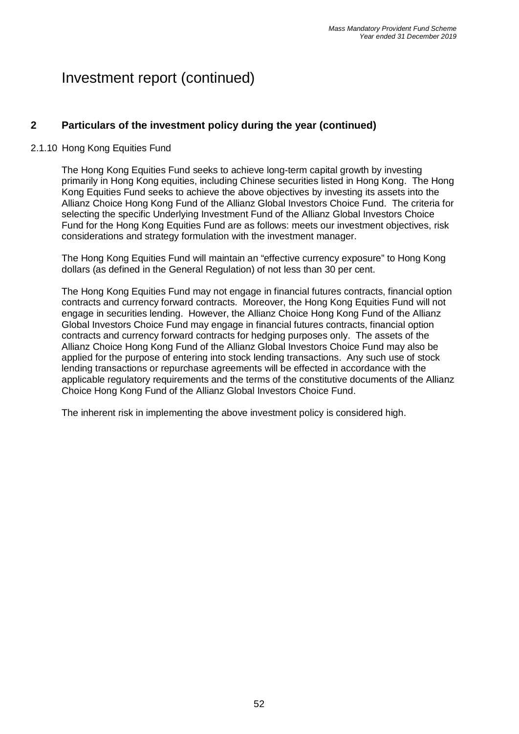# Investment report (continued)

## 2 Particulars of the investment policy during the year (continued)

### 2.1.10 Hong Kong Equities Fund

The Hong Kong Equities Fund seeks to achieve long-term capital growth by investing primarily in Hong Kong equities, including Chinese securities listed in Hong Kong. The Hong Kong Equities Fund seeks to achieve the above objectives by investing its assets into the Allianz Choice Hong Kong Fund of the Allianz Global Investors Choice Fund. The criteria for selecting the specific Underlying Investment Fund of the Allianz Global Investors Choice Fund for the Hong Kong Equities Fund are as follows: meets our investment objectives, risk considerations and strategy formulation with the investment manager.

The Hong Kong Equities Fund will maintain an "effective currency exposure" to Hong Kong dollars (as defined in the General Regulation) of not less than 30 per cent.

The Hong Kong Equities Fund may not engage in financial futures contracts, financial option contracts and currency forward contracts. Moreover, the Hong Kong Equities Fund will not engage in securities lending. However, the Allianz Choice Hong Kong Fund of the Allianz Global Investors Choice Fund may engage in financial futures contracts, financial option contracts and currency forward contracts for hedging purposes only. The assets of the Allianz Choice Hong Kong Fund of the Allianz Global Investors Choice Fund may also be applied for the purpose of entering into stock lending transactions. Any such use of stock lending transactions or repurchase agreements will be effected in accordance with the applicable regulatory requirements and the terms of the constitutive documents of the Allianz Choice Hong Kong Fund of the Allianz Global Investors Choice Fund.

The inherent risk in implementing the above investment policy is considered high.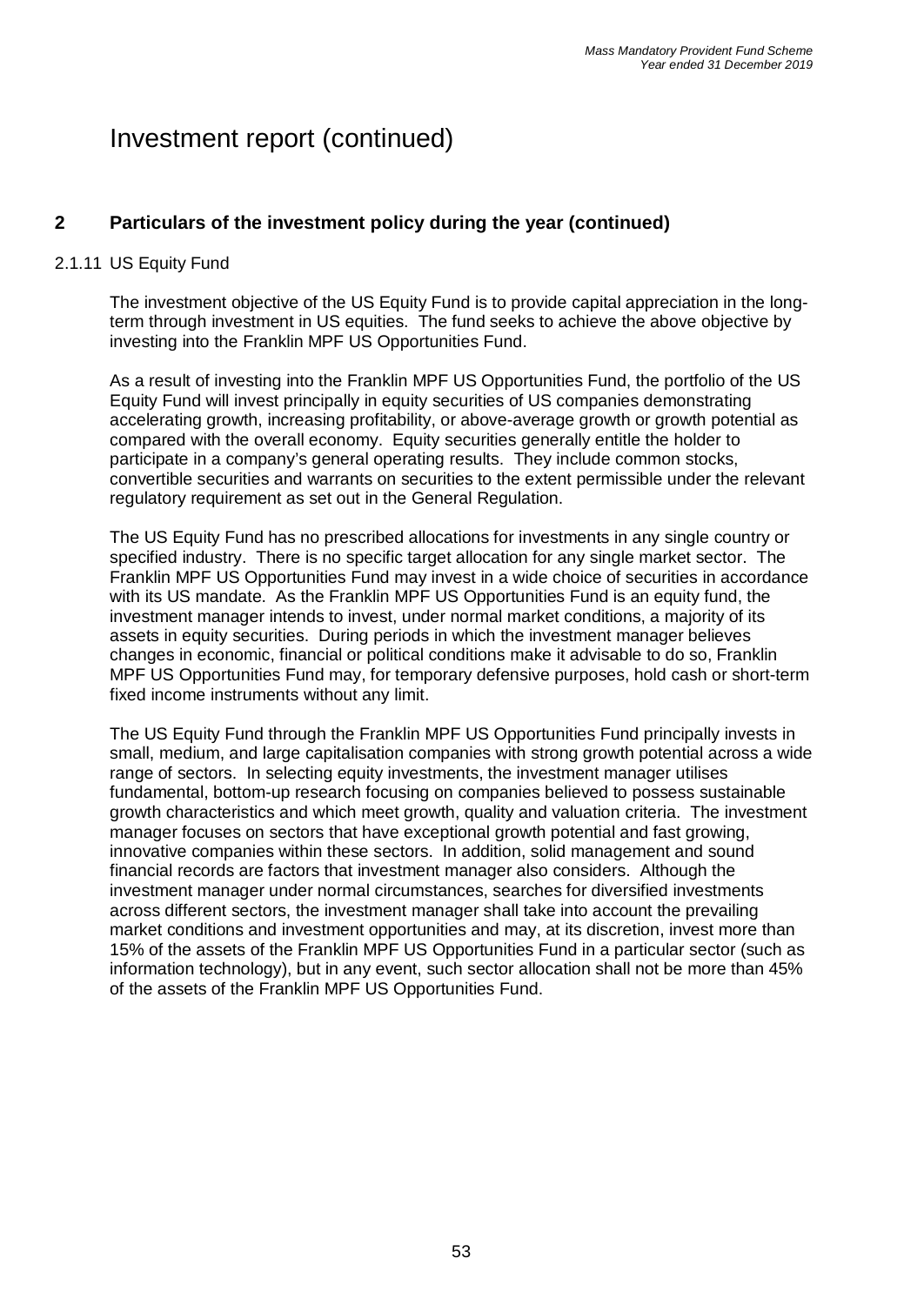# Investment report (continued)

## 2 Particulars of the investment policy during the year (continued)

### 2.1.11 US Equity Fund

The investment objective of the US Equity Fund is to provide capital appreciation in the long-term through investment in US equities. The fund seeks to achieve the above objective by investing into the Franklin MPF US Opportunities Fund.

As a result of investing into the Franklin MPF US Opportunities Fund, the portfolio of the US Equity Fund will invest principally in equity securities of US companies demonstrating accelerating growth, increasing profitability, or above-average growth or growth potential as compared with the overall economy. Equity securities generally entitle the holder to participate in a company's general operating results. They include common stocks, convertible securities and warrants on securities to the extent permissible under the relevant regulatory requirement as set out in the General Regulation.

The US Equity Fund has no prescribed allocations for investments in any single country or specified industry. There is no specific target allocation for any single market sector. The Franklin MPF US Opportunities Fund may invest in a wide choice of securities in accordance with its US mandate. As the Franklin MPF US Opportunities Fund is an equity fund, the investment manager intends to invest, under normal market conditions, a majority of its assets in equity securities. During periods in which the investment manager believes changes in economic, financial or political conditions make it advisable to do so, Franklin MPF US Opportunities Fund may, for temporary defensive purposes, hold cash or short-term fixed income instruments without any limit.

The US Equity Fund through the Franklin MPF US Opportunities Fund principally invests in small, medium, and large capitalisation companies with strong growth potential across a wide range of sectors. In selecting equity investments, the investment manager utilises fundamental, bottom-up research focusing on companies believed to possess sustainable growth characteristics and which meet growth, quality and valuation criteria. The investment manager focuses on sectors that have exceptional growth potential and fast growing, innovative companies within these sectors. In addition, solid management and sound financial records are factors that investment manager also considers. Although the investment manager under normal circumstances, searches for diversified investments across different sectors, the investment manager shall take into account the prevailing market conditions and investment opportunities and may, at its discretion, invest more than 15% of the assets of the Franklin MPF US Opportunities Fund in a particular sector (such as information technology), but in any event, such sector allocation shall not be more than 45% of the assets of the Franklin MPF US Opportunities Fund.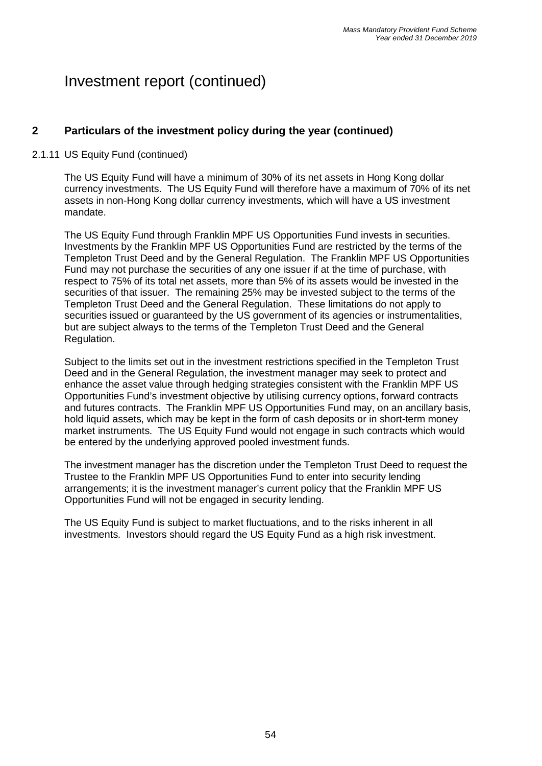# Investment report (continued)

## 2 Particulars of the investment policy during the year (continued)

### 2.1.11 US Equity Fund (continued)

The US Equity Fund will have a minimum of 30% of its net assets in Hong Kong dollar currency investments. The US Equity Fund will therefore have a maximum of 70% of its net assets in non-Hong Kong dollar currency investments, which will have a US investment mandate.

The US Equity Fund through Franklin MPF US Opportunities Fund invests in securities. Investments by the Franklin MPF US Opportunities Fund are restricted by the terms of the Templeton Trust Deed and by the General Regulation. The Franklin MPF US Opportunities Fund may not purchase the securities of any one issuer if at the time of purchase, with respect to 75% of its total net assets, more than 5% of its assets would be invested in the securities of that issuer. The remaining 25% may be invested subject to the terms of the Templeton Trust Deed and the General Regulation. These limitations do not apply to securities issued or guaranteed by the US government of its agencies or instrumentalities, but are subject always to the terms of the Templeton Trust Deed and the General Regulation.

Subject to the limits set out in the investment restrictions specified in the Templeton Trust Deed and in the General Regulation, the investment manager may seek to protect and enhance the asset value through hedging strategies consistent with the Franklin MPF US Opportunities Fund's investment objective by utilising currency options, forward contracts and futures contracts. The Franklin MPF US Opportunities Fund may, on an ancillary basis, hold liquid assets, which may be kept in the form of cash deposits or in short-term money market instruments. The US Equity Fund would not engage in such contracts which would be entered by the underlying approved pooled investment funds.

The investment manager has the discretion under the Templeton Trust Deed to request the Trustee to the Franklin MPF US Opportunities Fund to enter into security lending arrangements; it is the investment manager's current policy that the Franklin MPF US Opportunities Fund will not be engaged in security lending.

The US Equity Fund is subject to market fluctuations, and to the risks inherent in all investments. Investors should regard the US Equity Fund as a high risk investment.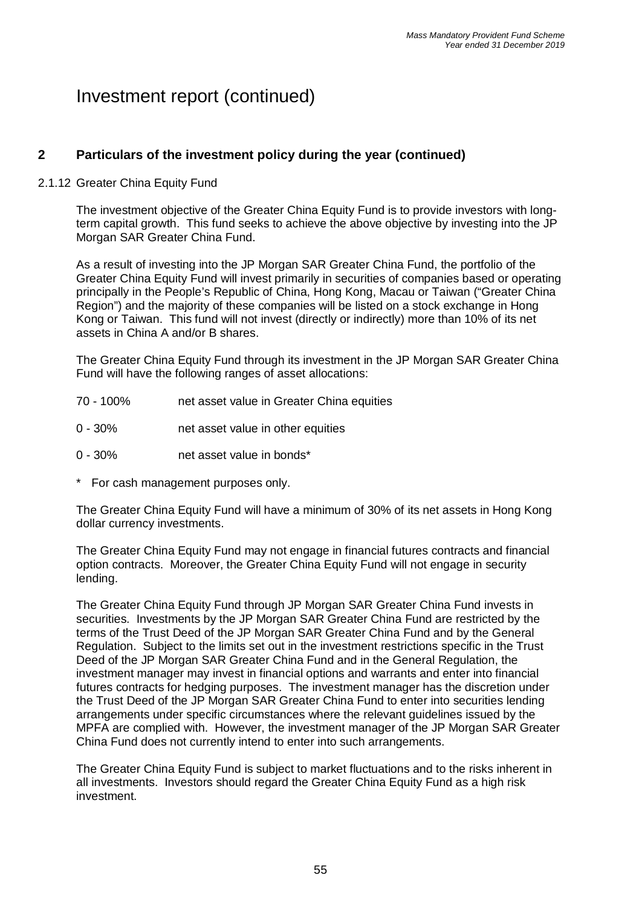# Investment report (continued)

## 2 Particulars of the investment policy during the year (continued)

### 2.1.12 Greater China Equity Fund

The investment objective of the Greater China Equity Fund is to provide investors with long-term capital growth. This fund seeks to achieve the above objective by investing into the JP Morgan SAR Greater China Fund.

As a result of investing into the JP Morgan SAR Greater China Fund, the portfolio of the Greater China Equity Fund will invest primarily in securities of companies based or operating principally in the People's Republic of China, Hong Kong, Macau or Taiwan ("Greater China Region") and the majority of these companies will be listed on a stock exchange in Hong Kong or Taiwan. This fund will not invest (directly or indirectly) more than 10% of its net assets in China A and/or B shares.

The Greater China Equity Fund through its investment in the JP Morgan SAR Greater China Fund will have the following ranges of asset allocations:

| | |
|---|---|
| 70 - 100% | net asset value in Greater China equities |
| 0 - 30% | net asset value in other equities |
| 0 - 30% | net asset value in bonds* |

\* For cash management purposes only.

The Greater China Equity Fund will have a minimum of 30% of its net assets in Hong Kong dollar currency investments.

The Greater China Equity Fund may not engage in financial futures contracts and financial option contracts. Moreover, the Greater China Equity Fund will not engage in security lending.

The Greater China Equity Fund through JP Morgan SAR Greater China Fund invests in securities. Investments by the JP Morgan SAR Greater China Fund are restricted by the terms of the Trust Deed of the JP Morgan SAR Greater China Fund and by the General Regulation. Subject to the limits set out in the investment restrictions specific in the Trust Deed of the JP Morgan SAR Greater China Fund and in the General Regulation, the investment manager may invest in financial options and warrants and enter into financial futures contracts for hedging purposes. The investment manager has the discretion under the Trust Deed of the JP Morgan SAR Greater China Fund to enter into securities lending arrangements under specific circumstances where the relevant guidelines issued by the MPFA are complied with. However, the investment manager of the JP Morgan SAR Greater China Fund does not currently intend to enter into such arrangements.

The Greater China Equity Fund is subject to market fluctuations and to the risks inherent in all investments. Investors should regard the Greater China Equity Fund as a high risk investment.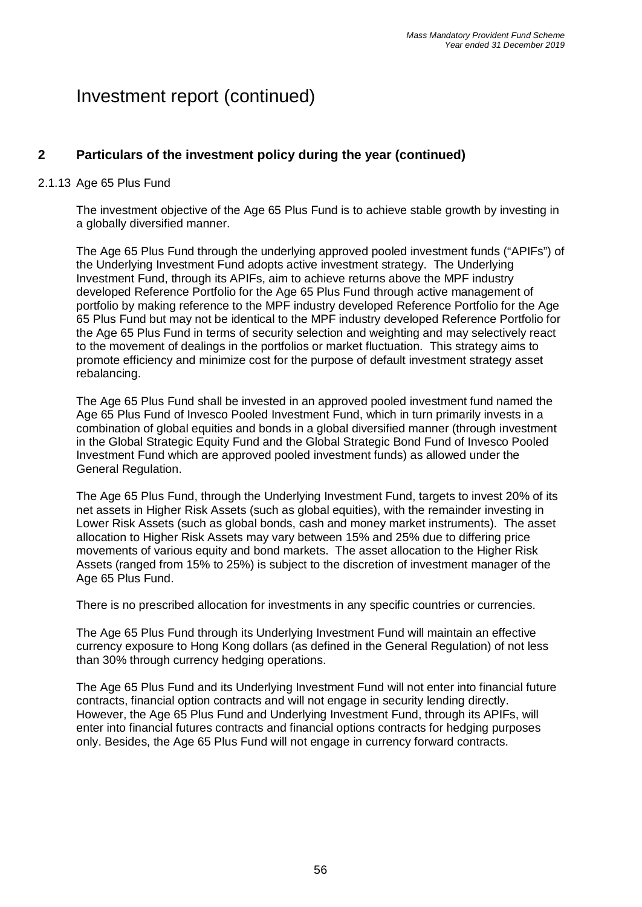# Investment report (continued)

## 2 Particulars of the investment policy during the year (continued)

### 2.1.13 Age 65 Plus Fund

The investment objective of the Age 65 Plus Fund is to achieve stable growth by investing in a globally diversified manner.

The Age 65 Plus Fund through the underlying approved pooled investment funds ("APIFs") of the Underlying Investment Fund adopts active investment strategy. The Underlying Investment Fund, through its APIFs, aim to achieve returns above the MPF industry developed Reference Portfolio for the Age 65 Plus Fund through active management of portfolio by making reference to the MPF industry developed Reference Portfolio for the Age 65 Plus Fund but may not be identical to the MPF industry developed Reference Portfolio for the Age 65 Plus Fund in terms of security selection and weighting and may selectively react to the movement of dealings in the portfolios or market fluctuation. This strategy aims to promote efficiency and minimize cost for the purpose of default investment strategy asset rebalancing.

The Age 65 Plus Fund shall be invested in an approved pooled investment fund named the Age 65 Plus Fund of Invesco Pooled Investment Fund, which in turn primarily invests in a combination of global equities and bonds in a global diversified manner (through investment in the Global Strategic Equity Fund and the Global Strategic Bond Fund of Invesco Pooled Investment Fund which are approved pooled investment funds) as allowed under the General Regulation.

The Age 65 Plus Fund, through the Underlying Investment Fund, targets to invest 20% of its net assets in Higher Risk Assets (such as global equities), with the remainder investing in Lower Risk Assets (such as global bonds, cash and money market instruments). The asset allocation to Higher Risk Assets may vary between 15% and 25% due to differing price movements of various equity and bond markets. The asset allocation to the Higher Risk Assets (ranged from 15% to 25%) is subject to the discretion of investment manager of the Age 65 Plus Fund.

There is no prescribed allocation for investments in any specific countries or currencies.

The Age 65 Plus Fund through its Underlying Investment Fund will maintain an effective currency exposure to Hong Kong dollars (as defined in the General Regulation) of not less than 30% through currency hedging operations.

The Age 65 Plus Fund and its Underlying Investment Fund will not enter into financial future contracts, financial option contracts and will not engage in security lending directly. However, the Age 65 Plus Fund and Underlying Investment Fund, through its APIFs, will enter into financial futures contracts and financial options contracts for hedging purposes only. Besides, the Age 65 Plus Fund will not engage in currency forward contracts.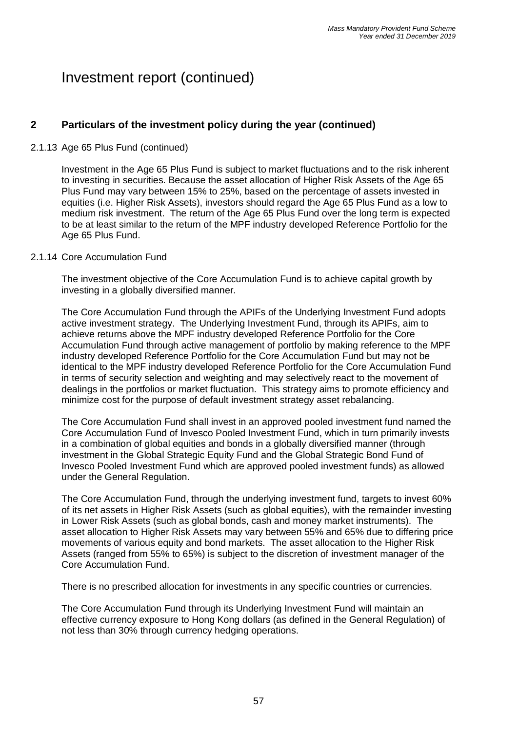# Investment report (continued)

## 2 Particulars of the investment policy during the year (continued)

### 2.1.13 Age 65 Plus Fund (continued)

Investment in the Age 65 Plus Fund is subject to market fluctuations and to the risk inherent to investing in securities. Because the asset allocation of Higher Risk Assets of the Age 65 Plus Fund may vary between 15% to 25%, based on the percentage of assets invested in equities (i.e. Higher Risk Assets), investors should regard the Age 65 Plus Fund as a low to medium risk investment. The return of the Age 65 Plus Fund over the long term is expected to be at least similar to the return of the MPF industry developed Reference Portfolio for the Age 65 Plus Fund.

### 2.1.14 Core Accumulation Fund

The investment objective of the Core Accumulation Fund is to achieve capital growth by investing in a globally diversified manner.

The Core Accumulation Fund through the APIFs of the Underlying Investment Fund adopts active investment strategy. The Underlying Investment Fund, through its APIFs, aim to achieve returns above the MPF industry developed Reference Portfolio for the Core Accumulation Fund through active management of portfolio by making reference to the MPF industry developed Reference Portfolio for the Core Accumulation Fund but may not be identical to the MPF industry developed Reference Portfolio for the Core Accumulation Fund in terms of security selection and weighting and may selectively react to the movement of dealings in the portfolios or market fluctuation. This strategy aims to promote efficiency and minimize cost for the purpose of default investment strategy asset rebalancing.

The Core Accumulation Fund shall invest in an approved pooled investment fund named the Core Accumulation Fund of Invesco Pooled Investment Fund, which in turn primarily invests in a combination of global equities and bonds in a globally diversified manner (through investment in the Global Strategic Equity Fund and the Global Strategic Bond Fund of Invesco Pooled Investment Fund which are approved pooled investment funds) as allowed under the General Regulation.

The Core Accumulation Fund, through the underlying investment fund, targets to invest 60% of its net assets in Higher Risk Assets (such as global equities), with the remainder investing in Lower Risk Assets (such as global bonds, cash and money market instruments). The asset allocation to Higher Risk Assets may vary between 55% and 65% due to differing price movements of various equity and bond markets. The asset allocation to the Higher Risk Assets (ranged from 55% to 65%) is subject to the discretion of investment manager of the Core Accumulation Fund.

There is no prescribed allocation for investments in any specific countries or currencies.

The Core Accumulation Fund through its Underlying Investment Fund will maintain an effective currency exposure to Hong Kong dollars (as defined in the General Regulation) of not less than 30% through currency hedging operations.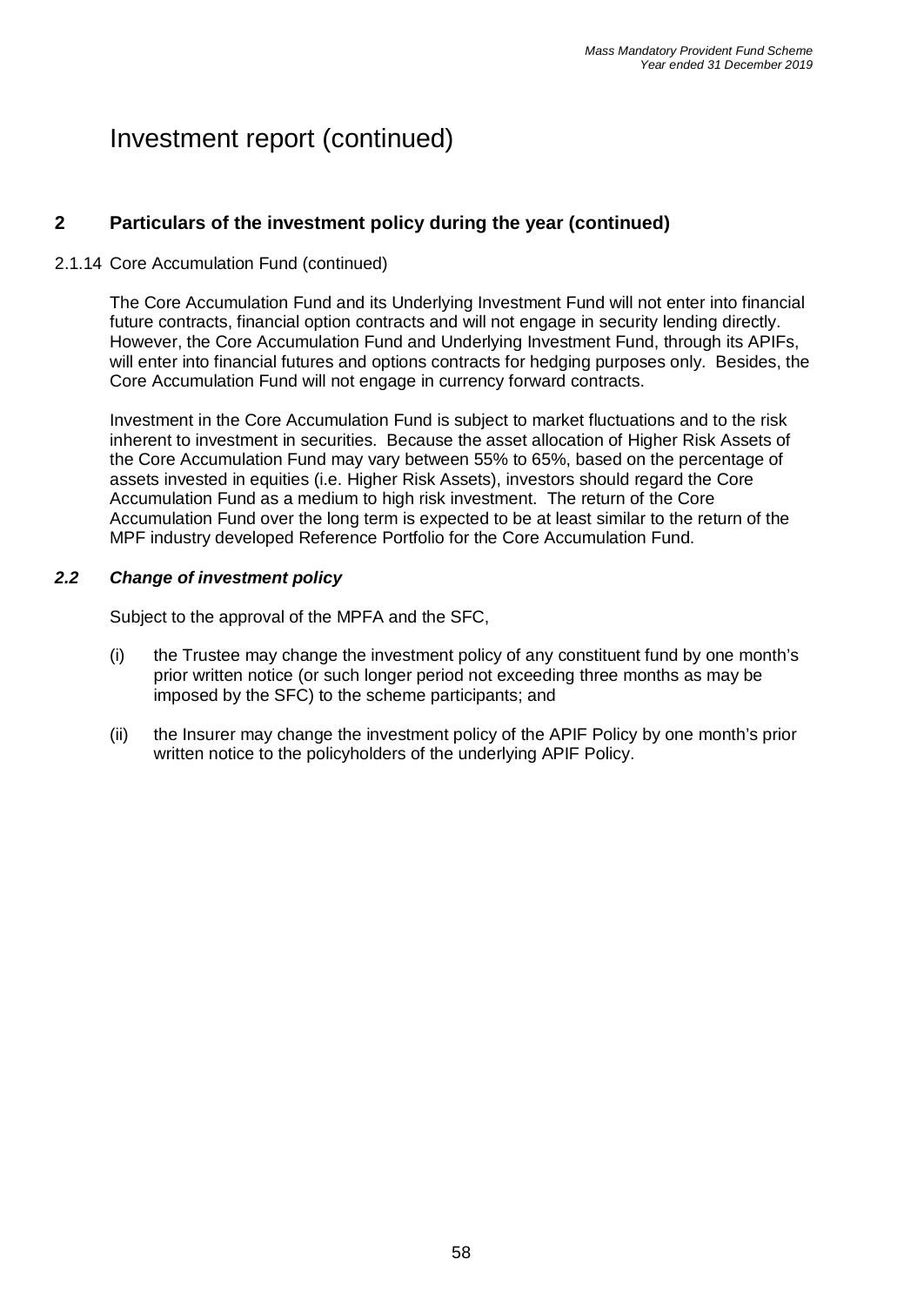# Investment report (continued)

## 2 Particulars of the investment policy during the year (continued)

2.1.14 Core Accumulation Fund (continued)

The Core Accumulation Fund and its Underlying Investment Fund will not enter into financial future contracts, financial option contracts and will not engage in security lending directly. However, the Core Accumulation Fund and Underlying Investment Fund, through its APIFs, will enter into financial futures and options contracts for hedging purposes only. Besides, the Core Accumulation Fund will not engage in currency forward contracts.

Investment in the Core Accumulation Fund is subject to market fluctuations and to the risk inherent to investment in securities. Because the asset allocation of Higher Risk Assets of the Core Accumulation Fund may vary between 55% to 65%, based on the percentage of assets invested in equities (i.e. Higher Risk Assets), investors should regard the Core Accumulation Fund as a medium to high risk investment. The return of the Core Accumulation Fund over the long term is expected to be at least similar to the return of the MPF industry developed Reference Portfolio for the Core Accumulation Fund.

### *2.2 Change of investment policy*

Subject to the approval of the MPFA and the SFC,

(i) the Trustee may change the investment policy of any constituent fund by one month's prior written notice (or such longer period not exceeding three months as may be imposed by the SFC) to the scheme participants; and

(ii) the Insurer may change the investment policy of the APIF Policy by one month's prior written notice to the policyholders of the underlying APIF Policy.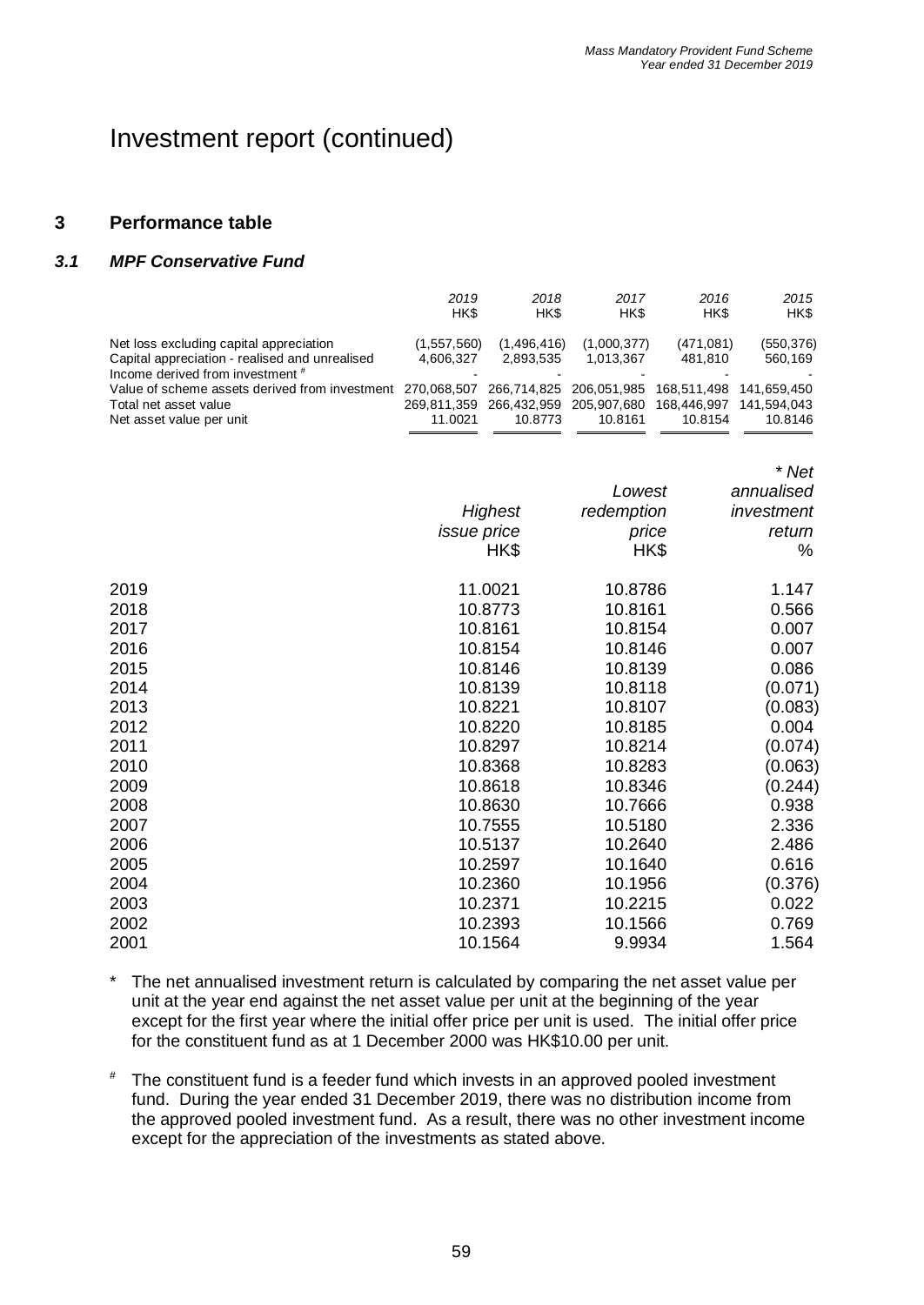# Investment report (continued)

## 3 Performance table

### *3.1 MPF Conservative Fund*

| | *2019* HK$ | *2018* HK$ | *2017* HK$ | *2016* HK$ | *2015* HK$ |
|---|---|---|---|---|---|
| Net loss excluding capital appreciation | (1,557,560) | (1,496,416) | (1,000,377) | (471,081) | (550,376) |
| Capital appreciation - realised and unrealised | 4,606,327 | 2,893,535 | 1,013,367 | 481,810 | 560,169 |
| Income derived from investment # | - | - | - | - | - |
| Value of scheme assets derived from investment | 270,068,507 | 266,714,825 | 206,051,985 | 168,511,498 | 141,659,450 |
| Total net asset value | 269,811,359 | 266,432,959 | 205,907,680 | 168,446,997 | 141,594,043 |
| Net asset value per unit | 11.0021 | 10.8773 | 10.8161 | 10.8154 | 10.8146 |

| | *Highest issue price* HK$ | *Lowest redemption price* HK$ | *\* Net annualised investment return* % |
|---|---|---|---|
| 2019 | 11.0021 | 10.8786 | 1.147 |
| 2018 | 10.8773 | 10.8161 | 0.566 |
| 2017 | 10.8161 | 10.8154 | 0.007 |
| 2016 | 10.8154 | 10.8146 | 0.007 |
| 2015 | 10.8146 | 10.8139 | 0.086 |
| 2014 | 10.8139 | 10.8118 | (0.071) |
| 2013 | 10.8221 | 10.8107 | (0.083) |
| 2012 | 10.8220 | 10.8185 | 0.004 |
| 2011 | 10.8297 | 10.8214 | (0.074) |
| 2010 | 10.8368 | 10.8283 | (0.063) |
| 2009 | 10.8618 | 10.8346 | (0.244) |
| 2008 | 10.8630 | 10.7666 | 0.938 |
| 2007 | 10.7555 | 10.5180 | 2.336 |
| 2006 | 10.5137 | 10.2640 | 2.486 |
| 2005 | 10.2597 | 10.1640 | 0.616 |
| 2004 | 10.2360 | 10.1956 | (0.376) |
| 2003 | 10.2371 | 10.2215 | 0.022 |
| 2002 | 10.2393 | 10.1566 | 0.769 |
| 2001 | 10.1564 | 9.9934 | 1.564 |

\* The net annualised investment return is calculated by comparing the net asset value per unit at the year end against the net asset value per unit at the beginning of the year except for the first year where the initial offer price per unit is used. The initial offer price for the constituent fund as at 1 December 2000 was HK$10.00 per unit.

# The constituent fund is a feeder fund which invests in an approved pooled investment fund. During the year ended 31 December 2019, there was no distribution income from the approved pooled investment fund. As a result, there was no other investment income except for the appreciation of the investments as stated above.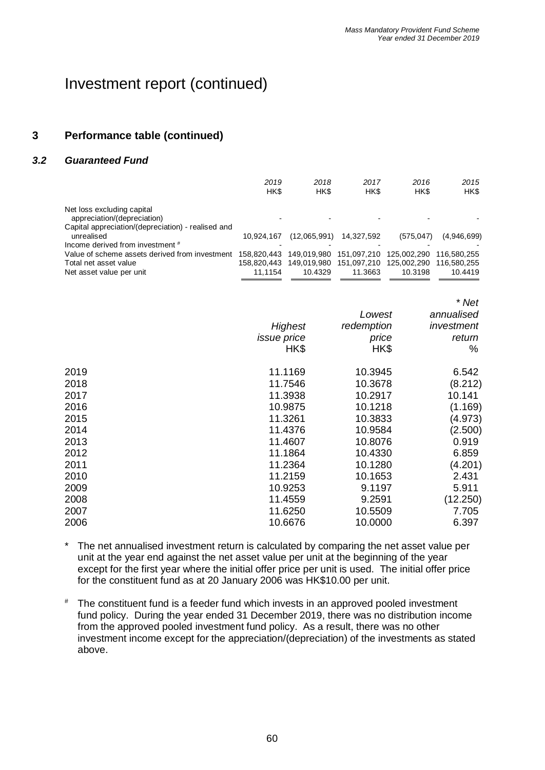# Investment report (continued)

## 3 Performance table (continued)

### *3.2 Guaranteed Fund*

| | *2019* HK$ | *2018* HK$ | *2017* HK$ | *2016* HK$ | *2015* HK$ |
|---|---|---|---|---|---|
| Net loss excluding capital appreciation/(depreciation) | - | - | - | - | - |
| Capital appreciation/(depreciation) - realised and unrealised | 10,924,167 | (12,065,991) | 14,327,592 | (575,047) | (4,946,699) |
| Income derived from investment # | - | - | - | - | - |
| Value of scheme assets derived from investment | 158,820,443 | 149,019,980 | 151,097,210 | 125,002,290 | 116,580,255 |
| Total net asset value | 158,820,443 | 149,019,980 | 151,097,210 | 125,002,290 | 116,580,255 |
| Net asset value per unit | 11.1154 | 10.4329 | 11.3663 | 10.3198 | 10.4419 |

| | *Highest issue price* HK$ | *Lowest redemption price* HK$ | *\* Net annualised investment return* % |
|---|---|---|---|
| 2019 | 11.1169 | 10.3945 | 6.542 |
| 2018 | 11.7546 | 10.3678 | (8.212) |
| 2017 | 11.3938 | 10.2917 | 10.141 |
| 2016 | 10.9875 | 10.1218 | (1.169) |
| 2015 | 11.3261 | 10.3833 | (4.973) |
| 2014 | 11.4376 | 10.9584 | (2.500) |
| 2013 | 11.4607 | 10.8076 | 0.919 |
| 2012 | 11.1864 | 10.4330 | 6.859 |
| 2011 | 11.2364 | 10.1280 | (4.201) |
| 2010 | 11.2159 | 10.1653 | 2.431 |
| 2009 | 10.9253 | 9.1197 | 5.911 |
| 2008 | 11.4559 | 9.2591 | (12.250) |
| 2007 | 11.6250 | 10.5509 | 7.705 |
| 2006 | 10.6676 | 10.0000 | 6.397 |

\* The net annualised investment return is calculated by comparing the net asset value per unit at the year end against the net asset value per unit at the beginning of the year except for the first year where the initial offer price per unit is used. The initial offer price for the constituent fund as at 20 January 2006 was HK$10.00 per unit.

# The constituent fund is a feeder fund which invests in an approved pooled investment fund policy. During the year ended 31 December 2019, there was no distribution income from the approved pooled investment fund policy. As a result, there was no other investment income except for the appreciation/(depreciation) of the investments as stated above.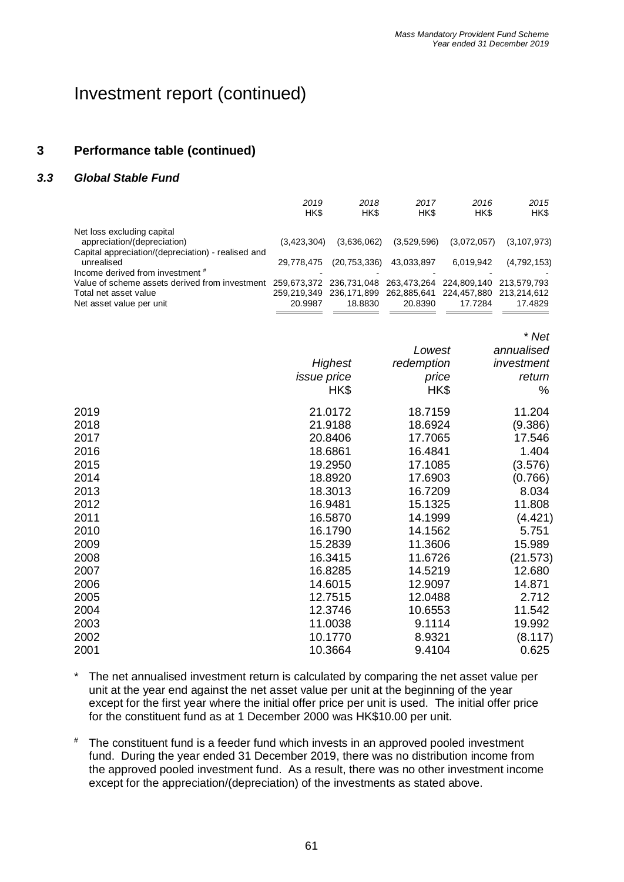# Investment report (continued)

## 3 Performance table (continued)

### *3.3 Global Stable Fund*

| | *2019* HK$ | *2018* HK$ | *2017* HK$ | *2016* HK$ | *2015* HK$ |
|---|---|---|---|---|---|
| Net loss excluding capital appreciation/(depreciation) | (3,423,304) | (3,636,062) | (3,529,596) | (3,072,057) | (3,107,973) |
| Capital appreciation/(depreciation) - realised and unrealised | 29,778,475 | (20,753,336) | 43,033,897 | 6,019,942 | (4,792,153) |
| Income derived from investment # | - | - | - | - | - |
| Value of scheme assets derived from investment | 259,673,372 | 236,731,048 | 263,473,264 | 224,809,140 | 213,579,793 |
| Total net asset value | 259,219,349 | 236,171,899 | 262,885,641 | 224,457,880 | 213,214,612 |
| Net asset value per unit | 20.9987 | 18.8830 | 20.8390 | 17.7284 | 17.4829 |

| | *Highest issue price* HK$ | *Lowest redemption price* HK$ | *\* Net annualised investment return* % |
|---|---|---|---|
| 2019 | 21.0172 | 18.7159 | 11.204 |
| 2018 | 21.9188 | 18.6924 | (9.386) |
| 2017 | 20.8406 | 17.7065 | 17.546 |
| 2016 | 18.6861 | 16.4841 | 1.404 |
| 2015 | 19.2950 | 17.1085 | (3.576) |
| 2014 | 18.8920 | 17.6903 | (0.766) |
| 2013 | 18.3013 | 16.7209 | 8.034 |
| 2012 | 16.9481 | 15.1325 | 11.808 |
| 2011 | 16.5870 | 14.1999 | (4.421) |
| 2010 | 16.1790 | 14.1562 | 5.751 |
| 2009 | 15.2839 | 11.3606 | 15.989 |
| 2008 | 16.3415 | 11.6726 | (21.573) |
| 2007 | 16.8285 | 14.5219 | 12.680 |
| 2006 | 14.6015 | 12.9097 | 14.871 |
| 2005 | 12.7515 | 12.0488 | 2.712 |
| 2004 | 12.3746 | 10.6553 | 11.542 |
| 2003 | 11.0038 | 9.1114 | 19.992 |
| 2002 | 10.1770 | 8.9321 | (8.117) |
| 2001 | 10.3664 | 9.4104 | 0.625 |

\* The net annualised investment return is calculated by comparing the net asset value per unit at the year end against the net asset value per unit at the beginning of the year except for the first year where the initial offer price per unit is used. The initial offer price for the constituent fund as at 1 December 2000 was HK$10.00 per unit.

# The constituent fund is a feeder fund which invests in an approved pooled investment fund. During the year ended 31 December 2019, there was no distribution income from the approved pooled investment fund. As a result, there was no other investment income except for the appreciation/(depreciation) of the investments as stated above.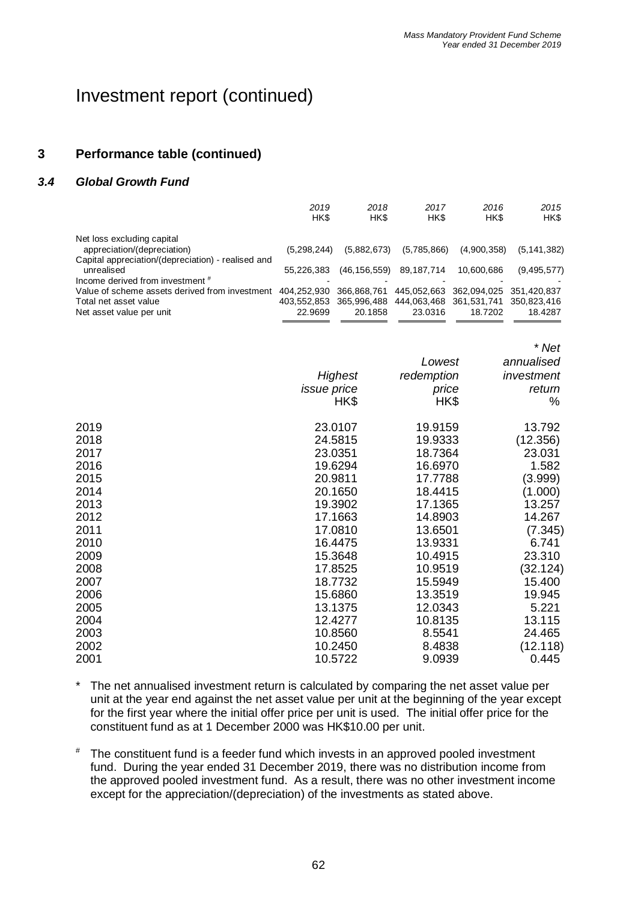# Investment report (continued)

## 3 Performance table (continued)

### *3.4 Global Growth Fund*

| | *2019* HK$ | *2018* HK$ | *2017* HK$ | *2016* HK$ | *2015* HK$ |
|---|---|---|---|---|---|
| Net loss excluding capital appreciation/(depreciation) | (5,298,244) | (5,882,673) | (5,785,866) | (4,900,358) | (5,141,382) |
| Capital appreciation/(depreciation) - realised and unrealised | 55,226,383 | (46,156,559) | 89,187,714 | 10,600,686 | (9,495,577) |
| Income derived from investment # | - | - | - | - | - |
| Value of scheme assets derived from investment | 404,252,930 | 366,868,761 | 445,052,663 | 362,094,025 | 351,420,837 |
| Total net asset value | 403,552,853 | 365,996,488 | 444,063,468 | 361,531,741 | 350,823,416 |
| Net asset value per unit | 22.9699 | 20.1858 | 23.0316 | 18.7202 | 18.4287 |

| | *Highest issue price* HK$ | *Lowest redemption price* HK$ | *\* Net annualised investment return* % |
|---|---|---|---|
| 2019 | 23.0107 | 19.9159 | 13.792 |
| 2018 | 24.5815 | 19.9333 | (12.356) |
| 2017 | 23.0351 | 18.7364 | 23.031 |
| 2016 | 19.6294 | 16.6970 | 1.582 |
| 2015 | 20.9811 | 17.7788 | (3.999) |
| 2014 | 20.1650 | 18.4415 | (1.000) |
| 2013 | 19.3902 | 17.1365 | 13.257 |
| 2012 | 17.1663 | 14.8903 | 14.267 |
| 2011 | 17.0810 | 13.6501 | (7.345) |
| 2010 | 16.4475 | 13.9331 | 6.741 |
| 2009 | 15.3648 | 10.4915 | 23.310 |
| 2008 | 17.8525 | 10.9519 | (32.124) |
| 2007 | 18.7732 | 15.5949 | 15.400 |
| 2006 | 15.6860 | 13.3519 | 19.945 |
| 2005 | 13.1375 | 12.0343 | 5.221 |
| 2004 | 12.4277 | 10.8135 | 13.115 |
| 2003 | 10.8560 | 8.5541 | 24.465 |
| 2002 | 10.2450 | 8.4838 | (12.118) |
| 2001 | 10.5722 | 9.0939 | 0.445 |

\* The net annualised investment return is calculated by comparing the net asset value per unit at the year end against the net asset value per unit at the beginning of the year except for the first year where the initial offer price per unit is used. The initial offer price for the constituent fund as at 1 December 2000 was HK$10.00 per unit.

# The constituent fund is a feeder fund which invests in an approved pooled investment fund. During the year ended 31 December 2019, there was no distribution income from the approved pooled investment fund. As a result, there was no other investment income except for the appreciation/(depreciation) of the investments as stated above.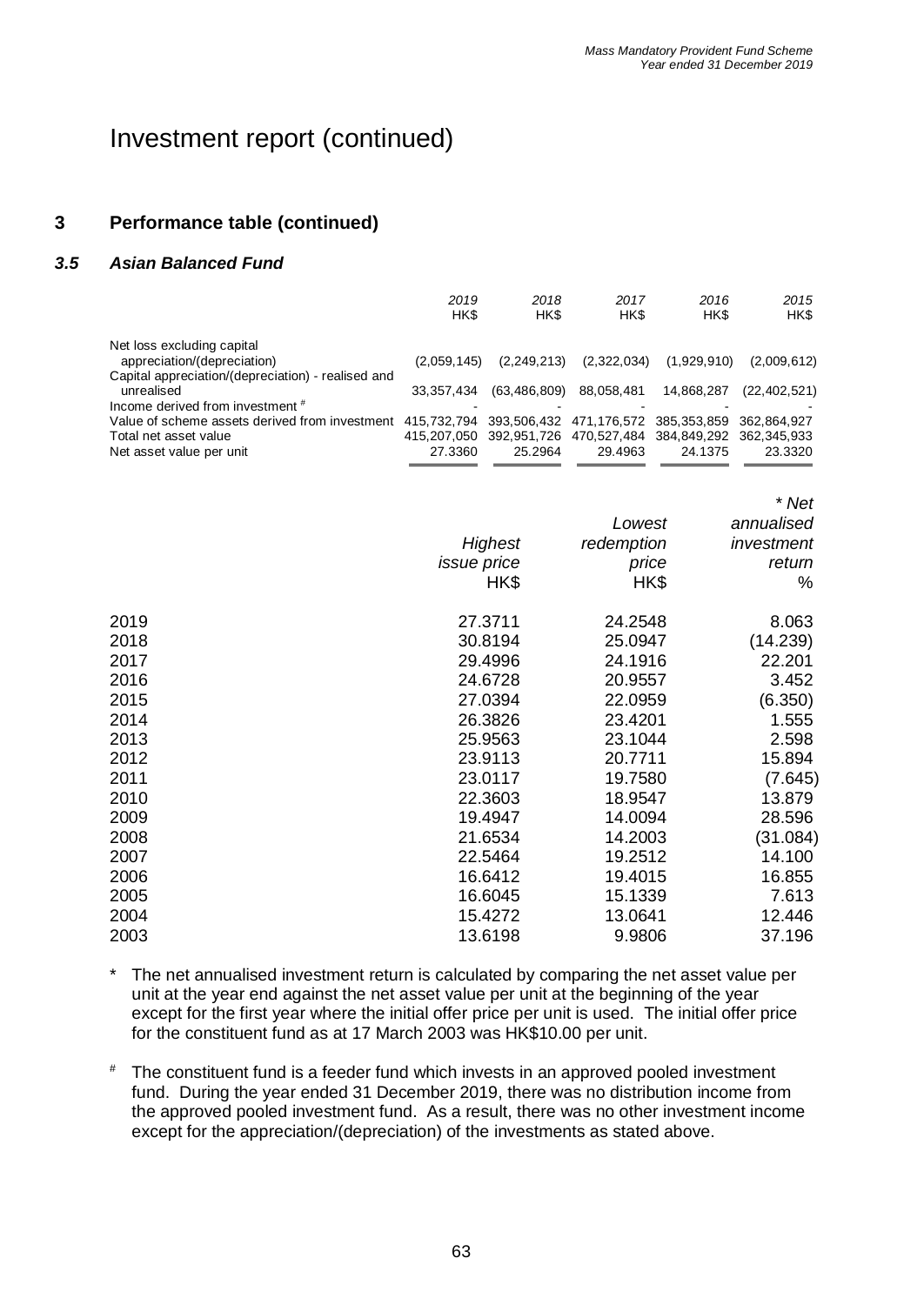# Investment report (continued)

## 3 Performance table (continued)

### *3.5 Asian Balanced Fund*

| | *2019* HK$ | *2018* HK$ | *2017* HK$ | *2016* HK$ | *2015* HK$ |
|---|---|---|---|---|---|
| Net loss excluding capital appreciation/(depreciation) | (2,059,145) | (2,249,213) | (2,322,034) | (1,929,910) | (2,009,612) |
| Capital appreciation/(depreciation) - realised and unrealised | 33,357,434 | (63,486,809) | 88,058,481 | 14,868,287 | (22,402,521) |
| Income derived from investment # | - | - | - | - | - |
| Value of scheme assets derived from investment | 415,732,794 | 393,506,432 | 471,176,572 | 385,353,859 | 362,864,927 |
| Total net asset value | 415,207,050 | 392,951,726 | 470,527,484 | 384,849,292 | 362,345,933 |
| Net asset value per unit | 27.3360 | 25.2964 | 29.4963 | 24.1375 | 23.3320 |

| | *Highest issue price* HK$ | *Lowest redemption price* HK$ | *\* Net annualised investment return* % |
|---|---|---|---|
| 2019 | 27.3711 | 24.2548 | 8.063 |
| 2018 | 30.8194 | 25.0947 | (14.239) |
| 2017 | 29.4996 | 24.1916 | 22.201 |
| 2016 | 24.6728 | 20.9557 | 3.452 |
| 2015 | 27.0394 | 22.0959 | (6.350) |
| 2014 | 26.3826 | 23.4201 | 1.555 |
| 2013 | 25.9563 | 23.1044 | 2.598 |
| 2012 | 23.9113 | 20.7711 | 15.894 |
| 2011 | 23.0117 | 19.7580 | (7.645) |
| 2010 | 22.3603 | 18.9547 | 13.879 |
| 2009 | 19.4947 | 14.0094 | 28.596 |
| 2008 | 21.6534 | 14.2003 | (31.084) |
| 2007 | 22.5464 | 19.2512 | 14.100 |
| 2006 | 16.6412 | 19.4015 | 16.855 |
| 2005 | 16.6045 | 15.1339 | 7.613 |
| 2004 | 15.4272 | 13.0641 | 12.446 |
| 2003 | 13.6198 | 9.9806 | 37.196 |

\* The net annualised investment return is calculated by comparing the net asset value per unit at the year end against the net asset value per unit at the beginning of the year except for the first year where the initial offer price per unit is used. The initial offer price for the constituent fund as at 17 March 2003 was HK$10.00 per unit.

# The constituent fund is a feeder fund which invests in an approved pooled investment fund. During the year ended 31 December 2019, there was no distribution income from the approved pooled investment fund. As a result, there was no other investment income except for the appreciation/(depreciation) of the investments as stated above.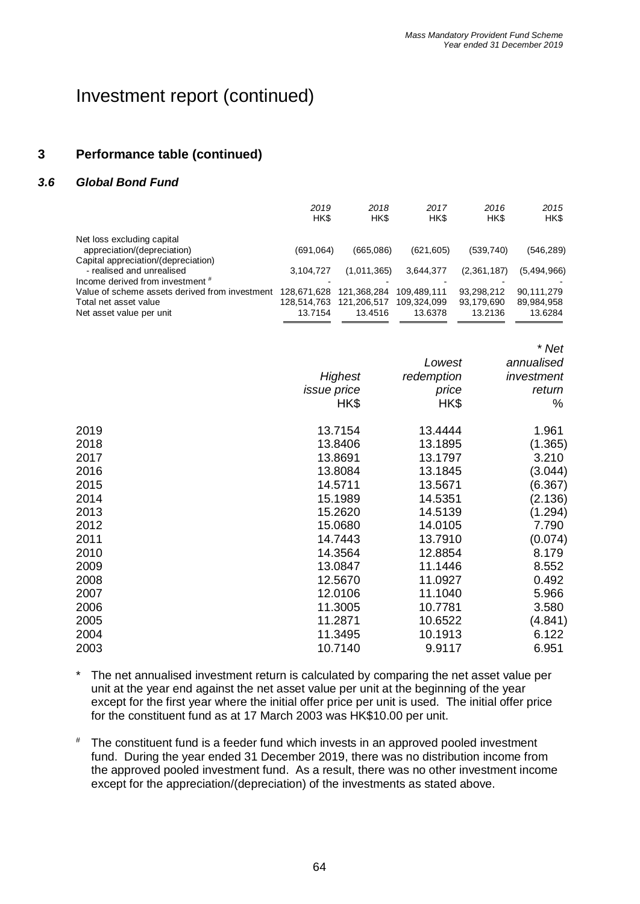# Investment report (continued)

## 3 Performance table (continued)

### *3.6 Global Bond Fund*

| | *2019* HK$ | *2018* HK$ | *2017* HK$ | *2016* HK$ | *2015* HK$ |
|---|---|---|---|---|---|
| Net loss excluding capital appreciation/(depreciation) | (691,064) | (665,086) | (621,605) | (539,740) | (546,289) |
| Capital appreciation/(depreciation) - realised and unrealised | 3,104,727 | (1,011,365) | 3,644,377 | (2,361,187) | (5,494,966) |
| Income derived from investment # | - | - | - | - | - |
| Value of scheme assets derived from investment | 128,671,628 | 121,368,284 | 109,489,111 | 93,298,212 | 90,111,279 |
| Total net asset value | 128,514,763 | 121,206,517 | 109,324,099 | 93,179,690 | 89,984,958 |
| Net asset value per unit | 13.7154 | 13.4516 | 13.6378 | 13.2136 | 13.6284 |

| | *Highest issue price* HK$ | *Lowest redemption price* HK$ | *\* Net annualised investment return* % |
|---|---|---|---|
| 2019 | 13.7154 | 13.4444 | 1.961 |
| 2018 | 13.8406 | 13.1895 | (1.365) |
| 2017 | 13.8691 | 13.1797 | 3.210 |
| 2016 | 13.8084 | 13.1845 | (3.044) |
| 2015 | 14.5711 | 13.5671 | (6.367) |
| 2014 | 15.1989 | 14.5351 | (2.136) |
| 2013 | 15.2620 | 14.5139 | (1.294) |
| 2012 | 15.0680 | 14.0105 | 7.790 |
| 2011 | 14.7443 | 13.7910 | (0.074) |
| 2010 | 14.3564 | 12.8854 | 8.179 |
| 2009 | 13.0847 | 11.1446 | 8.552 |
| 2008 | 12.5670 | 11.0927 | 0.492 |
| 2007 | 12.0106 | 11.1040 | 5.966 |
| 2006 | 11.3005 | 10.7781 | 3.580 |
| 2005 | 11.2871 | 10.6522 | (4.841) |
| 2004 | 11.3495 | 10.1913 | 6.122 |
| 2003 | 10.7140 | 9.9117 | 6.951 |

\* The net annualised investment return is calculated by comparing the net asset value per unit at the year end against the net asset value per unit at the beginning of the year except for the first year where the initial offer price per unit is used. The initial offer price for the constituent fund as at 17 March 2003 was HK$10.00 per unit.

# The constituent fund is a feeder fund which invests in an approved pooled investment fund. During the year ended 31 December 2019, there was no distribution income from the approved pooled investment fund. As a result, there was no other investment income except for the appreciation/(depreciation) of the investments as stated above.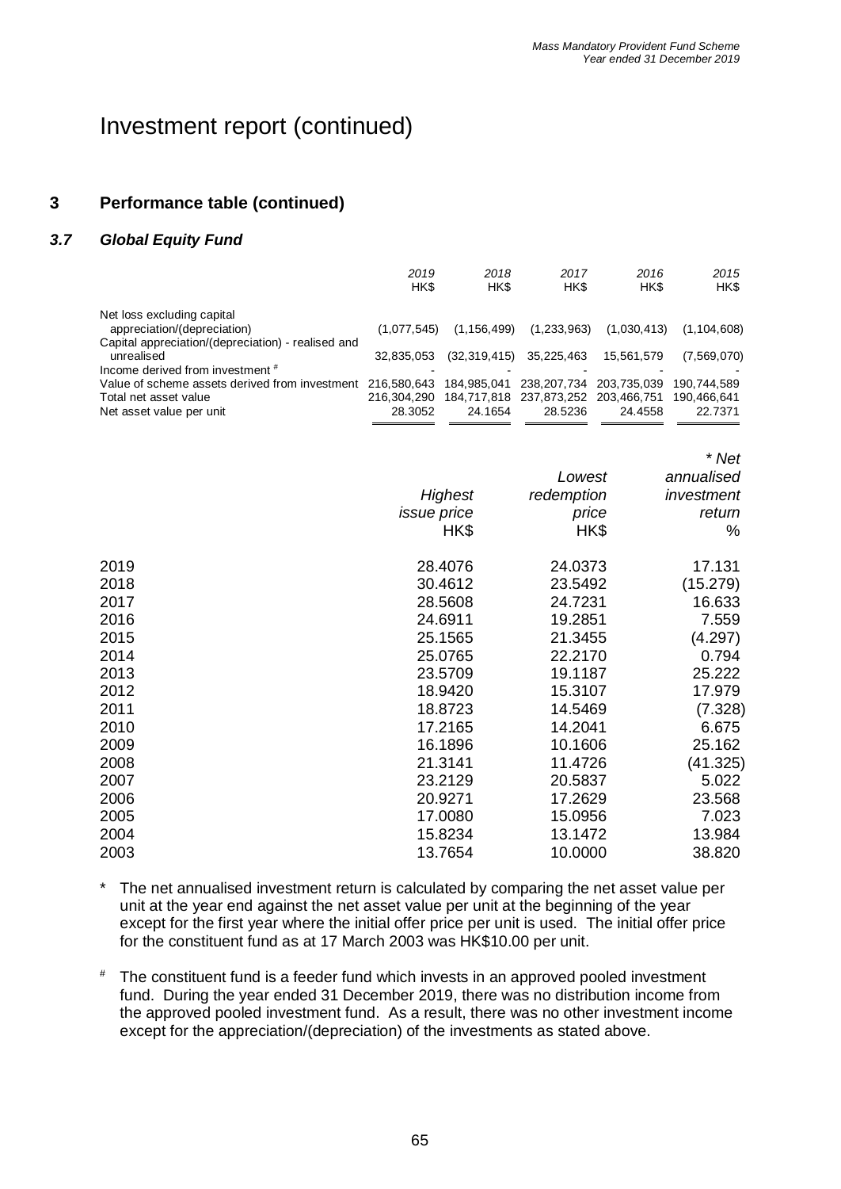# Investment report (continued)

## 3 Performance table (continued)

### *3.7 Global Equity Fund*

| | *2019* HK$ | *2018* HK$ | *2017* HK$ | *2016* HK$ | *2015* HK$ |
|---|---|---|---|---|---|
| Net loss excluding capital appreciation/(depreciation) | (1,077,545) | (1,156,499) | (1,233,963) | (1,030,413) | (1,104,608) |
| Capital appreciation/(depreciation) - realised and unrealised | 32,835,053 | (32,319,415) | 35,225,463 | 15,561,579 | (7,569,070) |
| Income derived from investment # | - | - | - | - | - |
| Value of scheme assets derived from investment | 216,580,643 | 184,985,041 | 238,207,734 | 203,735,039 | 190,744,589 |
| Total net asset value | 216,304,290 | 184,717,818 | 237,873,252 | 203,466,751 | 190,466,641 |
| Net asset value per unit | 28.3052 | 24.1654 | 28.5236 | 24.4558 | 22.7371 |

| | *Highest issue price* HK$ | *Lowest redemption price* HK$ | *\* Net annualised investment return* % |
|---|---|---|---|
| 2019 | 28.4076 | 24.0373 | 17.131 |
| 2018 | 30.4612 | 23.5492 | (15.279) |
| 2017 | 28.5608 | 24.7231 | 16.633 |
| 2016 | 24.6911 | 19.2851 | 7.559 |
| 2015 | 25.1565 | 21.3455 | (4.297) |
| 2014 | 25.0765 | 22.2170 | 0.794 |
| 2013 | 23.5709 | 19.1187 | 25.222 |
| 2012 | 18.9420 | 15.3107 | 17.979 |
| 2011 | 18.8723 | 14.5469 | (7.328) |
| 2010 | 17.2165 | 14.2041 | 6.675 |
| 2009 | 16.1896 | 10.1606 | 25.162 |
| 2008 | 21.3141 | 11.4726 | (41.325) |
| 2007 | 23.2129 | 20.5837 | 5.022 |
| 2006 | 20.9271 | 17.2629 | 23.568 |
| 2005 | 17.0080 | 15.0956 | 7.023 |
| 2004 | 15.8234 | 13.1472 | 13.984 |
| 2003 | 13.7654 | 10.0000 | 38.820 |

\* The net annualised investment return is calculated by comparing the net asset value per unit at the year end against the net asset value per unit at the beginning of the year except for the first year where the initial offer price per unit is used. The initial offer price for the constituent fund as at 17 March 2003 was HK$10.00 per unit.

# The constituent fund is a feeder fund which invests in an approved pooled investment fund. During the year ended 31 December 2019, there was no distribution income from the approved pooled investment fund. As a result, there was no other investment income except for the appreciation/(depreciation) of the investments as stated above.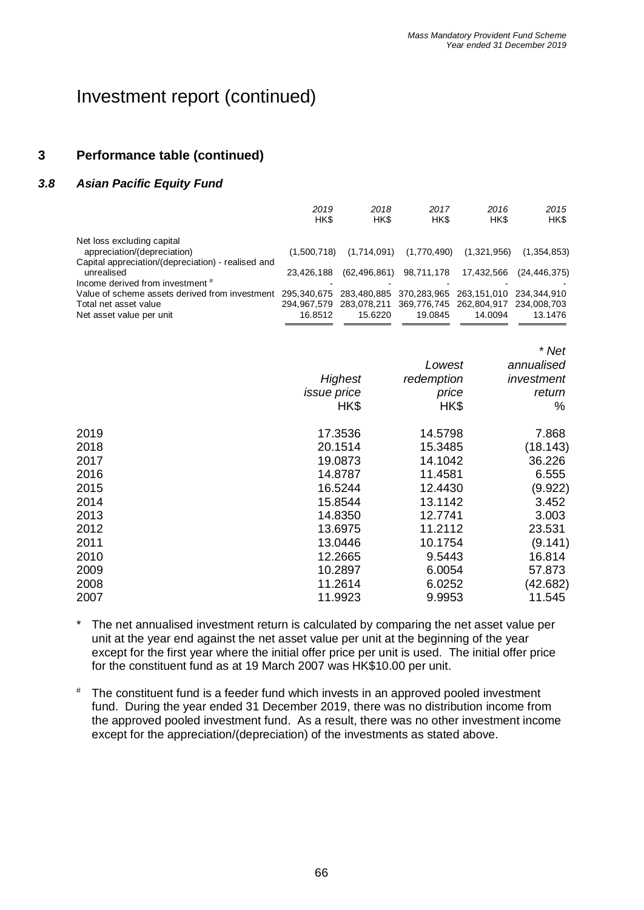# Investment report (continued)

## 3 Performance table (continued)

### *3.8 Asian Pacific Equity Fund*

| | *2019* HK$ | *2018* HK$ | *2017* HK$ | *2016* HK$ | *2015* HK$ |
|---|---|---|---|---|---|
| Net loss excluding capital appreciation/(depreciation) | (1,500,718) | (1,714,091) | (1,770,490) | (1,321,956) | (1,354,853) |
| Capital appreciation/(depreciation) - realised and unrealised | 23,426,188 | (62,496,861) | 98,711,178 | 17,432,566 | (24,446,375) |
| Income derived from investment # | - | - | - | - | - |
| Value of scheme assets derived from investment | 295,340,675 | 283,480,885 | 370,283,965 | 263,151,010 | 234,344,910 |
| Total net asset value | 294,967,579 | 283,078,211 | 369,776,745 | 262,804,917 | 234,008,703 |
| Net asset value per unit | 16.8512 | 15.6220 | 19.0845 | 14.0094 | 13.1476 |

| | *Highest issue price* HK$ | *Lowest redemption price* HK$ | *\* Net annualised investment return* % |
|---|---|---|---|
| 2019 | 17.3536 | 14.5798 | 7.868 |
| 2018 | 20.1514 | 15.3485 | (18.143) |
| 2017 | 19.0873 | 14.1042 | 36.226 |
| 2016 | 14.8787 | 11.4581 | 6.555 |
| 2015 | 16.5244 | 12.4430 | (9.922) |
| 2014 | 15.8544 | 13.1142 | 3.452 |
| 2013 | 14.8350 | 12.7741 | 3.003 |
| 2012 | 13.6975 | 11.2112 | 23.531 |
| 2011 | 13.0446 | 10.1754 | (9.141) |
| 2010 | 12.2665 | 9.5443 | 16.814 |
| 2009 | 10.2897 | 6.0054 | 57.873 |
| 2008 | 11.2614 | 6.0252 | (42.682) |
| 2007 | 11.9923 | 9.9953 | 11.545 |

\* The net annualised investment return is calculated by comparing the net asset value per unit at the year end against the net asset value per unit at the beginning of the year except for the first year where the initial offer price per unit is used. The initial offer price for the constituent fund as at 19 March 2007 was HK$10.00 per unit.

# The constituent fund is a feeder fund which invests in an approved pooled investment fund. During the year ended 31 December 2019, there was no distribution income from the approved pooled investment fund. As a result, there was no other investment income except for the appreciation/(depreciation) of the investments as stated above.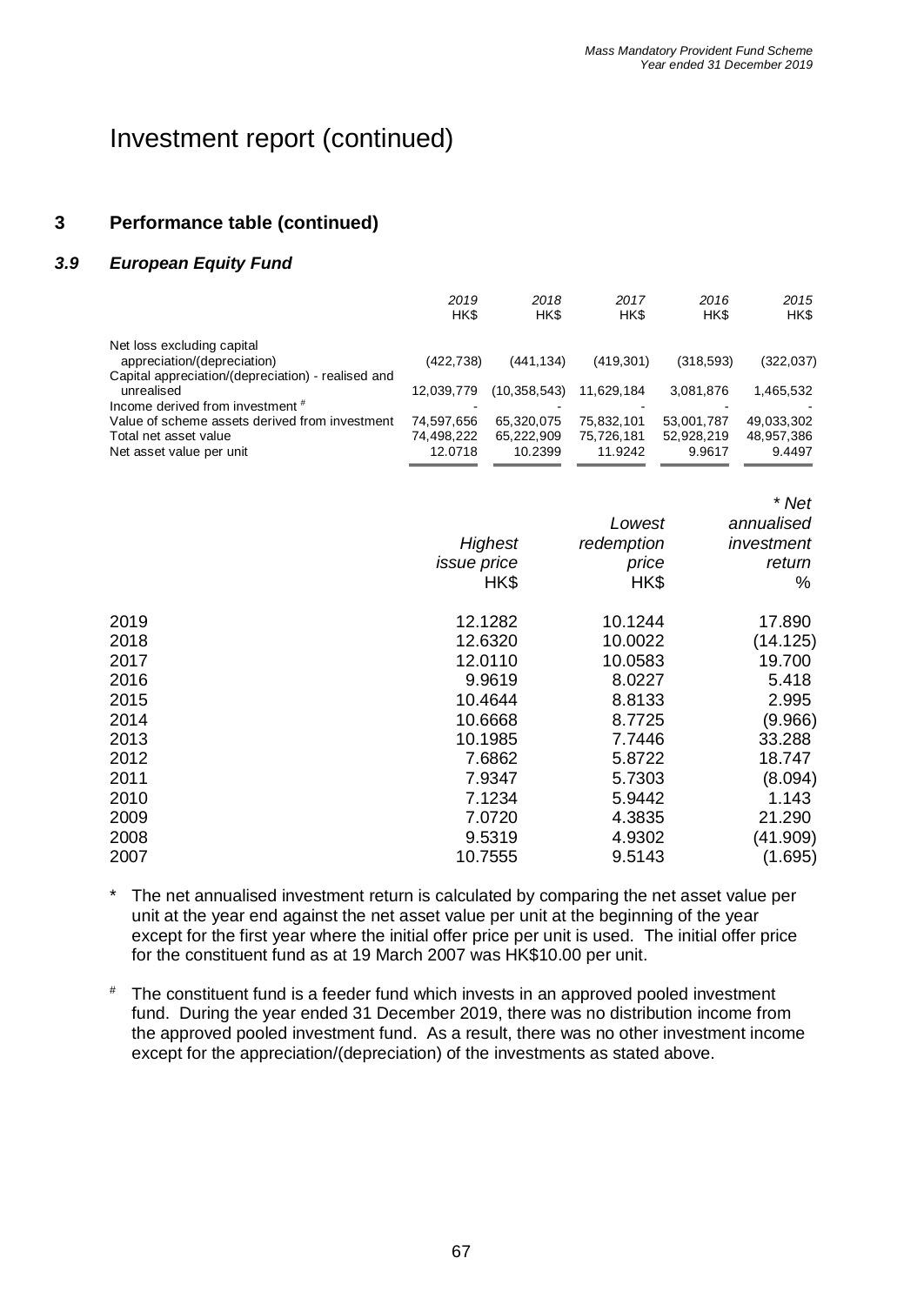# Investment report (continued)

## 3 Performance table (continued)

### *3.9 European Equity Fund*

| | *2019* HK$ | *2018* HK$ | *2017* HK$ | *2016* HK$ | *2015* HK$ |
|---|---|---|---|---|---|
| Net loss excluding capital appreciation/(depreciation) | (422,738) | (441,134) | (419,301) | (318,593) | (322,037) |
| Capital appreciation/(depreciation) - realised and unrealised | 12,039,779 | (10,358,543) | 11,629,184 | 3,081,876 | 1,465,532 |
| Income derived from investment [#] | - | - | - | - | - |
| Value of scheme assets derived from investment | 74,597,656 | 65,320,075 | 75,832,101 | 53,001,787 | 49,033,302 |
| Total net asset value | 74,498,222 | 65,222,909 | 75,726,181 | 52,928,219 | 48,957,386 |
| Net asset value per unit | 12.0718 | 10.2399 | 11.9242 | 9.9617 | 9.4497 |

| | *Highest issue price* HK$ | *Lowest redemption price* HK$ | *\* Net annualised investment return* % |
|---|---|---|---|
| 2019 | 12.1282 | 10.1244 | 17.890 |
| 2018 | 12.6320 | 10.0022 | (14.125) |
| 2017 | 12.0110 | 10.0583 | 19.700 |
| 2016 | 9.9619 | 8.0227 | 5.418 |
| 2015 | 10.4644 | 8.8133 | 2.995 |
| 2014 | 10.6668 | 8.7725 | (9.966) |
| 2013 | 10.1985 | 7.7446 | 33.288 |
| 2012 | 7.6862 | 5.8722 | 18.747 |
| 2011 | 7.9347 | 5.7303 | (8.094) |
| 2010 | 7.1234 | 5.9442 | 1.143 |
| 2009 | 7.0720 | 4.3835 | 21.290 |
| 2008 | 9.5319 | 4.9302 | (41.909) |
| 2007 | 10.7555 | 9.5143 | (1.695) |

\* The net annualised investment return is calculated by comparing the net asset value per unit at the year end against the net asset value per unit at the beginning of the year except for the first year where the initial offer price per unit is used. The initial offer price for the constituent fund as at 19 March 2007 was HK$10.00 per unit.

[#] The constituent fund is a feeder fund which invests in an approved pooled investment fund. During the year ended 31 December 2019, there was no distribution income from the approved pooled investment fund. As a result, there was no other investment income except for the appreciation/(depreciation) of the investments as stated above.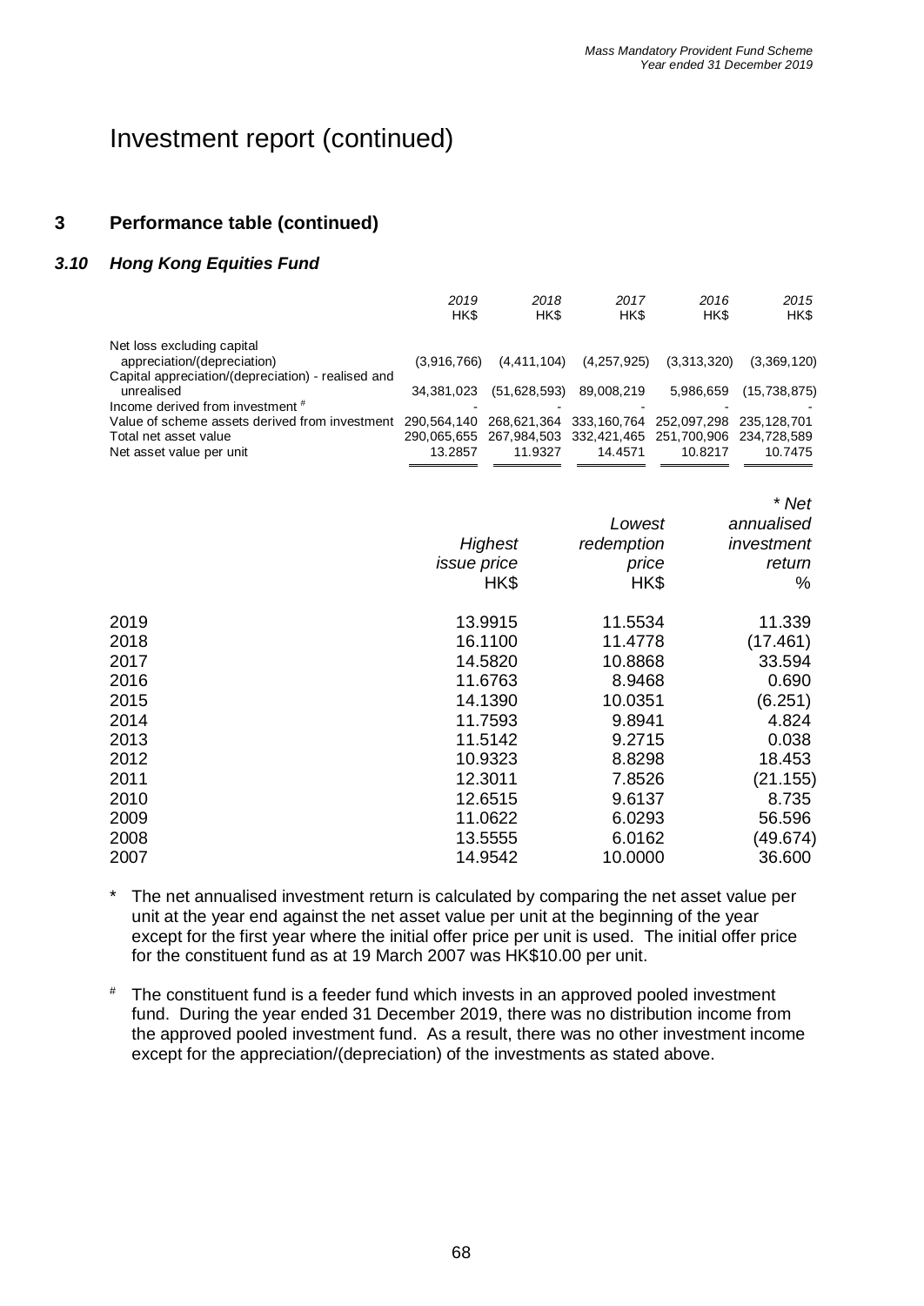# Investment report (continued)

## 3 Performance table (continued)

### *3.10 Hong Kong Equities Fund*

| | *2019* HK$ | *2018* HK$ | *2017* HK$ | *2016* HK$ | *2015* HK$ |
|---|---|---|---|---|---|
| Net loss excluding capital appreciation/(depreciation) | (3,916,766) | (4,411,104) | (4,257,925) | (3,313,320) | (3,369,120) |
| Capital appreciation/(depreciation) - realised and unrealised | 34,381,023 | (51,628,593) | 89,008,219 | 5,986,659 | (15,738,875) |
| Income derived from investment # | - | - | - | - | - |
| Value of scheme assets derived from investment | 290,564,140 | 268,621,364 | 333,160,764 | 252,097,298 | 235,128,701 |
| Total net asset value | 290,065,655 | 267,984,503 | 332,421,465 | 251,700,906 | 234,728,589 |
| Net asset value per unit | 13.2857 | 11.9327 | 14.4571 | 10.8217 | 10.7475 |

| | *Highest issue price* HK$ | *Lowest redemption price* HK$ | ** Net annualised investment return* % |
|---|---|---|---|
| 2019 | 13.9915 | 11.5534 | 11.339 |
| 2018 | 16.1100 | 11.4778 | (17.461) |
| 2017 | 14.5820 | 10.8868 | 33.594 |
| 2016 | 11.6763 | 8.9468 | 0.690 |
| 2015 | 14.1390 | 10.0351 | (6.251) |
| 2014 | 11.7593 | 9.8941 | 4.824 |
| 2013 | 11.5142 | 9.2715 | 0.038 |
| 2012 | 10.9323 | 8.8298 | 18.453 |
| 2011 | 12.3011 | 7.8526 | (21.155) |
| 2010 | 12.6515 | 9.6137 | 8.735 |
| 2009 | 11.0622 | 6.0293 | 56.596 |
| 2008 | 13.5555 | 6.0162 | (49.674) |
| 2007 | 14.9542 | 10.0000 | 36.600 |

\* The net annualised investment return is calculated by comparing the net asset value per unit at the year end against the net asset value per unit at the beginning of the year except for the first year where the initial offer price per unit is used. The initial offer price for the constituent fund as at 19 March 2007 was HK$10.00 per unit.

\# The constituent fund is a feeder fund which invests in an approved pooled investment fund. During the year ended 31 December 2019, there was no distribution income from the approved pooled investment fund. As a result, there was no other investment income except for the appreciation/(depreciation) of the investments as stated above.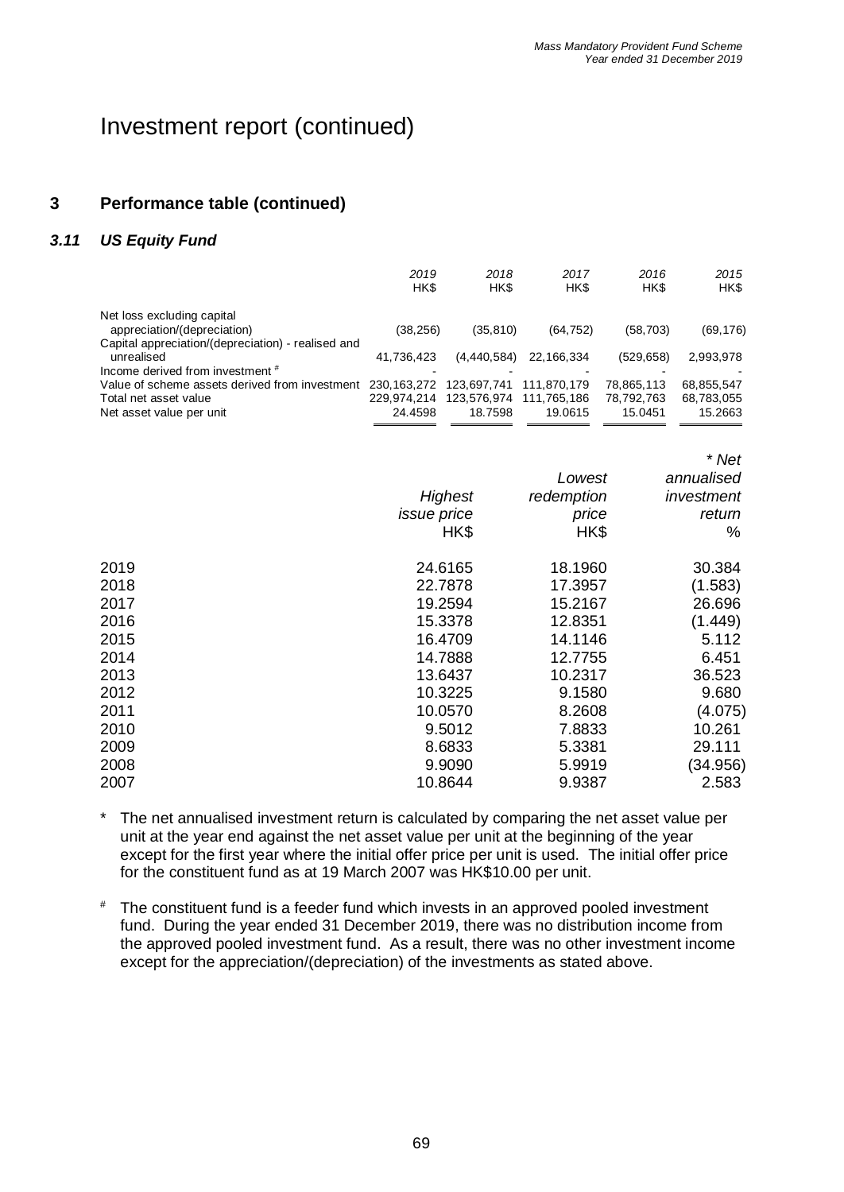# Investment report (continued)

## 3 Performance table (continued)

### *3.11 US Equity Fund*

| | *2019* HK$ | *2018* HK$ | *2017* HK$ | *2016* HK$ | *2015* HK$ |
|---|---|---|---|---|---|
| Net loss excluding capital appreciation/(depreciation) | (38,256) | (35,810) | (64,752) | (58,703) | (69,176) |
| Capital appreciation/(depreciation) - realised and unrealised | 41,736,423 | (4,440,584) | 22,166,334 | (529,658) | 2,993,978 |
| Income derived from investment # | - | - | - | - | - |
| Value of scheme assets derived from investment | 230,163,272 | 123,697,741 | 111,870,179 | 78,865,113 | 68,855,547 |
| Total net asset value | 229,974,214 | 123,576,974 | 111,765,186 | 78,792,763 | 68,783,055 |
| Net asset value per unit | 24.4598 | 18.7598 | 19.0615 | 15.0451 | 15.2663 |

| | *Highest issue price* HK$ | *Lowest redemption price* HK$ | *\* Net annualised investment return* % |
|---|---|---|---|
| 2019 | 24.6165 | 18.1960 | 30.384 |
| 2018 | 22.7878 | 17.3957 | (1.583) |
| 2017 | 19.2594 | 15.2167 | 26.696 |
| 2016 | 15.3378 | 12.8351 | (1.449) |
| 2015 | 16.4709 | 14.1146 | 5.112 |
| 2014 | 14.7888 | 12.7755 | 6.451 |
| 2013 | 13.6437 | 10.2317 | 36.523 |
| 2012 | 10.3225 | 9.1580 | 9.680 |
| 2011 | 10.0570 | 8.2608 | (4.075) |
| 2010 | 9.5012 | 7.8833 | 10.261 |
| 2009 | 8.6833 | 5.3381 | 29.111 |
| 2008 | 9.9090 | 5.9919 | (34.956) |
| 2007 | 10.8644 | 9.9387 | 2.583 |

\* The net annualised investment return is calculated by comparing the net asset value per unit at the year end against the net asset value per unit at the beginning of the year except for the first year where the initial offer price per unit is used. The initial offer price for the constituent fund as at 19 March 2007 was HK$10.00 per unit.

# The constituent fund is a feeder fund which invests in an approved pooled investment fund. During the year ended 31 December 2019, there was no distribution income from the approved pooled investment fund. As a result, there was no other investment income except for the appreciation/(depreciation) of the investments as stated above.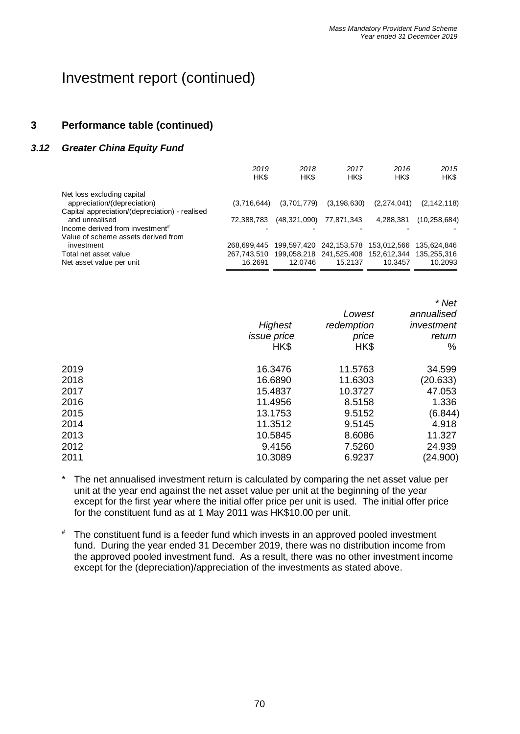# Investment report (continued)

## 3 Performance table (continued)

### *3.12 Greater China Equity Fund*

| | *2019* HK$ | *2018* HK$ | *2017* HK$ | *2016* HK$ | *2015* HK$ |
|---|---|---|---|---|---|
| Net loss excluding capital appreciation/(depreciation) | (3,716,644) | (3,701,779) | (3,198,630) | (2,274,041) | (2,142,118) |
| Capital appreciation/(depreciation) - realised and unrealised | 72,388,783 | (48,321,090) | 77,871,343 | 4,288,381 | (10,258,684) |
| Income derived from investment# | - | - | - | - | - |
| Value of scheme assets derived from investment | 268,699,445 | 199,597,420 | 242,153,578 | 153,012,566 | 135,624,846 |
| Total net asset value | 267,743,510 | 199,058,218 | 241,525,408 | 152,612,344 | 135,255,316 |
| Net asset value per unit | 16.2691 | 12.0746 | 15.2137 | 10.3457 | 10.2093 |

| | *Highest issue price* HK$ | *Lowest redemption price* HK$ | *\* Net annualised investment return* % |
|---|---|---|---|
| 2019 | 16.3476 | 11.5763 | 34.599 |
| 2018 | 16.6890 | 11.6303 | (20.633) |
| 2017 | 15.4837 | 10.3727 | 47.053 |
| 2016 | 11.4956 | 8.5158 | 1.336 |
| 2015 | 13.1753 | 9.5152 | (6.844) |
| 2014 | 11.3512 | 9.5145 | 4.918 |
| 2013 | 10.5845 | 8.6086 | 11.327 |
| 2012 | 9.4156 | 7.5260 | 24.939 |
| 2011 | 10.3089 | 6.9237 | (24.900) |

\* The net annualised investment return is calculated by comparing the net asset value per unit at the year end against the net asset value per unit at the beginning of the year except for the first year where the initial offer price per unit is used. The initial offer price for the constituent fund as at 1 May 2011 was HK$10.00 per unit.

# The constituent fund is a feeder fund which invests in an approved pooled investment fund. During the year ended 31 December 2019, there was no distribution income from the approved pooled investment fund. As a result, there was no other investment income except for the (depreciation)/appreciation of the investments as stated above.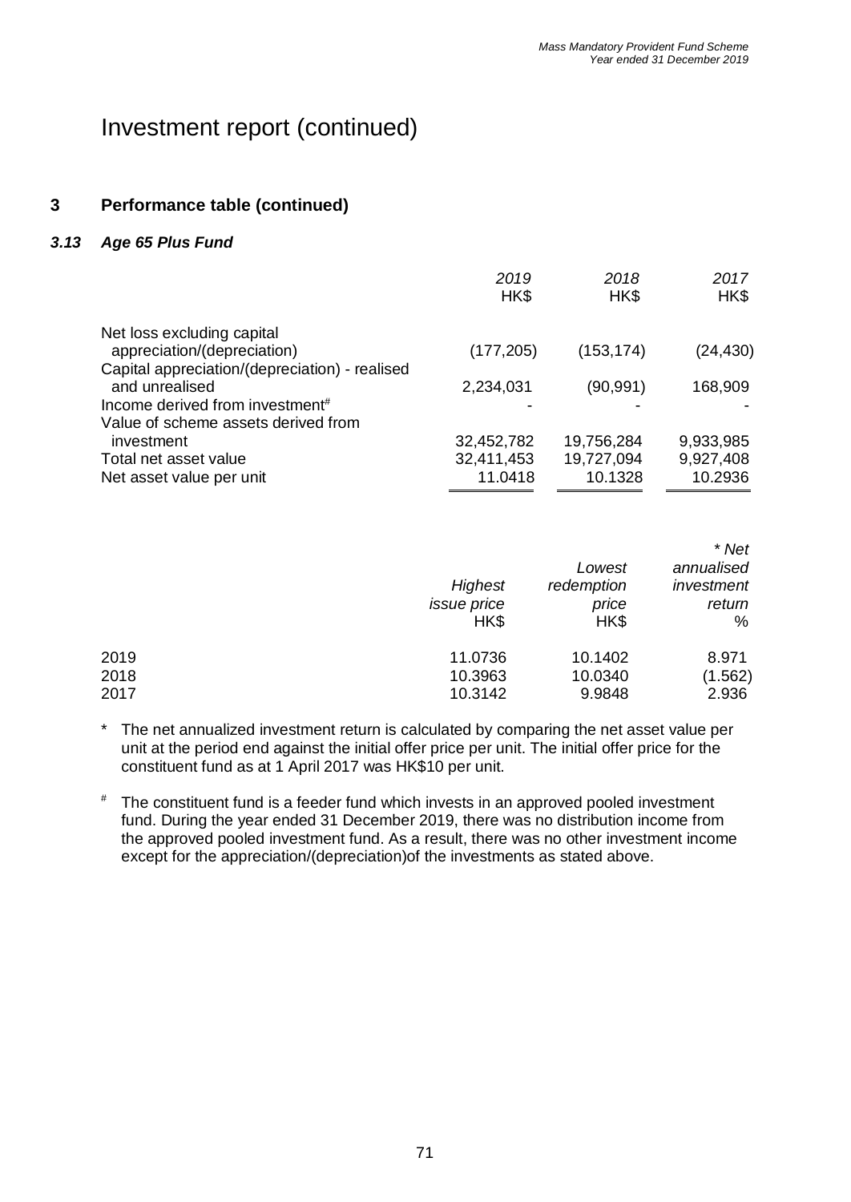# Investment report (continued)

## 3 Performance table (continued)

### *3.13 Age 65 Plus Fund*

| | *2019* HK$ | *2018* HK$ | *2017* HK$ |
|---|---|---|---|
| Net loss excluding capital appreciation/(depreciation) | (177,205) | (153,174) | (24,430) |
| Capital appreciation/(depreciation) - realised and unrealised | 2,234,031 | (90,991) | 168,909 |
| Income derived from investment# | - | - | - |
| Value of scheme assets derived from investment | 32,452,782 | 19,756,284 | 9,933,985 |
| Total net asset value | 32,411,453 | 19,727,094 | 9,927,408 |
| Net asset value per unit | 11.0418 | 10.1328 | 10.2936 |

| | *Highest issue price* HK$ | *Lowest redemption price* HK$ | *\* Net annualised investment return* % |
|---|---|---|---|
| 2019 | 11.0736 | 10.1402 | 8.971 |
| 2018 | 10.3963 | 10.0340 | (1.562) |
| 2017 | 10.3142 | 9.9848 | 2.936 |

\* The net annualized investment return is calculated by comparing the net asset value per unit at the period end against the initial offer price per unit. The initial offer price for the constituent fund as at 1 April 2017 was HK$10 per unit.

# The constituent fund is a feeder fund which invests in an approved pooled investment fund. During the year ended 31 December 2019, there was no distribution income from the approved pooled investment fund. As a result, there was no other investment income except for the appreciation/(depreciation)of the investments as stated above.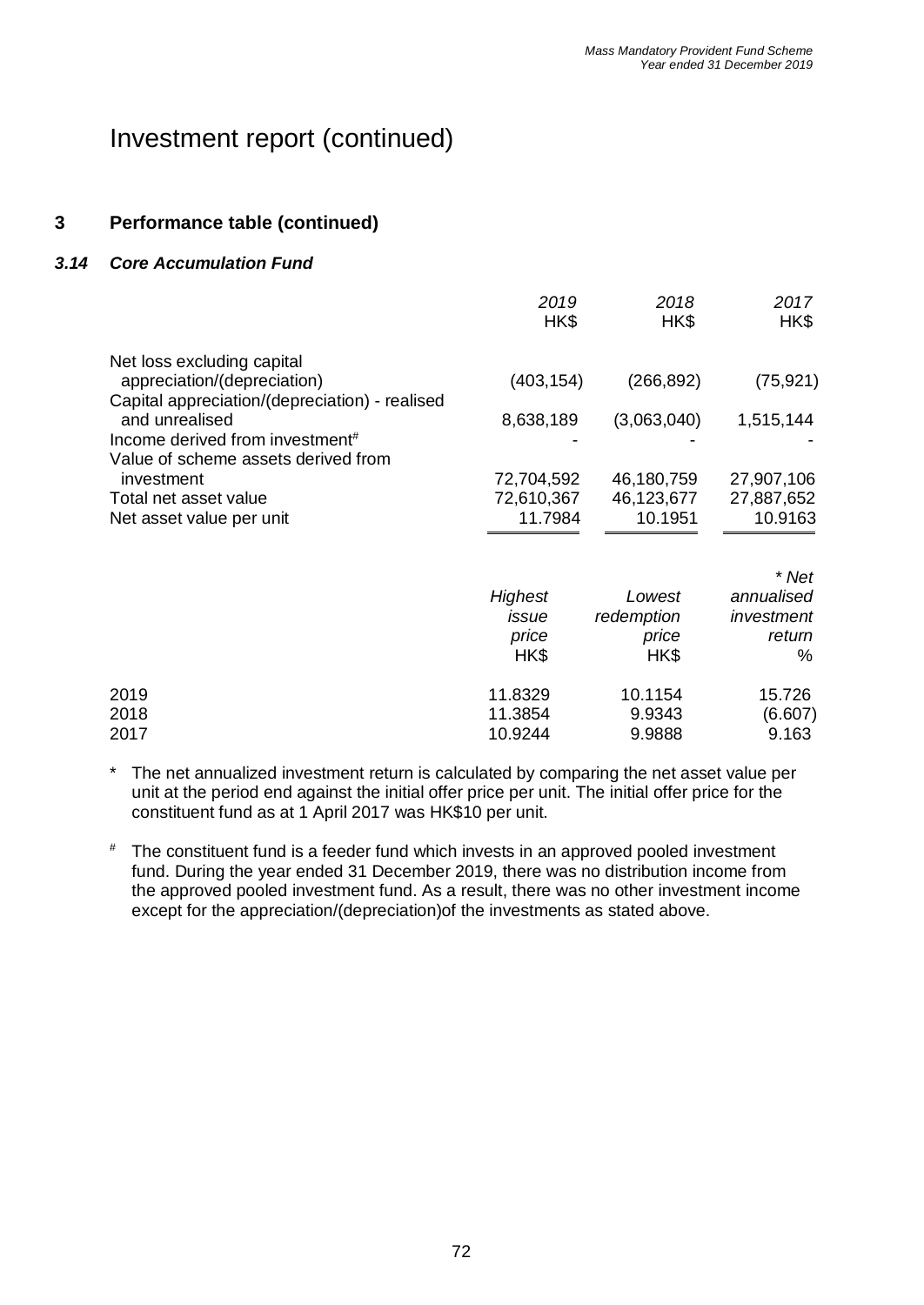# Investment report (continued)

## 3 Performance table (continued)

### *3.14 Core Accumulation Fund*

| | *2019* HK$ | *2018* HK$ | *2017* HK$ |
|---|---|---|---|
| Net loss excluding capital appreciation/(depreciation) | (403,154) | (266,892) | (75,921) |
| Capital appreciation/(depreciation) - realised and unrealised | 8,638,189 | (3,063,040) | 1,515,144 |
| Income derived from investment[#] | - | - | - |
| Value of scheme assets derived from investment | 72,704,592 | 46,180,759 | 27,907,106 |
| Total net asset value | 72,610,367 | 46,123,677 | 27,887,652 |
| Net asset value per unit | 11.7984 | 10.1951 | 10.9163 |

| | *Highest issue price* HK$ | *Lowest redemption price* HK$ | *\* Net annualised investment return* % |
|---|---|---|---|
| 2019 | 11.8329 | 10.1154 | 15.726 |
| 2018 | 11.3854 | 9.9343 | (6.607) |
| 2017 | 10.9244 | 9.9888 | 9.163 |

\* The net annualized investment return is calculated by comparing the net asset value per unit at the period end against the initial offer price per unit. The initial offer price for the constituent fund as at 1 April 2017 was HK$10 per unit.

[#] The constituent fund is a feeder fund which invests in an approved pooled investment fund. During the year ended 31 December 2019, there was no distribution income from the approved pooled investment fund. As a result, there was no other investment income except for the appreciation/(depreciation)of the investments as stated above.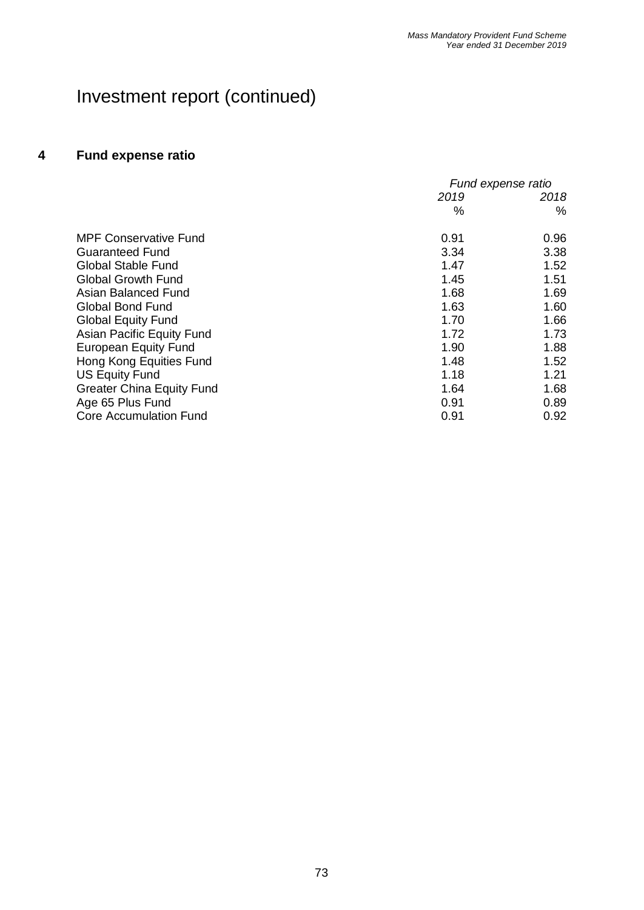# Investment report (continued)

## 4 Fund expense ratio

| | *Fund expense ratio* | |
|---|---|---|
| | *2019* | *2018* |
| | % | % |
| MPF Conservative Fund | 0.91 | 0.96 |
| Guaranteed Fund | 3.34 | 3.38 |
| Global Stable Fund | 1.47 | 1.52 |
| Global Growth Fund | 1.45 | 1.51 |
| Asian Balanced Fund | 1.68 | 1.69 |
| Global Bond Fund | 1.63 | 1.60 |
| Global Equity Fund | 1.70 | 1.66 |
| Asian Pacific Equity Fund | 1.72 | 1.73 |
| European Equity Fund | 1.90 | 1.88 |
| Hong Kong Equities Fund | 1.48 | 1.52 |
| US Equity Fund | 1.18 | 1.21 |
| Greater China Equity Fund | 1.64 | 1.68 |
| Age 65 Plus Fund | 0.91 | 0.89 |
| Core Accumulation Fund | 0.91 | 0.92 |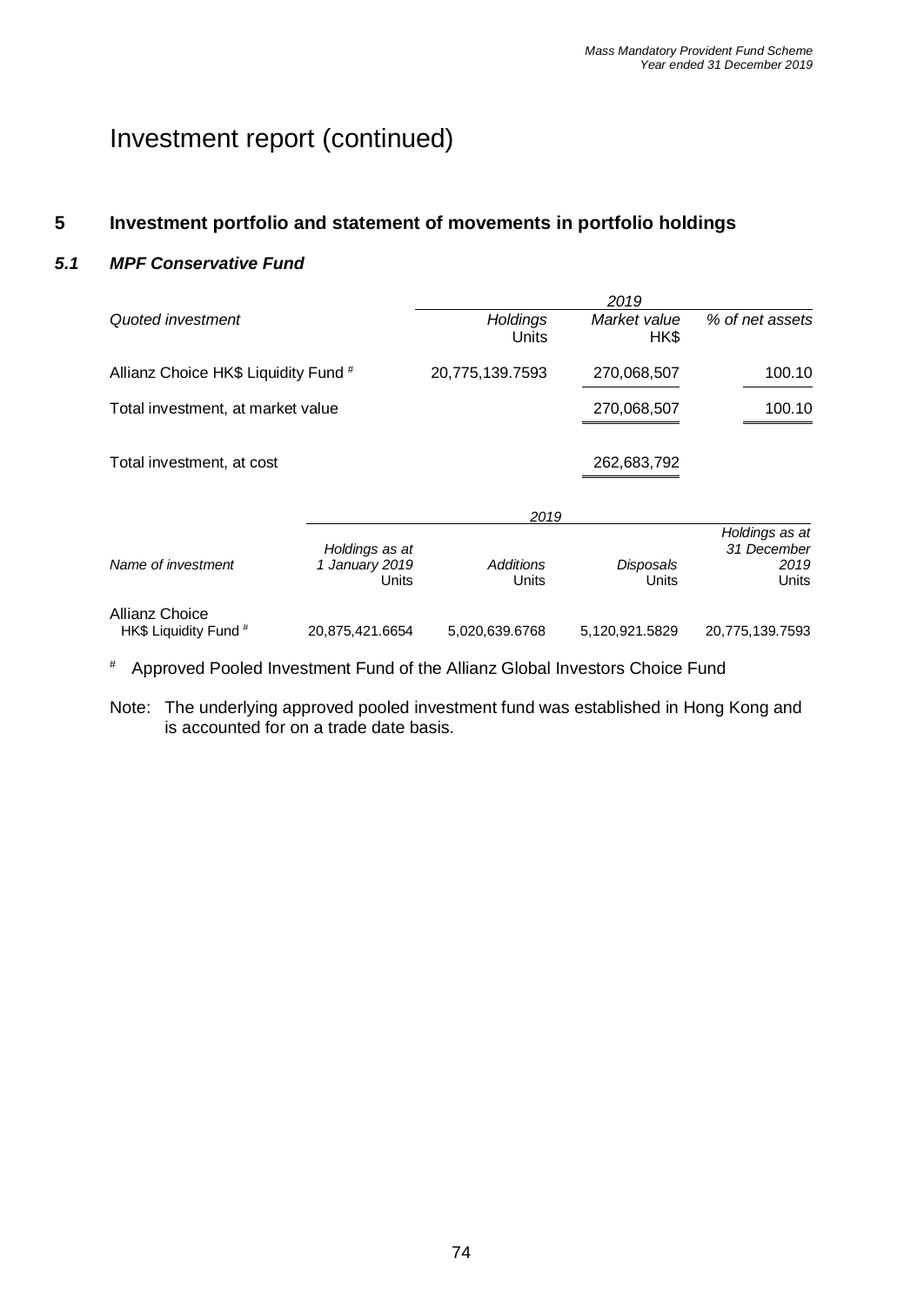# Investment report (continued)

## 5 Investment portfolio and statement of movements in portfolio holdings

### *5.1 MPF Conservative Fund*

| *Quoted investment* | *2019* *Holdings* Units | *Market value* HK$ | *% of net assets* |
|---|---|---|---|
| Allianz Choice HK$ Liquidity Fund # | 20,775,139.7593 | 270,068,507 | 100.10 |
| Total investment, at market value | | 270,068,507 | 100.10 |
| Total investment, at cost | | 262,683,792 | |

| | *2019* | | | |
|---|---|---|---|---|
| *Name of investment* | *Holdings as at 1 January 2019* Units | *Additions* Units | *Disposals* Units | *Holdings as at 31 December 2019* Units |
| Allianz Choice HK$ Liquidity Fund # | 20,875,421.6654 | 5,020,639.6768 | 5,120,921.5829 | 20,775,139.7593 |

# Approved Pooled Investment Fund of the Allianz Global Investors Choice Fund

Note: The underlying approved pooled investment fund was established in Hong Kong and is accounted for on a trade date basis.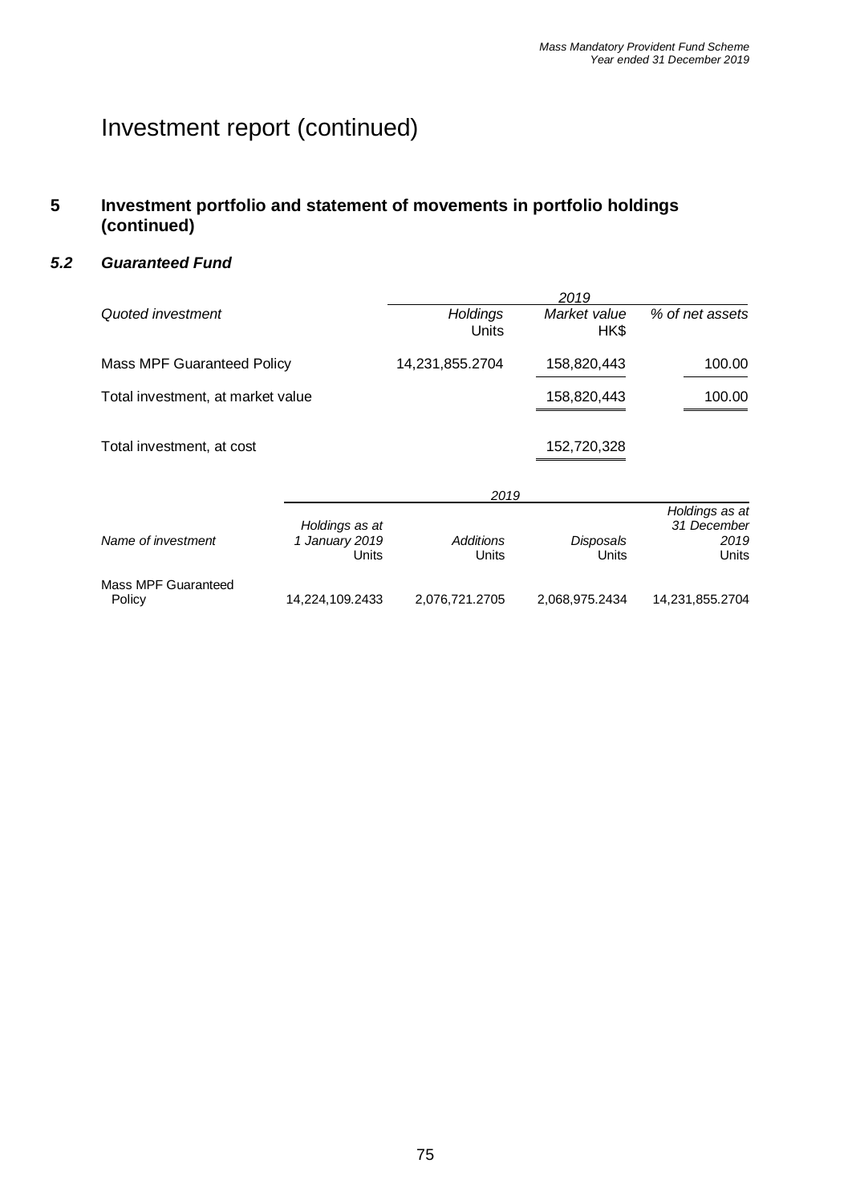# Investment report (continued)

## 5 Investment portfolio and statement of movements in portfolio holdings (continued)

### *5.2 Guaranteed Fund*

| *Quoted investment* | 2019 *Holdings* Units | *Market value* HK$ | *% of net assets* |
|---|---|---|---|
| Mass MPF Guaranteed Policy | 14,231,855.2704 | 158,820,443 | 100.00 |
| Total investment, at market value | | 158,820,443 | 100.00 |
| Total investment, at cost | | 152,720,328 | |

| *Name of investment* | 2019 *Holdings as at 1 January 2019* Units | *Additions* Units | *Disposals* Units | *Holdings as at 31 December 2019* Units |
|---|---|---|---|---|
| Mass MPF Guaranteed Policy | 14,224,109.2433 | 2,076,721.2705 | 2,068,975.2434 | 14,231,855.2704 |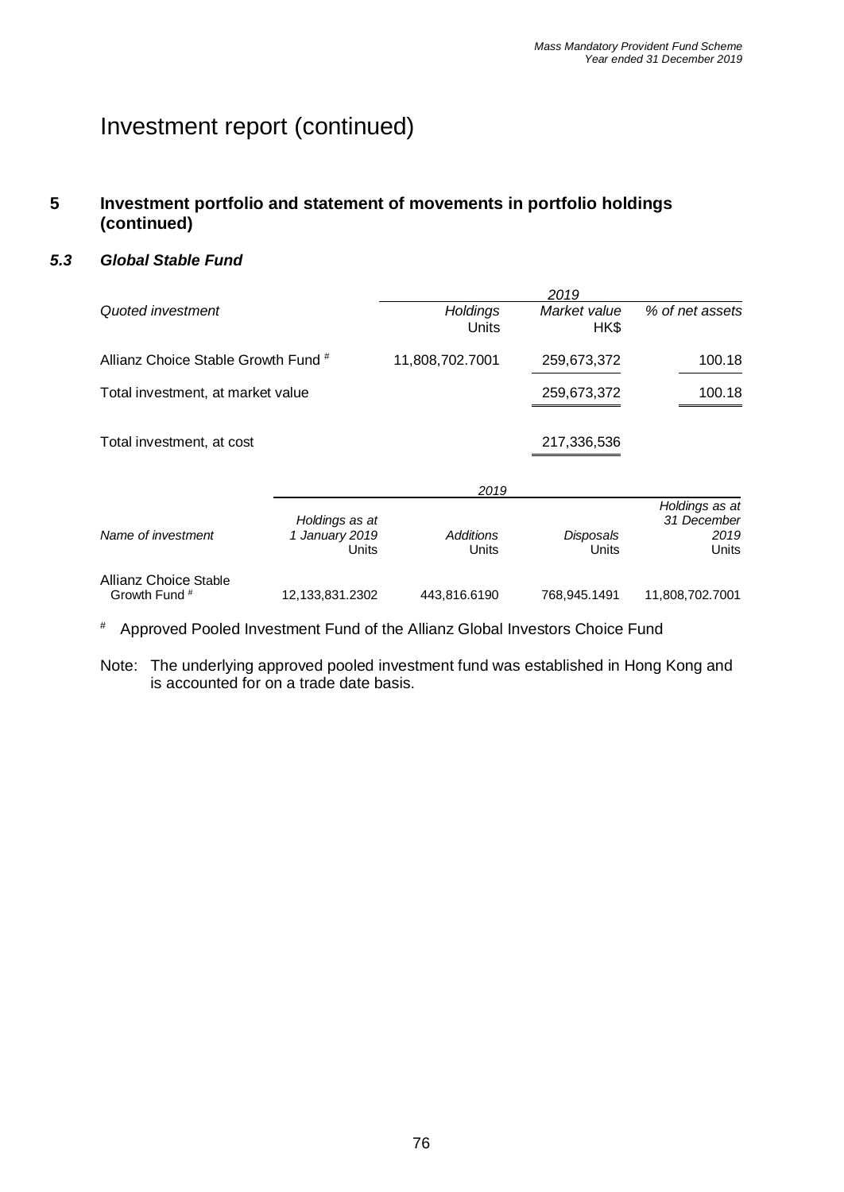# Investment report (continued)

## 5 Investment portfolio and statement of movements in portfolio holdings (continued)

### *5.3 Global Stable Fund*

| *Quoted investment* | *2019* *Holdings* Units | *Market value* HK$ | *% of net assets* |
|---|---|---|---|
| Allianz Choice Stable Growth Fund # | 11,808,702.7001 | 259,673,372 | 100.18 |
| Total investment, at market value | | 259,673,372 | 100.18 |
| Total investment, at cost | | 217,336,536 | |

| *Name of investment* | *2019* *Holdings as at 1 January 2019* Units | *Additions* Units | *Disposals* Units | *Holdings as at 31 December 2019* Units |
|---|---|---|---|---|
| Allianz Choice Stable Growth Fund # | 12,133,831.2302 | 443,816.6190 | 768,945.1491 | 11,808,702.7001 |

# Approved Pooled Investment Fund of the Allianz Global Investors Choice Fund

Note: The underlying approved pooled investment fund was established in Hong Kong and is accounted for on a trade date basis.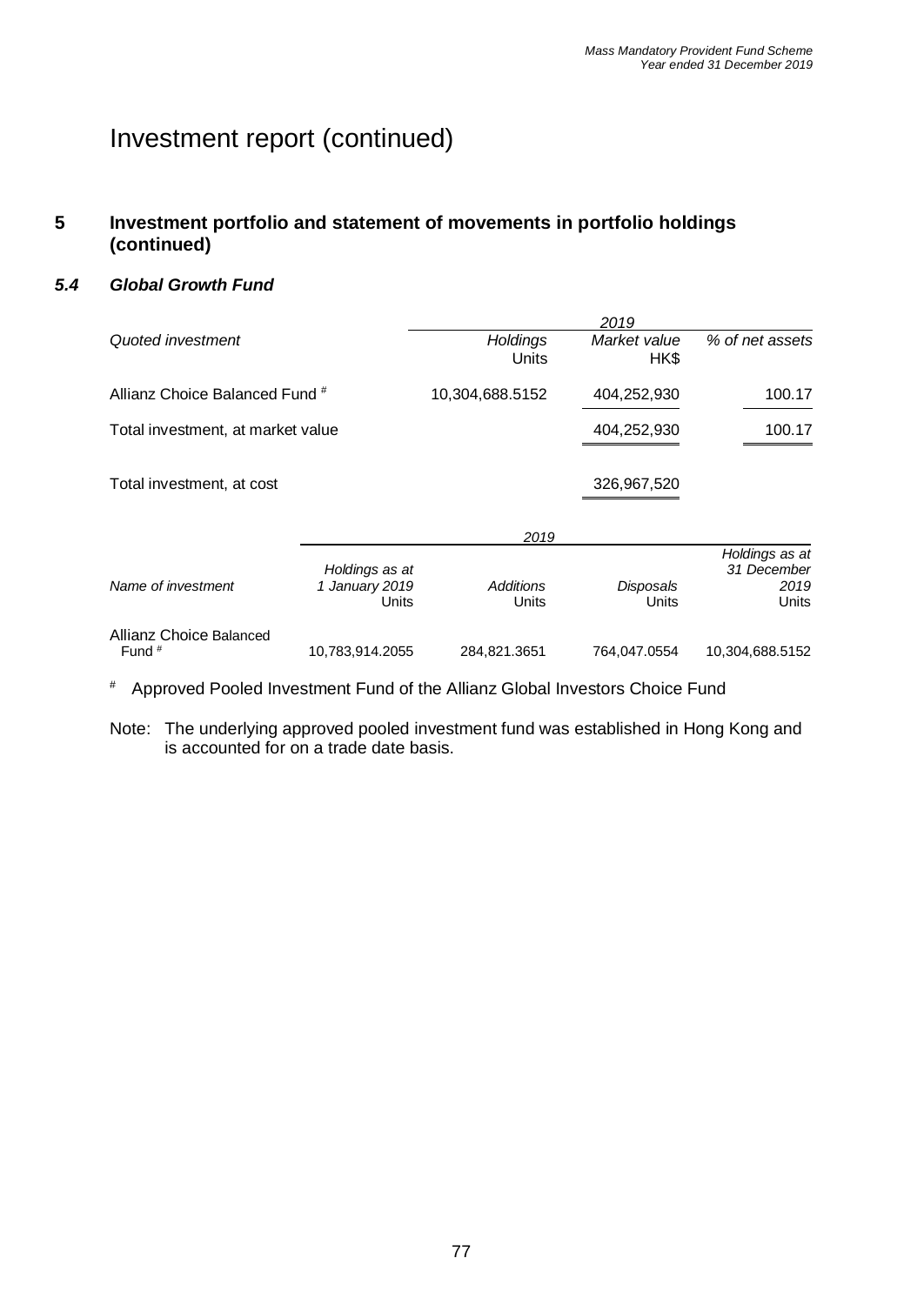# Investment report (continued)

## 5 Investment portfolio and statement of movements in portfolio holdings (continued)

### *5.4 Global Growth Fund*

| *Quoted investment* | *2019* *Holdings* Units | *Market value* HK$ | *% of net assets* |
|---|---|---|---|
| Allianz Choice Balanced Fund # | 10,304,688.5152 | 404,252,930 | 100.17 |
| Total investment, at market value | | 404,252,930 | 100.17 |
| Total investment, at cost | | 326,967,520 | |

| | *2019* | | | |
|---|---|---|---|---|
| *Name of investment* | *Holdings as at 1 January 2019* Units | *Additions* Units | *Disposals* Units | *Holdings as at 31 December 2019* Units |
| Allianz Choice Balanced Fund # | 10,783,914.2055 | 284,821.3651 | 764,047.0554 | 10,304,688.5152 |

# Approved Pooled Investment Fund of the Allianz Global Investors Choice Fund

Note: The underlying approved pooled investment fund was established in Hong Kong and is accounted for on a trade date basis.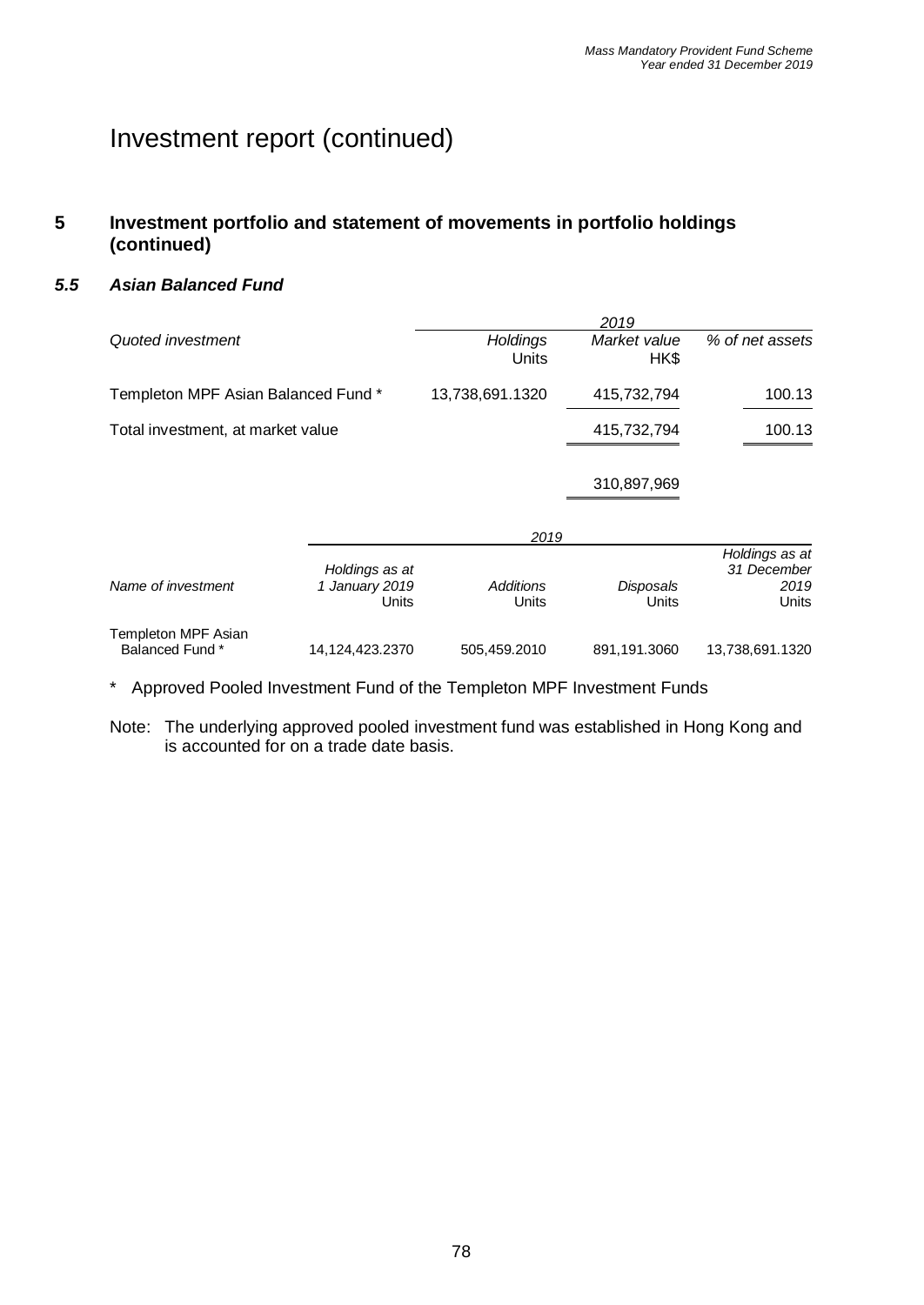# Investment report (continued)

## 5 Investment portfolio and statement of movements in portfolio holdings (continued)

### *5.5 Asian Balanced Fund*

| *Quoted investment* | *2019* *Holdings* Units | *Market value* HK$ | *% of net assets* |
|---|---|---|---|
| Templeton MPF Asian Balanced Fund * | 13,738,691.1320 | 415,732,794 | 100.13 |
| Total investment, at market value | | 415,732,794 | 100.13 |
| | | 310,897,969 | |

| *Name of investment* | *2019* *Holdings as at 1 January 2019* Units | *Additions* Units | *Disposals* Units | *Holdings as at 31 December 2019* Units |
|---|---|---|---|---|
| Templeton MPF Asian Balanced Fund * | 14,124,423.2370 | 505,459.2010 | 891,191.3060 | 13,738,691.1320 |

\* Approved Pooled Investment Fund of the Templeton MPF Investment Funds

Note: The underlying approved pooled investment fund was established in Hong Kong and is accounted for on a trade date basis.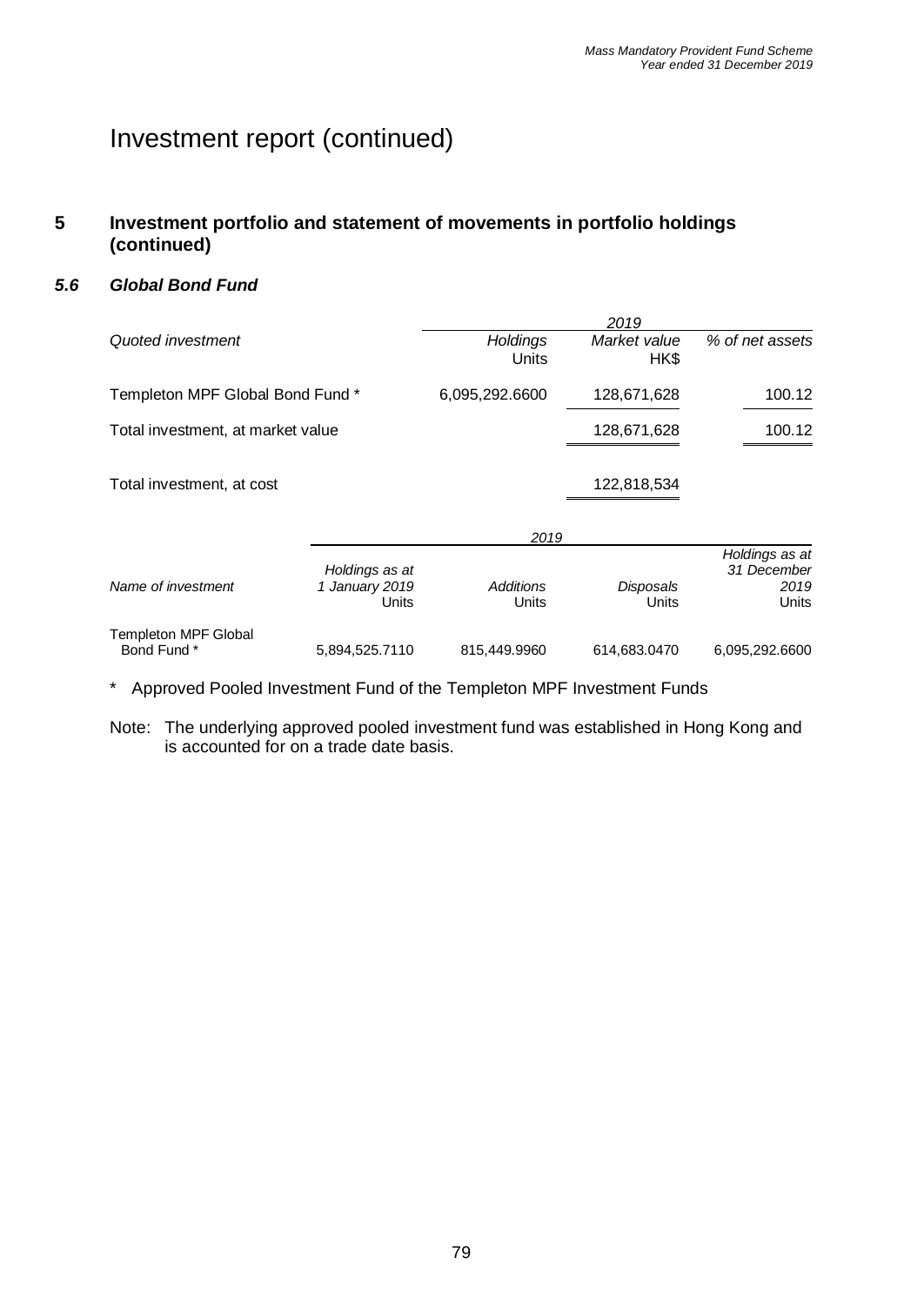# Investment report (continued)

## 5 Investment portfolio and statement of movements in portfolio holdings (continued)

### *5.6 Global Bond Fund*

| *Quoted investment* | *Holdings* Units | *Market value* HK$ | *% of net assets* |
|---|---|---|---|
| | *2019* | | |
| Templeton MPF Global Bond Fund * | 6,095,292.6600 | 128,671,628 | 100.12 |
| Total investment, at market value | | 128,671,628 | 100.12 |
| Total investment, at cost | | 122,818,534 | |

| *Name of investment* | *Holdings as at 1 January 2019* Units | *Additions* Units | *Disposals* Units | *Holdings as at 31 December 2019* Units |
|---|---|---|---|---|
| | *2019* | | | |
| Templeton MPF Global Bond Fund * | 5,894,525.7110 | 815,449.9960 | 614,683.0470 | 6,095,292.6600 |

\* Approved Pooled Investment Fund of the Templeton MPF Investment Funds

Note: The underlying approved pooled investment fund was established in Hong Kong and is accounted for on a trade date basis.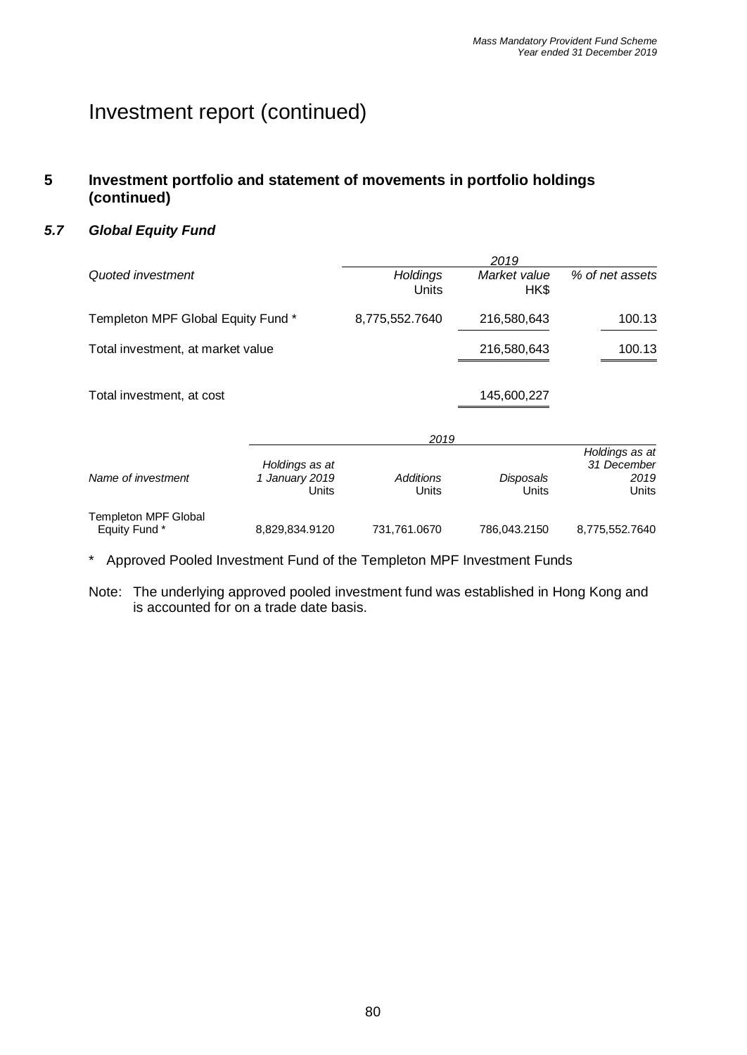# Investment report (continued)

## 5 Investment portfolio and statement of movements in portfolio holdings (continued)

### *5.7 Global Equity Fund*

| *Quoted investment* | *Holdings* Units | *2019* *Market value* HK$ | *% of net assets* |
|---|---|---|---|
| Templeton MPF Global Equity Fund * | 8,775,552.7640 | 216,580,643 | 100.13 |
| Total investment, at market value | | 216,580,643 | 100.13 |
| Total investment, at cost | | 145,600,227 | |

| *Name of investment* | *Holdings as at 1 January 2019* Units | *Additions* Units | *Disposals* Units | *Holdings as at 31 December 2019* Units |
|---|---|---|---|---|
| | | *2019* | | |
| Templeton MPF Global Equity Fund * | 8,829,834.9120 | 731,761.0670 | 786,043.2150 | 8,775,552.7640 |

\* Approved Pooled Investment Fund of the Templeton MPF Investment Funds

Note: The underlying approved pooled investment fund was established in Hong Kong and is accounted for on a trade date basis.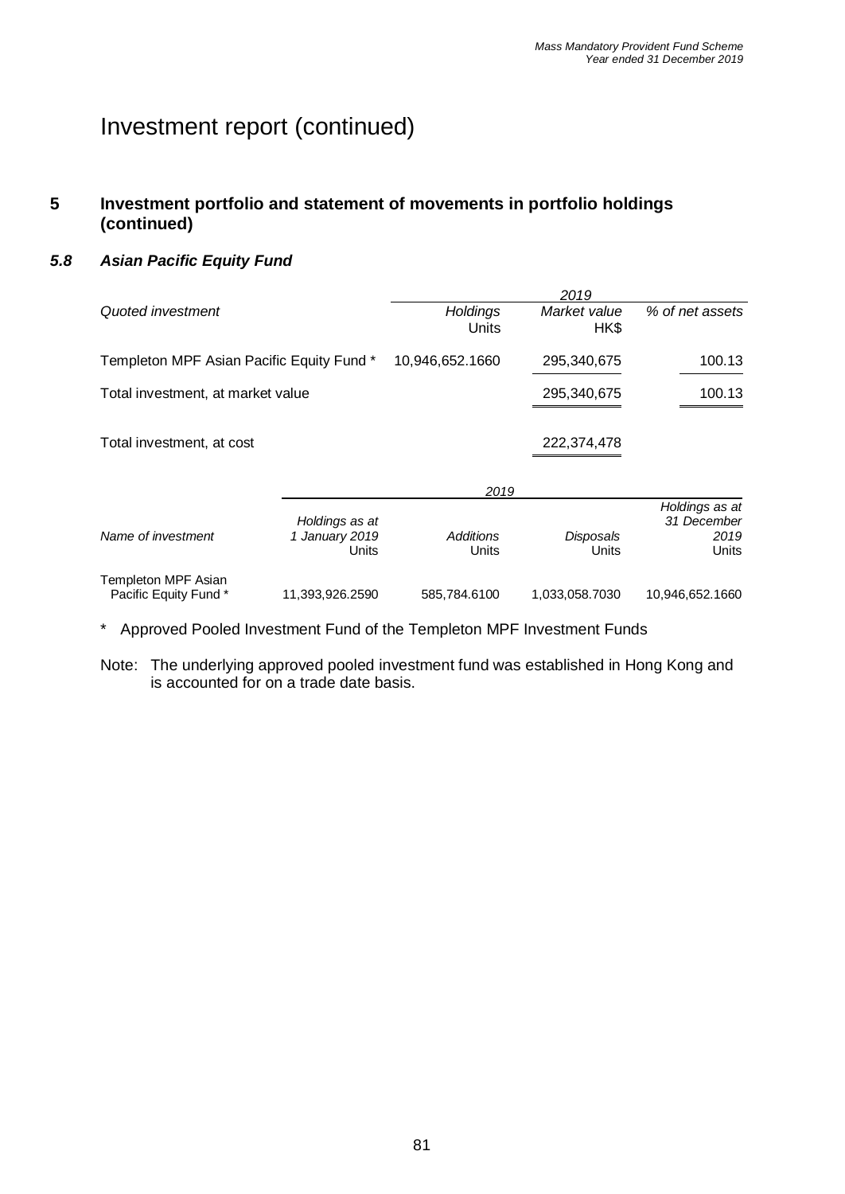# Investment report (continued)

## 5 Investment portfolio and statement of movements in portfolio holdings (continued)

### *5.8 Asian Pacific Equity Fund*

| *Quoted investment* | *2019* | | |
|---|---|---|---|
| | *Holdings* Units | *Market value* HK$ | *% of net assets* |
| Templeton MPF Asian Pacific Equity Fund * | 10,946,652.1660 | 295,340,675 | 100.13 |
| Total investment, at market value | | 295,340,675 | 100.13 |
| Total investment, at cost | | 222,374,478 | |

| *Name of investment* | *2019* | | | |
|---|---|---|---|---|
| | *Holdings as at 1 January 2019* Units | *Additions* Units | *Disposals* Units | *Holdings as at 31 December 2019* Units |
| Templeton MPF Asian Pacific Equity Fund * | 11,393,926.2590 | 585,784.6100 | 1,033,058.7030 | 10,946,652.1660 |

\* Approved Pooled Investment Fund of the Templeton MPF Investment Funds

Note: The underlying approved pooled investment fund was established in Hong Kong and is accounted for on a trade date basis.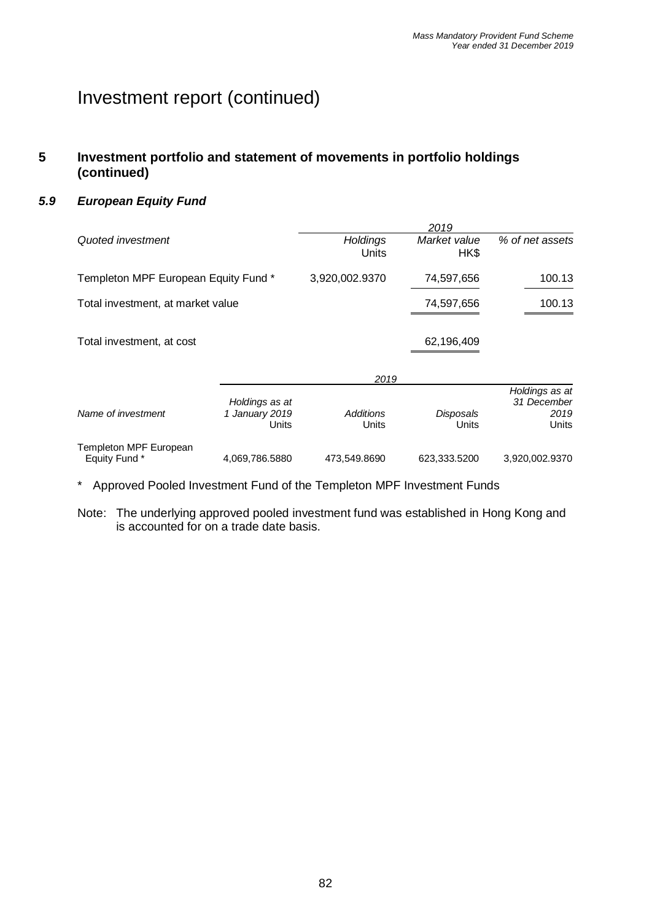# Investment report (continued)

## 5 Investment portfolio and statement of movements in portfolio holdings (continued)

### *5.9 European Equity Fund*

| *Quoted investment* | *2019* | | |
|---|---|---|---|
| | *Holdings* Units | *Market value* HK$ | *% of net assets* |
| Templeton MPF European Equity Fund * | 3,920,002.9370 | 74,597,656 | 100.13 |
| Total investment, at market value | | 74,597,656 | 100.13 |
| Total investment, at cost | | 62,196,409 | |

| *Name of investment* | *2019* | | | |
|---|---|---|---|---|
| | *Holdings as at 1 January 2019* Units | *Additions* Units | *Disposals* Units | *Holdings as at 31 December 2019* Units |
| Templeton MPF European Equity Fund * | 4,069,786.5880 | 473,549.8690 | 623,333.5200 | 3,920,002.9370 |

\* Approved Pooled Investment Fund of the Templeton MPF Investment Funds

Note: The underlying approved pooled investment fund was established in Hong Kong and is accounted for on a trade date basis.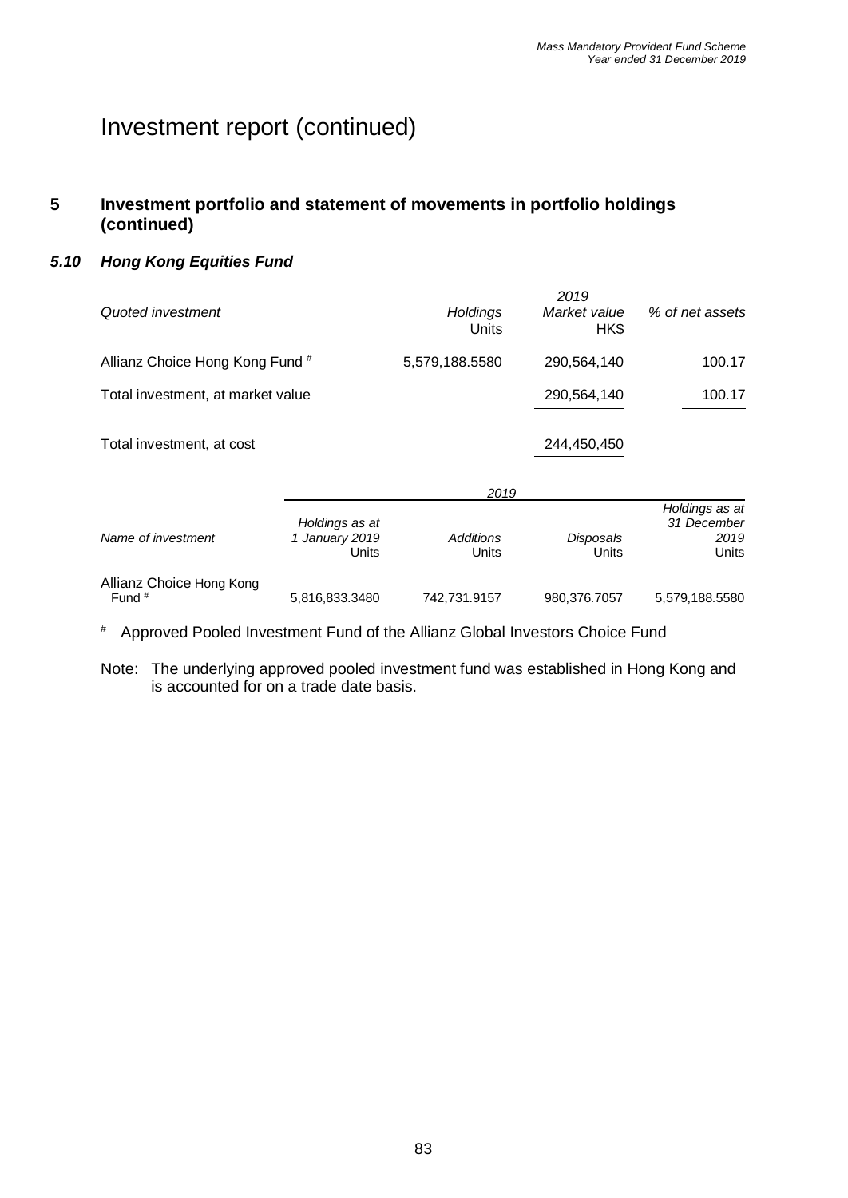# Investment report (continued)

## 5 Investment portfolio and statement of movements in portfolio holdings (continued)

### *5.10 Hong Kong Equities Fund*

| *Quoted investment* | *Holdings* Units | *Market value* HK$ | *% of net assets* |
|---|---|---|---|
| | *2019* | | |
| Allianz Choice Hong Kong Fund # | 5,579,188.5580 | 290,564,140 | 100.17 |
| Total investment, at market value | | 290,564,140 | 100.17 |
| Total investment, at cost | | 244,450,450 | |

| *Name of investment* | *Holdings as at 1 January 2019* Units | *Additions* Units | *Disposals* Units | *Holdings as at 31 December 2019* Units |
|---|---|---|---|---|
| | *2019* | | | |
| Allianz Choice Hong Kong Fund # | 5,816,833.3480 | 742,731.9157 | 980,376.7057 | 5,579,188.5580 |

# Approved Pooled Investment Fund of the Allianz Global Investors Choice Fund

Note: The underlying approved pooled investment fund was established in Hong Kong and is accounted for on a trade date basis.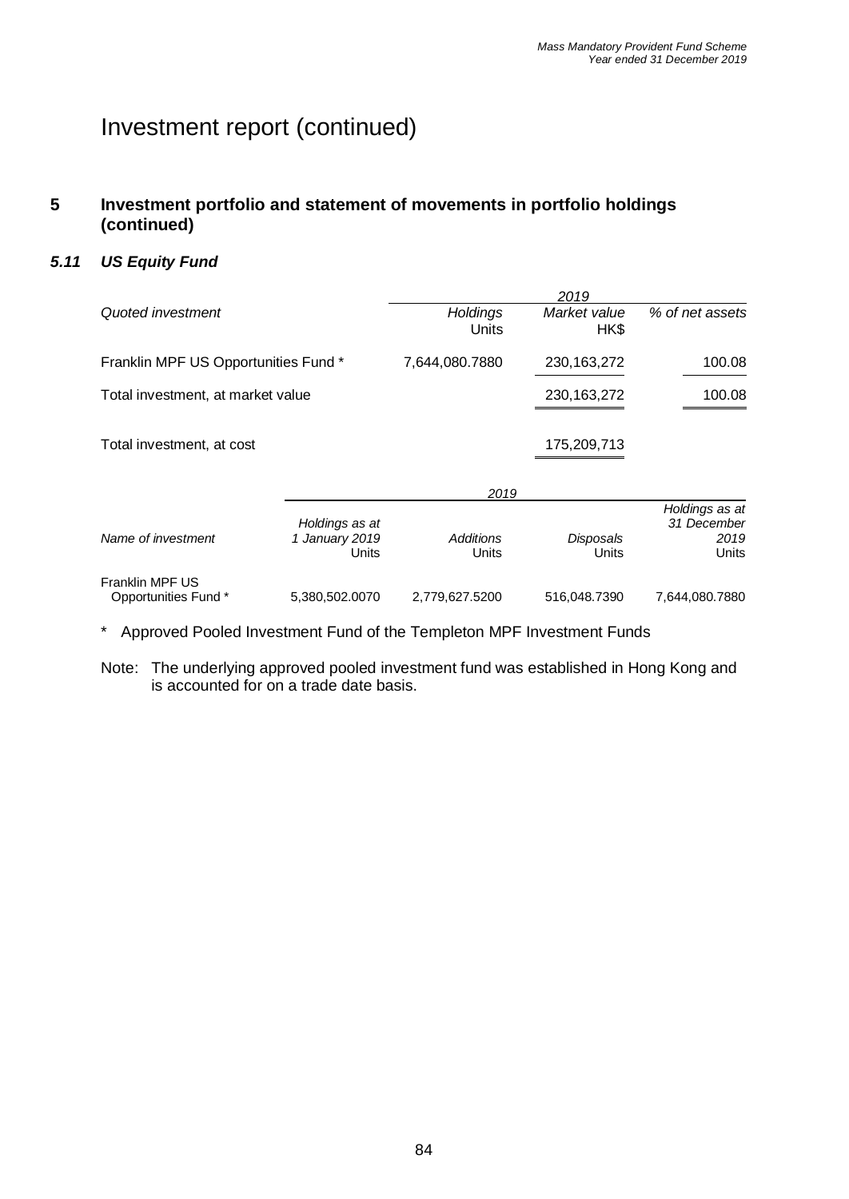# Investment report (continued)

## 5 Investment portfolio and statement of movements in portfolio holdings (continued)

### *5.11 US Equity Fund*

| *Quoted investment* | 2019 *Holdings* Units | *Market value* HK$ | *% of net assets* |
|---|---|---|---|
| Franklin MPF US Opportunities Fund * | 7,644,080.7880 | 230,163,272 | 100.08 |
| Total investment, at market value | | 230,163,272 | 100.08 |
| Total investment, at cost | | 175,209,713 | |

| | 2019 | | | |
|---|---|---|---|---|
| *Name of investment* | *Holdings as at 1 January 2019* Units | *Additions* Units | *Disposals* Units | *Holdings as at 31 December 2019* Units |
| Franklin MPF US Opportunities Fund * | 5,380,502.0070 | 2,779,627.5200 | 516,048.7390 | 7,644,080.7880 |

\* Approved Pooled Investment Fund of the Templeton MPF Investment Funds

Note: The underlying approved pooled investment fund was established in Hong Kong and is accounted for on a trade date basis.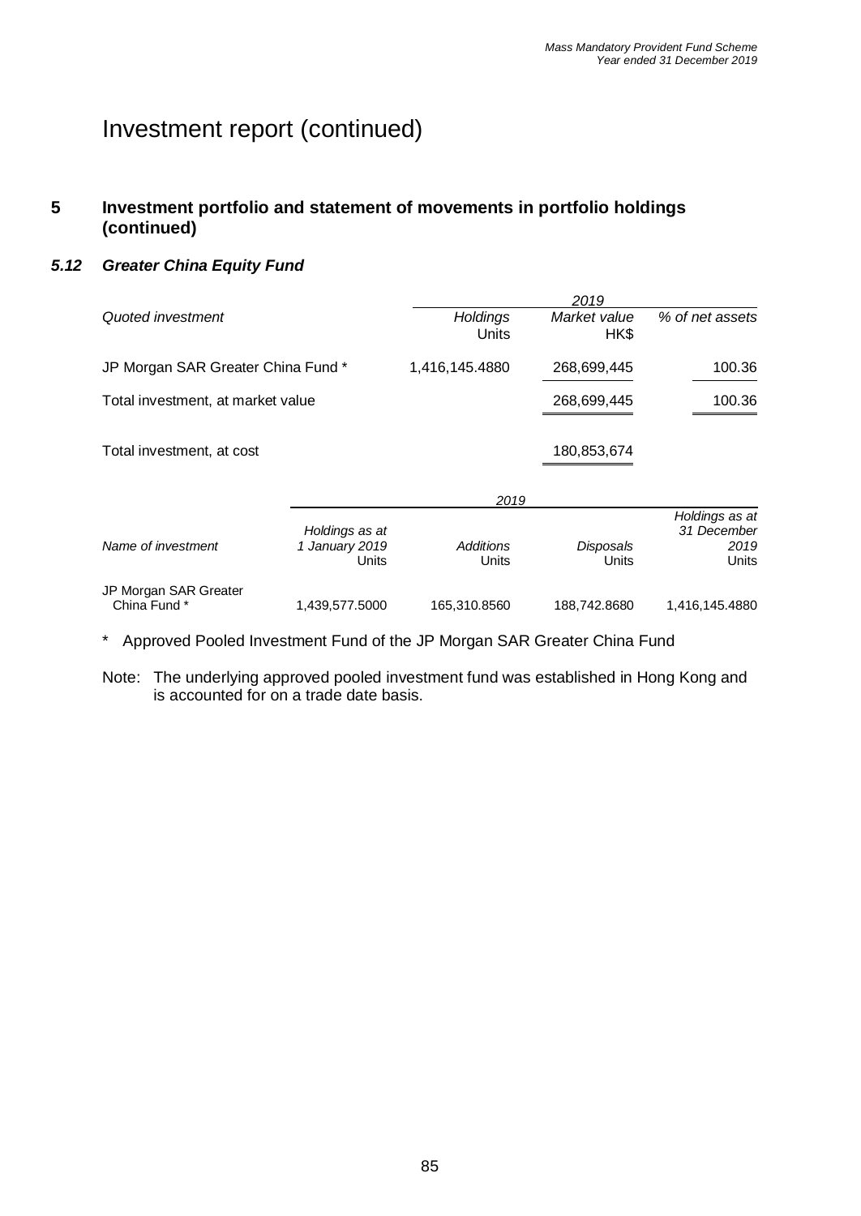# Investment report (continued)

## 5 Investment portfolio and statement of movements in portfolio holdings (continued)

### *5.12 Greater China Equity Fund*

| *Quoted investment* | *2019* | | |
|---|---|---|---|
| | *Holdings* Units | *Market value* HK$ | *% of net assets* |
| JP Morgan SAR Greater China Fund * | 1,416,145.4880 | 268,699,445 | 100.36 |
| Total investment, at market value | | 268,699,445 | 100.36 |
| Total investment, at cost | | 180,853,674 | |

| *Name of investment* | *2019* | | | |
|---|---|---|---|---|
| | *Holdings as at 1 January 2019* Units | *Additions* Units | *Disposals* Units | *Holdings as at 31 December 2019* Units |
| JP Morgan SAR Greater China Fund * | 1,439,577.5000 | 165,310.8560 | 188,742.8680 | 1,416,145.4880 |

\* Approved Pooled Investment Fund of the JP Morgan SAR Greater China Fund

Note: The underlying approved pooled investment fund was established in Hong Kong and is accounted for on a trade date basis.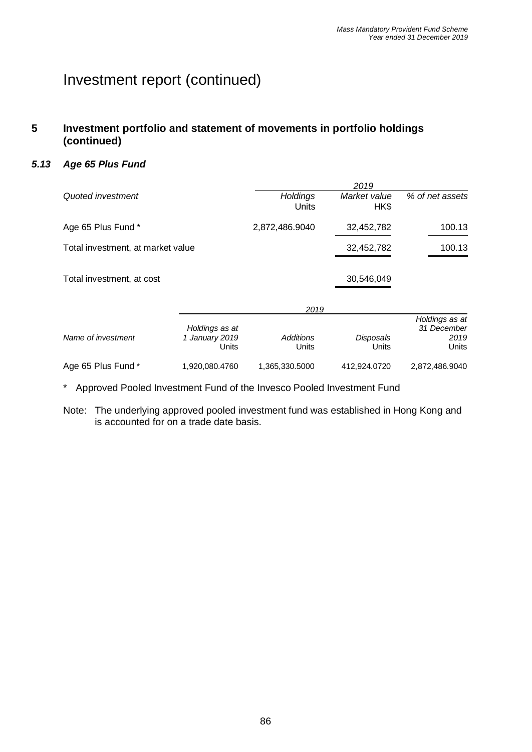# Investment report (continued)

## 5 Investment portfolio and statement of movements in portfolio holdings (continued)

### *5.13 Age 65 Plus Fund*

| *Quoted investment* | *Holdings* Units | *Market value* HK$ | *% of net assets* |
|---|---|---|---|
| | *2019* | | |
| Age 65 Plus Fund * | 2,872,486.9040 | 32,452,782 | 100.13 |
| Total investment, at market value | | 32,452,782 | 100.13 |
| Total investment, at cost | | 30,546,049 | |

| *Name of investment* | *Holdings as at 1 January 2019* Units | *Additions* Units | *Disposals* Units | *Holdings as at 31 December 2019* Units |
|---|---|---|---|---|
| | *2019* | | | |
| Age 65 Plus Fund * | 1,920,080.4760 | 1,365,330.5000 | 412,924.0720 | 2,872,486.9040 |

\* Approved Pooled Investment Fund of the Invesco Pooled Investment Fund

Note: The underlying approved pooled investment fund was established in Hong Kong and is accounted for on a trade date basis.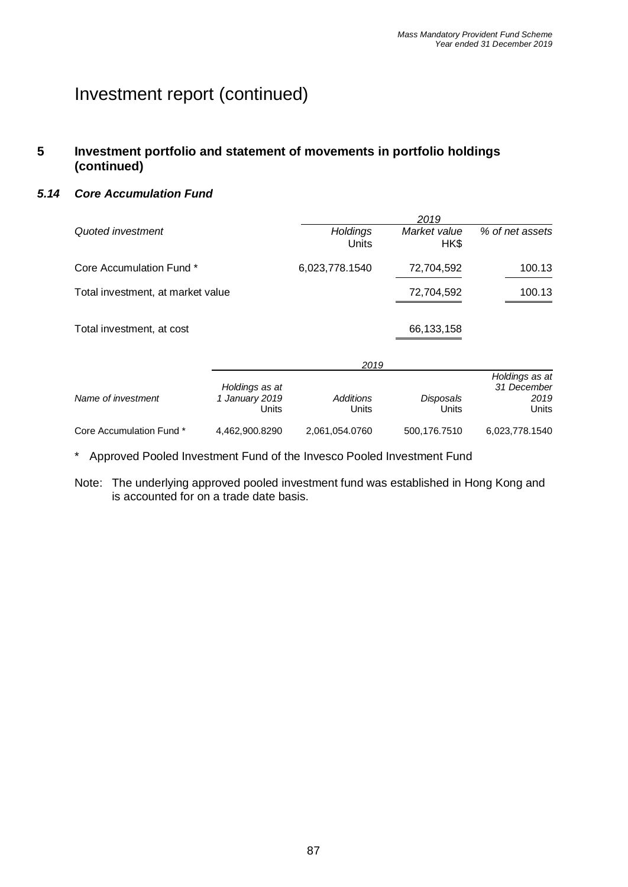# Investment report (continued)

## 5 Investment portfolio and statement of movements in portfolio holdings (continued)

### *5.14 Core Accumulation Fund*

| *Quoted investment* | 2019 | | |
|---|---|---|---|
| | *Holdings* Units | *Market value* HK$ | *% of net assets* |
| Core Accumulation Fund * | 6,023,778.1540 | 72,704,592 | 100.13 |
| Total investment, at market value | | 72,704,592 | 100.13 |
| Total investment, at cost | | 66,133,158 | |

| *Name of investment* | 2019 | | | |
|---|---|---|---|---|
| | *Holdings as at 1 January 2019* Units | *Additions* Units | *Disposals* Units | *Holdings as at 31 December 2019* Units |
| Core Accumulation Fund * | 4,462,900.8290 | 2,061,054.0760 | 500,176.7510 | 6,023,778.1540 |

\* Approved Pooled Investment Fund of the Invesco Pooled Investment Fund

Note: The underlying approved pooled investment fund was established in Hong Kong and is accounted for on a trade date basis.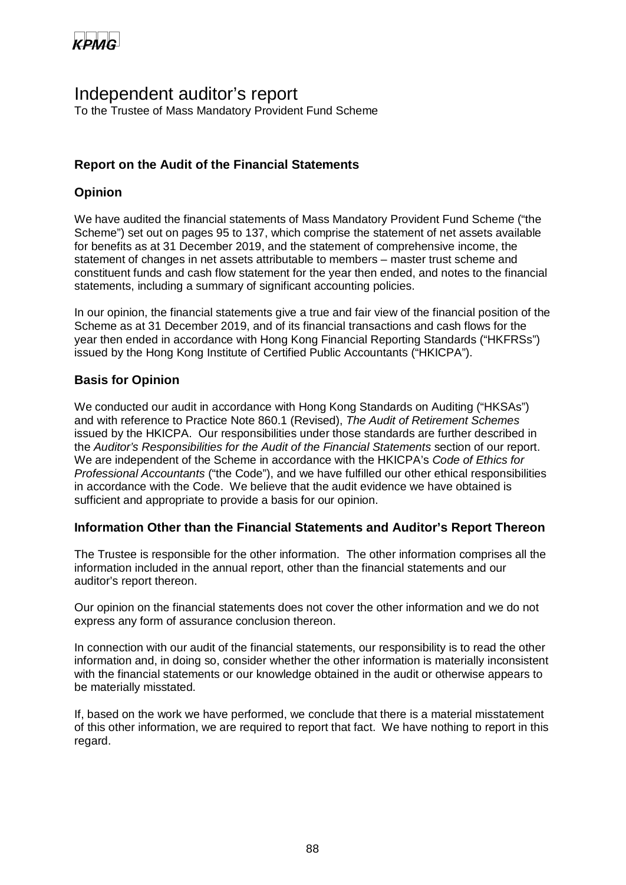KPMG

# Independent auditor's report

To the Trustee of Mass Mandatory Provident Fund Scheme

## Report on the Audit of the Financial Statements

## Opinion

We have audited the financial statements of Mass Mandatory Provident Fund Scheme ("the Scheme") set out on pages 95 to 137, which comprise the statement of net assets available for benefits as at 31 December 2019, and the statement of comprehensive income, the statement of changes in net assets attributable to members – master trust scheme and constituent funds and cash flow statement for the year then ended, and notes to the financial statements, including a summary of significant accounting policies.

In our opinion, the financial statements give a true and fair view of the financial position of the Scheme as at 31 December 2019, and of its financial transactions and cash flows for the year then ended in accordance with Hong Kong Financial Reporting Standards ("HKFRSs") issued by the Hong Kong Institute of Certified Public Accountants ("HKICPA").

## Basis for Opinion

We conducted our audit in accordance with Hong Kong Standards on Auditing ("HKSAs") and with reference to Practice Note 860.1 (Revised), *The Audit of Retirement Schemes* issued by the HKICPA. Our responsibilities under those standards are further described in the *Auditor's Responsibilities for the Audit of the Financial Statements* section of our report. We are independent of the Scheme in accordance with the HKICPA's *Code of Ethics for Professional Accountants* ("the Code"), and we have fulfilled our other ethical responsibilities in accordance with the Code. We believe that the audit evidence we have obtained is sufficient and appropriate to provide a basis for our opinion.

## Information Other than the Financial Statements and Auditor's Report Thereon

The Trustee is responsible for the other information. The other information comprises all the information included in the annual report, other than the financial statements and our auditor's report thereon.

Our opinion on the financial statements does not cover the other information and we do not express any form of assurance conclusion thereon.

In connection with our audit of the financial statements, our responsibility is to read the other information and, in doing so, consider whether the other information is materially inconsistent with the financial statements or our knowledge obtained in the audit or otherwise appears to be materially misstated.

If, based on the work we have performed, we conclude that there is a material misstatement of this other information, we are required to report that fact. We have nothing to report in this regard.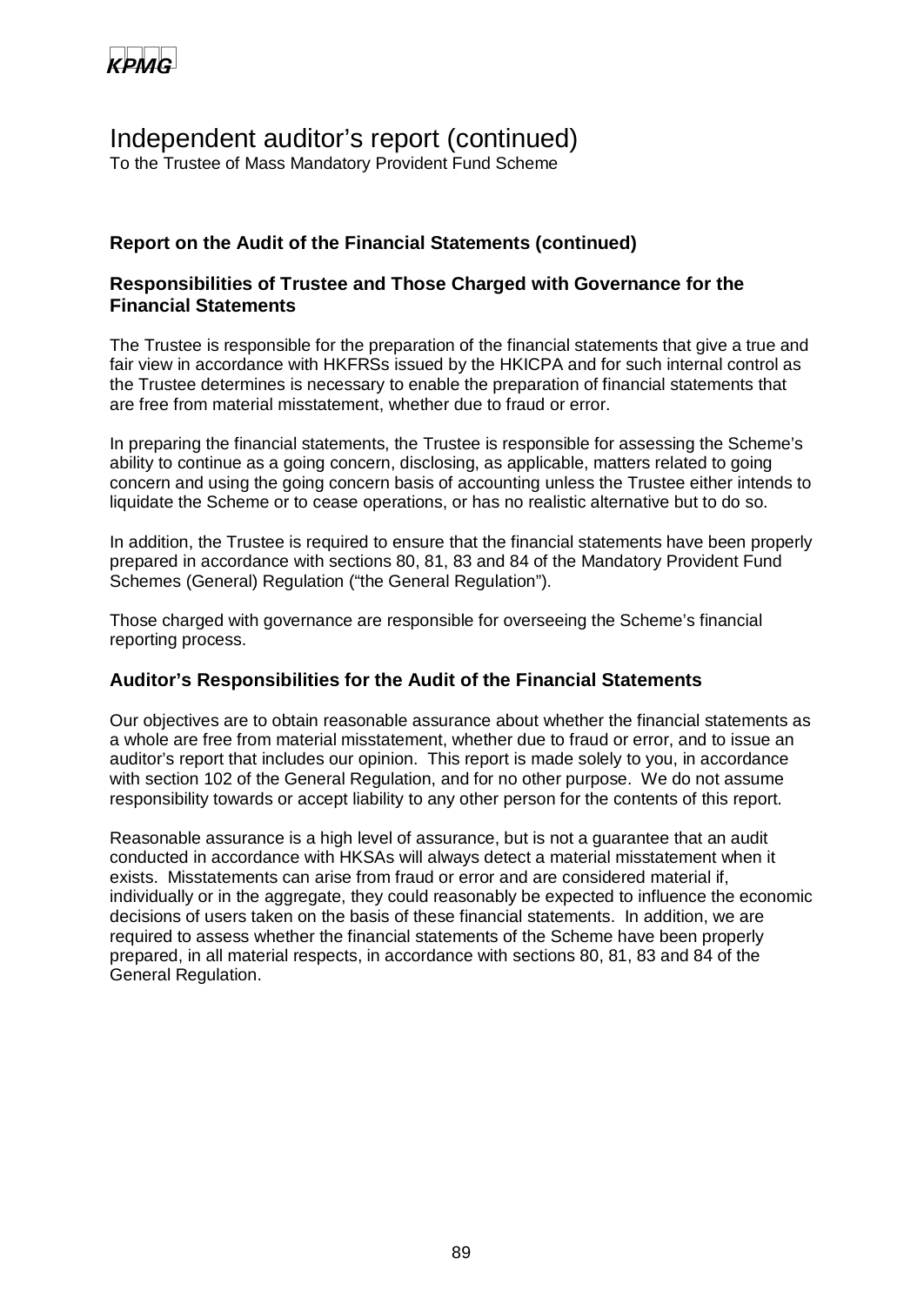# Independent auditor's report (continued)

To the Trustee of Mass Mandatory Provident Fund Scheme

## Report on the Audit of the Financial Statements (continued)

### Responsibilities of Trustee and Those Charged with Governance for the Financial Statements

The Trustee is responsible for the preparation of the financial statements that give a true and fair view in accordance with HKFRSs issued by the HKICPA and for such internal control as the Trustee determines is necessary to enable the preparation of financial statements that are free from material misstatement, whether due to fraud or error.

In preparing the financial statements, the Trustee is responsible for assessing the Scheme's ability to continue as a going concern, disclosing, as applicable, matters related to going concern and using the going concern basis of accounting unless the Trustee either intends to liquidate the Scheme or to cease operations, or has no realistic alternative but to do so.

In addition, the Trustee is required to ensure that the financial statements have been properly prepared in accordance with sections 80, 81, 83 and 84 of the Mandatory Provident Fund Schemes (General) Regulation ("the General Regulation").

Those charged with governance are responsible for overseeing the Scheme's financial reporting process.

### Auditor's Responsibilities for the Audit of the Financial Statements

Our objectives are to obtain reasonable assurance about whether the financial statements as a whole are free from material misstatement, whether due to fraud or error, and to issue an auditor's report that includes our opinion. This report is made solely to you, in accordance with section 102 of the General Regulation, and for no other purpose. We do not assume responsibility towards or accept liability to any other person for the contents of this report.

Reasonable assurance is a high level of assurance, but is not a guarantee that an audit conducted in accordance with HKSAs will always detect a material misstatement when it exists. Misstatements can arise from fraud or error and are considered material if, individually or in the aggregate, they could reasonably be expected to influence the economic decisions of users taken on the basis of these financial statements. In addition, we are required to assess whether the financial statements of the Scheme have been properly prepared, in all material respects, in accordance with sections 80, 81, 83 and 84 of the General Regulation.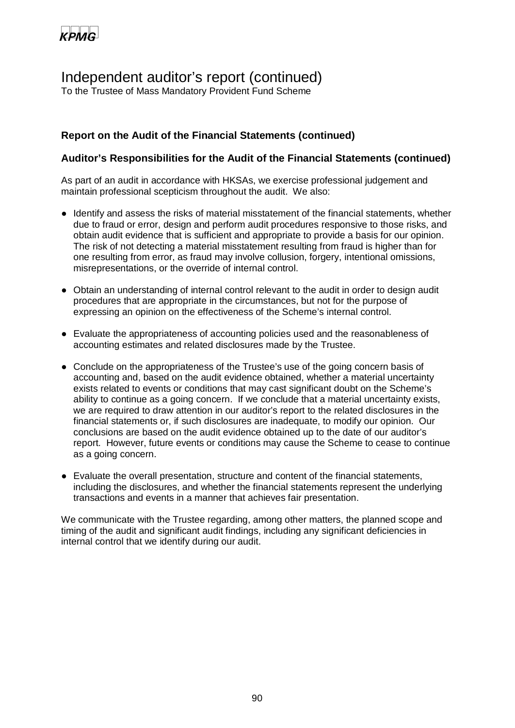# Independent auditor's report (continued)

To the Trustee of Mass Mandatory Provident Fund Scheme

## Report on the Audit of the Financial Statements (continued)

### Auditor's Responsibilities for the Audit of the Financial Statements (continued)

As part of an audit in accordance with HKSAs, we exercise professional judgement and maintain professional scepticism throughout the audit. We also:

- Identify and assess the risks of material misstatement of the financial statements, whether due to fraud or error, design and perform audit procedures responsive to those risks, and obtain audit evidence that is sufficient and appropriate to provide a basis for our opinion. The risk of not detecting a material misstatement resulting from fraud is higher than for one resulting from error, as fraud may involve collusion, forgery, intentional omissions, misrepresentations, or the override of internal control.

- Obtain an understanding of internal control relevant to the audit in order to design audit procedures that are appropriate in the circumstances, but not for the purpose of expressing an opinion on the effectiveness of the Scheme's internal control.

- Evaluate the appropriateness of accounting policies used and the reasonableness of accounting estimates and related disclosures made by the Trustee.

- Conclude on the appropriateness of the Trustee's use of the going concern basis of accounting and, based on the audit evidence obtained, whether a material uncertainty exists related to events or conditions that may cast significant doubt on the Scheme's ability to continue as a going concern. If we conclude that a material uncertainty exists, we are required to draw attention in our auditor's report to the related disclosures in the financial statements or, if such disclosures are inadequate, to modify our opinion. Our conclusions are based on the audit evidence obtained up to the date of our auditor's report. However, future events or conditions may cause the Scheme to cease to continue as a going concern.

- Evaluate the overall presentation, structure and content of the financial statements, including the disclosures, and whether the financial statements represent the underlying transactions and events in a manner that achieves fair presentation.

We communicate with the Trustee regarding, among other matters, the planned scope and timing of the audit and significant audit findings, including any significant deficiencies in internal control that we identify during our audit.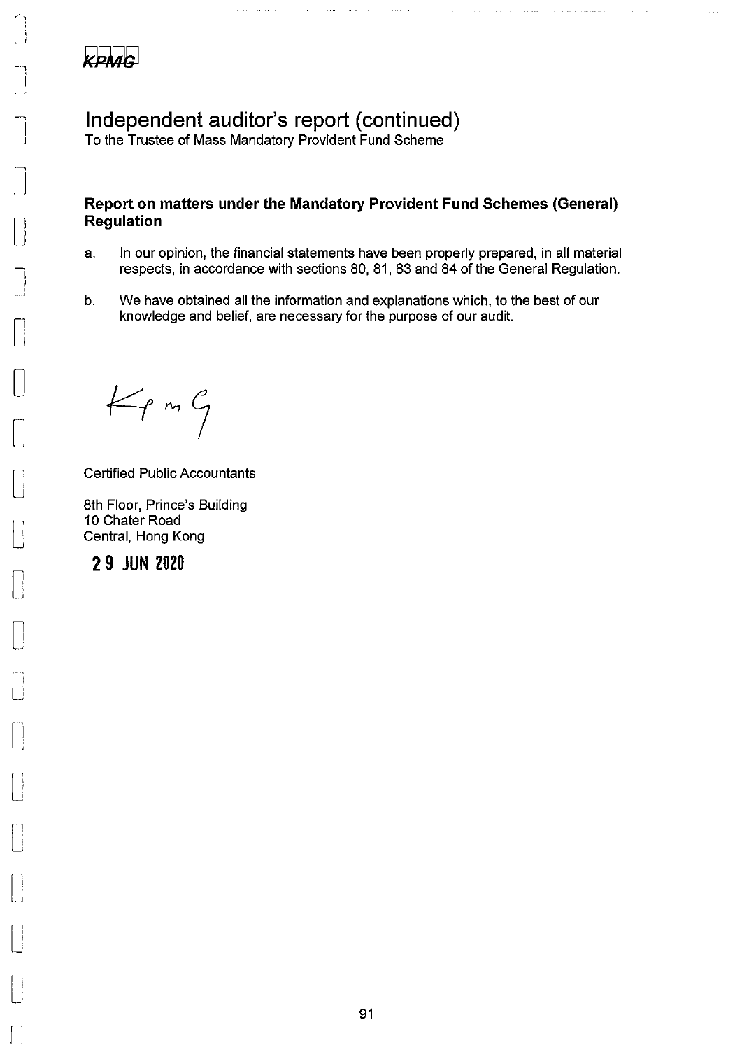KPMG

# Independent auditor's report (continued)

To the Trustee of Mass Mandatory Provident Fund Scheme

## Report on matters under the Mandatory Provident Fund Schemes (General) Regulation

a. In our opinion, the financial statements have been properly prepared, in all material respects, in accordance with sections 80, 81, 83 and 84 of the General Regulation.

b. We have obtained all the information and explanations which, to the best of our knowledge and belief, are necessary for the purpose of our audit.

KPMG

Certified Public Accountants

8th Floor, Prince's Building
10 Chater Road
Central, Hong Kong

29 JUN 2020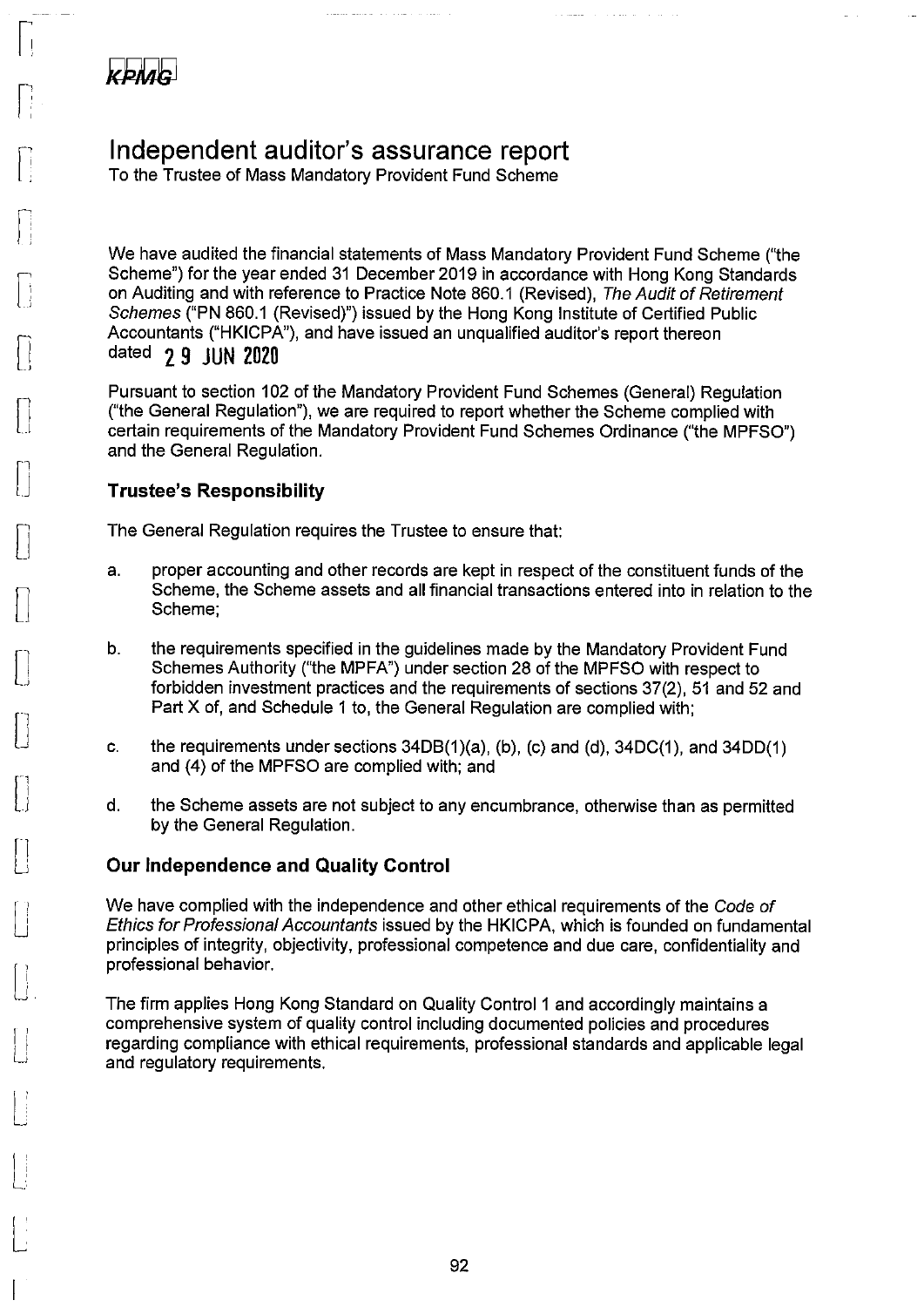KPMG

# Independent auditor's assurance report

To the Trustee of Mass Mandatory Provident Fund Scheme

We have audited the financial statements of Mass Mandatory Provident Fund Scheme ("the Scheme") for the year ended 31 December 2019 in accordance with Hong Kong Standards on Auditing and with reference to Practice Note 860.1 (Revised), *The Audit of Retirement Schemes* ("PN 860.1 (Revised)") issued by the Hong Kong Institute of Certified Public Accountants ("HKICPA"), and have issued an unqualified auditor's report thereon dated 29 JUN 2020

Pursuant to section 102 of the Mandatory Provident Fund Schemes (General) Regulation ("the General Regulation"), we are required to report whether the Scheme complied with certain requirements of the Mandatory Provident Fund Schemes Ordinance ("the MPFSO") and the General Regulation.

## Trustee's Responsibility

The General Regulation requires the Trustee to ensure that:

a. proper accounting and other records are kept in respect of the constituent funds of the Scheme, the Scheme assets and all financial transactions entered into in relation to the Scheme;

b. the requirements specified in the guidelines made by the Mandatory Provident Fund Schemes Authority ("the MPFA") under section 28 of the MPFSO with respect to forbidden investment practices and the requirements of sections 37(2), 51 and 52 and Part X of, and Schedule 1 to, the General Regulation are complied with;

c. the requirements under sections 34DB(1)(a), (b), (c) and (d), 34DC(1), and 34DD(1) and (4) of the MPFSO are complied with; and

d. the Scheme assets are not subject to any encumbrance, otherwise than as permitted by the General Regulation.

## Our Independence and Quality Control

We have complied with the independence and other ethical requirements of the *Code of Ethics for Professional Accountants* issued by the HKICPA, which is founded on fundamental principles of integrity, objectivity, professional competence and due care, confidentiality and professional behavior.

The firm applies Hong Kong Standard on Quality Control 1 and accordingly maintains a comprehensive system of quality control including documented policies and procedures regarding compliance with ethical requirements, professional standards and applicable legal and regulatory requirements.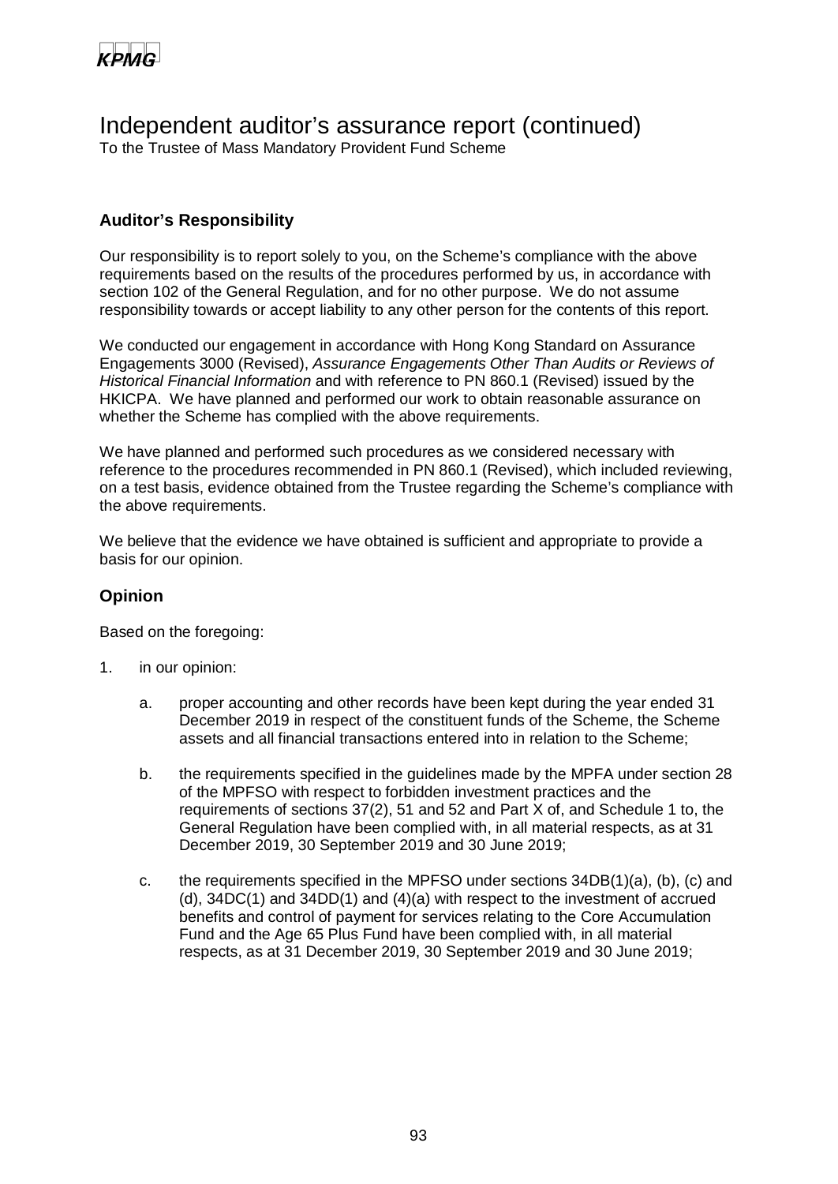# Independent auditor's assurance report (continued)

To the Trustee of Mass Mandatory Provident Fund Scheme

## Auditor's Responsibility

Our responsibility is to report solely to you, on the Scheme's compliance with the above requirements based on the results of the procedures performed by us, in accordance with section 102 of the General Regulation, and for no other purpose. We do not assume responsibility towards or accept liability to any other person for the contents of this report.

We conducted our engagement in accordance with Hong Kong Standard on Assurance Engagements 3000 (Revised), *Assurance Engagements Other Than Audits or Reviews of Historical Financial Information* and with reference to PN 860.1 (Revised) issued by the HKICPA. We have planned and performed our work to obtain reasonable assurance on whether the Scheme has complied with the above requirements.

We have planned and performed such procedures as we considered necessary with reference to the procedures recommended in PN 860.1 (Revised), which included reviewing, on a test basis, evidence obtained from the Trustee regarding the Scheme's compliance with the above requirements.

We believe that the evidence we have obtained is sufficient and appropriate to provide a basis for our opinion.

## Opinion

Based on the foregoing:

1. in our opinion:

    a. proper accounting and other records have been kept during the year ended 31 December 2019 in respect of the constituent funds of the Scheme, the Scheme assets and all financial transactions entered into in relation to the Scheme;

    b. the requirements specified in the guidelines made by the MPFA under section 28 of the MPFSO with respect to forbidden investment practices and the requirements of sections 37(2), 51 and 52 and Part X of, and Schedule 1 to, the General Regulation have been complied with, in all material respects, as at 31 December 2019, 30 September 2019 and 30 June 2019;

    c. the requirements specified in the MPFSO under sections 34DB(1)(a), (b), (c) and (d), 34DC(1) and 34DD(1) and (4)(a) with respect to the investment of accrued benefits and control of payment for services relating to the Core Accumulation Fund and the Age 65 Plus Fund have been complied with, in all material respects, as at 31 December 2019, 30 September 2019 and 30 June 2019;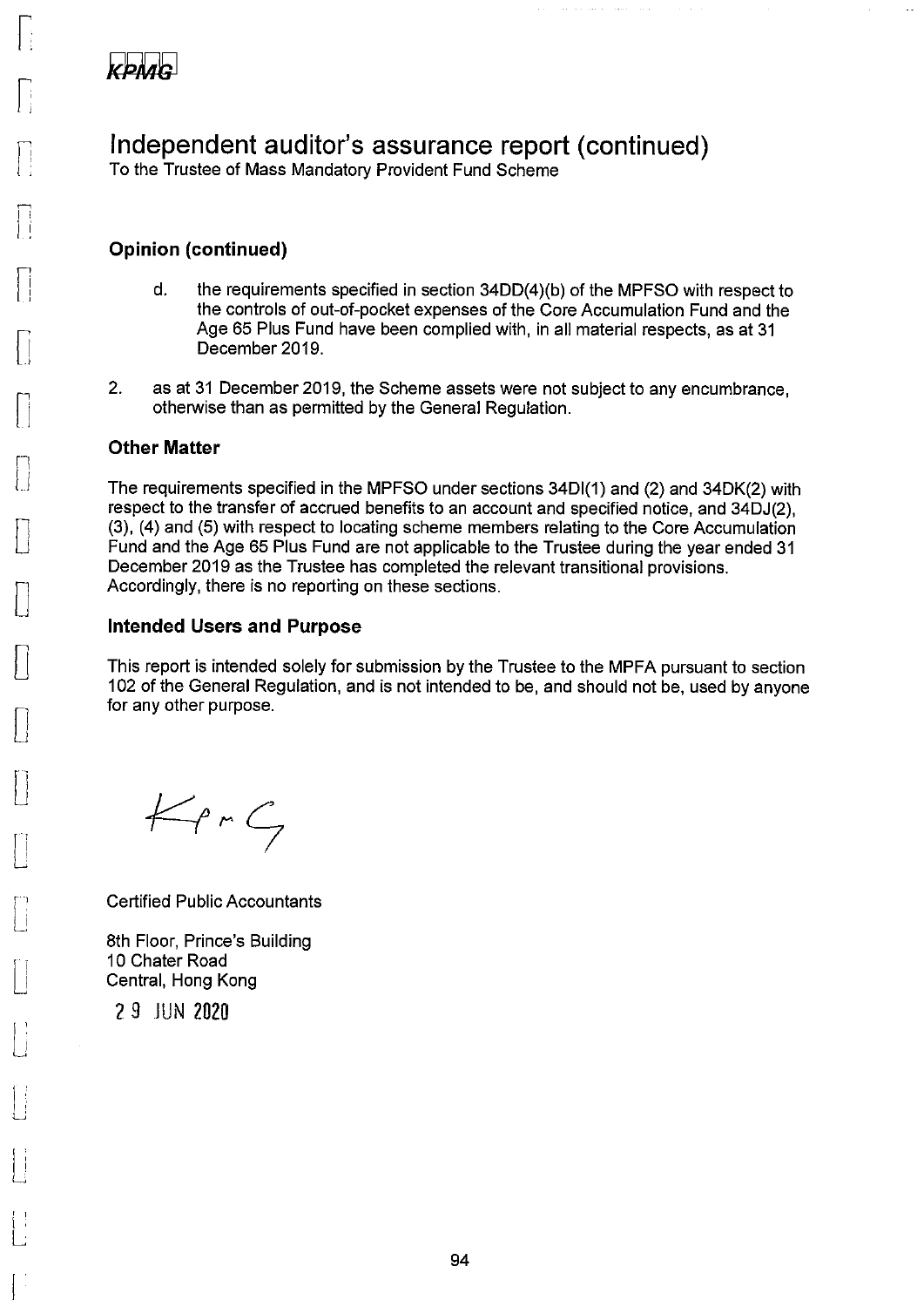# Independent auditor's assurance report (continued)

To the Trustee of Mass Mandatory Provident Fund Scheme

## Opinion (continued)

d. the requirements specified in section 34DD(4)(b) of the MPFSO with respect to the controls of out-of-pocket expenses of the Core Accumulation Fund and the Age 65 Plus Fund have been complied with, in all material respects, as at 31 December 2019.

2. as at 31 December 2019, the Scheme assets were not subject to any encumbrance, otherwise than as permitted by the General Regulation.

## Other Matter

The requirements specified in the MPFSO under sections 34DI(1) and (2) and 34DK(2) with respect to the transfer of accrued benefits to an account and specified notice, and 34DJ(2), (3), (4) and (5) with respect to locating scheme members relating to the Core Accumulation Fund and the Age 65 Plus Fund are not applicable to the Trustee during the year ended 31 December 2019 as the Trustee has completed the relevant transitional provisions. Accordingly, there is no reporting on these sections.

## Intended Users and Purpose

This report is intended solely for submission by the Trustee to the MPFA pursuant to section 102 of the General Regulation, and is not intended to be, and should not be, used by anyone for any other purpose.

KPMG

Certified Public Accountants

8th Floor, Prince's Building
10 Chater Road
Central, Hong Kong

29 JUN 2020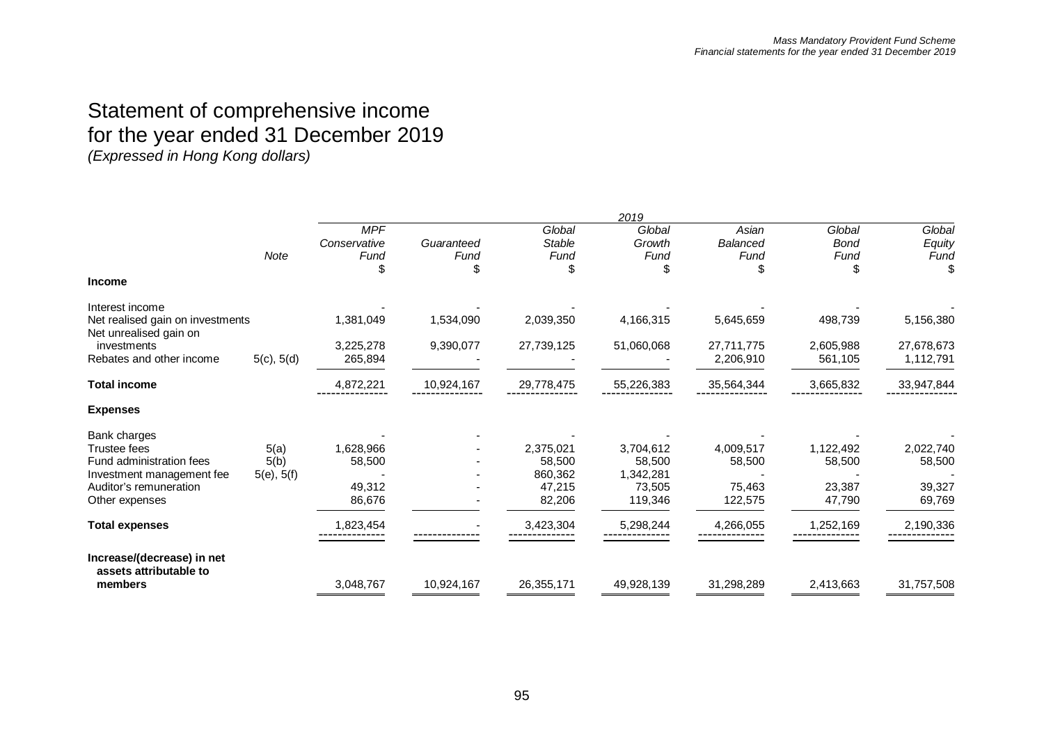# Statement of comprehensive income for the year ended 31 December 2019

*(Expressed in Hong Kong dollars)*

| | Note | 2019 | | | | | | |
|---|---|---|---|---|---|---|---|---|
| | | *MPF Conservative Fund* | *Guaranteed Fund* | *Global Stable Fund* | *Global Growth Fund* | *Asian Balanced Fund* | *Global Bond Fund* | *Global Equity Fund* |
| | | $ | $ | $ | $ | $ | $ | $ |
| **Income** | | | | | | | | |
| Interest income | | - | - | - | - | - | - | - |
| Net realised gain on investments | | 1,381,049 | 1,534,090 | 2,039,350 | 4,166,315 | 5,645,659 | 498,739 | 5,156,380 |
| Net unrealised gain on investments | | 3,225,278 | 9,390,077 | 27,739,125 | 51,060,068 | 27,711,775 | 2,605,988 | 27,678,673 |
| Rebates and other income | 5(c), 5(d) | 265,894 | - | - | - | 2,206,910 | 561,105 | 1,112,791 |
| **Total income** | | 4,872,221 | 10,924,167 | 29,778,475 | 55,226,383 | 35,564,344 | 3,665,832 | 33,947,844 |
| **Expenses** | | | | | | | | |
| Bank charges | | - | - | - | - | - | - | - |
| Trustee fees | 5(a) | 1,628,966 | - | 2,375,021 | 3,704,612 | 4,009,517 | 1,122,492 | 2,022,740 |
| Fund administration fees | 5(b) | 58,500 | - | 58,500 | 58,500 | 58,500 | 58,500 | 58,500 |
| Investment management fee | 5(e), 5(f) | - | - | 860,362 | 1,342,281 | - | - | - |
| Auditor's remuneration | | 49,312 | - | 47,215 | 73,505 | 75,463 | 23,387 | 39,327 |
| Other expenses | | 86,676 | - | 82,206 | 119,346 | 122,575 | 47,790 | 69,769 |
| **Total expenses** | | 1,823,454 | - | 3,423,304 | 5,298,244 | 4,266,055 | 1,252,169 | 2,190,336 |
| **Increase/(decrease) in net assets attributable to members** | | 3,048,767 | 10,924,167 | 26,355,171 | 49,928,139 | 31,298,289 | 2,413,663 | 31,757,508 |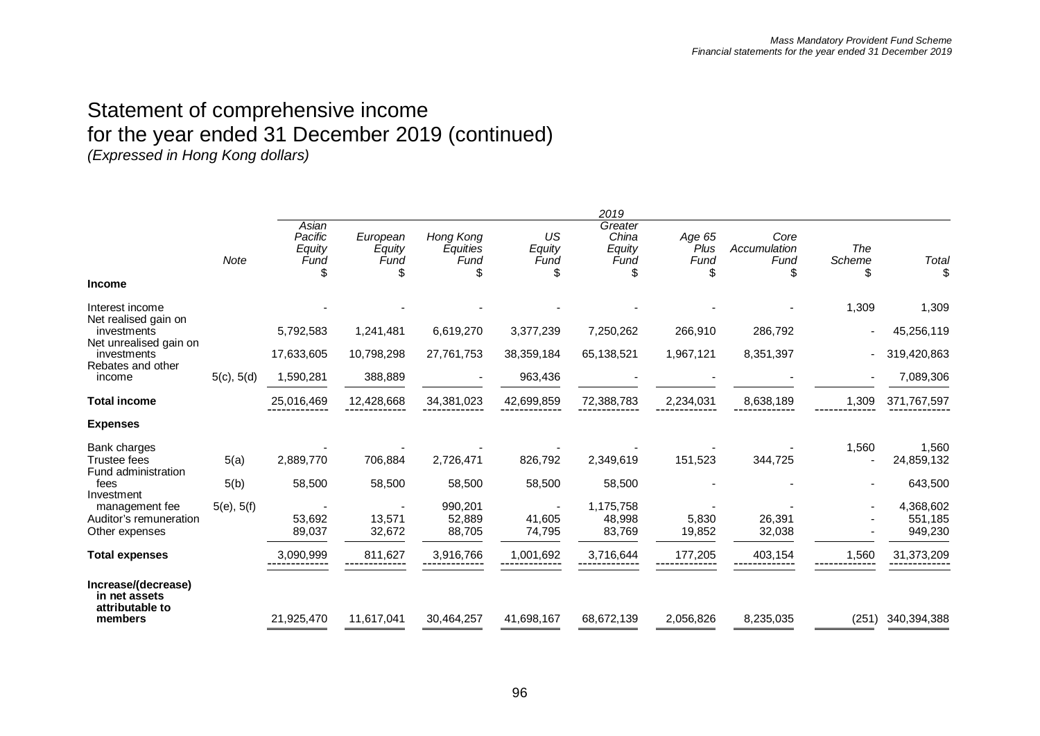# Statement of comprehensive income for the year ended 31 December 2019 (continued)

*(Expressed in Hong Kong dollars)*

| | Note | 2019 | | | | | | | | |
|---|---|---|---|---|---|---|---|---|---|---|
| | | *Asian Pacific Equity Fund* | *European Equity Fund* | *Hong Kong Equities Fund* | *US Equity Fund* | *Greater China Equity Fund* | *Age 65 Plus Fund* | *Core Accumulation Fund* | *The Scheme* | *Total* |
| | | $ | $ | $ | $ | $ | $ | $ | $ | $ |
| **Income** | | | | | | | | | | |
| Interest income | | - | - | - | - | - | - | - | 1,309 | 1,309 |
| Net realised gain on investments | | 5,792,583 | 1,241,481 | 6,619,270 | 3,377,239 | 7,250,262 | 266,910 | 286,792 | - | 45,256,119 |
| Net unrealised gain on investments | | 17,633,605 | 10,798,298 | 27,761,753 | 38,359,184 | 65,138,521 | 1,967,121 | 8,351,397 | - | 319,420,863 |
| Rebates and other income | 5(c), 5(d) | 1,590,281 | 388,889 | - | 963,436 | - | - | - | - | 7,089,306 |
| **Total income** | | 25,016,469 | 12,428,668 | 34,381,023 | 42,699,859 | 72,388,783 | 2,234,031 | 8,638,189 | 1,309 | 371,767,597 |
| **Expenses** | | | | | | | | | | |
| Bank charges | | - | - | - | - | - | - | - | 1,560 | 1,560 |
| Trustee fees | 5(a) | 2,889,770 | 706,884 | 2,726,471 | 826,792 | 2,349,619 | 151,523 | 344,725 | - | 24,859,132 |
| Fund administration fees | 5(b) | 58,500 | 58,500 | 58,500 | 58,500 | 58,500 | - | - | - | 643,500 |
| Investment management fee | 5(e), 5(f) | - | - | 990,201 | - | 1,175,758 | - | - | - | 4,368,602 |
| Auditor's remuneration | | 53,692 | 13,571 | 52,889 | 41,605 | 48,998 | 5,830 | 26,391 | - | 551,185 |
| Other expenses | | 89,037 | 32,672 | 88,705 | 74,795 | 83,769 | 19,852 | 32,038 | - | 949,230 |
| **Total expenses** | | 3,090,999 | 811,627 | 3,916,766 | 1,001,692 | 3,716,644 | 177,205 | 403,154 | 1,560 | 31,373,209 |
| **Increase/(decrease) in net assets attributable to members** | | 21,925,470 | 11,617,041 | 30,464,257 | 41,698,167 | 68,672,139 | 2,056,826 | 8,235,035 | (251) | 340,394,388 |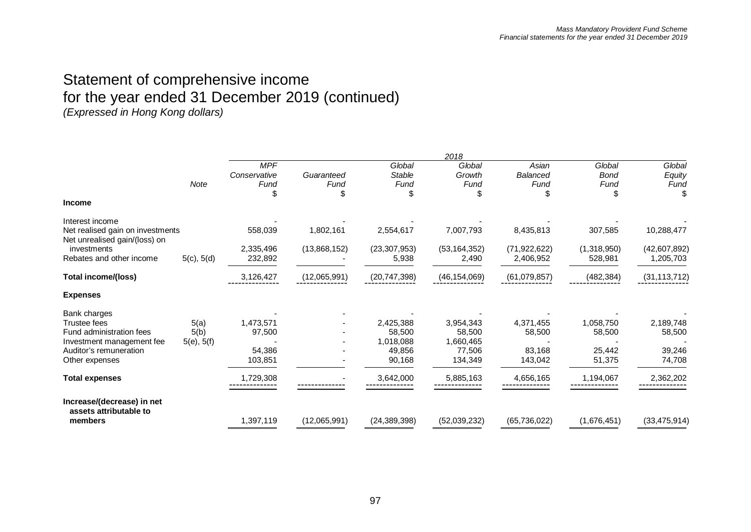# Statement of comprehensive income for the year ended 31 December 2019 (continued)

*(Expressed in Hong Kong dollars)*

| | | 2018 | | | | | | |
|---|---|---|---|---|---|---|---|---|
| | *Note* | *MPF Conservative Fund* | *Guaranteed Fund* | *Global Stable Fund* | *Global Growth Fund* | *Asian Balanced Fund* | *Global Bond Fund* | *Global Equity Fund* |
| | | $ | $ | $ | $ | $ | $ | $ |
| **Income** | | | | | | | | |
| Interest income | | - | - | - | - | - | - | - |
| Net realised gain on investments | | 558,039 | 1,802,161 | 2,554,617 | 7,007,793 | 8,435,813 | 307,585 | 10,288,477 |
| Net unrealised gain/(loss) on investments | | 2,335,496 | (13,868,152) | (23,307,953) | (53,164,352) | (71,922,622) | (1,318,950) | (42,607,892) |
| Rebates and other income | 5(c), 5(d) | 232,892 | - | 5,938 | 2,490 | 2,406,952 | 528,981 | 1,205,703 |
| **Total income/(loss)** | | 3,126,427 | (12,065,991) | (20,747,398) | (46,154,069) | (61,079,857) | (482,384) | (31,113,712) |
| **Expenses** | | | | | | | | |
| Bank charges | | - | - | - | - | - | - | - |
| Trustee fees | 5(a) | 1,473,571 | - | 2,425,388 | 3,954,343 | 4,371,455 | 1,058,750 | 2,189,748 |
| Fund administration fees | 5(b) | 97,500 | - | 58,500 | 58,500 | 58,500 | 58,500 | 58,500 |
| Investment management fee | 5(e), 5(f) | - | - | 1,018,088 | 1,660,465 | - | - | - |
| Auditor's remuneration | | 54,386 | - | 49,856 | 77,506 | 83,168 | 25,442 | 39,246 |
| Other expenses | | 103,851 | - | 90,168 | 134,349 | 143,042 | 51,375 | 74,708 |
| **Total expenses** | | 1,729,308 | - | 3,642,000 | 5,885,163 | 4,656,165 | 1,194,067 | 2,362,202 |
| **Increase/(decrease) in net assets attributable to members** | | 1,397,119 | (12,065,991) | (24,389,398) | (52,039,232) | (65,736,022) | (1,676,451) | (33,475,914) |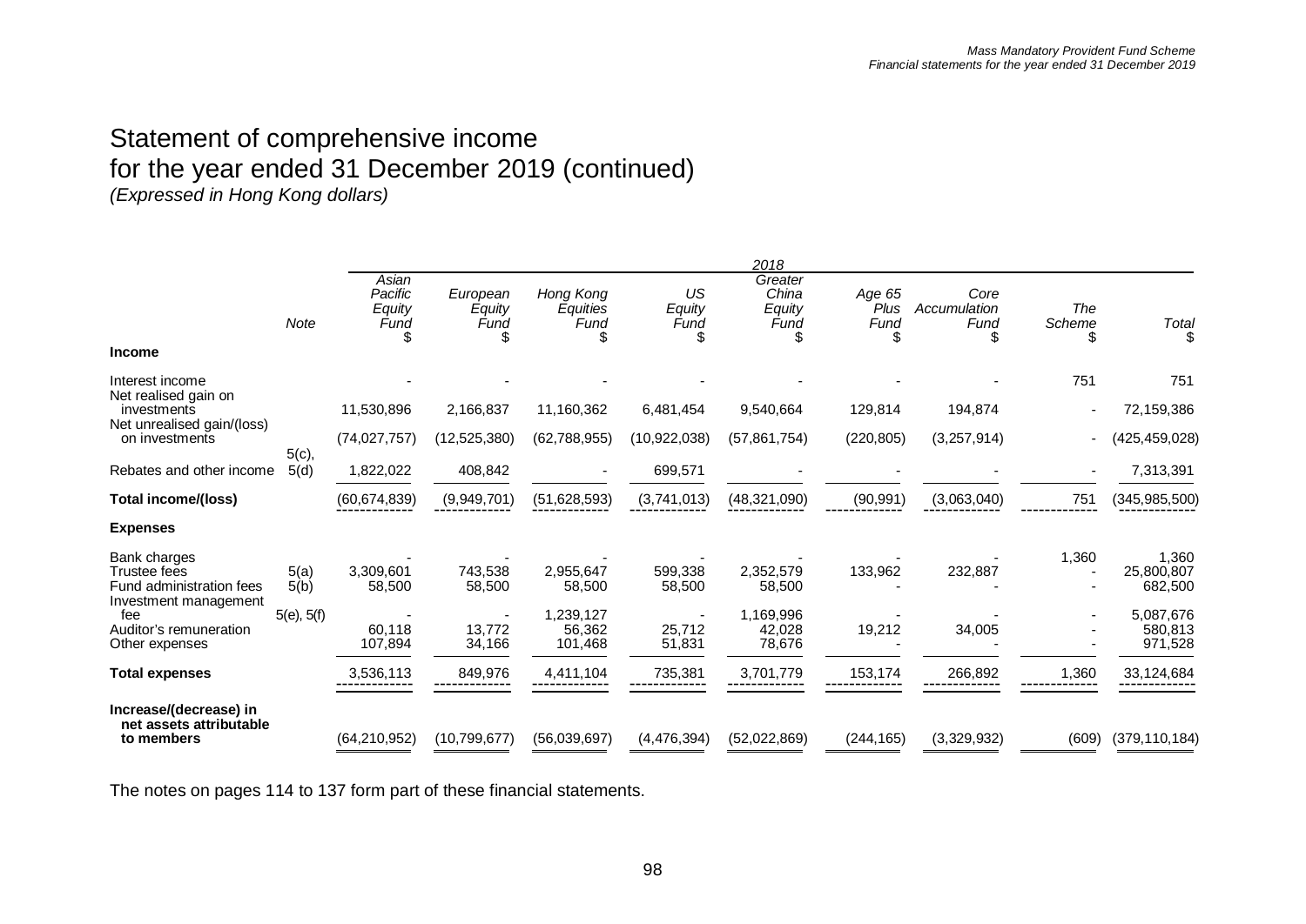# Statement of comprehensive income for the year ended 31 December 2019 (continued)

*(Expressed in Hong Kong dollars)*

| | | 2018 | | | | | | | | |
|---|---|---|---|---|---|---|---|---|---|---|
| | *Note* | *Asian Pacific Equity Fund* $ | *European Equity Fund* $ | *Hong Kong Equities Fund* $ | *US Equity Fund* $ | *Greater China Equity Fund* $ | *Age 65 Plus Fund* $ | *Core Accumulation Fund* $ | *The Scheme* $ | *Total* $ |
| **Income** | | | | | | | | | | |
| Interest income | | - | - | - | - | - | - | - | 751 | 751 |
| Net realised gain on investments | | 11,530,896 | 2,166,837 | 11,160,362 | 6,481,454 | 9,540,664 | 129,814 | 194,874 | - | 72,159,386 |
| Net unrealised gain/(loss) on investments | | (74,027,757) | (12,525,380) | (62,788,955) | (10,922,038) | (57,861,754) | (220,805) | (3,257,914) | - | (425,459,028) |
| Rebates and other income | 5(c), 5(d) | 1,822,022 | 408,842 | - | 699,571 | - | - | - | - | 7,313,391 |
| **Total income/(loss)** | | (60,674,839) | (9,949,701) | (51,628,593) | (3,741,013) | (48,321,090) | (90,991) | (3,063,040) | 751 | (345,985,500) |
| **Expenses** | | | | | | | | | | |
| Bank charges | | - | - | - | - | - | - | - | 1,360 | 1,360 |
| Trustee fees | 5(a) | 3,309,601 | 743,538 | 2,955,647 | 599,338 | 2,352,579 | 133,962 | 232,887 | - | 25,800,807 |
| Fund administration fees | 5(b) | 58,500 | 58,500 | 58,500 | 58,500 | 58,500 | - | - | - | 682,500 |
| Investment management fee | 5(e), 5(f) | - | - | 1,239,127 | - | 1,169,996 | - | - | - | 5,087,676 |
| Auditor's remuneration | | 60,118 | 13,772 | 56,362 | 25,712 | 42,028 | 19,212 | 34,005 | - | 580,813 |
| Other expenses | | 107,894 | 34,166 | 101,468 | 51,831 | 78,676 | - | - | - | 971,528 |
| **Total expenses** | | 3,536,113 | 849,976 | 4,411,104 | 735,381 | 3,701,779 | 153,174 | 266,892 | 1,360 | 33,124,684 |
| **Increase/(decrease) in net assets attributable to members** | | (64,210,952) | (10,799,677) | (56,039,697) | (4,476,394) | (52,022,869) | (244,165) | (3,329,932) | (609) | (379,110,184) |

The notes on pages 114 to 137 form part of these financial statements.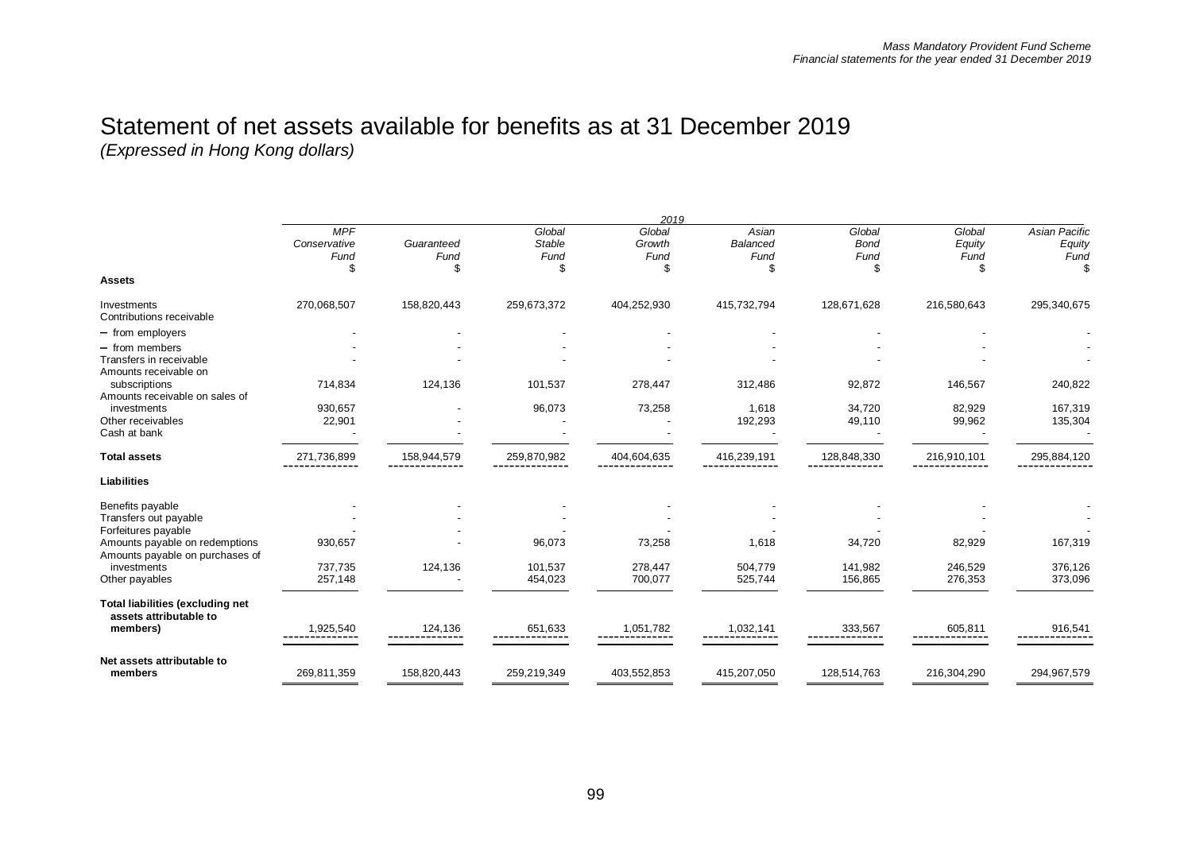# Statement of net assets available for benefits as at 31 December 2019

*(Expressed in Hong Kong dollars)*

| | 2019 | | | | | | | |
|---|---|---|---|---|---|---|---|---|
| | *MPF Conservative Fund* | *Guaranteed Fund* | *Global Stable Fund* | *Global Growth Fund* | *Asian Balanced Fund* | *Global Bond Fund* | *Global Equity Fund* | *Asian Pacific Equity Fund* |
| | $ | $ | $ | $ | $ | $ | $ | $ |
| **Assets** | | | | | | | | |
| Investments | 270,068,507 | 158,820,443 | 259,673,372 | 404,252,930 | 415,732,794 | 128,671,628 | 216,580,643 | 295,340,675 |
| Contributions receivable | | | | | | | | |
| – from employers | - | - | - | - | - | - | - | - |
| – from members | - | - | - | - | - | - | - | - |
| Transfers in receivable | - | - | - | - | - | - | - | - |
| Amounts receivable on subscriptions | 714,834 | 124,136 | 101,537 | 278,447 | 312,486 | 92,872 | 146,567 | 240,822 |
| Amounts receivable on sales of investments | 930,657 | - | 96,073 | 73,258 | 1,618 | 34,720 | 82,929 | 167,319 |
| Other receivables | 22,901 | - | - | - | 192,293 | 49,110 | 99,962 | 135,304 |
| Cash at bank | - | - | - | - | - | - | - | - |
| **Total assets** | 271,736,899 | 158,944,579 | 259,870,982 | 404,604,635 | 416,239,191 | 128,848,330 | 216,910,101 | 295,884,120 |
| **Liabilities** | | | | | | | | |
| Benefits payable | - | - | - | - | - | - | - | - |
| Transfers out payable | - | - | - | - | - | - | - | - |
| Forfeitures payable | - | - | - | - | - | - | - | - |
| Amounts payable on redemptions | 930,657 | - | 96,073 | 73,258 | 1,618 | 34,720 | 82,929 | 167,319 |
| Amounts payable on purchases of investments | 737,735 | 124,136 | 101,537 | 278,447 | 504,779 | 141,982 | 246,529 | 376,126 |
| Other payables | 257,148 | - | 454,023 | 700,077 | 525,744 | 156,865 | 276,353 | 373,096 |
| **Total liabilities (excluding net assets attributable to members)** | 1,925,540 | 124,136 | 651,633 | 1,051,782 | 1,032,141 | 333,567 | 605,811 | 916,541 |
| **Net assets attributable to members** | 269,811,359 | 158,820,443 | 259,219,349 | 403,552,853 | 415,207,050 | 128,514,763 | 216,304,290 | 294,967,579 |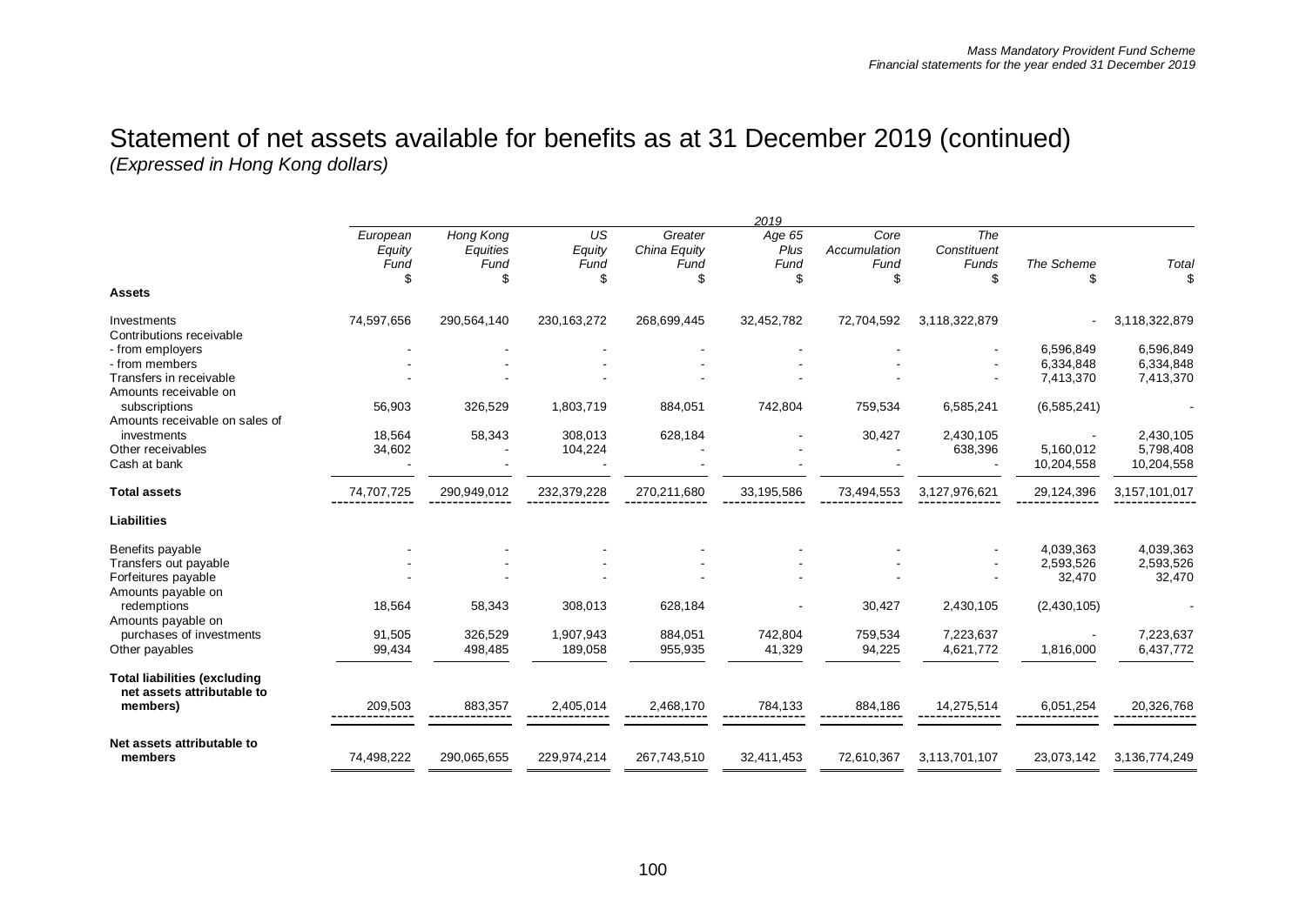# Statement of net assets available for benefits as at 31 December 2019 (continued)

*(Expressed in Hong Kong dollars)*

| | 2019 | | | | | | | | |
|---|---|---|---|---|---|---|---|---|---|
| | *European Equity Fund* | *Hong Kong Equities Fund* | *US Equity Fund* | *Greater China Equity Fund* | *Age 65 Plus Fund* | *Core Accumulation Fund* | *The Constituent Funds* | *The Scheme* | *Total* |
| | $ | $ | $ | $ | $ | $ | $ | $ | $ |
| **Assets** | | | | | | | | | |
| Investments | 74,597,656 | 290,564,140 | 230,163,272 | 268,699,445 | 32,452,782 | 72,704,592 | 3,118,322,879 | - | 3,118,322,879 |
| Contributions receivable | | | | | | | | | |
| - from employers | - | - | - | - | - | - | - | 6,596,849 | 6,596,849 |
| - from members | - | - | - | - | - | - | - | 6,334,848 | 6,334,848 |
| Transfers in receivable | - | - | - | - | - | - | - | 7,413,370 | 7,413,370 |
| Amounts receivable on subscriptions | 56,903 | 326,529 | 1,803,719 | 884,051 | 742,804 | 759,534 | 6,585,241 | (6,585,241) | - |
| Amounts receivable on sales of investments | 18,564 | 58,343 | 308,013 | 628,184 | - | 30,427 | 2,430,105 | - | 2,430,105 |
| Other receivables | 34,602 | - | 104,224 | - | - | - | 638,396 | 5,160,012 | 5,798,408 |
| Cash at bank | - | - | - | - | - | - | - | 10,204,558 | 10,204,558 |
| **Total assets** | 74,707,725 | 290,949,012 | 232,379,228 | 270,211,680 | 33,195,586 | 73,494,553 | 3,127,976,621 | 29,124,396 | 3,157,101,017 |
| **Liabilities** | | | | | | | | | |
| Benefits payable | - | - | - | - | - | - | - | 4,039,363 | 4,039,363 |
| Transfers out payable | - | - | - | - | - | - | - | 2,593,526 | 2,593,526 |
| Forfeitures payable | - | - | - | - | - | - | - | 32,470 | 32,470 |
| Amounts payable on redemptions | 18,564 | 58,343 | 308,013 | 628,184 | - | 30,427 | 2,430,105 | (2,430,105) | - |
| Amounts payable on purchases of investments | 91,505 | 326,529 | 1,907,943 | 884,051 | 742,804 | 759,534 | 7,223,637 | - | 7,223,637 |
| Other payables | 99,434 | 498,485 | 189,058 | 955,935 | 41,329 | 94,225 | 4,621,772 | 1,816,000 | 6,437,772 |
| **Total liabilities (excluding net assets attributable to members)** | 209,503 | 883,357 | 2,405,014 | 2,468,170 | 784,133 | 884,186 | 14,275,514 | 6,051,254 | 20,326,768 |
| **Net assets attributable to members** | 74,498,222 | 290,065,655 | 229,974,214 | 267,743,510 | 32,411,453 | 72,610,367 | 3,113,701,107 | 23,073,142 | 3,136,774,249 |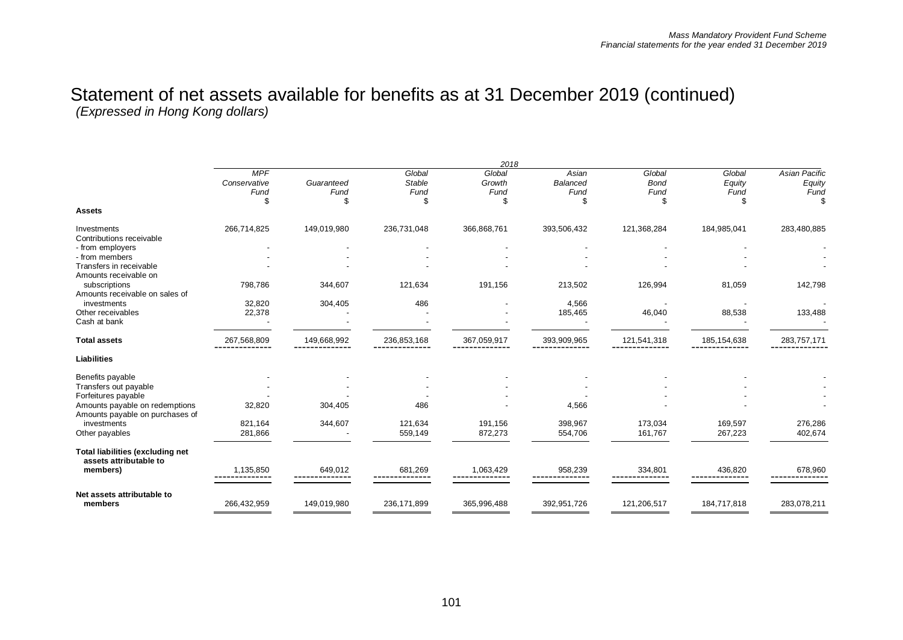# Statement of net assets available for benefits as at 31 December 2019 (continued)

*(Expressed in Hong Kong dollars)*

| | 2018 | | | | | | | |
|---|---|---|---|---|---|---|---|---|
| | *MPF Conservative Fund* | *Guaranteed Fund* | *Global Stable Fund* | *Global Growth Fund* | *Asian Balanced Fund* | *Global Bond Fund* | *Global Equity Fund* | *Asian Pacific Equity Fund* |
| | $ | $ | $ | $ | $ | $ | $ | $ |
| **Assets** | | | | | | | | |
| Investments | 266,714,825 | 149,019,980 | 236,731,048 | 366,868,761 | 393,506,432 | 121,368,284 | 184,985,041 | 283,480,885 |
| Contributions receivable | | | | | | | | |
| - from employers | - | - | - | - | - | - | - | - |
| - from members | - | - | - | - | - | - | - | - |
| Transfers in receivable | - | - | - | - | - | - | - | - |
| Amounts receivable on subscriptions | 798,786 | 344,607 | 121,634 | 191,156 | 213,502 | 126,994 | 81,059 | 142,798 |
| Amounts receivable on sales of investments | 32,820 | 304,405 | 486 | - | 4,566 | - | - | - |
| Other receivables | 22,378 | - | - | - | 185,465 | 46,040 | 88,538 | 133,488 |
| Cash at bank | - | - | - | - | - | - | - | - |
| **Total assets** | 267,568,809 | 149,668,992 | 236,853,168 | 367,059,917 | 393,909,965 | 121,541,318 | 185,154,638 | 283,757,171 |
| **Liabilities** | | | | | | | | |
| Benefits payable | - | - | - | - | - | - | - | - |
| Transfers out payable | - | - | - | - | - | - | - | - |
| Forfeitures payable | - | - | - | - | - | - | - | - |
| Amounts payable on redemptions | 32,820 | 304,405 | 486 | - | 4,566 | - | - | - |
| Amounts payable on purchases of investments | 821,164 | 344,607 | 121,634 | 191,156 | 398,967 | 173,034 | 169,597 | 276,286 |
| Other payables | 281,866 | - | 559,149 | 872,273 | 554,706 | 161,767 | 267,223 | 402,674 |
| **Total liabilities (excluding net assets attributable to members)** | 1,135,850 | 649,012 | 681,269 | 1,063,429 | 958,239 | 334,801 | 436,820 | 678,960 |
| **Net assets attributable to members** | 266,432,959 | 149,019,980 | 236,171,899 | 365,996,488 | 392,951,726 | 121,206,517 | 184,717,818 | 283,078,211 |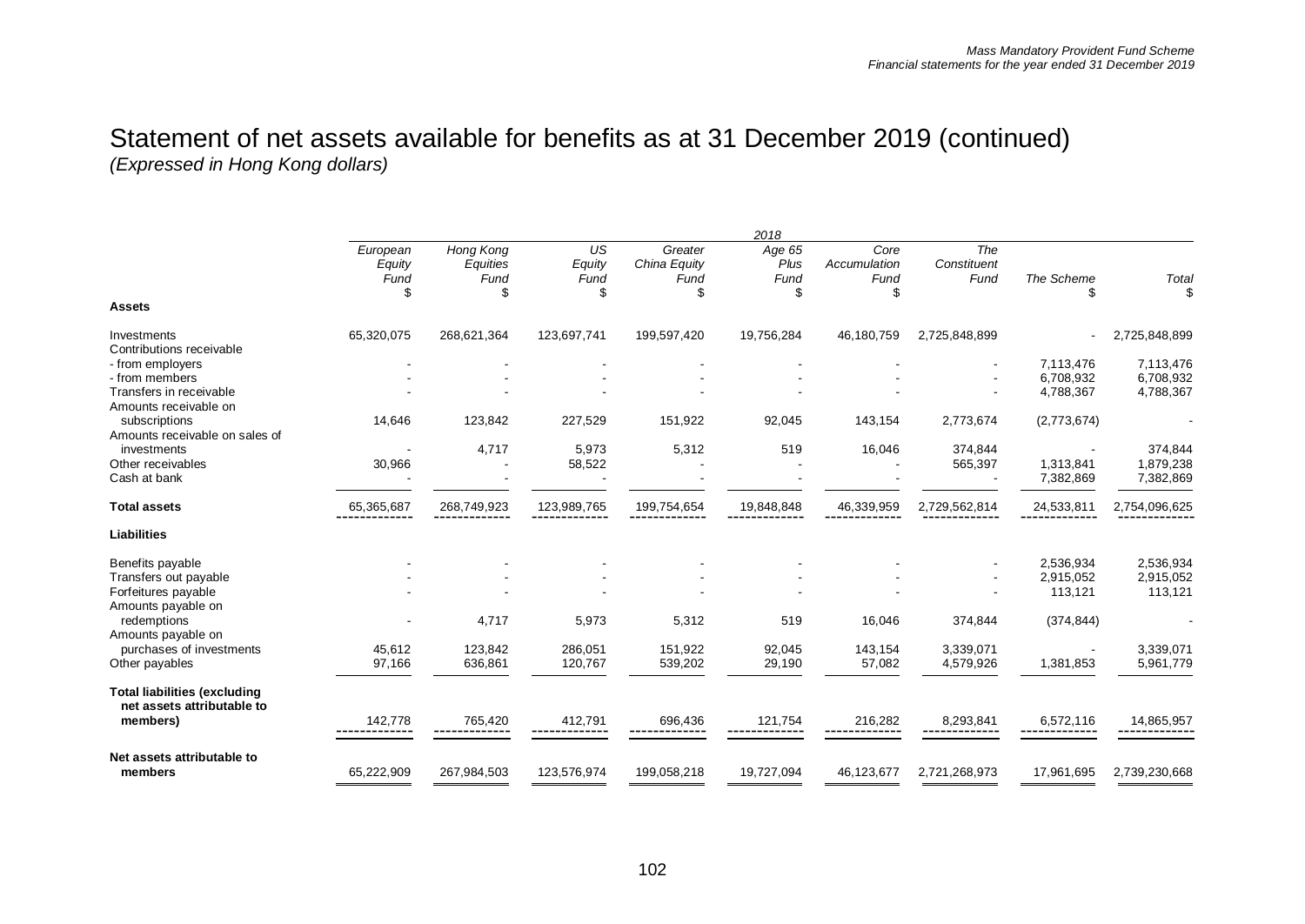# Statement of net assets available for benefits as at 31 December 2019 (continued)

*(Expressed in Hong Kong dollars)*

| | 2018 | | | | | | | | |
|---|---|---|---|---|---|---|---|---|---|
| | *European Equity Fund* | *Hong Kong Equities Fund* | *US Equity Fund* | *Greater China Equity Fund* | *Age 65 Plus Fund* | *Core Accumulation Fund* | *The Constituent Fund* | *The Scheme* | *Total* |
| | $ | $ | $ | $ | $ | $ | $ | $ | $ |
| **Assets** | | | | | | | | | |
| Investments | 65,320,075 | 268,621,364 | 123,697,741 | 199,597,420 | 19,756,284 | 46,180,759 | 2,725,848,899 | - | 2,725,848,899 |
| Contributions receivable | | | | | | | | | |
| - from employers | - | - | - | - | - | - | - | 7,113,476 | 7,113,476 |
| - from members | - | - | - | - | - | - | - | 6,708,932 | 6,708,932 |
| Transfers in receivable | - | - | - | - | - | - | - | 4,788,367 | 4,788,367 |
| Amounts receivable on subscriptions | 14,646 | 123,842 | 227,529 | 151,922 | 92,045 | 143,154 | 2,773,674 | (2,773,674) | - |
| Amounts receivable on sales of investments | - | 4,717 | 5,973 | 5,312 | 519 | 16,046 | 374,844 | - | 374,844 |
| Other receivables | 30,966 | - | 58,522 | - | - | - | 565,397 | 1,313,841 | 1,879,238 |
| Cash at bank | - | - | - | - | - | - | - | 7,382,869 | 7,382,869 |
| **Total assets** | 65,365,687 | 268,749,923 | 123,989,765 | 199,754,654 | 19,848,848 | 46,339,959 | 2,729,562,814 | 24,533,811 | 2,754,096,625 |
| **Liabilities** | | | | | | | | | |
| Benefits payable | - | - | - | - | - | - | - | 2,536,934 | 2,536,934 |
| Transfers out payable | - | - | - | - | - | - | - | 2,915,052 | 2,915,052 |
| Forfeitures payable | - | - | - | - | - | - | - | 113,121 | 113,121 |
| Amounts payable on redemptions | - | 4,717 | 5,973 | 5,312 | 519 | 16,046 | 374,844 | (374,844) | - |
| Amounts payable on purchases of investments | 45,612 | 123,842 | 286,051 | 151,922 | 92,045 | 143,154 | 3,339,071 | - | 3,339,071 |
| Other payables | 97,166 | 636,861 | 120,767 | 539,202 | 29,190 | 57,082 | 4,579,926 | 1,381,853 | 5,961,779 |
| **Total liabilities (excluding net assets attributable to members)** | 142,778 | 765,420 | 412,791 | 696,436 | 121,754 | 216,282 | 8,293,841 | 6,572,116 | 14,865,957 |
| **Net assets attributable to members** | 65,222,909 | 267,984,503 | 123,576,974 | 199,058,218 | 19,727,094 | 46,123,677 | 2,721,268,973 | 17,961,695 | 2,739,230,668 |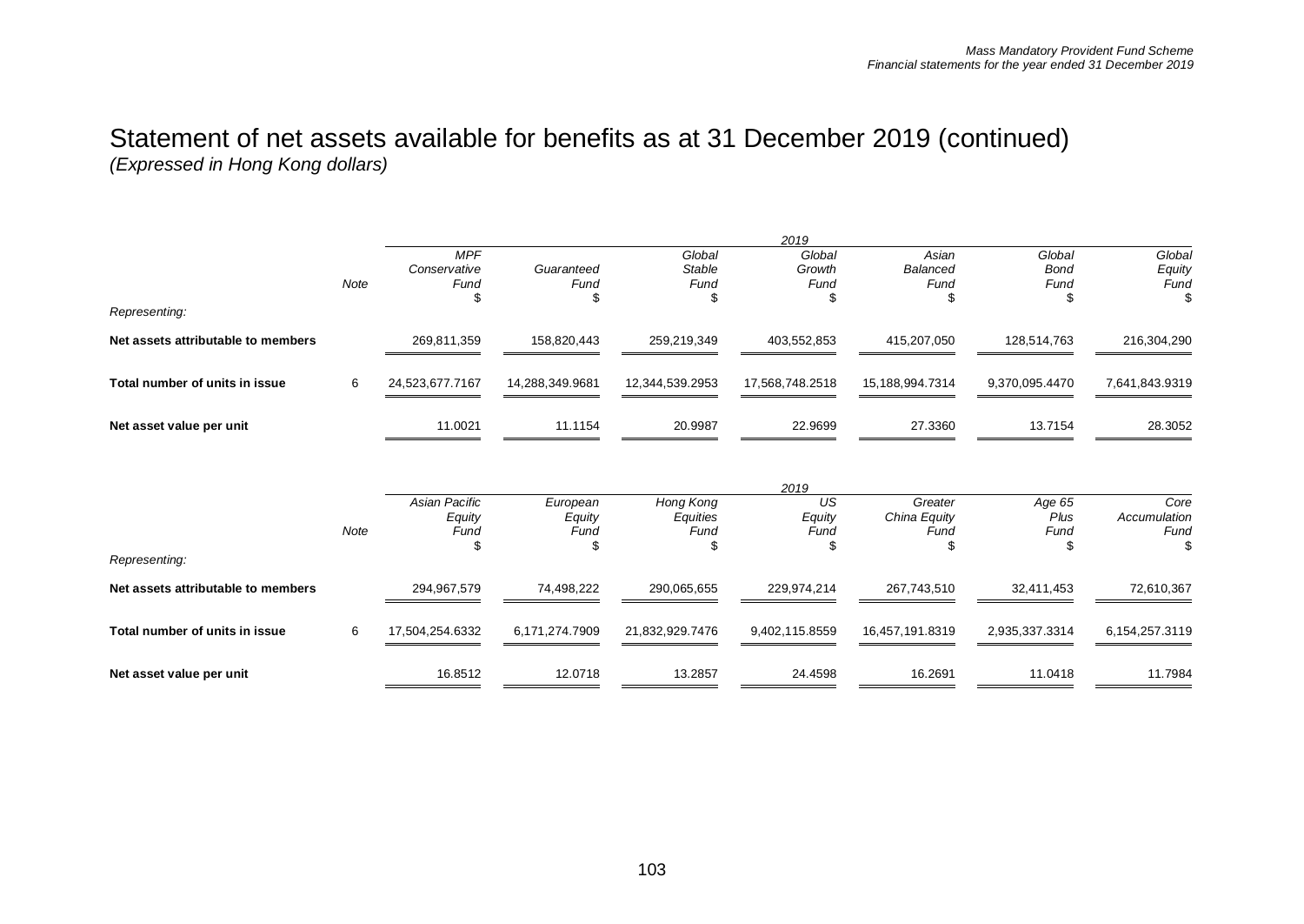# Statement of net assets available for benefits as at 31 December 2019 (continued)

*(Expressed in Hong Kong dollars)*

| | Note | 2019 | | | | | | |
|---|---|---|---|---|---|---|---|---|
| | | *MPF Conservative Fund* | *Guaranteed Fund* | *Global Stable Fund* | *Global Growth Fund* | *Asian Balanced Fund* | *Global Bond Fund* | *Global Equity Fund* |
| | | $ | $ | $ | $ | $ | $ | $ |
| *Representing:* | | | | | | | | |
| **Net assets attributable to members** | | 269,811,359 | 158,820,443 | 259,219,349 | 403,552,853 | 415,207,050 | 128,514,763 | 216,304,290 |
| **Total number of units in issue** | 6 | 24,523,677.7167 | 14,288,349.9681 | 12,344,539.2953 | 17,568,748.2518 | 15,188,994.7314 | 9,370,095.4470 | 7,641,843.9319 |
| **Net asset value per unit** | | 11.0021 | 11.1154 | 20.9987 | 22.9699 | 27.3360 | 13.7154 | 28.3052 |

| | Note | 2019 | | | | | | |
|---|---|---|---|---|---|---|---|---|
| | | *Asian Pacific Equity Fund* | *European Equity Fund* | *Hong Kong Equities Fund* | *US Equity Fund* | *Greater China Equity Fund* | *Age 65 Plus Fund* | *Core Accumulation Fund* |
| | | $ | $ | $ | $ | $ | $ | $ |
| *Representing:* | | | | | | | | |
| **Net assets attributable to members** | | 294,967,579 | 74,498,222 | 290,065,655 | 229,974,214 | 267,743,510 | 32,411,453 | 72,610,367 |
| **Total number of units in issue** | 6 | 17,504,254.6332 | 6,171,274.7909 | 21,832,929.7476 | 9,402,115.8559 | 16,457,191.8319 | 2,935,337.3314 | 6,154,257.3119 |
| **Net asset value per unit** | | 16.8512 | 12.0718 | 13.2857 | 24.4598 | 16.2691 | 11.0418 | 11.7984 |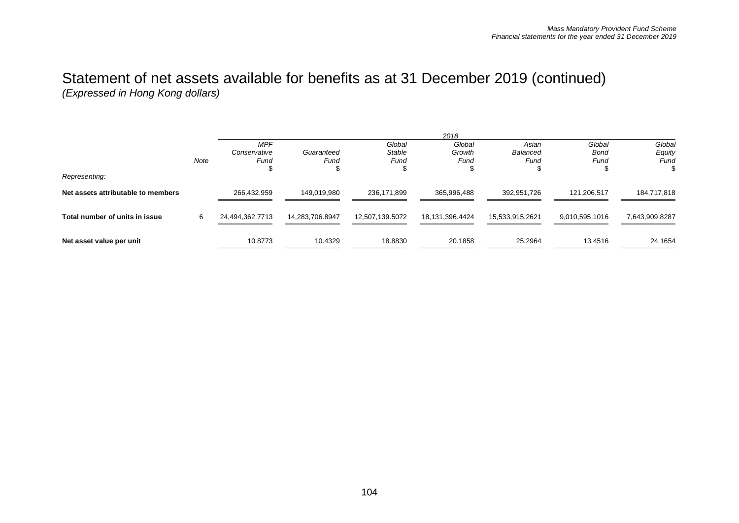# Statement of net assets available for benefits as at 31 December 2019 (continued)

*(Expressed in Hong Kong dollars)*

| | | 2018 | | | | | | |
|---|---|---|---|---|---|---|---|---|
| | *Note* | *MPF Conservative Fund* | *Guaranteed Fund* | *Global Stable Fund* | *Global Growth Fund* | *Asian Balanced Fund* | *Global Bond Fund* | *Global Equity Fund* |
| | | $ | $ | $ | $ | $ | $ | $ |
| *Representing:* | | | | | | | | |
| **Net assets attributable to members** | | 266,432,959 | 149,019,980 | 236,171,899 | 365,996,488 | 392,951,726 | 121,206,517 | 184,717,818 |
| **Total number of units in issue** | 6 | 24,494,362.7713 | 14,283,706.8947 | 12,507,139.5072 | 18,131,396.4424 | 15,533,915.2621 | 9,010,595.1016 | 7,643,909.8287 |
| **Net asset value per unit** | | 10.8773 | 10.4329 | 18.8830 | 20.1858 | 25.2964 | 13.4516 | 24.1654 |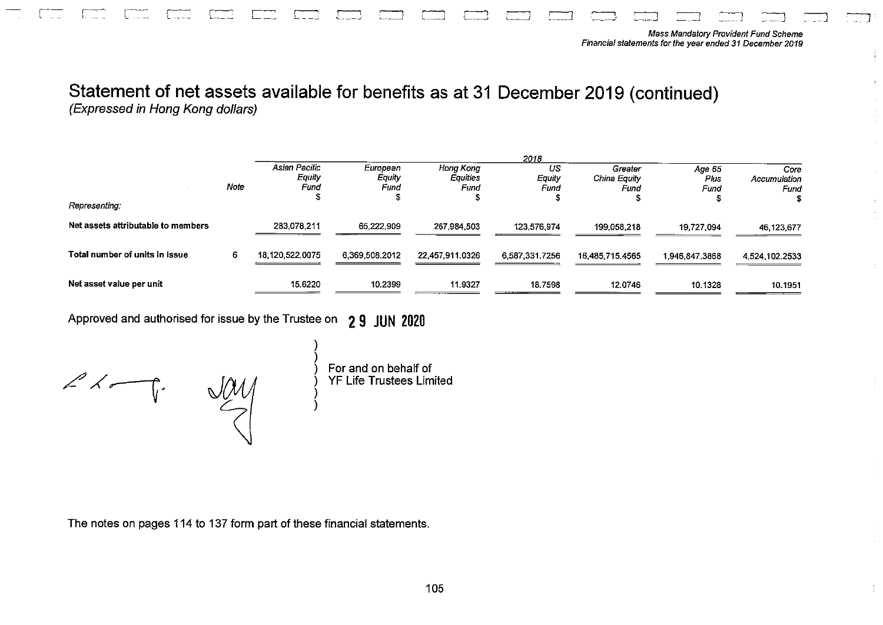# Statement of net assets available for benefits as at 31 December 2019 (continued)

*(Expressed in Hong Kong dollars)*

| | Note | 2018 | | | | | | |
|---|---|---|---|---|---|---|---|---|
| | | *Asian Pacific Equity Fund* | *European Equity Fund* | *Hong Kong Equities Fund* | *US Equity Fund* | *Greater China Equity Fund* | *Age 65 Plus Fund* | *Core Accumulation Fund* |
| | | $ | $ | $ | $ | $ | $ | $ |
| *Representing:* | | | | | | | | |
| **Net assets attributable to members** | | 283,078,211 | 65,222,909 | 267,984,503 | 123,576,974 | 199,058,218 | 19,727,094 | 46,123,677 |
| **Total number of units in issue** | 6 | 18,120,522.0075 | 6,369,508.2012 | 22,457,911.0326 | 6,587,331.7256 | 16,485,715.4565 | 1,946,847.3868 | 4,524,102.2533 |
| **Net asset value per unit** | | 15.6220 | 10.2399 | 11.9327 | 18.7598 | 12.0746 | 10.1328 | 10.1951 |

Approved and authorised for issue by the Trustee on **29 JUN 2020**

For and on behalf of
YF Life Trustees Limited

The notes on pages 114 to 137 form part of these financial statements.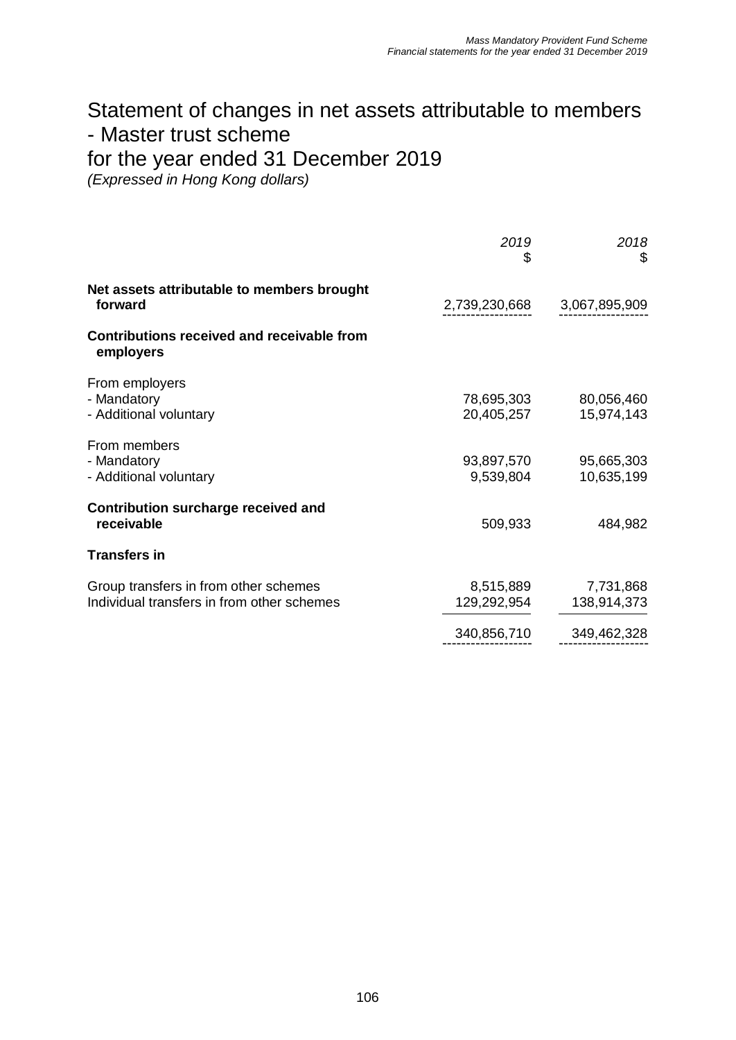# Statement of changes in net assets attributable to members - Master trust scheme for the year ended 31 December 2019

*(Expressed in Hong Kong dollars)*

| | *2019* $ | *2018* $ |
|---|---|---|
| **Net assets attributable to members brought forward** | 2,739,230,668 | 3,067,895,909 |
| **Contributions received and receivable from employers** | | |
| From employers | | |
| - Mandatory | 78,695,303 | 80,056,460 |
| - Additional voluntary | 20,405,257 | 15,974,143 |
| From members | | |
| - Mandatory | 93,897,570 | 95,665,303 |
| - Additional voluntary | 9,539,804 | 10,635,199 |
| **Contribution surcharge received and receivable** | 509,933 | 484,982 |
| **Transfers in** | | |
| Group transfers in from other schemes | 8,515,889 | 7,731,868 |
| Individual transfers in from other schemes | 129,292,954 | 138,914,373 |
| | 340,856,710 | 349,462,328 |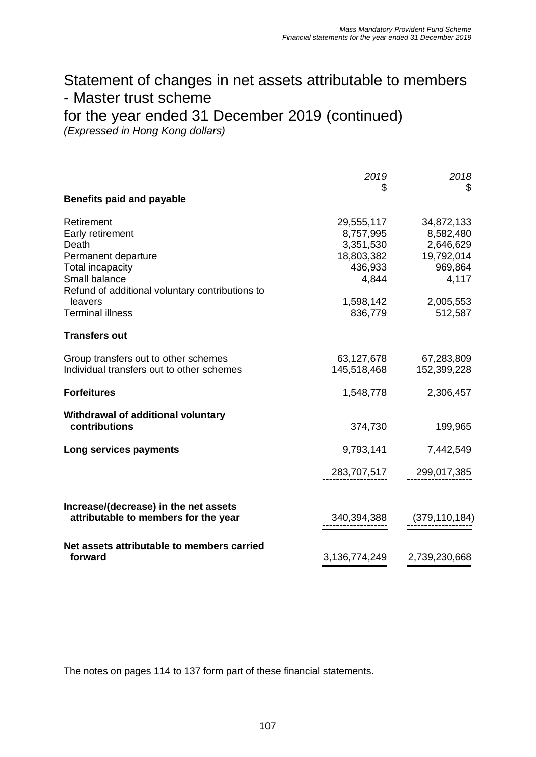# Statement of changes in net assets attributable to members - Master trust scheme for the year ended 31 December 2019 (continued)

*(Expressed in Hong Kong dollars)*

| | *2019* $ | *2018* $ |
|---|---|---|
| **Benefits paid and payable** | | |
| Retirement | 29,555,117 | 34,872,133 |
| Early retirement | 8,757,995 | 8,582,480 |
| Death | 3,351,530 | 2,646,629 |
| Permanent departure | 18,803,382 | 19,792,014 |
| Total incapacity | 436,933 | 969,864 |
| Small balance | 4,844 | 4,117 |
| Refund of additional voluntary contributions to leavers | 1,598,142 | 2,005,553 |
| Terminal illness | 836,779 | 512,587 |
| **Transfers out** | | |
| Group transfers out to other schemes | 63,127,678 | 67,283,809 |
| Individual transfers out to other schemes | 145,518,468 | 152,399,228 |
| **Forfeitures** | 1,548,778 | 2,306,457 |
| **Withdrawal of additional voluntary contributions** | 374,730 | 199,965 |
| **Long services payments** | 9,793,141 | 7,442,549 |
| | 283,707,517 | 299,017,385 |
| **Increase/(decrease) in the net assets attributable to members for the year** | 340,394,388 | (379,110,184) |
| **Net assets attributable to members carried forward** | 3,136,774,249 | 2,739,230,668 |

The notes on pages 114 to 137 form part of these financial statements.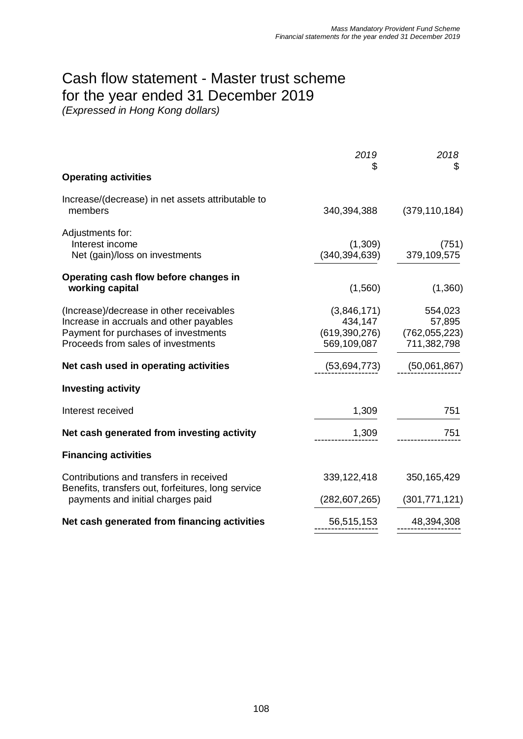# Cash flow statement - Master trust scheme for the year ended 31 December 2019

*(Expressed in Hong Kong dollars)*

| | *2019* $ | *2018* $ |
|---|---|---|
| **Operating activities** | | |
| Increase/(decrease) in net assets attributable to members | 340,394,388 | (379,110,184) |
| Adjustments for: | | |
| Interest income | (1,309) | (751) |
| Net (gain)/loss on investments | (340,394,639) | 379,109,575 |
| **Operating cash flow before changes in working capital** | (1,560) | (1,360) |
| (Increase)/decrease in other receivables | (3,846,171) | 554,023 |
| Increase in accruals and other payables | 434,147 | 57,895 |
| Payment for purchases of investments | (619,390,276) | (762,055,223) |
| Proceeds from sales of investments | 569,109,087 | 711,382,798 |
| **Net cash used in operating activities** | (53,694,773) | (50,061,867) |
| **Investing activity** | | |
| Interest received | 1,309 | 751 |
| **Net cash generated from investing activity** | 1,309 | 751 |
| **Financing activities** | | |
| Contributions and transfers in received | 339,122,418 | 350,165,429 |
| Benefits, transfers out, forfeitures, long service payments and initial charges paid | (282,607,265) | (301,771,121) |
| **Net cash generated from financing activities** | 56,515,153 | 48,394,308 |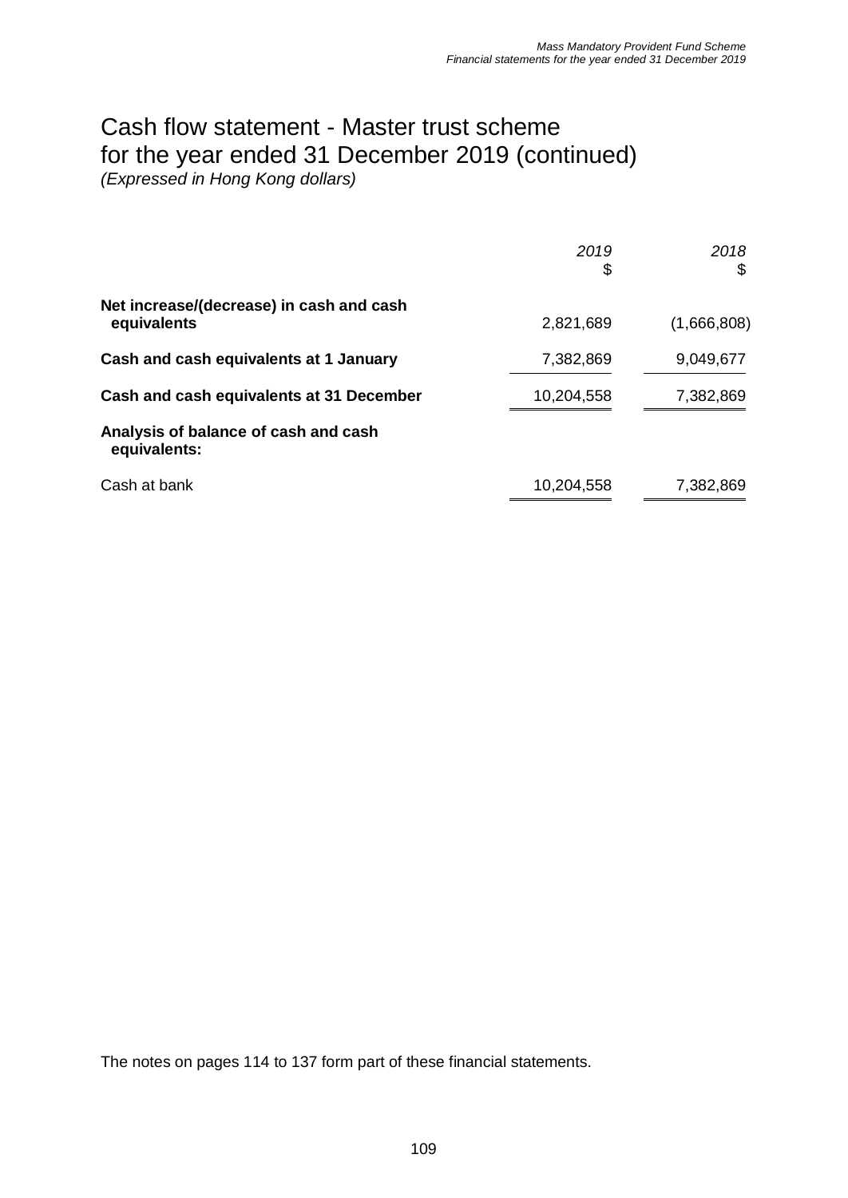# Cash flow statement - Master trust scheme
# for the year ended 31 December 2019 (continued)

*(Expressed in Hong Kong dollars)*

| | *2019* $ | *2018* $ |
|---|---|---|
| **Net increase/(decrease) in cash and cash equivalents** | 2,821,689 | (1,666,808) |
| **Cash and cash equivalents at 1 January** | 7,382,869 | 9,049,677 |
| **Cash and cash equivalents at 31 December** | 10,204,558 | 7,382,869 |
| **Analysis of balance of cash and cash equivalents:** | | |
| Cash at bank | 10,204,558 | 7,382,869 |

The notes on pages 114 to 137 form part of these financial statements.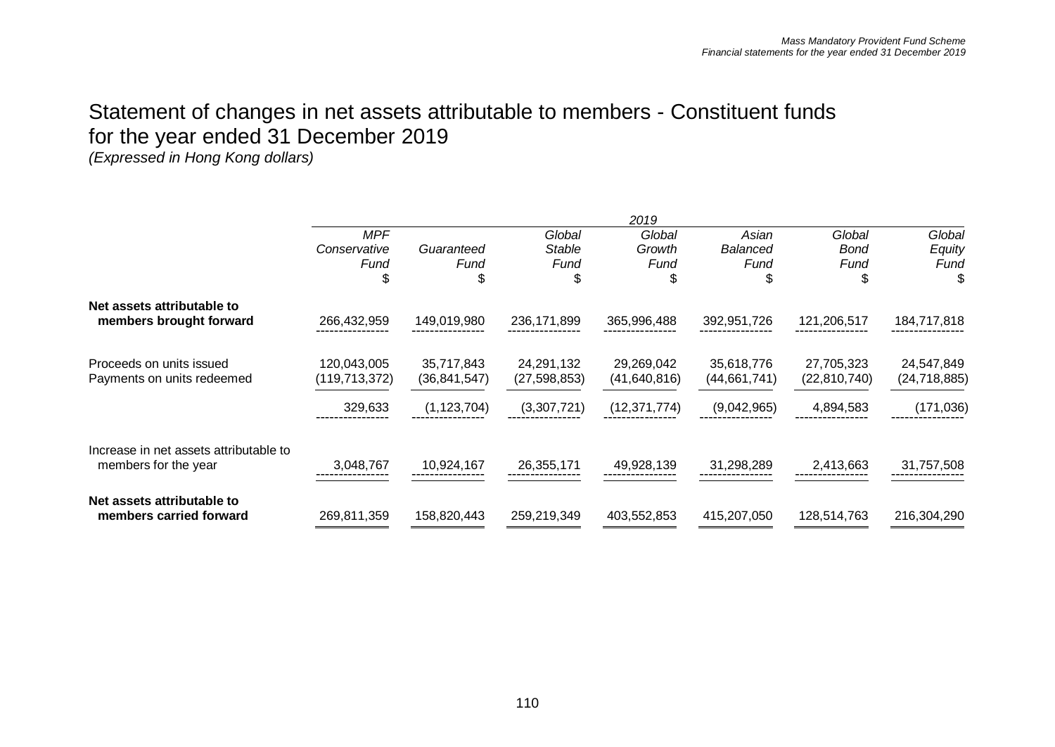# Statement of changes in net assets attributable to members - Constituent funds for the year ended 31 December 2019

*(Expressed in Hong Kong dollars)*

| | *2019* | | | | | | |
|---|---|---|---|---|---|---|---|
| | *MPF Conservative Fund* | *Guaranteed Fund* | *Global Stable Fund* | *Global Growth Fund* | *Asian Balanced Fund* | *Global Bond Fund* | *Global Equity Fund* |
| | $ | $ | $ | $ | $ | $ | $ |
| **Net assets attributable to members brought forward** | 266,432,959 | 149,019,980 | 236,171,899 | 365,996,488 | 392,951,726 | 121,206,517 | 184,717,818 |
| Proceeds on units issued | 120,043,005 | 35,717,843 | 24,291,132 | 29,269,042 | 35,618,776 | 27,705,323 | 24,547,849 |
| Payments on units redeemed | (119,713,372) | (36,841,547) | (27,598,853) | (41,640,816) | (44,661,741) | (22,810,740) | (24,718,885) |
| | 329,633 | (1,123,704) | (3,307,721) | (12,371,774) | (9,042,965) | 4,894,583 | (171,036) |
| Increase in net assets attributable to members for the year | 3,048,767 | 10,924,167 | 26,355,171 | 49,928,139 | 31,298,289 | 2,413,663 | 31,757,508 |
| **Net assets attributable to members carried forward** | 269,811,359 | 158,820,443 | 259,219,349 | 403,552,853 | 415,207,050 | 128,514,763 | 216,304,290 |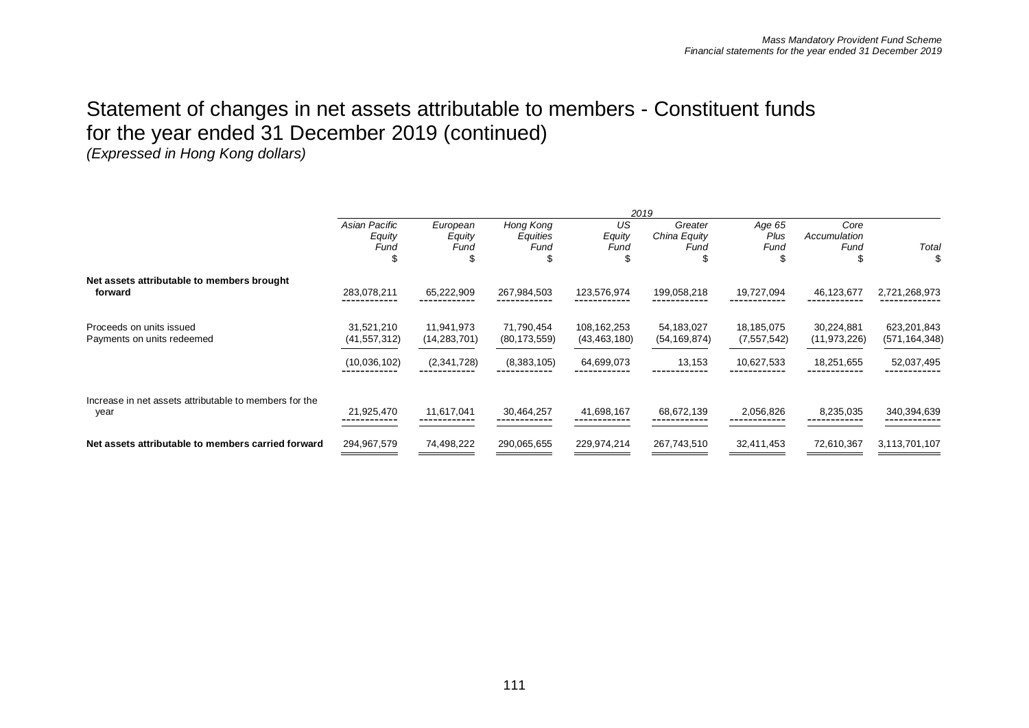# Statement of changes in net assets attributable to members - Constituent funds for the year ended 31 December 2019 (continued)

*(Expressed in Hong Kong dollars)*

| | 2019 | | | | | | | |
|---|---|---|---|---|---|---|---|---|
| | *Asian Pacific Equity Fund* | *European Equity Fund* | *Hong Kong Equities Fund* | *US Equity Fund* | *Greater China Equity Fund* | *Age 65 Plus Fund* | *Core Accumulation Fund* | *Total* |
| | $ | $ | $ | $ | $ | $ | $ | $ |
| **Net assets attributable to members brought forward** | 283,078,211 | 65,222,909 | 267,984,503 | 123,576,974 | 199,058,218 | 19,727,094 | 46,123,677 | 2,721,268,973 |
| Proceeds on units issued | 31,521,210 | 11,941,973 | 71,790,454 | 108,162,253 | 54,183,027 | 18,185,075 | 30,224,881 | 623,201,843 |
| Payments on units redeemed | (41,557,312) | (14,283,701) | (80,173,559) | (43,463,180) | (54,169,874) | (7,557,542) | (11,973,226) | (571,164,348) |
| | (10,036,102) | (2,341,728) | (8,383,105) | 64,699,073 | 13,153 | 10,627,533 | 18,251,655 | 52,037,495 |
| Increase in net assets attributable to members for the year | 21,925,470 | 11,617,041 | 30,464,257 | 41,698,167 | 68,672,139 | 2,056,826 | 8,235,035 | 340,394,639 |
| **Net assets attributable to members carried forward** | 294,967,579 | 74,498,222 | 290,065,655 | 229,974,214 | 267,743,510 | 32,411,453 | 72,610,367 | 3,113,701,107 |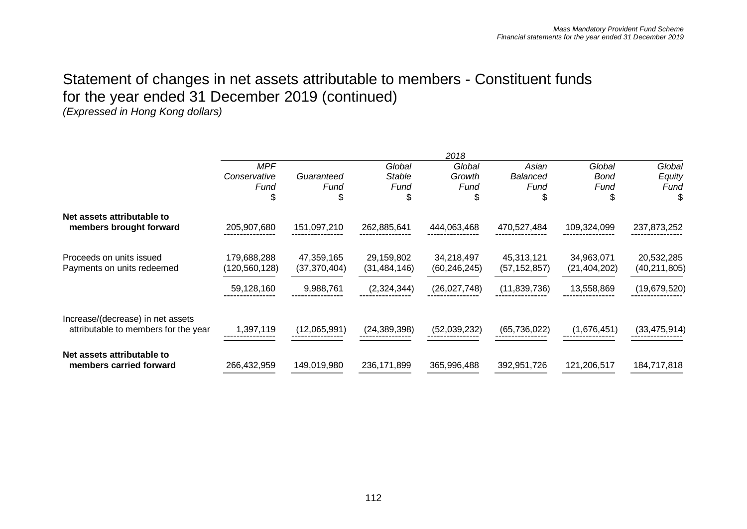# Statement of changes in net assets attributable to members - Constituent funds for the year ended 31 December 2019 (continued)

*(Expressed in Hong Kong dollars)*

| | 2018 | | | | | | |
|---|---|---|---|---|---|---|---|
| | *MPF Conservative Fund* | *Guaranteed Fund* | *Global Stable Fund* | *Global Growth Fund* | *Asian Balanced Fund* | *Global Bond Fund* | *Global Equity Fund* |
| | $ | $ | $ | $ | $ | $ | $ |
| **Net assets attributable to members brought forward** | 205,907,680 | 151,097,210 | 262,885,641 | 444,063,468 | 470,527,484 | 109,324,099 | 237,873,252 |
| Proceeds on units issued | 179,688,288 | 47,359,165 | 29,159,802 | 34,218,497 | 45,313,121 | 34,963,071 | 20,532,285 |
| Payments on units redeemed | (120,560,128) | (37,370,404) | (31,484,146) | (60,246,245) | (57,152,857) | (21,404,202) | (40,211,805) |
| | 59,128,160 | 9,988,761 | (2,324,344) | (26,027,748) | (11,839,736) | 13,558,869 | (19,679,520) |
| Increase/(decrease) in net assets attributable to members for the year | 1,397,119 | (12,065,991) | (24,389,398) | (52,039,232) | (65,736,022) | (1,676,451) | (33,475,914) |
| **Net assets attributable to members carried forward** | 266,432,959 | 149,019,980 | 236,171,899 | 365,996,488 | 392,951,726 | 121,206,517 | 184,717,818 |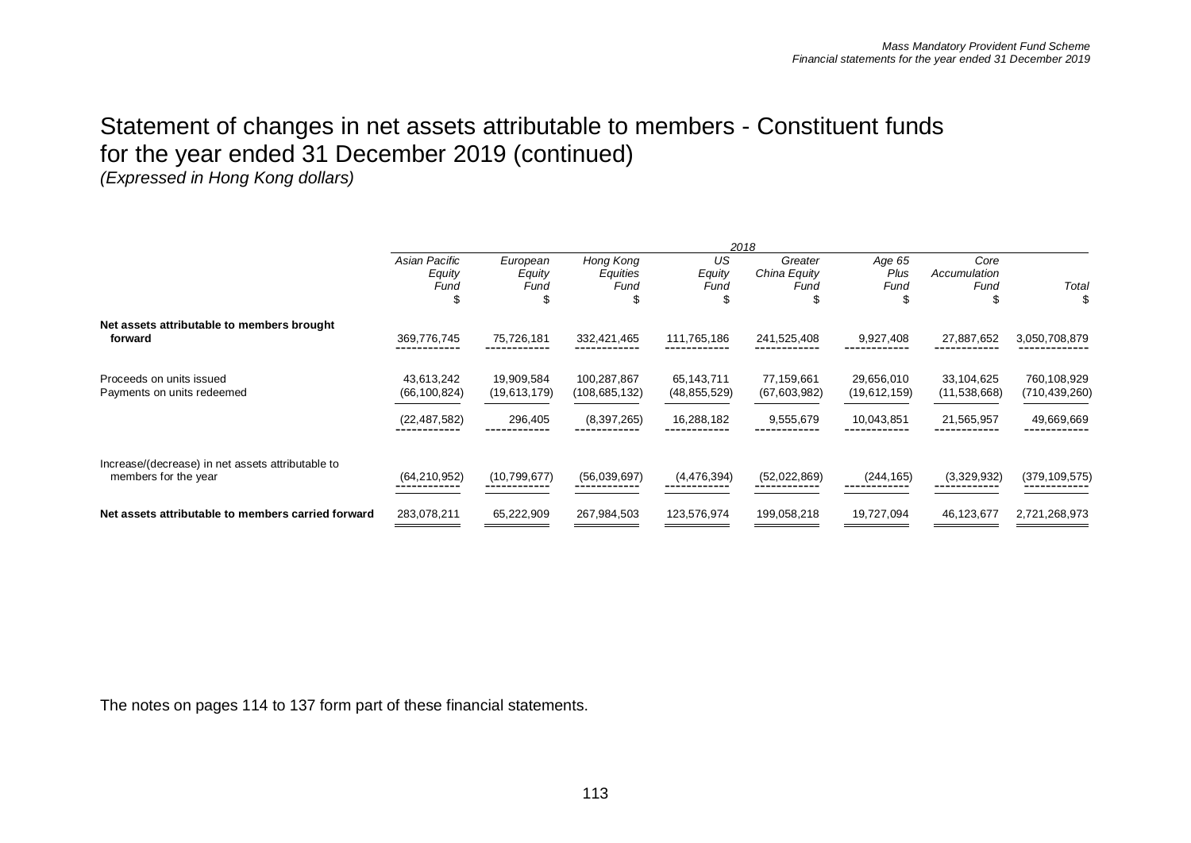# Statement of changes in net assets attributable to members - Constituent funds for the year ended 31 December 2019 (continued)

*(Expressed in Hong Kong dollars)*

| | 2018 | | | | | | | |
|---|---|---|---|---|---|---|---|---|
| | *Asian Pacific Equity Fund* | *European Equity Fund* | *Hong Kong Equities Fund* | *US Equity Fund* | *Greater China Equity Fund* | *Age 65 Plus Fund* | *Core Accumulation Fund* | *Total* |
| | $ | $ | $ | $ | $ | $ | $ | $ |
| **Net assets attributable to members brought forward** | 369,776,745 | 75,726,181 | 332,421,465 | 111,765,186 | 241,525,408 | 9,927,408 | 27,887,652 | 3,050,708,879 |
| Proceeds on units issued | 43,613,242 | 19,909,584 | 100,287,867 | 65,143,711 | 77,159,661 | 29,656,010 | 33,104,625 | 760,108,929 |
| Payments on units redeemed | (66,100,824) | (19,613,179) | (108,685,132) | (48,855,529) | (67,603,982) | (19,612,159) | (11,538,668) | (710,439,260) |
| | (22,487,582) | 296,405 | (8,397,265) | 16,288,182 | 9,555,679 | 10,043,851 | 21,565,957 | 49,669,669 |
| Increase/(decrease) in net assets attributable to members for the year | (64,210,952) | (10,799,677) | (56,039,697) | (4,476,394) | (52,022,869) | (244,165) | (3,329,932) | (379,109,575) |
| **Net assets attributable to members carried forward** | 283,078,211 | 65,222,909 | 267,984,503 | 123,576,974 | 199,058,218 | 19,727,094 | 46,123,677 | 2,721,268,973 |

The notes on pages 114 to 137 form part of these financial statements.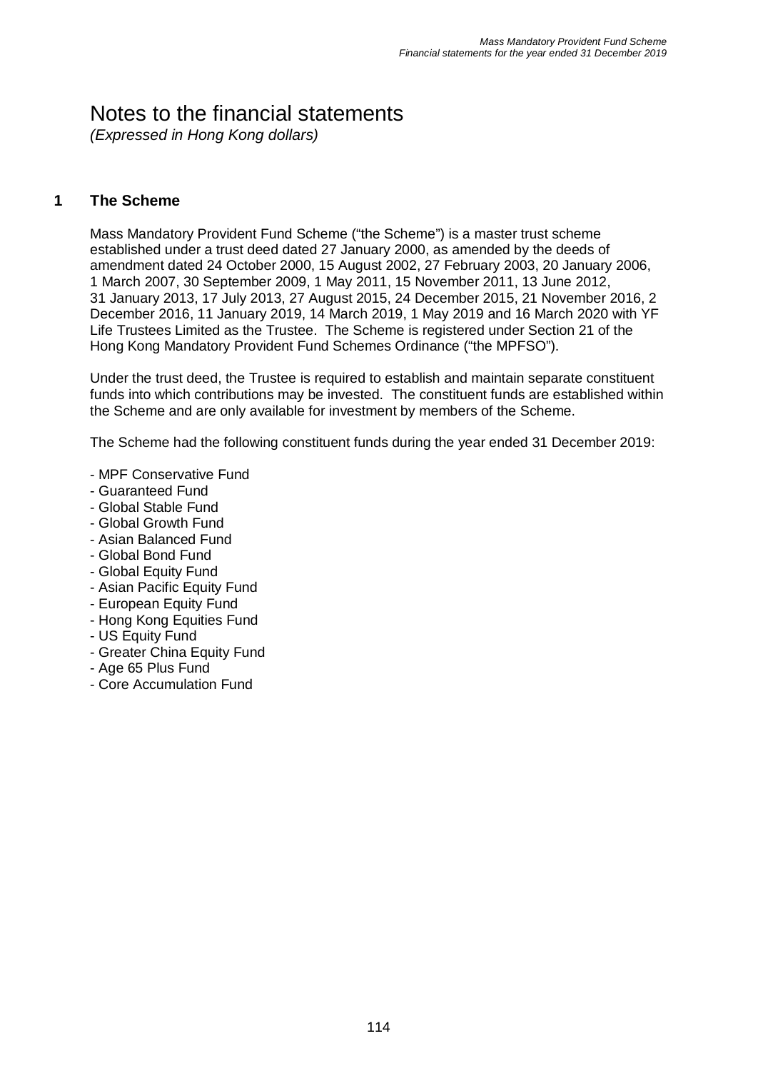# Notes to the financial statements

*(Expressed in Hong Kong dollars)*

## 1 The Scheme

Mass Mandatory Provident Fund Scheme ("the Scheme") is a master trust scheme established under a trust deed dated 27 January 2000, as amended by the deeds of amendment dated 24 October 2000, 15 August 2002, 27 February 2003, 20 January 2006, 1 March 2007, 30 September 2009, 1 May 2011, 15 November 2011, 13 June 2012, 31 January 2013, 17 July 2013, 27 August 2015, 24 December 2015, 21 November 2016, 2 December 2016, 11 January 2019, 14 March 2019, 1 May 2019 and 16 March 2020 with YF Life Trustees Limited as the Trustee. The Scheme is registered under Section 21 of the Hong Kong Mandatory Provident Fund Schemes Ordinance ("the MPFSO").

Under the trust deed, the Trustee is required to establish and maintain separate constituent funds into which contributions may be invested. The constituent funds are established within the Scheme and are only available for investment by members of the Scheme.

The Scheme had the following constituent funds during the year ended 31 December 2019:

- MPF Conservative Fund
- Guaranteed Fund
- Global Stable Fund
- Global Growth Fund
- Asian Balanced Fund
- Global Bond Fund
- Global Equity Fund
- Asian Pacific Equity Fund
- European Equity Fund
- Hong Kong Equities Fund
- US Equity Fund
- Greater China Equity Fund
- Age 65 Plus Fund
- Core Accumulation Fund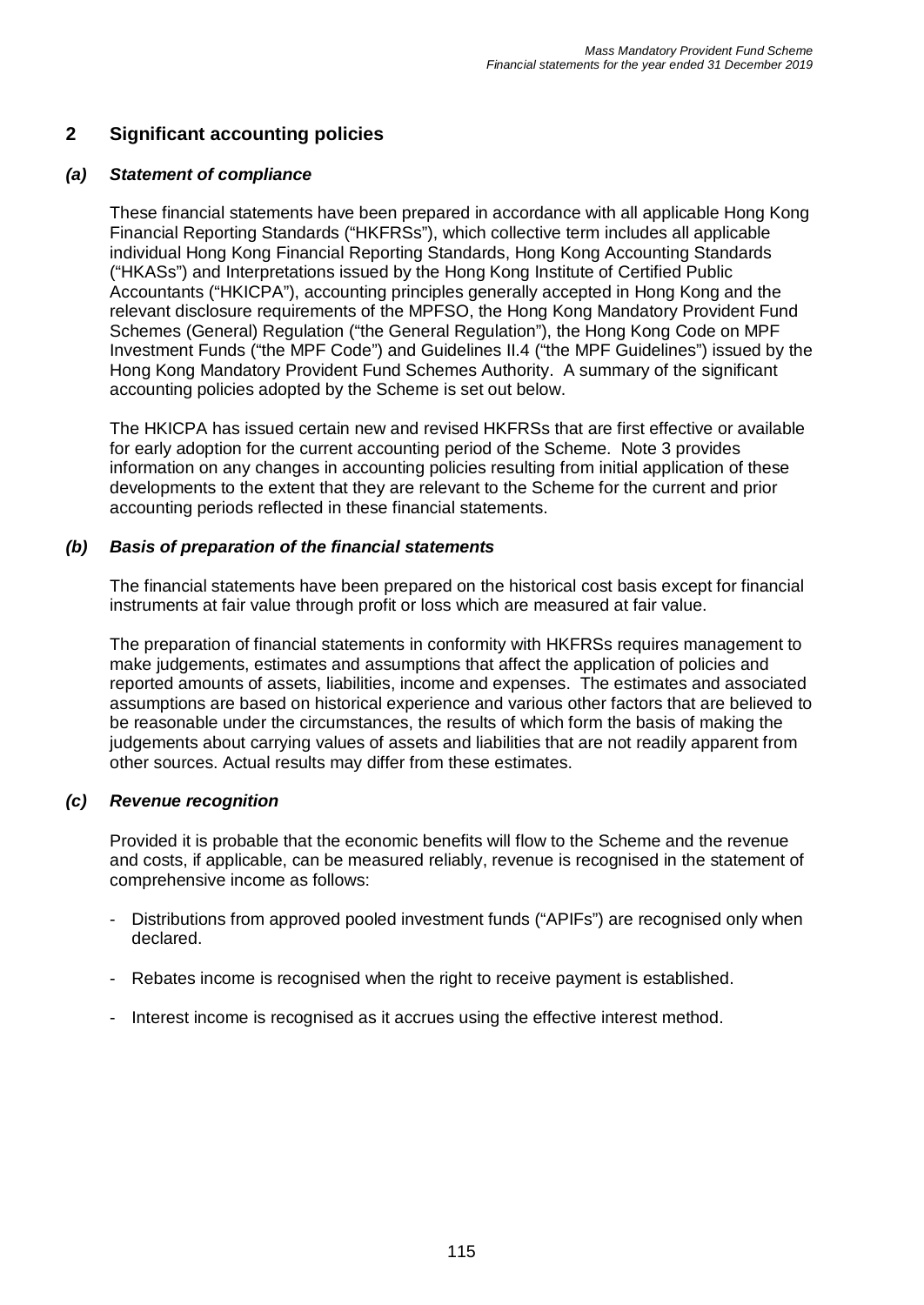## 2 Significant accounting policies

### *(a) Statement of compliance*

These financial statements have been prepared in accordance with all applicable Hong Kong Financial Reporting Standards ("HKFRSs"), which collective term includes all applicable individual Hong Kong Financial Reporting Standards, Hong Kong Accounting Standards ("HKASs") and Interpretations issued by the Hong Kong Institute of Certified Public Accountants ("HKICPA"), accounting principles generally accepted in Hong Kong and the relevant disclosure requirements of the MPFSO, the Hong Kong Mandatory Provident Fund Schemes (General) Regulation ("the General Regulation"), the Hong Kong Code on MPF Investment Funds ("the MPF Code") and Guidelines II.4 ("the MPF Guidelines") issued by the Hong Kong Mandatory Provident Fund Schemes Authority. A summary of the significant accounting policies adopted by the Scheme is set out below.

The HKICPA has issued certain new and revised HKFRSs that are first effective or available for early adoption for the current accounting period of the Scheme. Note 3 provides information on any changes in accounting policies resulting from initial application of these developments to the extent that they are relevant to the Scheme for the current and prior accounting periods reflected in these financial statements.

### *(b) Basis of preparation of the financial statements*

The financial statements have been prepared on the historical cost basis except for financial instruments at fair value through profit or loss which are measured at fair value.

The preparation of financial statements in conformity with HKFRSs requires management to make judgements, estimates and assumptions that affect the application of policies and reported amounts of assets, liabilities, income and expenses. The estimates and associated assumptions are based on historical experience and various other factors that are believed to be reasonable under the circumstances, the results of which form the basis of making the judgements about carrying values of assets and liabilities that are not readily apparent from other sources. Actual results may differ from these estimates.

### *(c) Revenue recognition*

Provided it is probable that the economic benefits will flow to the Scheme and the revenue and costs, if applicable, can be measured reliably, revenue is recognised in the statement of comprehensive income as follows:

- Distributions from approved pooled investment funds ("APIFs") are recognised only when declared.
- Rebates income is recognised when the right to receive payment is established.
- Interest income is recognised as it accrues using the effective interest method.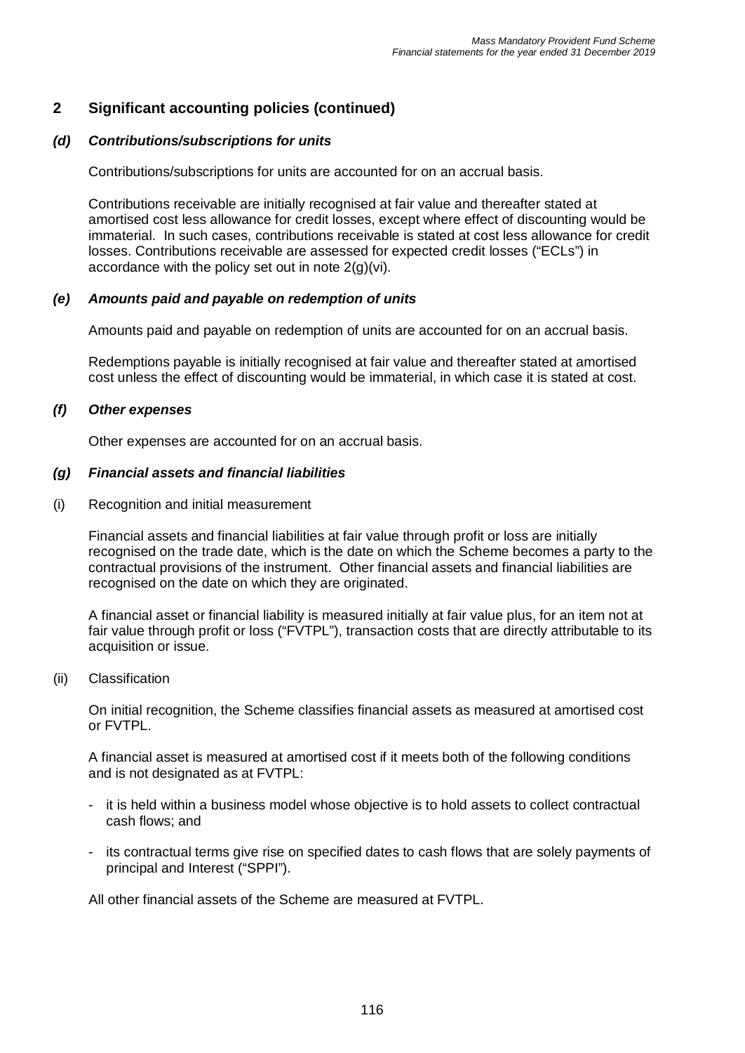## 2 Significant accounting policies (continued)

### *(d) Contributions/subscriptions for units*

Contributions/subscriptions for units are accounted for on an accrual basis.

Contributions receivable are initially recognised at fair value and thereafter stated at amortised cost less allowance for credit losses, except where effect of discounting would be immaterial. In such cases, contributions receivable is stated at cost less allowance for credit losses. Contributions receivable are assessed for expected credit losses ("ECLs") in accordance with the policy set out in note 2(g)(vi).

### *(e) Amounts paid and payable on redemption of units*

Amounts paid and payable on redemption of units are accounted for on an accrual basis.

Redemptions payable is initially recognised at fair value and thereafter stated at amortised cost unless the effect of discounting would be immaterial, in which case it is stated at cost.

### *(f) Other expenses*

Other expenses are accounted for on an accrual basis.

### *(g) Financial assets and financial liabilities*

(i) Recognition and initial measurement

Financial assets and financial liabilities at fair value through profit or loss are initially recognised on the trade date, which is the date on which the Scheme becomes a party to the contractual provisions of the instrument. Other financial assets and financial liabilities are recognised on the date on which they are originated.

A financial asset or financial liability is measured initially at fair value plus, for an item not at fair value through profit or loss ("FVTPL"), transaction costs that are directly attributable to its acquisition or issue.

(ii) Classification

On initial recognition, the Scheme classifies financial assets as measured at amortised cost or FVTPL.

A financial asset is measured at amortised cost if it meets both of the following conditions and is not designated as at FVTPL:

- it is held within a business model whose objective is to hold assets to collect contractual cash flows; and
- its contractual terms give rise on specified dates to cash flows that are solely payments of principal and Interest ("SPPI").

All other financial assets of the Scheme are measured at FVTPL.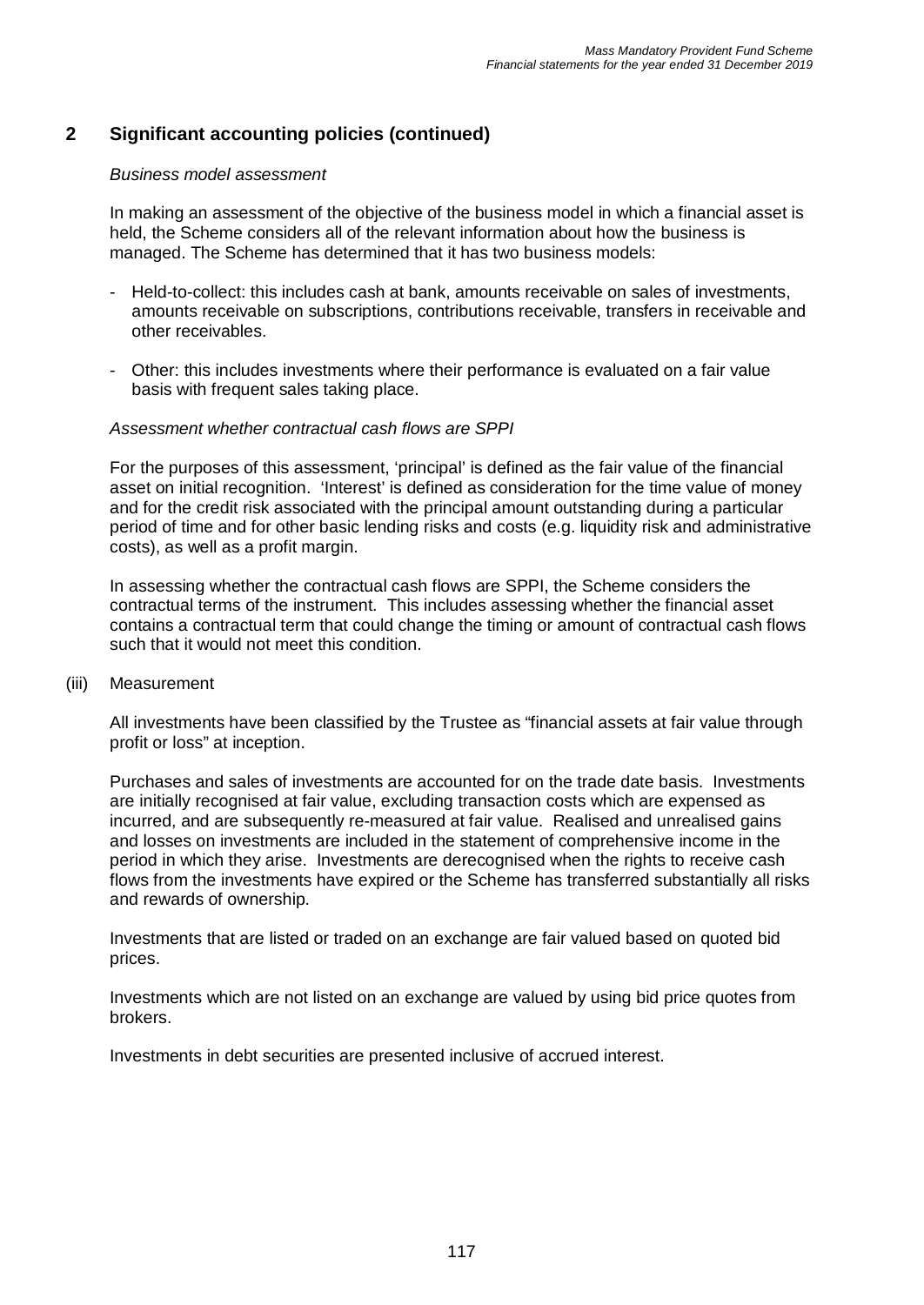## 2 Significant accounting policies (continued)

*Business model assessment*

In making an assessment of the objective of the business model in which a financial asset is held, the Scheme considers all of the relevant information about how the business is managed. The Scheme has determined that it has two business models:

- Held-to-collect: this includes cash at bank, amounts receivable on sales of investments, amounts receivable on subscriptions, contributions receivable, transfers in receivable and other receivables.
- Other: this includes investments where their performance is evaluated on a fair value basis with frequent sales taking place.

*Assessment whether contractual cash flows are SPPI*

For the purposes of this assessment, 'principal' is defined as the fair value of the financial asset on initial recognition. 'Interest' is defined as consideration for the time value of money and for the credit risk associated with the principal amount outstanding during a particular period of time and for other basic lending risks and costs (e.g. liquidity risk and administrative costs), as well as a profit margin.

In assessing whether the contractual cash flows are SPPI, the Scheme considers the contractual terms of the instrument. This includes assessing whether the financial asset contains a contractual term that could change the timing or amount of contractual cash flows such that it would not meet this condition.

(iii) Measurement

All investments have been classified by the Trustee as "financial assets at fair value through profit or loss" at inception.

Purchases and sales of investments are accounted for on the trade date basis. Investments are initially recognised at fair value, excluding transaction costs which are expensed as incurred, and are subsequently re-measured at fair value. Realised and unrealised gains and losses on investments are included in the statement of comprehensive income in the period in which they arise. Investments are derecognised when the rights to receive cash flows from the investments have expired or the Scheme has transferred substantially all risks and rewards of ownership.

Investments that are listed or traded on an exchange are fair valued based on quoted bid prices.

Investments which are not listed on an exchange are valued by using bid price quotes from brokers.

Investments in debt securities are presented inclusive of accrued interest.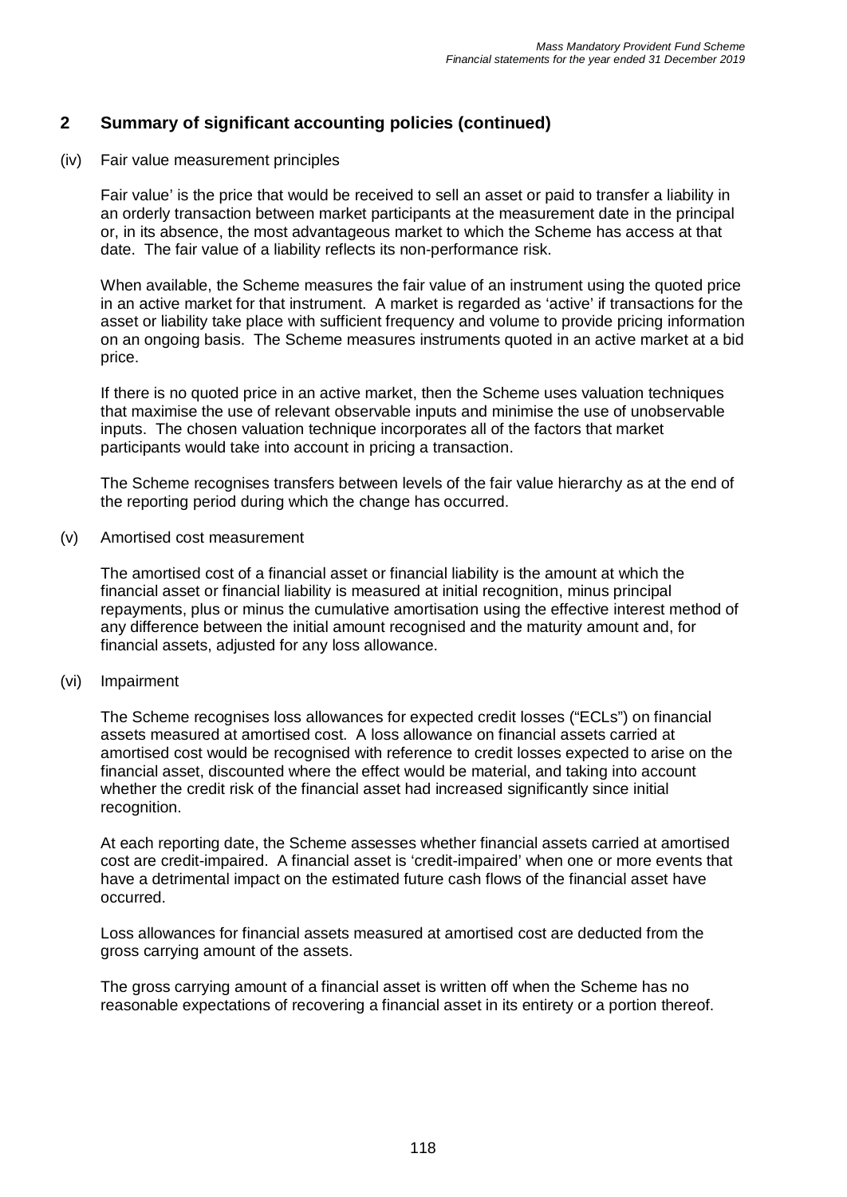## 2 Summary of significant accounting policies (continued)

(iv) Fair value measurement principles

Fair value' is the price that would be received to sell an asset or paid to transfer a liability in an orderly transaction between market participants at the measurement date in the principal or, in its absence, the most advantageous market to which the Scheme has access at that date. The fair value of a liability reflects its non-performance risk.

When available, the Scheme measures the fair value of an instrument using the quoted price in an active market for that instrument. A market is regarded as 'active' if transactions for the asset or liability take place with sufficient frequency and volume to provide pricing information on an ongoing basis. The Scheme measures instruments quoted in an active market at a bid price.

If there is no quoted price in an active market, then the Scheme uses valuation techniques that maximise the use of relevant observable inputs and minimise the use of unobservable inputs. The chosen valuation technique incorporates all of the factors that market participants would take into account in pricing a transaction.

The Scheme recognises transfers between levels of the fair value hierarchy as at the end of the reporting period during which the change has occurred.

(v) Amortised cost measurement

The amortised cost of a financial asset or financial liability is the amount at which the financial asset or financial liability is measured at initial recognition, minus principal repayments, plus or minus the cumulative amortisation using the effective interest method of any difference between the initial amount recognised and the maturity amount and, for financial assets, adjusted for any loss allowance.

(vi) Impairment

The Scheme recognises loss allowances for expected credit losses ("ECLs") on financial assets measured at amortised cost. A loss allowance on financial assets carried at amortised cost would be recognised with reference to credit losses expected to arise on the financial asset, discounted where the effect would be material, and taking into account whether the credit risk of the financial asset had increased significantly since initial recognition.

At each reporting date, the Scheme assesses whether financial assets carried at amortised cost are credit-impaired. A financial asset is 'credit-impaired' when one or more events that have a detrimental impact on the estimated future cash flows of the financial asset have occurred.

Loss allowances for financial assets measured at amortised cost are deducted from the gross carrying amount of the assets.

The gross carrying amount of a financial asset is written off when the Scheme has no reasonable expectations of recovering a financial asset in its entirety or a portion thereof.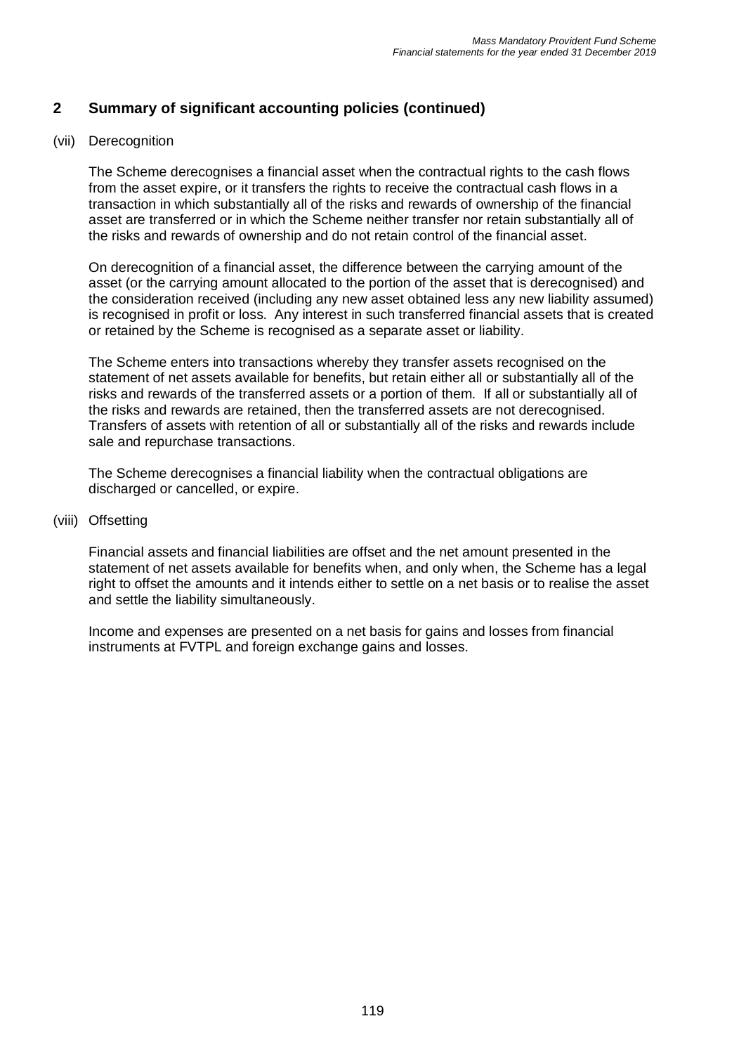## 2 Summary of significant accounting policies (continued)

(vii) Derecognition

The Scheme derecognises a financial asset when the contractual rights to the cash flows from the asset expire, or it transfers the rights to receive the contractual cash flows in a transaction in which substantially all of the risks and rewards of ownership of the financial asset are transferred or in which the Scheme neither transfer nor retain substantially all of the risks and rewards of ownership and do not retain control of the financial asset.

On derecognition of a financial asset, the difference between the carrying amount of the asset (or the carrying amount allocated to the portion of the asset that is derecognised) and the consideration received (including any new asset obtained less any new liability assumed) is recognised in profit or loss. Any interest in such transferred financial assets that is created or retained by the Scheme is recognised as a separate asset or liability.

The Scheme enters into transactions whereby they transfer assets recognised on the statement of net assets available for benefits, but retain either all or substantially all of the risks and rewards of the transferred assets or a portion of them. If all or substantially all of the risks and rewards are retained, then the transferred assets are not derecognised. Transfers of assets with retention of all or substantially all of the risks and rewards include sale and repurchase transactions.

The Scheme derecognises a financial liability when the contractual obligations are discharged or cancelled, or expire.

(viii) Offsetting

Financial assets and financial liabilities are offset and the net amount presented in the statement of net assets available for benefits when, and only when, the Scheme has a legal right to offset the amounts and it intends either to settle on a net basis or to realise the asset and settle the liability simultaneously.

Income and expenses are presented on a net basis for gains and losses from financial instruments at FVTPL and foreign exchange gains and losses.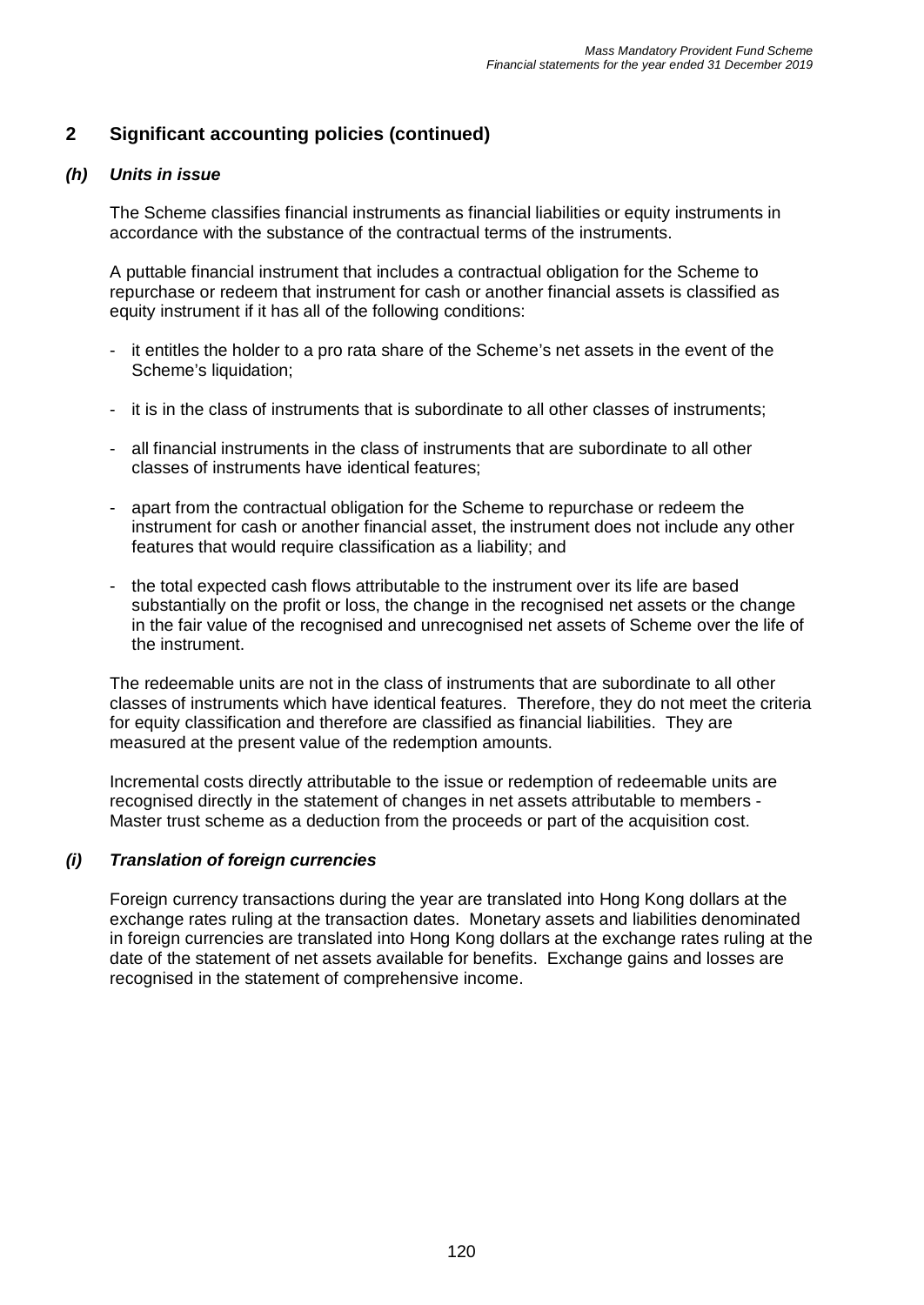## 2 Significant accounting policies (continued)

### *(h) Units in issue*

The Scheme classifies financial instruments as financial liabilities or equity instruments in accordance with the substance of the contractual terms of the instruments.

A puttable financial instrument that includes a contractual obligation for the Scheme to repurchase or redeem that instrument for cash or another financial assets is classified as equity instrument if it has all of the following conditions:

- it entitles the holder to a pro rata share of the Scheme's net assets in the event of the Scheme's liquidation;
- it is in the class of instruments that is subordinate to all other classes of instruments;
- all financial instruments in the class of instruments that are subordinate to all other classes of instruments have identical features;
- apart from the contractual obligation for the Scheme to repurchase or redeem the instrument for cash or another financial asset, the instrument does not include any other features that would require classification as a liability; and
- the total expected cash flows attributable to the instrument over its life are based substantially on the profit or loss, the change in the recognised net assets or the change in the fair value of the recognised and unrecognised net assets of Scheme over the life of the instrument.

The redeemable units are not in the class of instruments that are subordinate to all other classes of instruments which have identical features. Therefore, they do not meet the criteria for equity classification and therefore are classified as financial liabilities. They are measured at the present value of the redemption amounts.

Incremental costs directly attributable to the issue or redemption of redeemable units are recognised directly in the statement of changes in net assets attributable to members - Master trust scheme as a deduction from the proceeds or part of the acquisition cost.

### *(i) Translation of foreign currencies*

Foreign currency transactions during the year are translated into Hong Kong dollars at the exchange rates ruling at the transaction dates. Monetary assets and liabilities denominated in foreign currencies are translated into Hong Kong dollars at the exchange rates ruling at the date of the statement of net assets available for benefits. Exchange gains and losses are recognised in the statement of comprehensive income.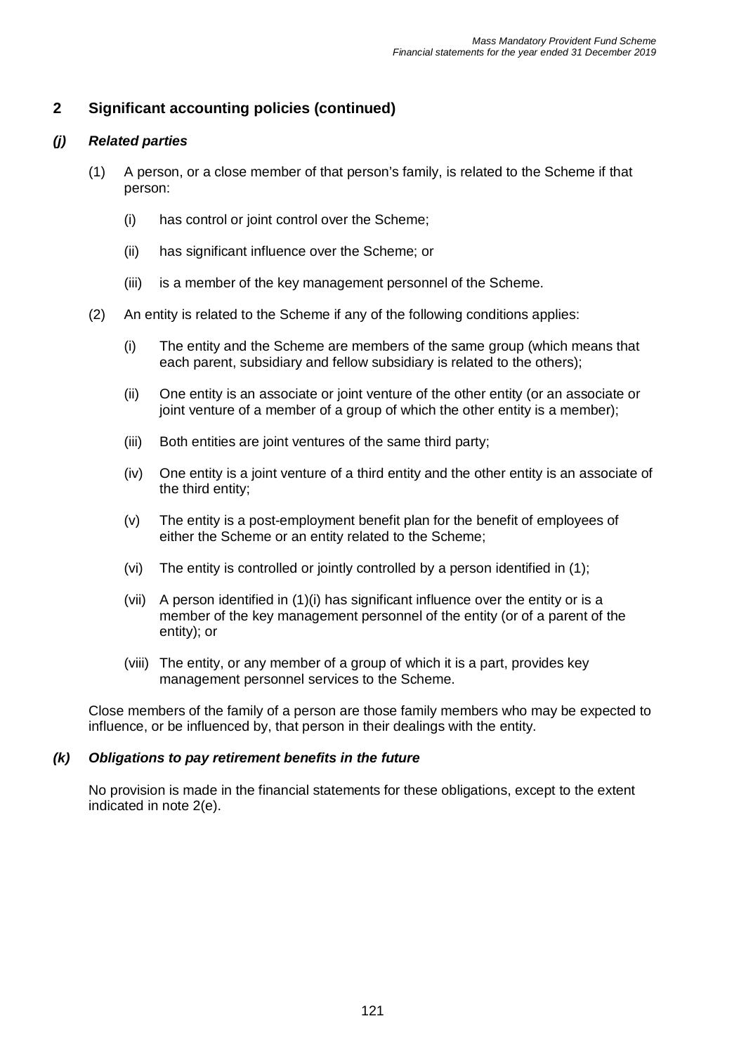## 2 Significant accounting policies (continued)

### *(j) Related parties*

(1) A person, or a close member of that person's family, is related to the Scheme if that person:

(i) has control or joint control over the Scheme;

(ii) has significant influence over the Scheme; or

(iii) is a member of the key management personnel of the Scheme.

(2) An entity is related to the Scheme if any of the following conditions applies:

(i) The entity and the Scheme are members of the same group (which means that each parent, subsidiary and fellow subsidiary is related to the others);

(ii) One entity is an associate or joint venture of the other entity (or an associate or joint venture of a member of a group of which the other entity is a member);

(iii) Both entities are joint ventures of the same third party;

(iv) One entity is a joint venture of a third entity and the other entity is an associate of the third entity;

(v) The entity is a post-employment benefit plan for the benefit of employees of either the Scheme or an entity related to the Scheme;

(vi) The entity is controlled or jointly controlled by a person identified in (1);

(vii) A person identified in (1)(i) has significant influence over the entity or is a member of the key management personnel of the entity (or of a parent of the entity); or

(viii) The entity, or any member of a group of which it is a part, provides key management personnel services to the Scheme.

Close members of the family of a person are those family members who may be expected to influence, or be influenced by, that person in their dealings with the entity.

### *(k) Obligations to pay retirement benefits in the future*

No provision is made in the financial statements for these obligations, except to the extent indicated in note 2(e).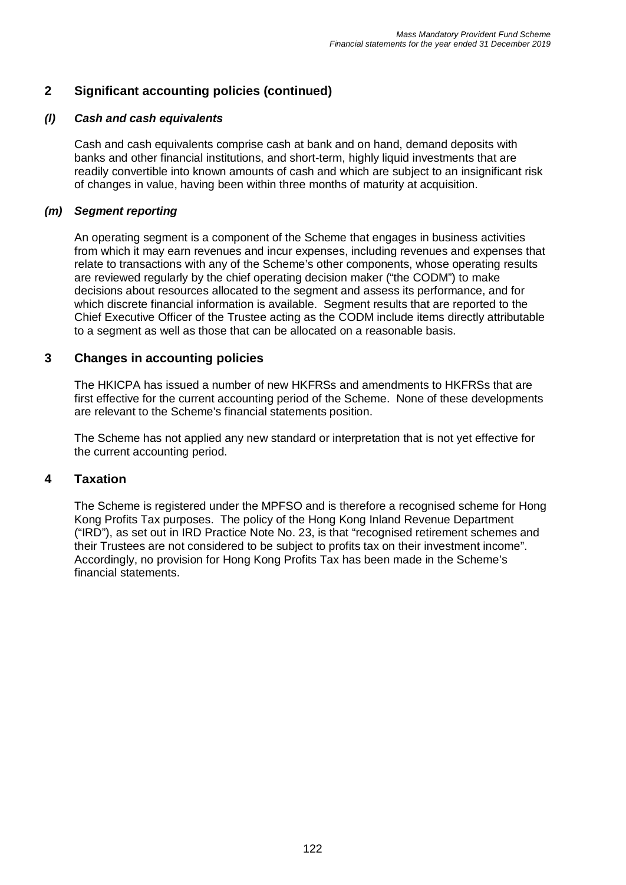## 2 Significant accounting policies (continued)

### *(l) Cash and cash equivalents*

Cash and cash equivalents comprise cash at bank and on hand, demand deposits with banks and other financial institutions, and short-term, highly liquid investments that are readily convertible into known amounts of cash and which are subject to an insignificant risk of changes in value, having been within three months of maturity at acquisition.

### *(m) Segment reporting*

An operating segment is a component of the Scheme that engages in business activities from which it may earn revenues and incur expenses, including revenues and expenses that relate to transactions with any of the Scheme's other components, whose operating results are reviewed regularly by the chief operating decision maker ("the CODM") to make decisions about resources allocated to the segment and assess its performance, and for which discrete financial information is available. Segment results that are reported to the Chief Executive Officer of the Trustee acting as the CODM include items directly attributable to a segment as well as those that can be allocated on a reasonable basis.

## 3 Changes in accounting policies

The HKICPA has issued a number of new HKFRSs and amendments to HKFRSs that are first effective for the current accounting period of the Scheme. None of these developments are relevant to the Scheme's financial statements position.

The Scheme has not applied any new standard or interpretation that is not yet effective for the current accounting period.

## 4 Taxation

The Scheme is registered under the MPFSO and is therefore a recognised scheme for Hong Kong Profits Tax purposes. The policy of the Hong Kong Inland Revenue Department ("IRD"), as set out in IRD Practice Note No. 23, is that "recognised retirement schemes and their Trustees are not considered to be subject to profits tax on their investment income". Accordingly, no provision for Hong Kong Profits Tax has been made in the Scheme's financial statements.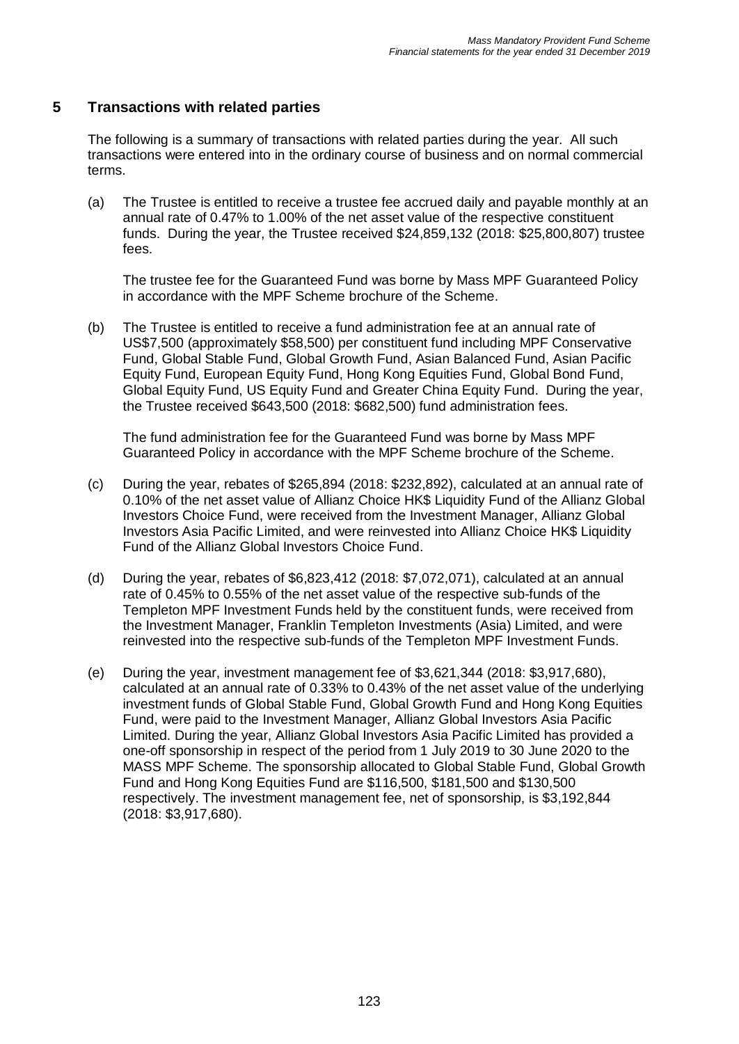## 5 Transactions with related parties

The following is a summary of transactions with related parties during the year. All such transactions were entered into in the ordinary course of business and on normal commercial terms.

(a) The Trustee is entitled to receive a trustee fee accrued daily and payable monthly at an annual rate of 0.47% to 1.00% of the net asset value of the respective constituent funds. During the year, the Trustee received $24,859,132 (2018: $25,800,807) trustee fees.

The trustee fee for the Guaranteed Fund was borne by Mass MPF Guaranteed Policy in accordance with the MPF Scheme brochure of the Scheme.

(b) The Trustee is entitled to receive a fund administration fee at an annual rate of US$7,500 (approximately $58,500) per constituent fund including MPF Conservative Fund, Global Stable Fund, Global Growth Fund, Asian Balanced Fund, Asian Pacific Equity Fund, European Equity Fund, Hong Kong Equities Fund, Global Bond Fund, Global Equity Fund, US Equity Fund and Greater China Equity Fund. During the year, the Trustee received $643,500 (2018: $682,500) fund administration fees.

The fund administration fee for the Guaranteed Fund was borne by Mass MPF Guaranteed Policy in accordance with the MPF Scheme brochure of the Scheme.

(c) During the year, rebates of $265,894 (2018: $232,892), calculated at an annual rate of 0.10% of the net asset value of Allianz Choice HK$ Liquidity Fund of the Allianz Global Investors Choice Fund, were received from the Investment Manager, Allianz Global Investors Asia Pacific Limited, and were reinvested into Allianz Choice HK$ Liquidity Fund of the Allianz Global Investors Choice Fund.

(d) During the year, rebates of $6,823,412 (2018: $7,072,071), calculated at an annual rate of 0.45% to 0.55% of the net asset value of the respective sub-funds of the Templeton MPF Investment Funds held by the constituent funds, were received from the Investment Manager, Franklin Templeton Investments (Asia) Limited, and were reinvested into the respective sub-funds of the Templeton MPF Investment Funds.

(e) During the year, investment management fee of $3,621,344 (2018: $3,917,680), calculated at an annual rate of 0.33% to 0.43% of the net asset value of the underlying investment funds of Global Stable Fund, Global Growth Fund and Hong Kong Equities Fund, were paid to the Investment Manager, Allianz Global Investors Asia Pacific Limited. During the year, Allianz Global Investors Asia Pacific Limited has provided a one-off sponsorship in respect of the period from 1 July 2019 to 30 June 2020 to the MASS MPF Scheme. The sponsorship allocated to Global Stable Fund, Global Growth Fund and Hong Kong Equities Fund are $116,500, $181,500 and $130,500 respectively. The investment management fee, net of sponsorship, is $3,192,844 (2018: $3,917,680).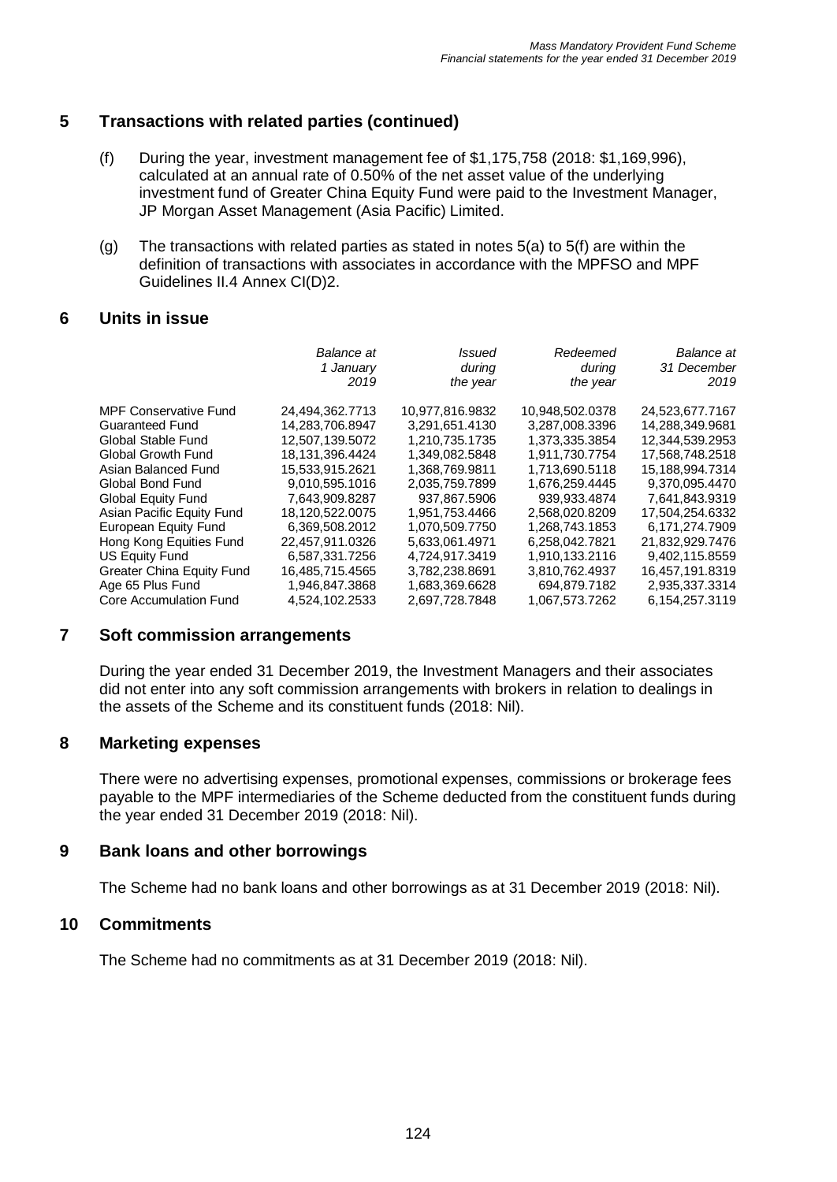## 5 Transactions with related parties (continued)

(f) During the year, investment management fee of $1,175,758 (2018: $1,169,996), calculated at an annual rate of 0.50% of the net asset value of the underlying investment fund of Greater China Equity Fund were paid to the Investment Manager, JP Morgan Asset Management (Asia Pacific) Limited.

(g) The transactions with related parties as stated in notes 5(a) to 5(f) are within the definition of transactions with associates in accordance with the MPFSO and MPF Guidelines II.4 Annex CI(D)2.

## 6 Units in issue

| | *Balance at 1 January 2019* | *Issued during the year* | *Redeemed during the year* | *Balance at 31 December 2019* |
|---|---|---|---|---|
| MPF Conservative Fund | 24,494,362.7713 | 10,977,816.9832 | 10,948,502.0378 | 24,523,677.7167 |
| Guaranteed Fund | 14,283,706.8947 | 3,291,651.4130 | 3,287,008.3396 | 14,288,349.9681 |
| Global Stable Fund | 12,507,139.5072 | 1,210,735.1735 | 1,373,335.3854 | 12,344,539.2953 |
| Global Growth Fund | 18,131,396.4424 | 1,349,082.5848 | 1,911,730.7754 | 17,568,748.2518 |
| Asian Balanced Fund | 15,533,915.2621 | 1,368,769.9811 | 1,713,690.5118 | 15,188,994.7314 |
| Global Bond Fund | 9,010,595.1016 | 2,035,759.7899 | 1,676,259.4445 | 9,370,095.4470 |
| Global Equity Fund | 7,643,909.8287 | 937,867.5906 | 939,933.4874 | 7,641,843.9319 |
| Asian Pacific Equity Fund | 18,120,522.0075 | 1,951,753.4466 | 2,568,020.8209 | 17,504,254.6332 |
| European Equity Fund | 6,369,508.2012 | 1,070,509.7750 | 1,268,743.1853 | 6,171,274.7909 |
| Hong Kong Equities Fund | 22,457,911.0326 | 5,633,061.4971 | 6,258,042.7821 | 21,832,929.7476 |
| US Equity Fund | 6,587,331.7256 | 4,724,917.3419 | 1,910,133.2116 | 9,402,115.8559 |
| Greater China Equity Fund | 16,485,715.4565 | 3,782,238.8691 | 3,810,762.4937 | 16,457,191.8319 |
| Age 65 Plus Fund | 1,946,847.3868 | 1,683,369.6628 | 694,879.7182 | 2,935,337.3314 |
| Core Accumulation Fund | 4,524,102.2533 | 2,697,728.7848 | 1,067,573.7262 | 6,154,257.3119 |

## 7 Soft commission arrangements

During the year ended 31 December 2019, the Investment Managers and their associates did not enter into any soft commission arrangements with brokers in relation to dealings in the assets of the Scheme and its constituent funds (2018: Nil).

## 8 Marketing expenses

There were no advertising expenses, promotional expenses, commissions or brokerage fees payable to the MPF intermediaries of the Scheme deducted from the constituent funds during the year ended 31 December 2019 (2018: Nil).

## 9 Bank loans and other borrowings

The Scheme had no bank loans and other borrowings as at 31 December 2019 (2018: Nil).

## 10 Commitments

The Scheme had no commitments as at 31 December 2019 (2018: Nil).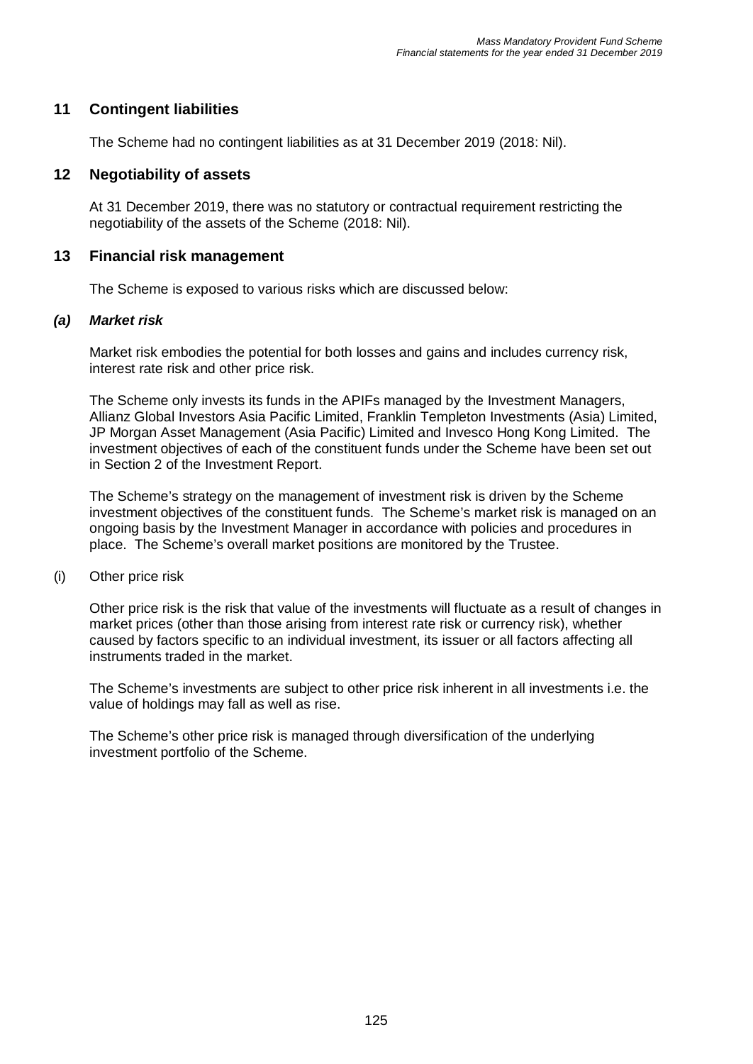## 11 Contingent liabilities

The Scheme had no contingent liabilities as at 31 December 2019 (2018: Nil).

## 12 Negotiability of assets

At 31 December 2019, there was no statutory or contractual requirement restricting the negotiability of the assets of the Scheme (2018: Nil).

## 13 Financial risk management

The Scheme is exposed to various risks which are discussed below:

### *(a) Market risk*

Market risk embodies the potential for both losses and gains and includes currency risk, interest rate risk and other price risk.

The Scheme only invests its funds in the APIFs managed by the Investment Managers, Allianz Global Investors Asia Pacific Limited, Franklin Templeton Investments (Asia) Limited, JP Morgan Asset Management (Asia Pacific) Limited and Invesco Hong Kong Limited. The investment objectives of each of the constituent funds under the Scheme have been set out in Section 2 of the Investment Report.

The Scheme's strategy on the management of investment risk is driven by the Scheme investment objectives of the constituent funds. The Scheme's market risk is managed on an ongoing basis by the Investment Manager in accordance with policies and procedures in place. The Scheme's overall market positions are monitored by the Trustee.

(i) Other price risk

Other price risk is the risk that value of the investments will fluctuate as a result of changes in market prices (other than those arising from interest rate risk or currency risk), whether caused by factors specific to an individual investment, its issuer or all factors affecting all instruments traded in the market.

The Scheme's investments are subject to other price risk inherent in all investments i.e. the value of holdings may fall as well as rise.

The Scheme's other price risk is managed through diversification of the underlying investment portfolio of the Scheme.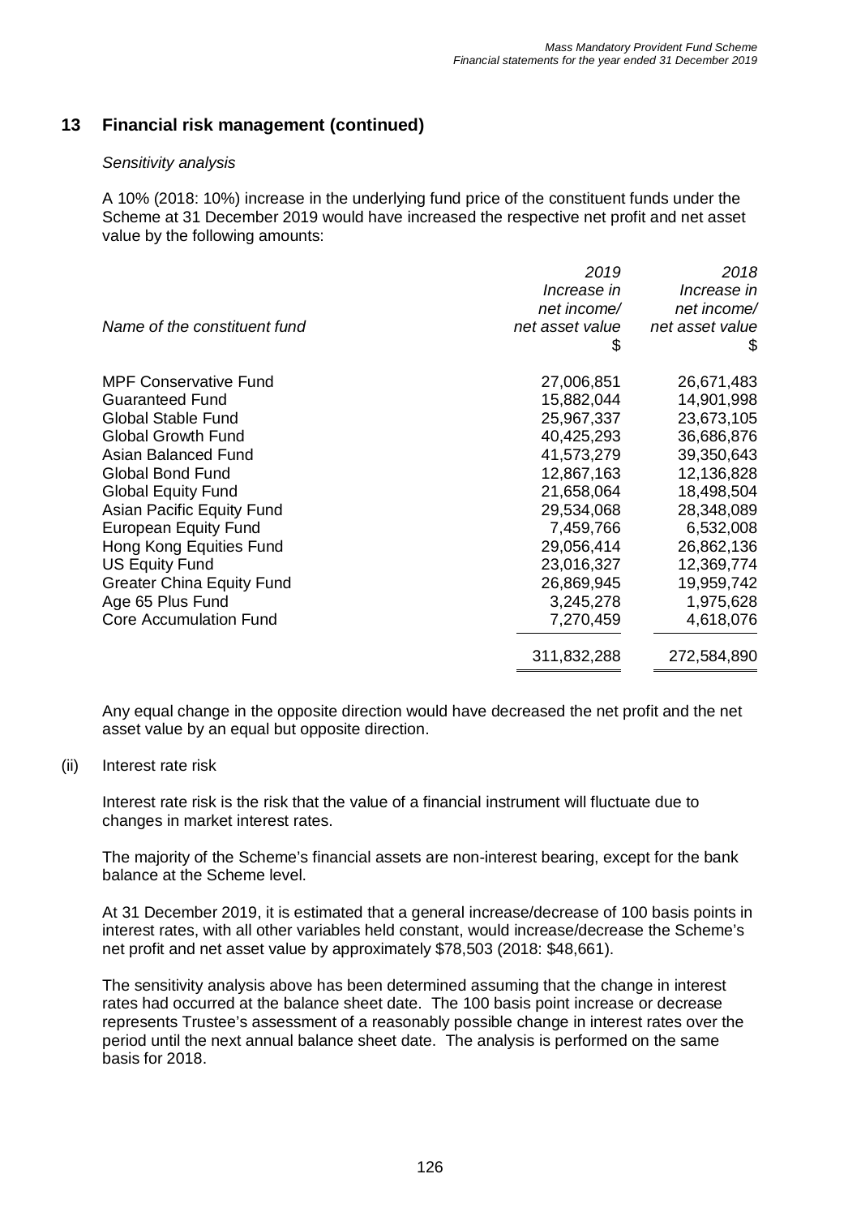## 13 Financial risk management (continued)

*Sensitivity analysis*

A 10% (2018: 10%) increase in the underlying fund price of the constituent funds under the Scheme at 31 December 2019 would have increased the respective net profit and net asset value by the following amounts:

| *Name of the constituent fund* | *2019 Increase in net income/ net asset value* $ | *2018 Increase in net income/ net asset value* $ |
|---|---|---|
| MPF Conservative Fund | 27,006,851 | 26,671,483 |
| Guaranteed Fund | 15,882,044 | 14,901,998 |
| Global Stable Fund | 25,967,337 | 23,673,105 |
| Global Growth Fund | 40,425,293 | 36,686,876 |
| Asian Balanced Fund | 41,573,279 | 39,350,643 |
| Global Bond Fund | 12,867,163 | 12,136,828 |
| Global Equity Fund | 21,658,064 | 18,498,504 |
| Asian Pacific Equity Fund | 29,534,068 | 28,348,089 |
| European Equity Fund | 7,459,766 | 6,532,008 |
| Hong Kong Equities Fund | 29,056,414 | 26,862,136 |
| US Equity Fund | 23,016,327 | 12,369,774 |
| Greater China Equity Fund | 26,869,945 | 19,959,742 |
| Age 65 Plus Fund | 3,245,278 | 1,975,628 |
| Core Accumulation Fund | 7,270,459 | 4,618,076 |
| | 311,832,288 | 272,584,890 |

Any equal change in the opposite direction would have decreased the net profit and the net asset value by an equal but opposite direction.

(ii) Interest rate risk

Interest rate risk is the risk that the value of a financial instrument will fluctuate due to changes in market interest rates.

The majority of the Scheme's financial assets are non-interest bearing, except for the bank balance at the Scheme level.

At 31 December 2019, it is estimated that a general increase/decrease of 100 basis points in interest rates, with all other variables held constant, would increase/decrease the Scheme's net profit and net asset value by approximately $78,503 (2018: $48,661).

The sensitivity analysis above has been determined assuming that the change in interest rates had occurred at the balance sheet date. The 100 basis point increase or decrease represents Trustee's assessment of a reasonably possible change in interest rates over the period until the next annual balance sheet date. The analysis is performed on the same basis for 2018.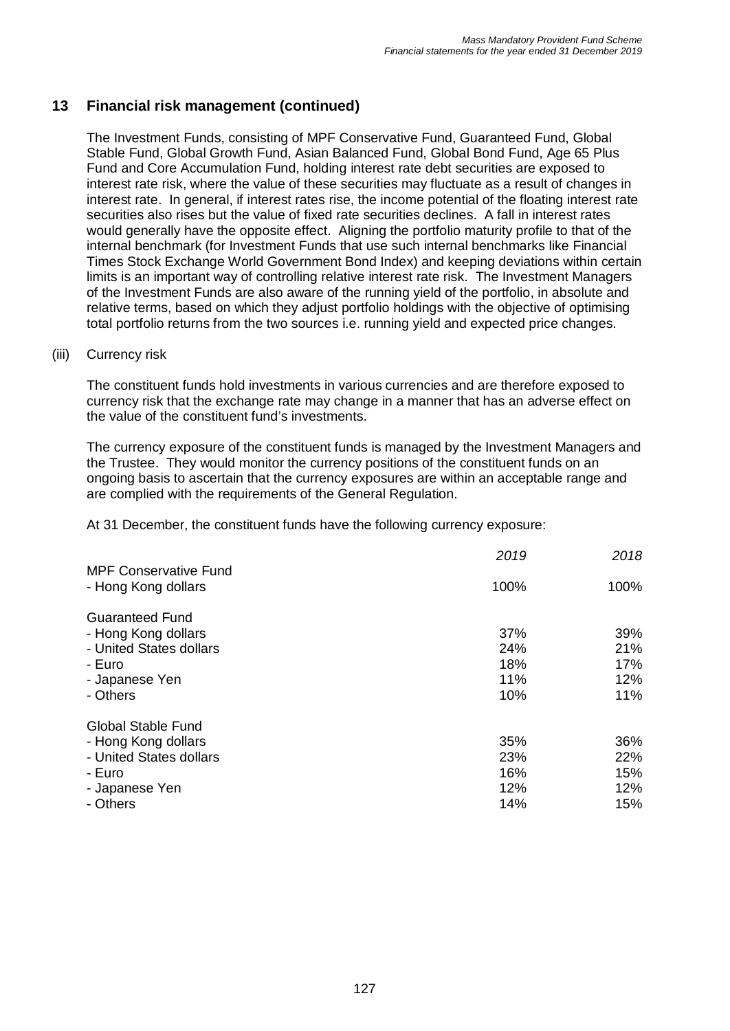## 13 Financial risk management (continued)

The Investment Funds, consisting of MPF Conservative Fund, Guaranteed Fund, Global Stable Fund, Global Growth Fund, Asian Balanced Fund, Global Bond Fund, Age 65 Plus Fund and Core Accumulation Fund, holding interest rate debt securities are exposed to interest rate risk, where the value of these securities may fluctuate as a result of changes in interest rate. In general, if interest rates rise, the income potential of the floating interest rate securities also rises but the value of fixed rate securities declines. A fall in interest rates would generally have the opposite effect. Aligning the portfolio maturity profile to that of the internal benchmark (for Investment Funds that use such internal benchmarks like Financial Times Stock Exchange World Government Bond Index) and keeping deviations within certain limits is an important way of controlling relative interest rate risk. The Investment Managers of the Investment Funds are also aware of the running yield of the portfolio, in absolute and relative terms, based on which they adjust portfolio holdings with the objective of optimising total portfolio returns from the two sources i.e. running yield and expected price changes.

(iii) Currency risk

The constituent funds hold investments in various currencies and are therefore exposed to currency risk that the exchange rate may change in a manner that has an adverse effect on the value of the constituent fund's investments.

The currency exposure of the constituent funds is managed by the Investment Managers and the Trustee. They would monitor the currency positions of the constituent funds on an ongoing basis to ascertain that the currency exposures are within an acceptable range and are complied with the requirements of the General Regulation.

At 31 December, the constituent funds have the following currency exposure:

| | *2019* | *2018* |
|---|---|---|
| MPF Conservative Fund | | |
| - Hong Kong dollars | 100% | 100% |
| Guaranteed Fund | | |
| - Hong Kong dollars | 37% | 39% |
| - United States dollars | 24% | 21% |
| - Euro | 18% | 17% |
| - Japanese Yen | 11% | 12% |
| - Others | 10% | 11% |
| Global Stable Fund | | |
| - Hong Kong dollars | 35% | 36% |
| - United States dollars | 23% | 22% |
| - Euro | 16% | 15% |
| - Japanese Yen | 12% | 12% |
| - Others | 14% | 15% |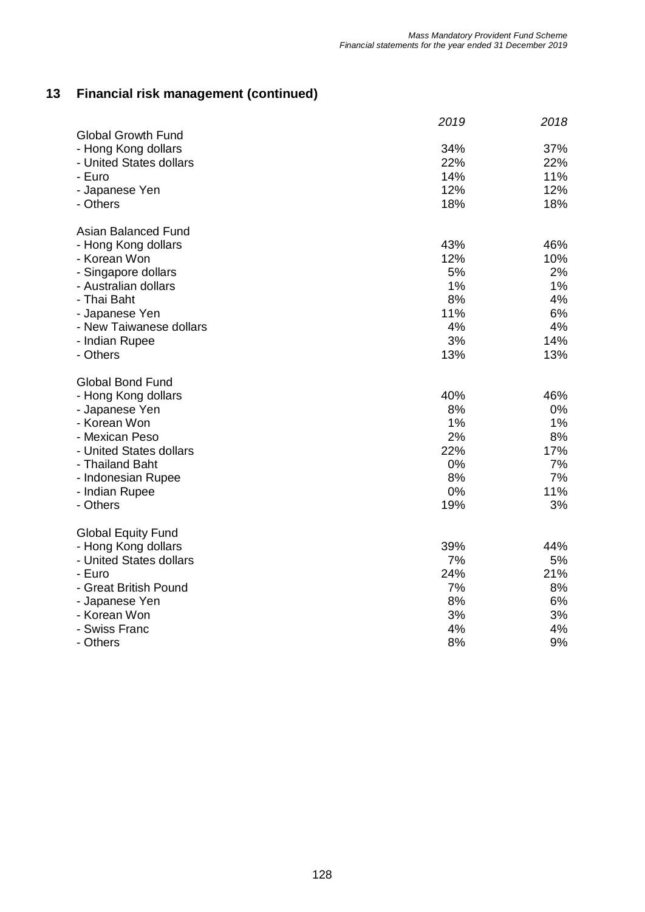## 13 Financial risk management (continued)

| | *2019* | *2018* |
|---|---|---|
| Global Growth Fund | | |
| - Hong Kong dollars | 34% | 37% |
| - United States dollars | 22% | 22% |
| - Euro | 14% | 11% |
| - Japanese Yen | 12% | 12% |
| - Others | 18% | 18% |
| | | |
| Asian Balanced Fund | | |
| - Hong Kong dollars | 43% | 46% |
| - Korean Won | 12% | 10% |
| - Singapore dollars | 5% | 2% |
| - Australian dollars | 1% | 1% |
| - Thai Baht | 8% | 4% |
| - Japanese Yen | 11% | 6% |
| - New Taiwanese dollars | 4% | 4% |
| - Indian Rupee | 3% | 14% |
| - Others | 13% | 13% |
| | | |
| Global Bond Fund | | |
| - Hong Kong dollars | 40% | 46% |
| - Japanese Yen | 8% | 0% |
| - Korean Won | 1% | 1% |
| - Mexican Peso | 2% | 8% |
| - United States dollars | 22% | 17% |
| - Thailand Baht | 0% | 7% |
| - Indonesian Rupee | 8% | 7% |
| - Indian Rupee | 0% | 11% |
| - Others | 19% | 3% |
| | | |
| Global Equity Fund | | |
| - Hong Kong dollars | 39% | 44% |
| - United States dollars | 7% | 5% |
| - Euro | 24% | 21% |
| - Great British Pound | 7% | 8% |
| - Japanese Yen | 8% | 6% |
| - Korean Won | 3% | 3% |
| - Swiss Franc | 4% | 4% |
| - Others | 8% | 9% |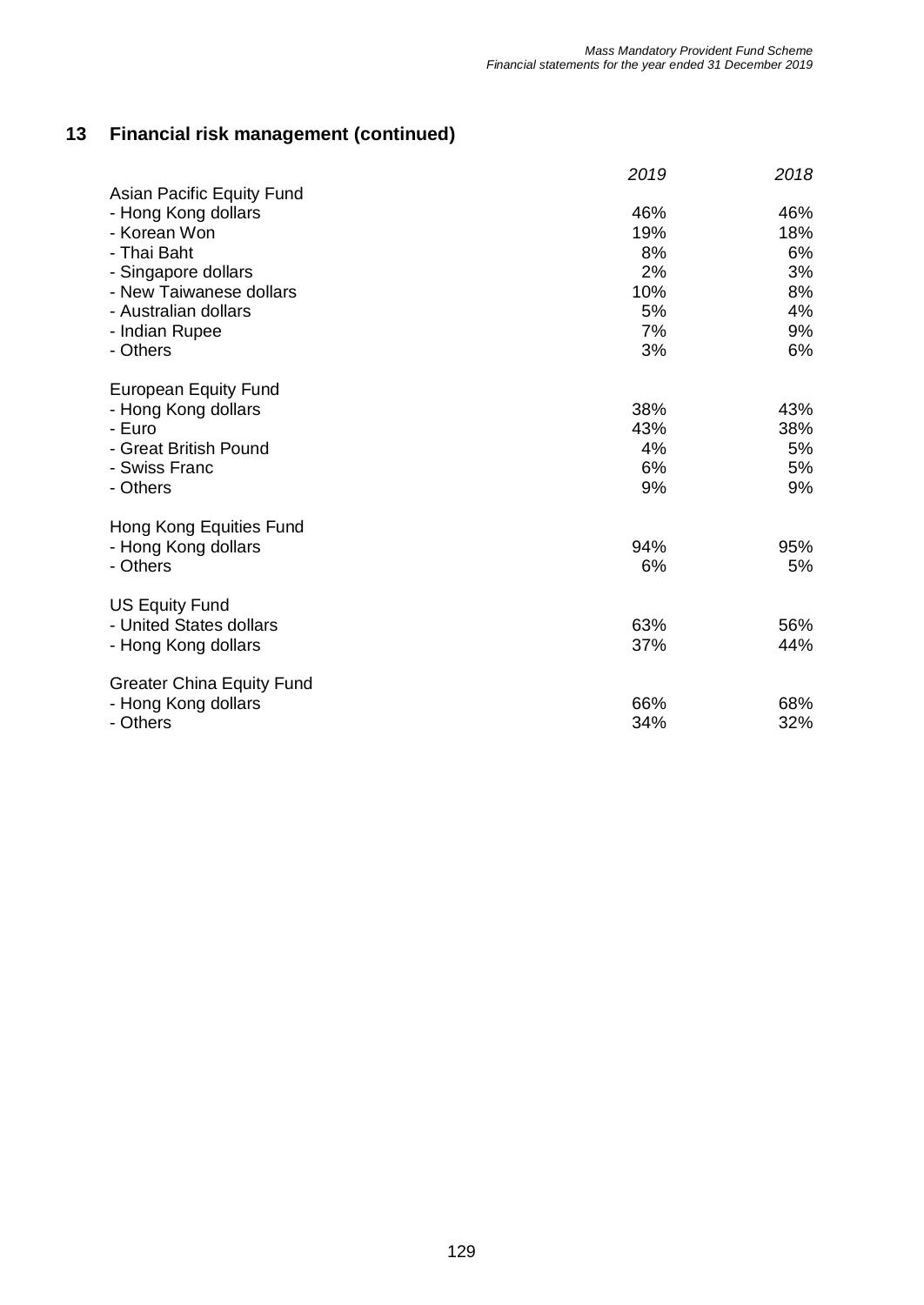## 13 Financial risk management (continued)

| | *2019* | *2018* |
|---|---|---|
| Asian Pacific Equity Fund | | |
| - Hong Kong dollars | 46% | 46% |
| - Korean Won | 19% | 18% |
| - Thai Baht | 8% | 6% |
| - Singapore dollars | 2% | 3% |
| - New Taiwanese dollars | 10% | 8% |
| - Australian dollars | 5% | 4% |
| - Indian Rupee | 7% | 9% |
| - Others | 3% | 6% |
| | | |
| European Equity Fund | | |
| - Hong Kong dollars | 38% | 43% |
| - Euro | 43% | 38% |
| - Great British Pound | 4% | 5% |
| - Swiss Franc | 6% | 5% |
| - Others | 9% | 9% |
| | | |
| Hong Kong Equities Fund | | |
| - Hong Kong dollars | 94% | 95% |
| - Others | 6% | 5% |
| | | |
| US Equity Fund | | |
| - United States dollars | 63% | 56% |
| - Hong Kong dollars | 37% | 44% |
| | | |
| Greater China Equity Fund | | |
| - Hong Kong dollars | 66% | 68% |
| - Others | 34% | 32% |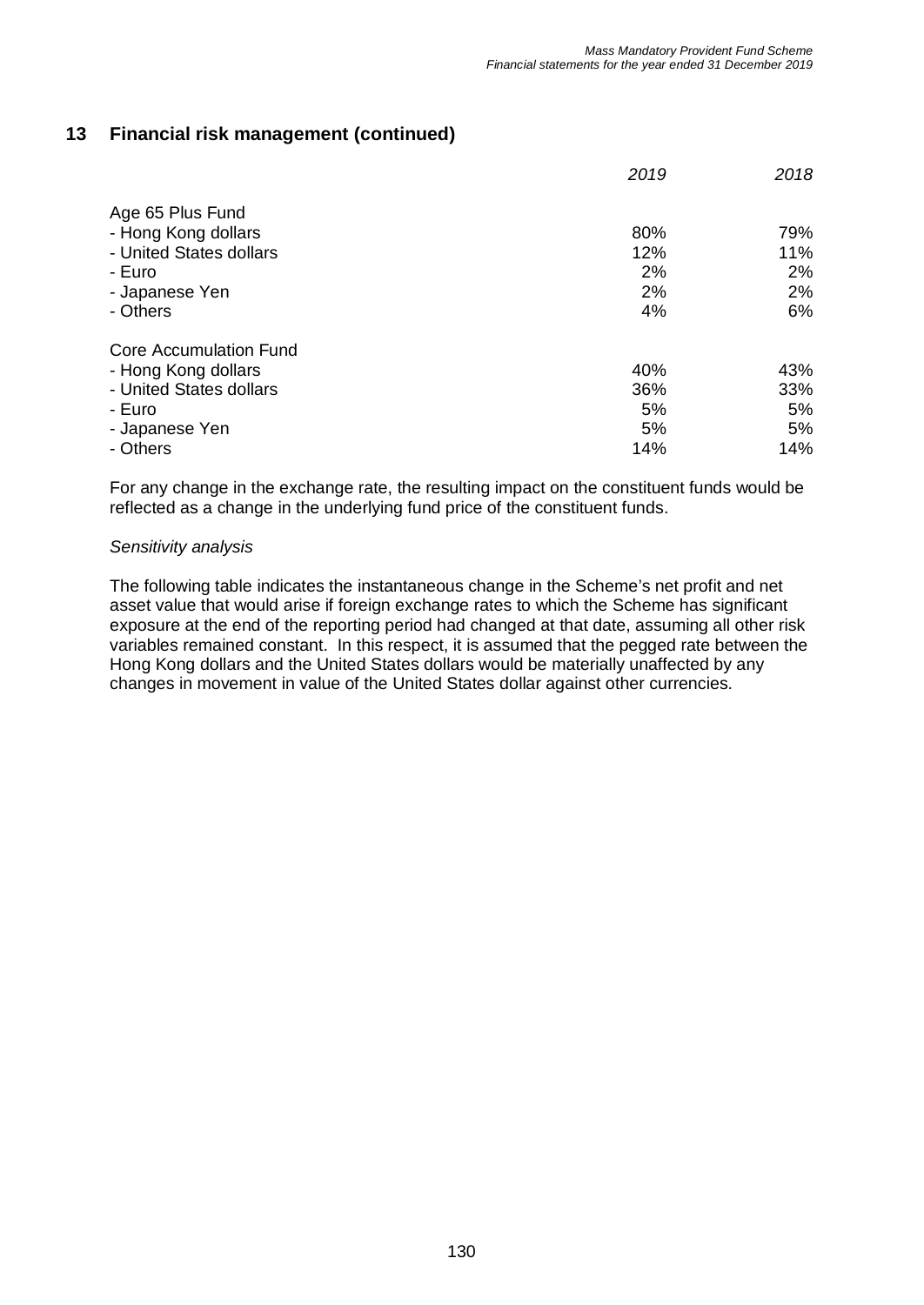## 13 Financial risk management (continued)

| | *2019* | *2018* |
|---|---|---|
| Age 65 Plus Fund | | |
| - Hong Kong dollars | 80% | 79% |
| - United States dollars | 12% | 11% |
| - Euro | 2% | 2% |
| - Japanese Yen | 2% | 2% |
| - Others | 4% | 6% |
| Core Accumulation Fund | | |
| - Hong Kong dollars | 40% | 43% |
| - United States dollars | 36% | 33% |
| - Euro | 5% | 5% |
| - Japanese Yen | 5% | 5% |
| - Others | 14% | 14% |

For any change in the exchange rate, the resulting impact on the constituent funds would be reflected as a change in the underlying fund price of the constituent funds.

*Sensitivity analysis*

The following table indicates the instantaneous change in the Scheme's net profit and net asset value that would arise if foreign exchange rates to which the Scheme has significant exposure at the end of the reporting period had changed at that date, assuming all other risk variables remained constant. In this respect, it is assumed that the pegged rate between the Hong Kong dollars and the United States dollars would be materially unaffected by any changes in movement in value of the United States dollar against other currencies.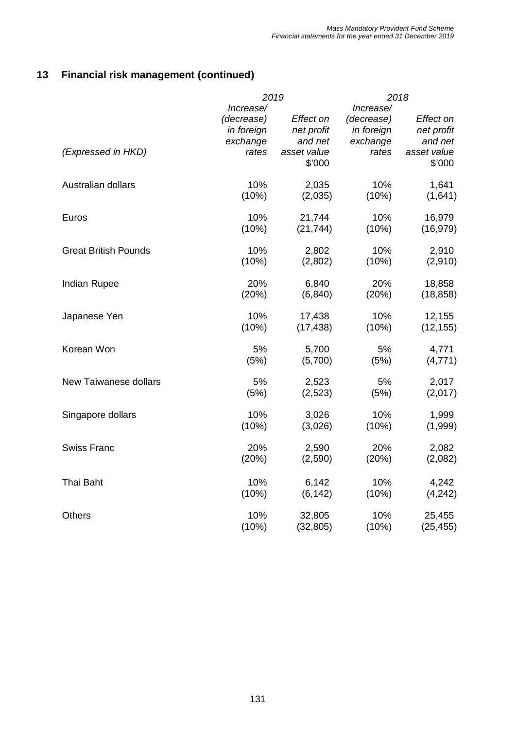## 13 Financial risk management (continued)

| *(Expressed in HKD)* | *2019* *Increase/ (decrease) in foreign exchange rates* | *2019* *Effect on net profit and net asset value* $'000 | *2018* *Increase/ (decrease) in foreign exchange rates* | *2018* *Effect on net profit and net asset value* $'000 |
|---|---|---|---|---|
| Australian dollars | 10% | 2,035 | 10% | 1,641 |
| | (10%) | (2,035) | (10%) | (1,641) |
| Euros | 10% | 21,744 | 10% | 16,979 |
| | (10%) | (21,744) | (10%) | (16,979) |
| Great British Pounds | 10% | 2,802 | 10% | 2,910 |
| | (10%) | (2,802) | (10%) | (2,910) |
| Indian Rupee | 20% | 6,840 | 20% | 18,858 |
| | (20%) | (6,840) | (20%) | (18,858) |
| Japanese Yen | 10% | 17,438 | 10% | 12,155 |
| | (10%) | (17,438) | (10%) | (12,155) |
| Korean Won | 5% | 5,700 | 5% | 4,771 |
| | (5%) | (5,700) | (5%) | (4,771) |
| New Taiwanese dollars | 5% | 2,523 | 5% | 2,017 |
| | (5%) | (2,523) | (5%) | (2,017) |
| Singapore dollars | 10% | 3,026 | 10% | 1,999 |
| | (10%) | (3,026) | (10%) | (1,999) |
| Swiss Franc | 20% | 2,590 | 20% | 2,082 |
| | (20%) | (2,590) | (20%) | (2,082) |
| Thai Baht | 10% | 6,142 | 10% | 4,242 |
| | (10%) | (6,142) | (10%) | (4,242) |
| Others | 10% | 32,805 | 10% | 25,455 |
| | (10%) | (32,805) | (10%) | (25,455) |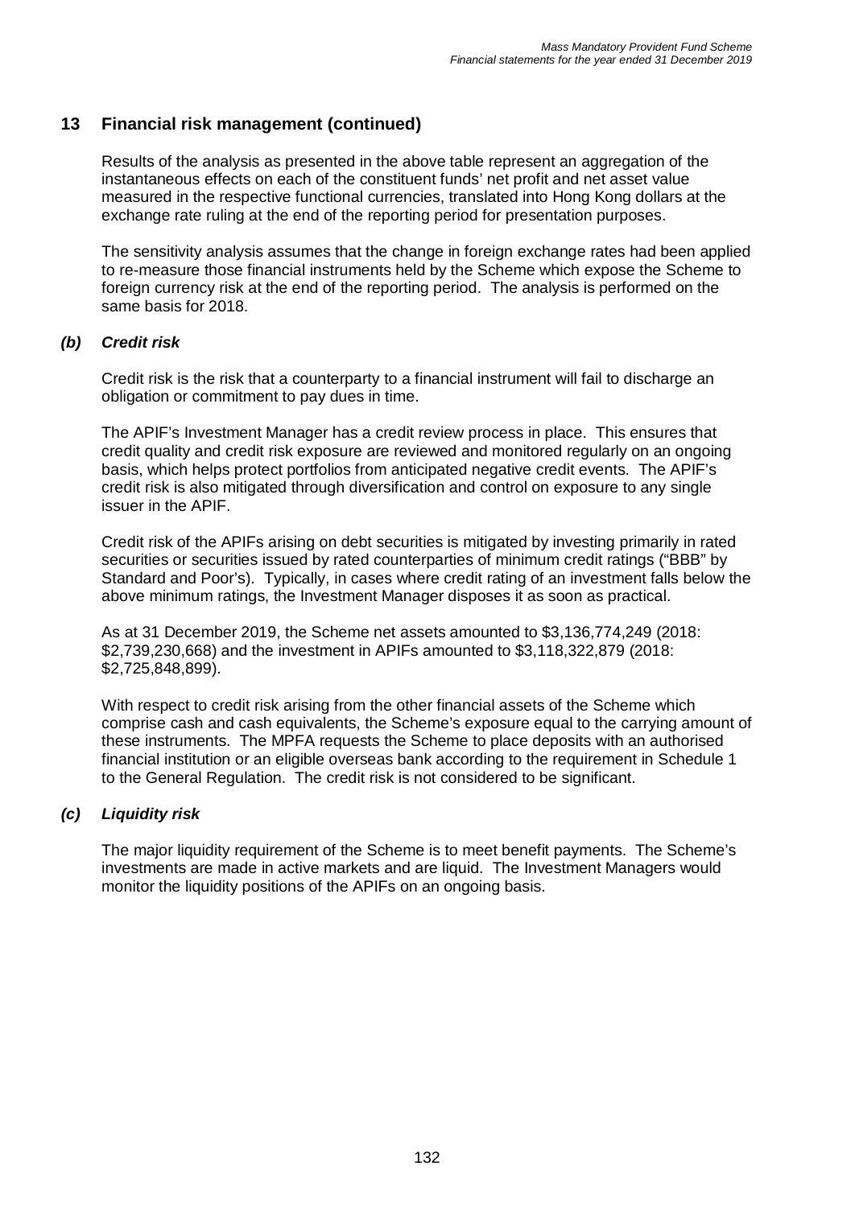## 13 Financial risk management (continued)

Results of the analysis as presented in the above table represent an aggregation of the instantaneous effects on each of the constituent funds' net profit and net asset value measured in the respective functional currencies, translated into Hong Kong dollars at the exchange rate ruling at the end of the reporting period for presentation purposes.

The sensitivity analysis assumes that the change in foreign exchange rates had been applied to re-measure those financial instruments held by the Scheme which expose the Scheme to foreign currency risk at the end of the reporting period. The analysis is performed on the same basis for 2018.

### *(b) Credit risk*

Credit risk is the risk that a counterparty to a financial instrument will fail to discharge an obligation or commitment to pay dues in time.

The APIF's Investment Manager has a credit review process in place. This ensures that credit quality and credit risk exposure are reviewed and monitored regularly on an ongoing basis, which helps protect portfolios from anticipated negative credit events. The APIF's credit risk is also mitigated through diversification and control on exposure to any single issuer in the APIF.

Credit risk of the APIFs arising on debt securities is mitigated by investing primarily in rated securities or securities issued by rated counterparties of minimum credit ratings ("BBB" by Standard and Poor's). Typically, in cases where credit rating of an investment falls below the above minimum ratings, the Investment Manager disposes it as soon as practical.

As at 31 December 2019, the Scheme net assets amounted to $3,136,774,249 (2018: $2,739,230,668) and the investment in APIFs amounted to $3,118,322,879 (2018: $2,725,848,899).

With respect to credit risk arising from the other financial assets of the Scheme which comprise cash and cash equivalents, the Scheme's exposure equal to the carrying amount of these instruments. The MPFA requests the Scheme to place deposits with an authorised financial institution or an eligible overseas bank according to the requirement in Schedule 1 to the General Regulation. The credit risk is not considered to be significant.

### *(c) Liquidity risk*

The major liquidity requirement of the Scheme is to meet benefit payments. The Scheme's investments are made in active markets and are liquid. The Investment Managers would monitor the liquidity positions of the APIFs on an ongoing basis.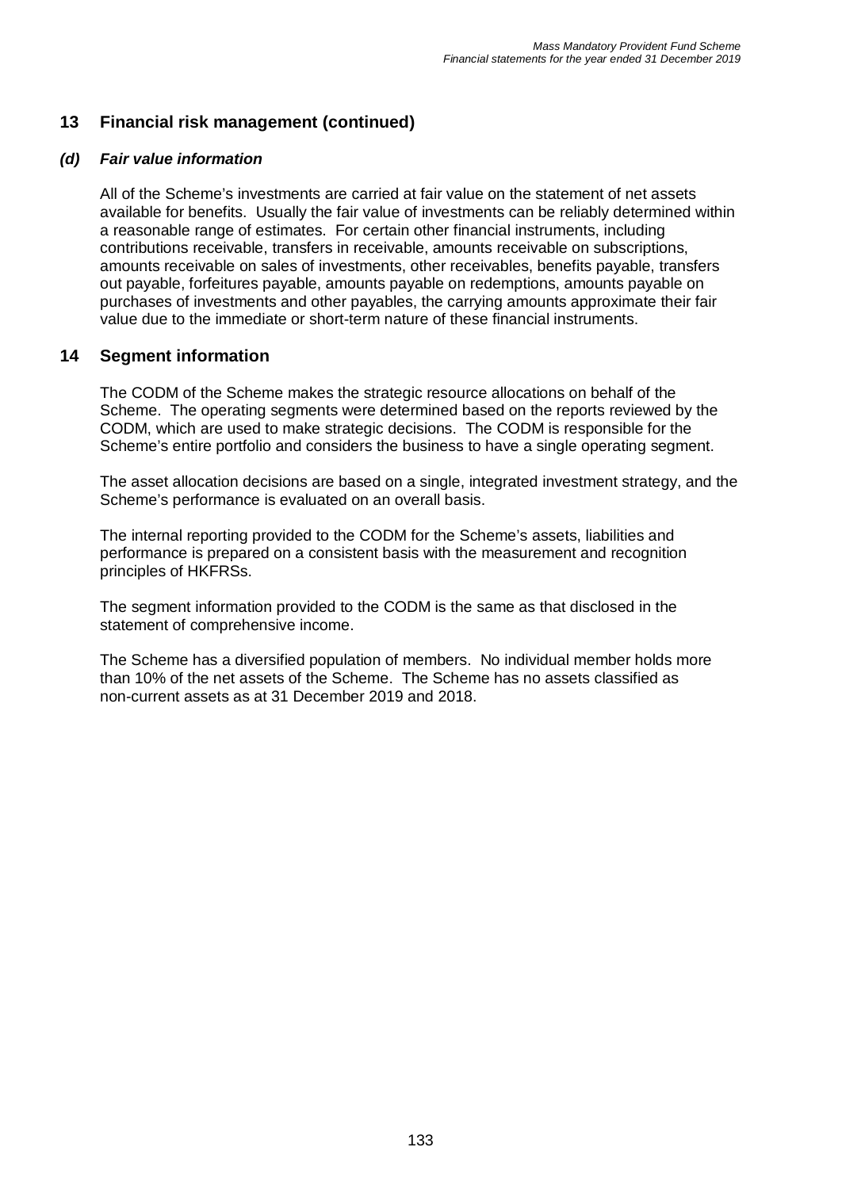## 13 Financial risk management (continued)

### *(d) Fair value information*

All of the Scheme's investments are carried at fair value on the statement of net assets available for benefits. Usually the fair value of investments can be reliably determined within a reasonable range of estimates. For certain other financial instruments, including contributions receivable, transfers in receivable, amounts receivable on subscriptions, amounts receivable on sales of investments, other receivables, benefits payable, transfers out payable, forfeitures payable, amounts payable on redemptions, amounts payable on purchases of investments and other payables, the carrying amounts approximate their fair value due to the immediate or short-term nature of these financial instruments.

## 14 Segment information

The CODM of the Scheme makes the strategic resource allocations on behalf of the Scheme. The operating segments were determined based on the reports reviewed by the CODM, which are used to make strategic decisions. The CODM is responsible for the Scheme's entire portfolio and considers the business to have a single operating segment.

The asset allocation decisions are based on a single, integrated investment strategy, and the Scheme's performance is evaluated on an overall basis.

The internal reporting provided to the CODM for the Scheme's assets, liabilities and performance is prepared on a consistent basis with the measurement and recognition principles of HKFRSs.

The segment information provided to the CODM is the same as that disclosed in the statement of comprehensive income.

The Scheme has a diversified population of members. No individual member holds more than 10% of the net assets of the Scheme. The Scheme has no assets classified as non-current assets as at 31 December 2019 and 2018.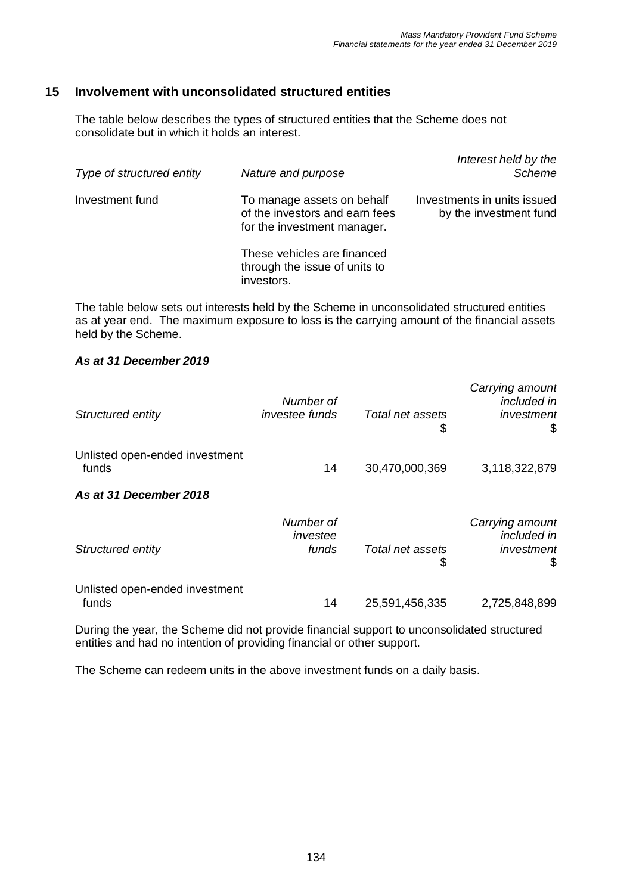## 15 Involvement with unconsolidated structured entities

The table below describes the types of structured entities that the Scheme does not consolidate but in which it holds an interest.

| *Type of structured entity* | *Nature and purpose* | *Interest held by the Scheme* |
|---|---|---|
| Investment fund | To manage assets on behalf of the investors and earn fees for the investment manager.<br><br>These vehicles are financed through the issue of units to investors. | Investments in units issued by the investment fund |

The table below sets out interests held by the Scheme in unconsolidated structured entities as at year end. The maximum exposure to loss is the carrying amount of the financial assets held by the Scheme.

***As at 31 December 2019***

| *Structured entity* | *Number of investee funds* | *Total net assets* \$ | *Carrying amount included in investment* \$ |
|---|---|---|---|
| Unlisted open-ended investment funds | 14 | 30,470,000,369 | 3,118,322,879 |

***As at 31 December 2018***

| *Structured entity* | *Number of investee funds* | *Total net assets* \$ | *Carrying amount included in investment* \$ |
|---|---|---|---|
| Unlisted open-ended investment funds | 14 | 25,591,456,335 | 2,725,848,899 |

During the year, the Scheme did not provide financial support to unconsolidated structured entities and had no intention of providing financial or other support.

The Scheme can redeem units in the above investment funds on a daily basis.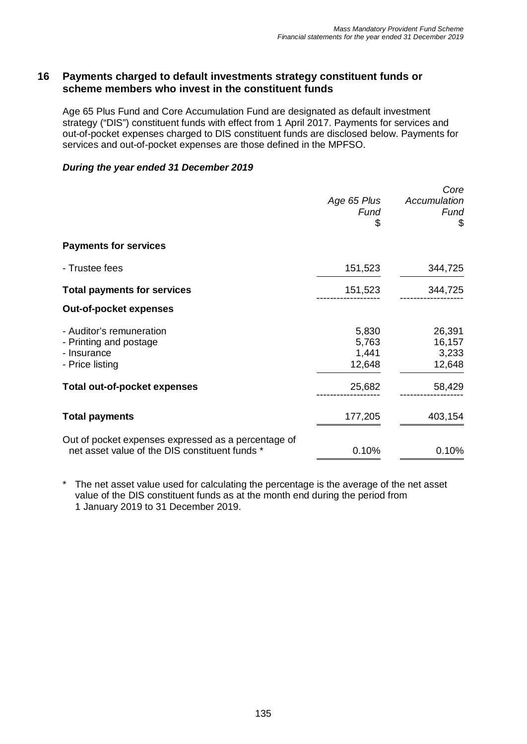## 16 Payments charged to default investments strategy constituent funds or scheme members who invest in the constituent funds

Age 65 Plus Fund and Core Accumulation Fund are designated as default investment strategy ("DIS") constituent funds with effect from 1 April 2017. Payments for services and out-of-pocket expenses charged to DIS constituent funds are disclosed below. Payments for services and out-of-pocket expenses are those defined in the MPFSO.

***During the year ended 31 December 2019***

| | *Age 65 Plus Fund* $ | *Core Accumulation Fund* $ |
|---|---|---|
| **Payments for services** | | |
| - Trustee fees | 151,523 | 344,725 |
| **Total payments for services** | 151,523 | 344,725 |
| **Out-of-pocket expenses** | | |
| - Auditor's remuneration | 5,830 | 26,391 |
| - Printing and postage | 5,763 | 16,157 |
| - Insurance | 1,441 | 3,233 |
| - Price listing | 12,648 | 12,648 |
| **Total out-of-pocket expenses** | 25,682 | 58,429 |
| **Total payments** | 177,205 | 403,154 |
| Out of pocket expenses expressed as a percentage of net asset value of the DIS constituent funds * | 0.10% | 0.10% |

\* The net asset value used for calculating the percentage is the average of the net asset value of the DIS constituent funds as at the month end during the period from 1 January 2019 to 31 December 2019.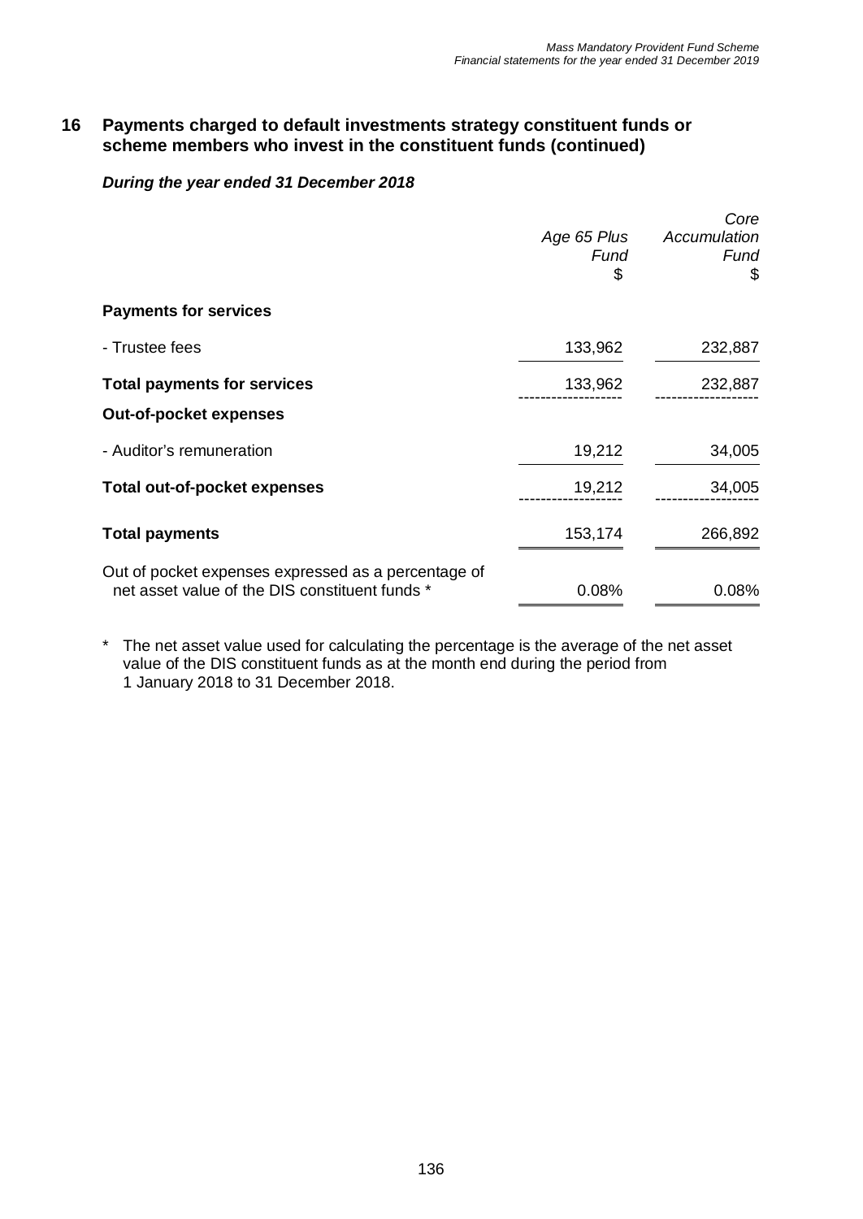## 16 Payments charged to default investments strategy constituent funds or scheme members who invest in the constituent funds (continued)

***During the year ended 31 December 2018***

| | *Age 65 Plus Fund* | *Core Accumulation Fund* |
|---|---|---|
| | $ | $ |
| **Payments for services** | | |
| - Trustee fees | 133,962 | 232,887 |
| **Total payments for services** | 133,962 | 232,887 |
| **Out-of-pocket expenses** | | |
| - Auditor's remuneration | 19,212 | 34,005 |
| **Total out-of-pocket expenses** | 19,212 | 34,005 |
| **Total payments** | 153,174 | 266,892 |
| Out of pocket expenses expressed as a percentage of net asset value of the DIS constituent funds * | 0.08% | 0.08% |

\* The net asset value used for calculating the percentage is the average of the net asset value of the DIS constituent funds as at the month end during the period from 1 January 2018 to 31 December 2018.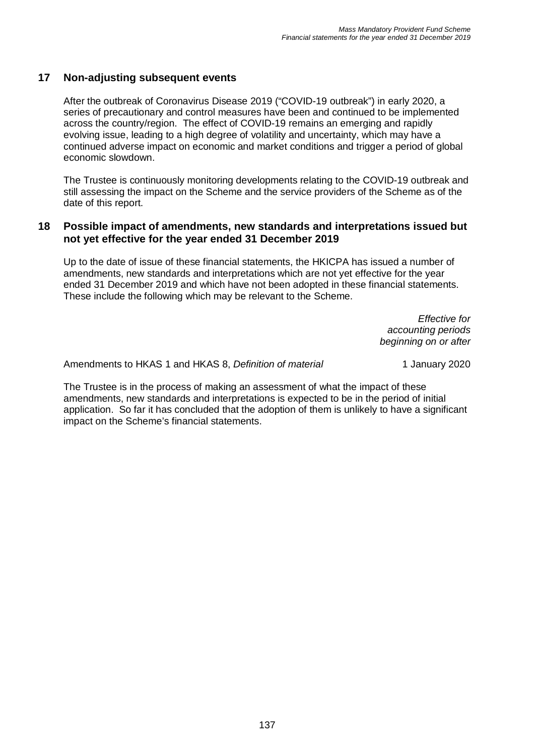## 17 Non-adjusting subsequent events

After the outbreak of Coronavirus Disease 2019 ("COVID-19 outbreak") in early 2020, a series of precautionary and control measures have been and continued to be implemented across the country/region. The effect of COVID-19 remains an emerging and rapidly evolving issue, leading to a high degree of volatility and uncertainty, which may have a continued adverse impact on economic and market conditions and trigger a period of global economic slowdown.

The Trustee is continuously monitoring developments relating to the COVID-19 outbreak and still assessing the impact on the Scheme and the service providers of the Scheme as of the date of this report.

## 18 Possible impact of amendments, new standards and interpretations issued but not yet effective for the year ended 31 December 2019

Up to the date of issue of these financial statements, the HKICPA has issued a number of amendments, new standards and interpretations which are not yet effective for the year ended 31 December 2019 and which have not been adopted in these financial statements. These include the following which may be relevant to the Scheme.

| | *Effective for accounting periods beginning on or after* |
|---|---|
| Amendments to HKAS 1 and HKAS 8, *Definition of material* | 1 January 2020 |

The Trustee is in the process of making an assessment of what the impact of these amendments, new standards and interpretations is expected to be in the period of initial application. So far it has concluded that the adoption of them is unlikely to have a significant impact on the Scheme's financial statements.